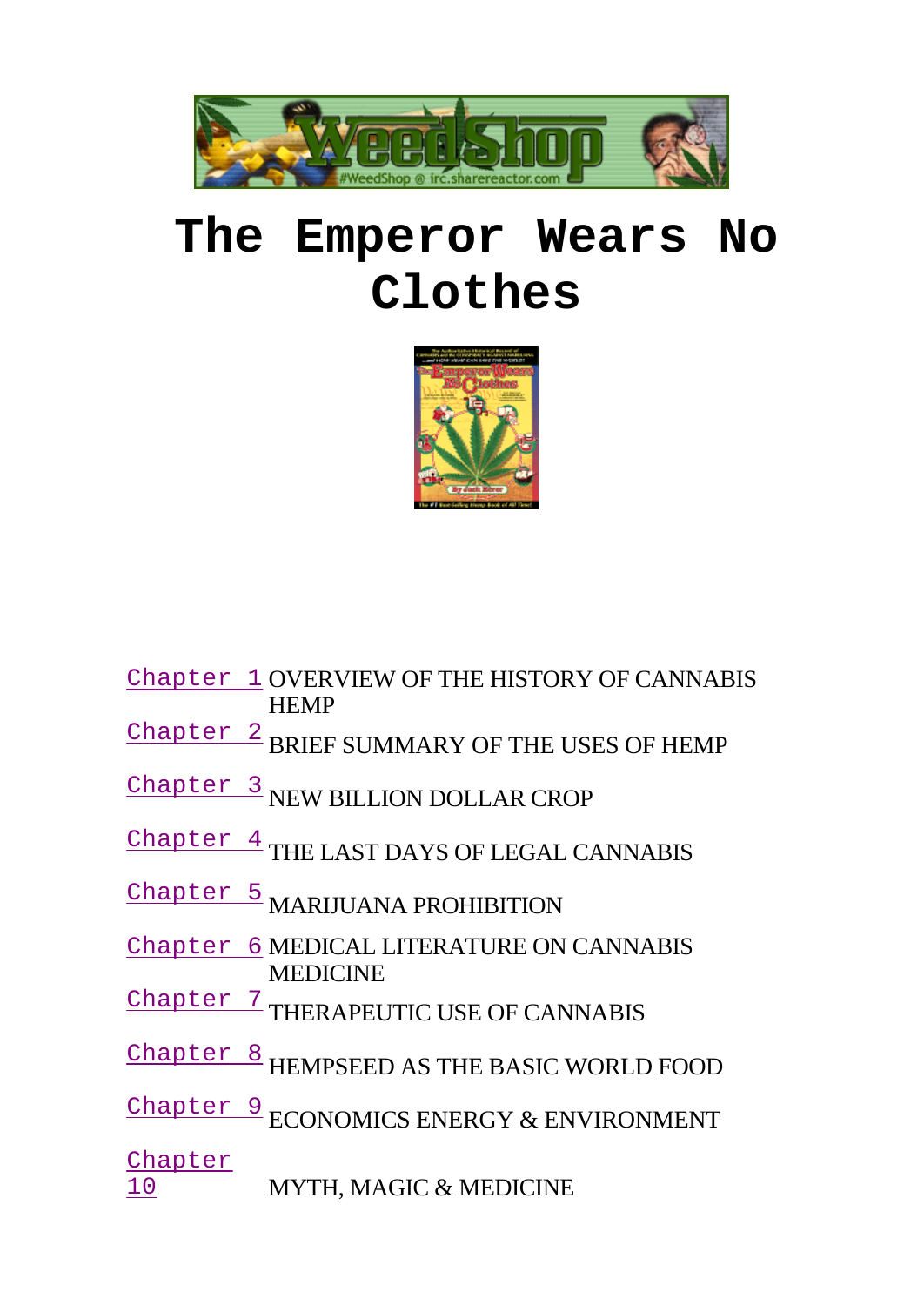# The Emperor Wears No Clothes

| | |
|---|---|
| Chapter 1 | OVERVIEW OF THE HISTORY OF CANNABIS HEMP |
| Chapter 2 | BRIEF SUMMARY OF THE USES OF HEMP |
| Chapter 3 | NEW BILLION DOLLAR CROP |
| Chapter 4 | THE LAST DAYS OF LEGAL CANNABIS |
| Chapter 5 | MARIJUANA PROHIBITION |
| Chapter 6 | MEDICAL LITERATURE ON CANNABIS MEDICINE |
| Chapter 7 | THERAPEUTIC USE OF CANNABIS |
| Chapter 8 | HEMPSEED AS THE BASIC WORLD FOOD |
| Chapter 9 | ECONOMICS ENERGY & ENVIRONMENT |
| Chapter 10 | MYTH, MAGIC & MEDICINE |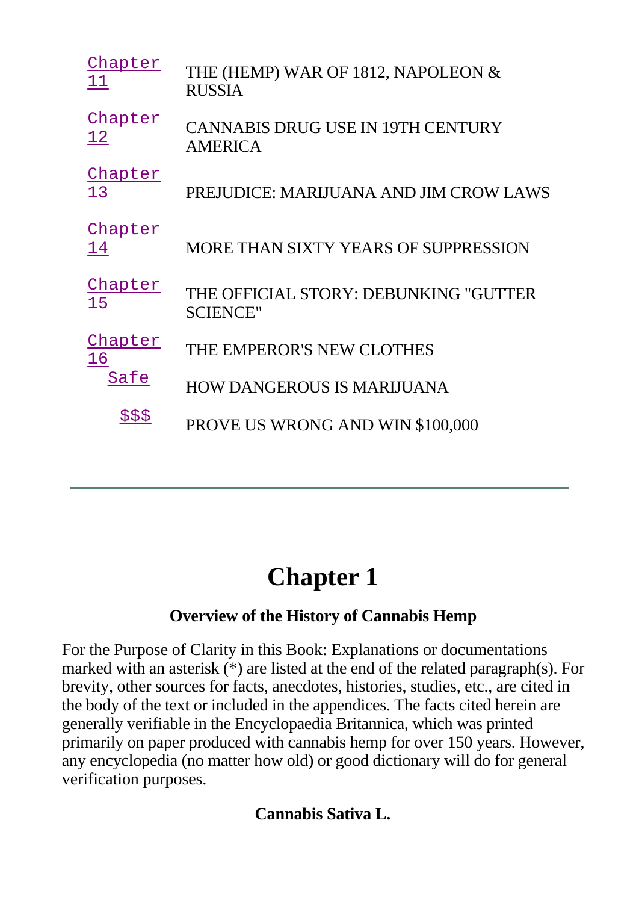| | |
|---|---|
| Chapter 11 | THE (HEMP) WAR OF 1812, NAPOLEON & RUSSIA |
| Chapter 12 | CANNABIS DRUG USE IN 19TH CENTURY AMERICA |
| Chapter 13 | PREJUDICE: MARIJUANA AND JIM CROW LAWS |
| Chapter 14 | MORE THAN SIXTY YEARS OF SUPPRESSION |
| Chapter 15 | THE OFFICIAL STORY: DEBUNKING "GUTTER SCIENCE" |
| Chapter 16 | THE EMPEROR'S NEW CLOTHES |
| Safe | HOW DANGEROUS IS MARIJUANA |
| $$$ | PROVE US WRONG AND WIN $100,000 |

---

# Chapter 1

### Overview of the History of Cannabis Hemp

For the Purpose of Clarity in this Book: Explanations or documentations marked with an asterisk (*) are listed at the end of the related paragraph(s). For brevity, other sources for facts, anecdotes, histories, studies, etc., are cited in the body of the text or included in the appendices. The facts cited herein are generally verifiable in the Encyclopaedia Britannica, which was printed primarily on paper produced with cannabis hemp for over 150 years. However, any encyclopedia (no matter how old) or good dictionary will do for general verification purposes.

### Cannabis Sativa L.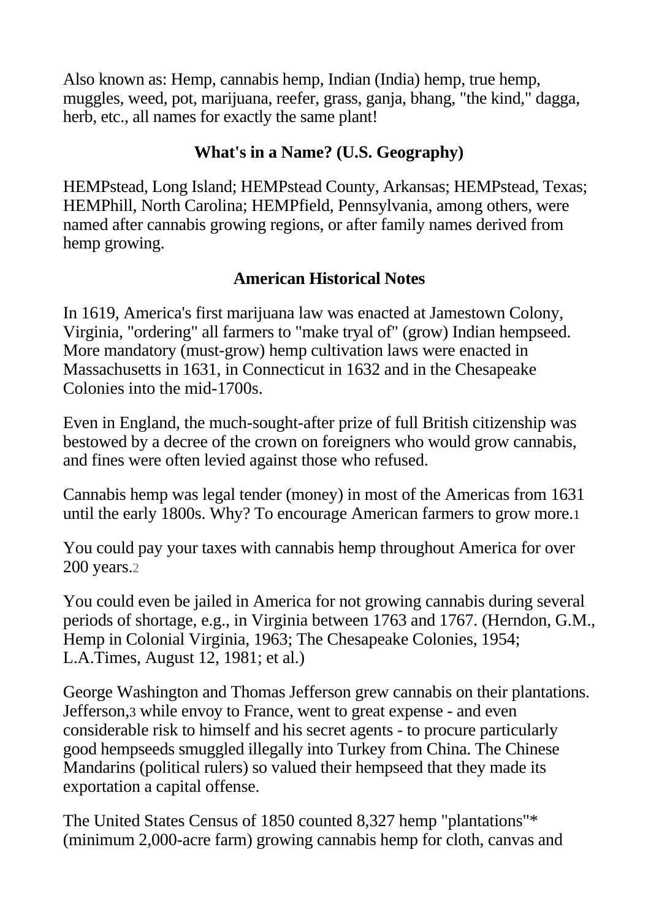Also known as: Hemp, cannabis hemp, Indian (India) hemp, true hemp, muggles, weed, pot, marijuana, reefer, grass, ganja, bhang, "the kind," dagga, herb, etc., all names for exactly the same plant!

## What's in a Name? (U.S. Geography)

HEMPstead, Long Island; HEMPstead County, Arkansas; HEMPstead, Texas; HEMPhill, North Carolina; HEMPfield, Pennsylvania, among others, were named after cannabis growing regions, or after family names derived from hemp growing.

## American Historical Notes

In 1619, America's first marijuana law was enacted at Jamestown Colony, Virginia, "ordering" all farmers to "make tryal of" (grow) Indian hempseed. More mandatory (must-grow) hemp cultivation laws were enacted in Massachusetts in 1631, in Connecticut in 1632 and in the Chesapeake Colonies into the mid-1700s.

Even in England, the much-sought-after prize of full British citizenship was bestowed by a decree of the crown on foreigners who would grow cannabis, and fines were often levied against those who refused.

Cannabis hemp was legal tender (money) in most of the Americas from 1631 until the early 1800s. Why? To encourage American farmers to grow more.[1]

You could pay your taxes with cannabis hemp throughout America for over 200 years.[2]

You could even be jailed in America for not growing cannabis during several periods of shortage, e.g., in Virginia between 1763 and 1767. (Herndon, G.M., Hemp in Colonial Virginia, 1963; The Chesapeake Colonies, 1954; L.A.Times, August 12, 1981; et al.)

George Washington and Thomas Jefferson grew cannabis on their plantations. Jefferson,[3] while envoy to France, went to great expense - and even considerable risk to himself and his secret agents - to procure particularly good hempseeds smuggled illegally into Turkey from China. The Chinese Mandarins (political rulers) so valued their hempseed that they made its exportation a capital offense.

The United States Census of 1850 counted 8,327 hemp "plantations"* (minimum 2,000-acre farm) growing cannabis hemp for cloth, canvas and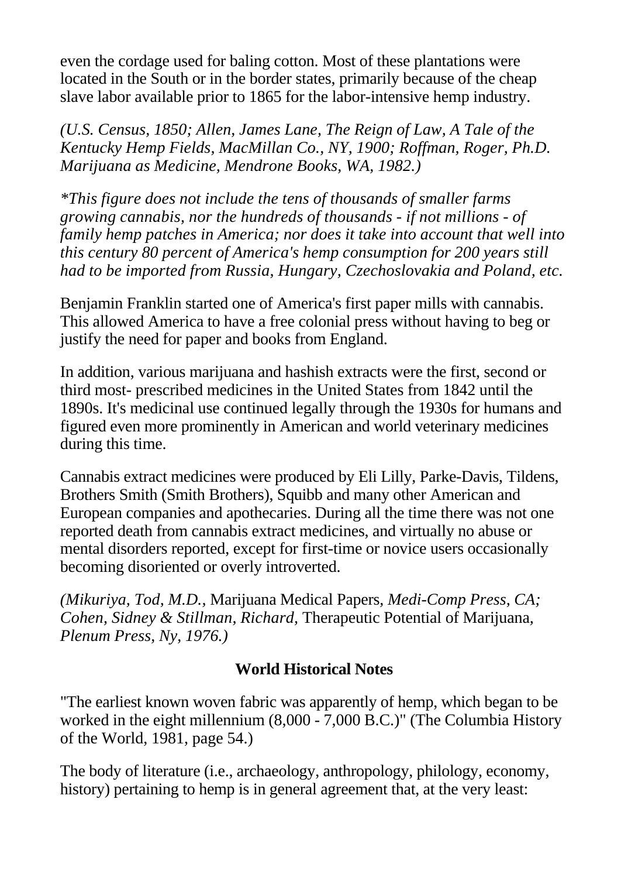even the cordage used for baling cotton. Most of these plantations were located in the South or in the border states, primarily because of the cheap slave labor available prior to 1865 for the labor-intensive hemp industry.

*(U.S. Census, 1850; Allen, James Lane, The Reign of Law, A Tale of the Kentucky Hemp Fields, MacMillan Co., NY, 1900; Roffman, Roger, Ph.D. Marijuana as Medicine, Mendrone Books, WA, 1982.)*

*\*This figure does not include the tens of thousands of smaller farms growing cannabis, nor the hundreds of thousands - if not millions - of family hemp patches in America; nor does it take into account that well into this century 80 percent of America's hemp consumption for 200 years still had to be imported from Russia, Hungary, Czechoslovakia and Poland, etc.*

Benjamin Franklin started one of America's first paper mills with cannabis. This allowed America to have a free colonial press without having to beg or justify the need for paper and books from England.

In addition, various marijuana and hashish extracts were the first, second or third most- prescribed medicines in the United States from 1842 until the 1890s. It's medicinal use continued legally through the 1930s for humans and figured even more prominently in American and world veterinary medicines during this time.

Cannabis extract medicines were produced by Eli Lilly, Parke-Davis, Tildens, Brothers Smith (Smith Brothers), Squibb and many other American and European companies and apothecaries. During all the time there was not one reported death from cannabis extract medicines, and virtually no abuse or mental disorders reported, except for first-time or novice users occasionally becoming disoriented or overly introverted.

*(Mikuriya, Tod, M.D.,* Marijuana Medical Papers, *Medi-Comp Press, CA; Cohen, Sidney & Stillman, Richard,* Therapeutic Potential of Marijuana, *Plenum Press, Ny, 1976.)*

## World Historical Notes

"The earliest known woven fabric was apparently of hemp, which began to be worked in the eight millennium (8,000 - 7,000 B.C.)" (The Columbia History of the World, 1981, page 54.)

The body of literature (i.e., archaeology, anthropology, philology, economy, history) pertaining to hemp is in general agreement that, at the very least: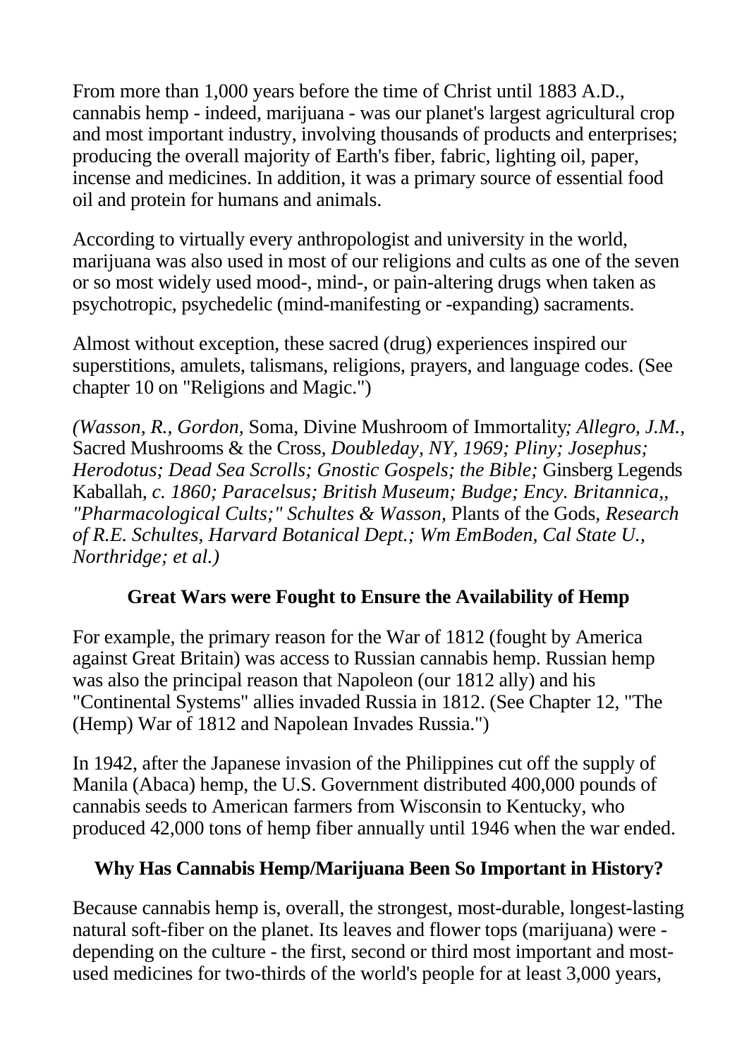From more than 1,000 years before the time of Christ until 1883 A.D., cannabis hemp - indeed, marijuana - was our planet's largest agricultural crop and most important industry, involving thousands of products and enterprises; producing the overall majority of Earth's fiber, fabric, lighting oil, paper, incense and medicines. In addition, it was a primary source of essential food oil and protein for humans and animals.

According to virtually every anthropologist and university in the world, marijuana was also used in most of our religions and cults as one of the seven or so most widely used mood-, mind-, or pain-altering drugs when taken as psychotropic, psychedelic (mind-manifesting or -expanding) sacraments.

Almost without exception, these sacred (drug) experiences inspired our superstitions, amulets, talismans, religions, prayers, and language codes. (See chapter 10 on "Religions and Magic.")

*(Wasson, R., Gordon,* Soma, Divine Mushroom of Immortality*; Allegro, J.M.,* Sacred Mushrooms & the Cross*, Doubleday, NY, 1969; Pliny; Josephus; Herodotus; Dead Sea Scrolls; Gnostic Gospels; the Bible;* Ginsberg Legends Kaballah*, c. 1860; Paracelsus; British Museum; Budge; Ency. Britannica,, "Pharmacological Cults;" Schultes & Wasson,* Plants of the Gods*, Research of R.E. Schultes, Harvard Botanical Dept.; Wm EmBoden, Cal State U., Northridge; et al.)*

## Great Wars were Fought to Ensure the Availability of Hemp

For example, the primary reason for the War of 1812 (fought by America against Great Britain) was access to Russian cannabis hemp. Russian hemp was also the principal reason that Napoleon (our 1812 ally) and his "Continental Systems" allies invaded Russia in 1812. (See Chapter 12, "The (Hemp) War of 1812 and Napolean Invades Russia.")

In 1942, after the Japanese invasion of the Philippines cut off the supply of Manila (Abaca) hemp, the U.S. Government distributed 400,000 pounds of cannabis seeds to American farmers from Wisconsin to Kentucky, who produced 42,000 tons of hemp fiber annually until 1946 when the war ended.

## Why Has Cannabis Hemp/Marijuana Been So Important in History?

Because cannabis hemp is, overall, the strongest, most-durable, longest-lasting natural soft-fiber on the planet. Its leaves and flower tops (marijuana) were - depending on the culture - the first, second or third most important and most-used medicines for two-thirds of the world's people for at least 3,000 years,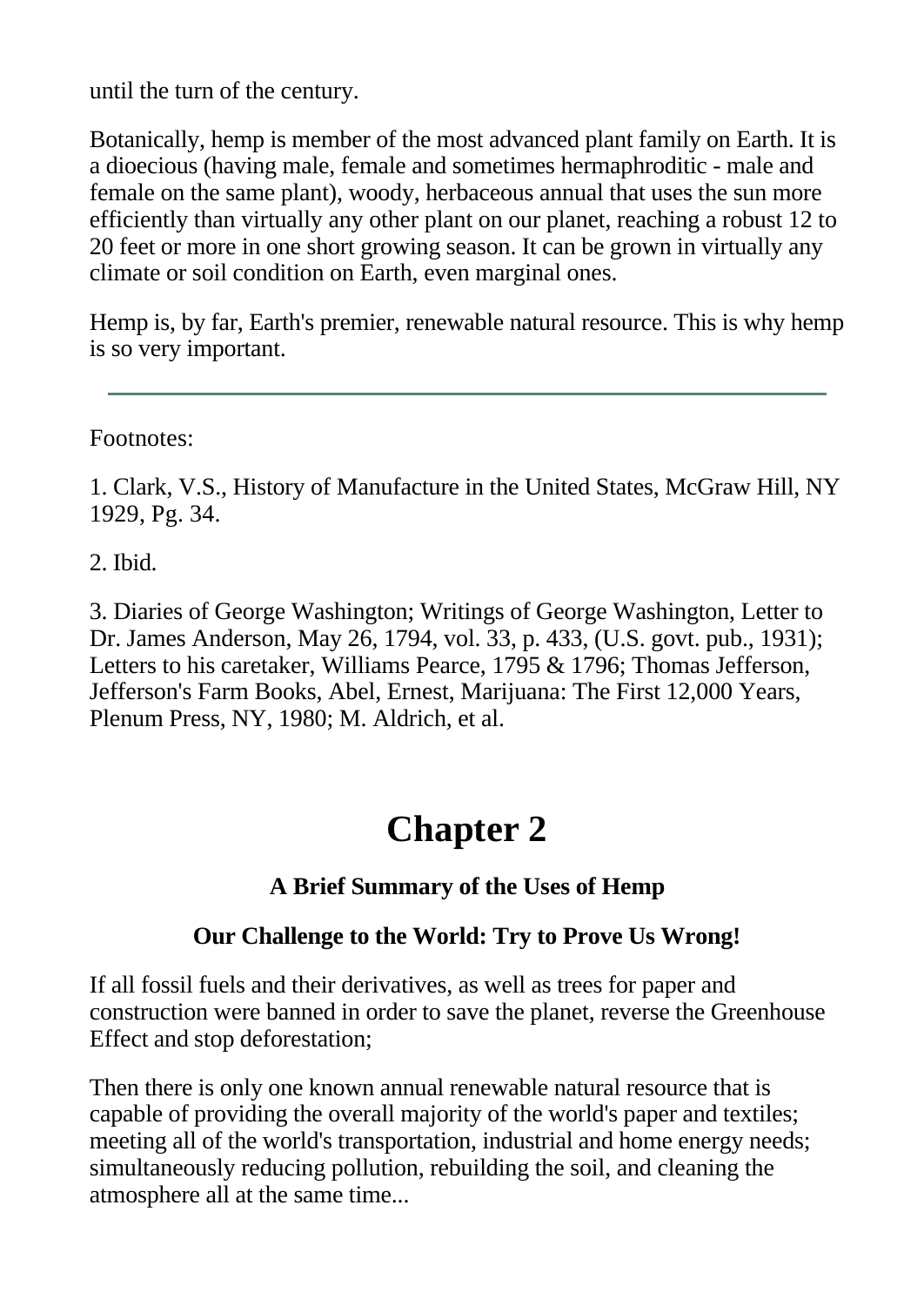until the turn of the century.

Botanically, hemp is member of the most advanced plant family on Earth. It is a dioecious (having male, female and sometimes hermaphroditic - male and female on the same plant), woody, herbaceous annual that uses the sun more efficiently than virtually any other plant on our planet, reaching a robust 12 to 20 feet or more in one short growing season. It can be grown in virtually any climate or soil condition on Earth, even marginal ones.

Hemp is, by far, Earth's premier, renewable natural resource. This is why hemp is so very important.

---

Footnotes:

1. Clark, V.S., History of Manufacture in the United States, McGraw Hill, NY 1929, Pg. 34.

2. Ibid.

3. Diaries of George Washington; Writings of George Washington, Letter to Dr. James Anderson, May 26, 1794, vol. 33, p. 433, (U.S. govt. pub., 1931); Letters to his caretaker, Williams Pearce, 1795 & 1796; Thomas Jefferson, Jefferson's Farm Books, Abel, Ernest, Marijuana: The First 12,000 Years, Plenum Press, NY, 1980; M. Aldrich, et al.

# Chapter 2

### A Brief Summary of the Uses of Hemp

### Our Challenge to the World: Try to Prove Us Wrong!

If all fossil fuels and their derivatives, as well as trees for paper and construction were banned in order to save the planet, reverse the Greenhouse Effect and stop deforestation;

Then there is only one known annual renewable natural resource that is capable of providing the overall majority of the world's paper and textiles; meeting all of the world's transportation, industrial and home energy needs; simultaneously reducing pollution, rebuilding the soil, and cleaning the atmosphere all at the same time...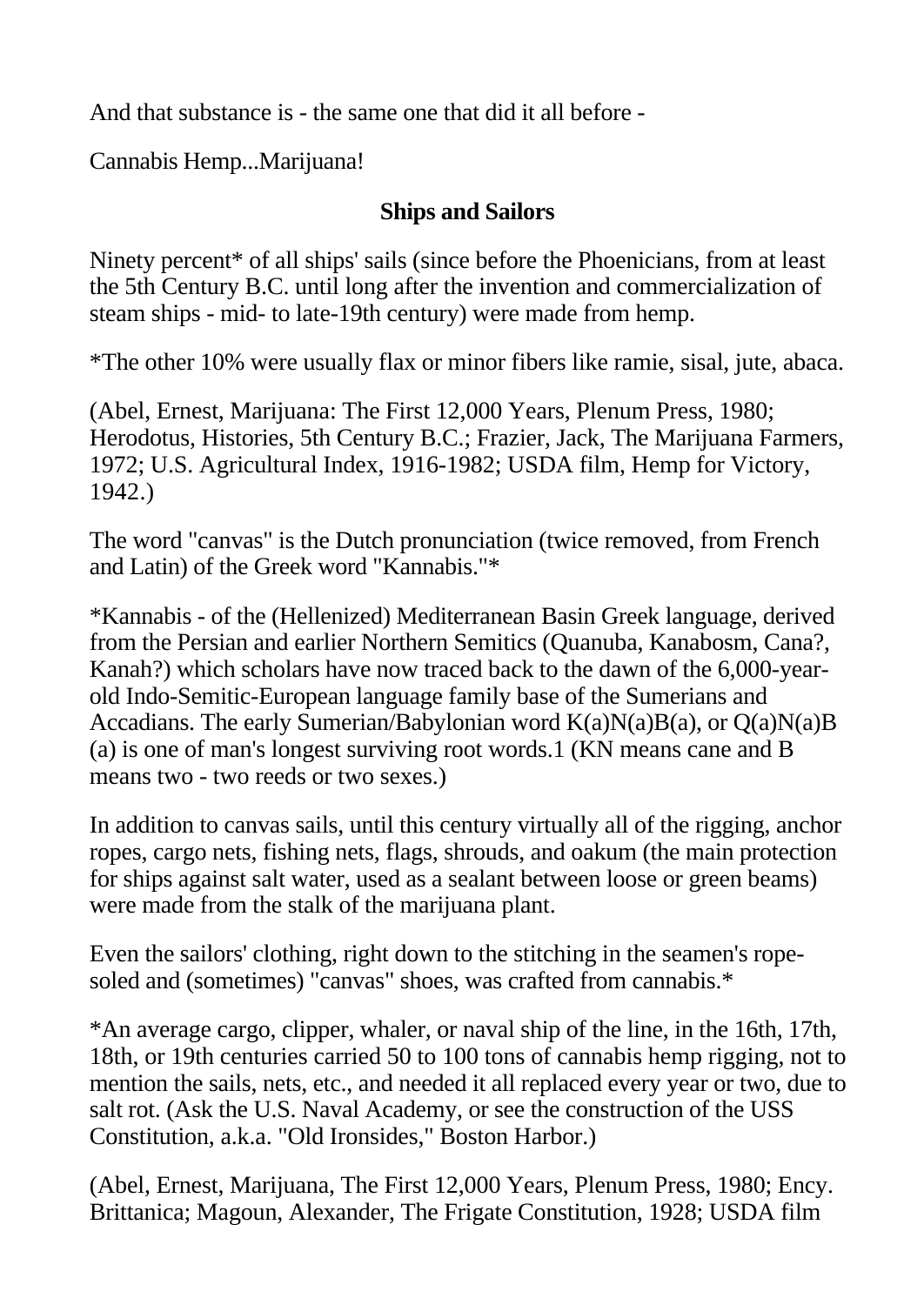And that substance is - the same one that did it all before -

Cannabis Hemp...Marijuana!

### Ships and Sailors

Ninety percent* of all ships' sails (since before the Phoenicians, from at least the 5th Century B.C. until long after the invention and commercialization of steam ships - mid- to late-19th century) were made from hemp.

*The other 10% were usually flax or minor fibers like ramie, sisal, jute, abaca.

(Abel, Ernest, Marijuana: The First 12,000 Years, Plenum Press, 1980; Herodotus, Histories, 5th Century B.C.; Frazier, Jack, The Marijuana Farmers, 1972; U.S. Agricultural Index, 1916-1982; USDA film, Hemp for Victory, 1942.)

The word "canvas" is the Dutch pronunciation (twice removed, from French and Latin) of the Greek word "Kannabis."*

*Kannabis - of the (Hellenized) Mediterranean Basin Greek language, derived from the Persian and earlier Northern Semitics (Quanuba, Kanabosm, Cana?, Kanah?) which scholars have now traced back to the dawn of the 6,000-year-old Indo-Semitic-European language family base of the Sumerians and Accadians. The early Sumerian/Babylonian word K(a)N(a)B(a), or Q(a)N(a)B (a) is one of man's longest surviving root words.1 (KN means cane and B means two - two reeds or two sexes.)

In addition to canvas sails, until this century virtually all of the rigging, anchor ropes, cargo nets, fishing nets, flags, shrouds, and oakum (the main protection for ships against salt water, used as a sealant between loose or green beams) were made from the stalk of the marijuana plant.

Even the sailors' clothing, right down to the stitching in the seamen's rope-soled and (sometimes) "canvas" shoes, was crafted from cannabis.*

*An average cargo, clipper, whaler, or naval ship of the line, in the 16th, 17th, 18th, or 19th centuries carried 50 to 100 tons of cannabis hemp rigging, not to mention the sails, nets, etc., and needed it all replaced every year or two, due to salt rot. (Ask the U.S. Naval Academy, or see the construction of the USS Constitution, a.k.a. "Old Ironsides," Boston Harbor.)

(Abel, Ernest, Marijuana, The First 12,000 Years, Plenum Press, 1980; Ency. Brittanica; Magoun, Alexander, The Frigate Constitution, 1928; USDA film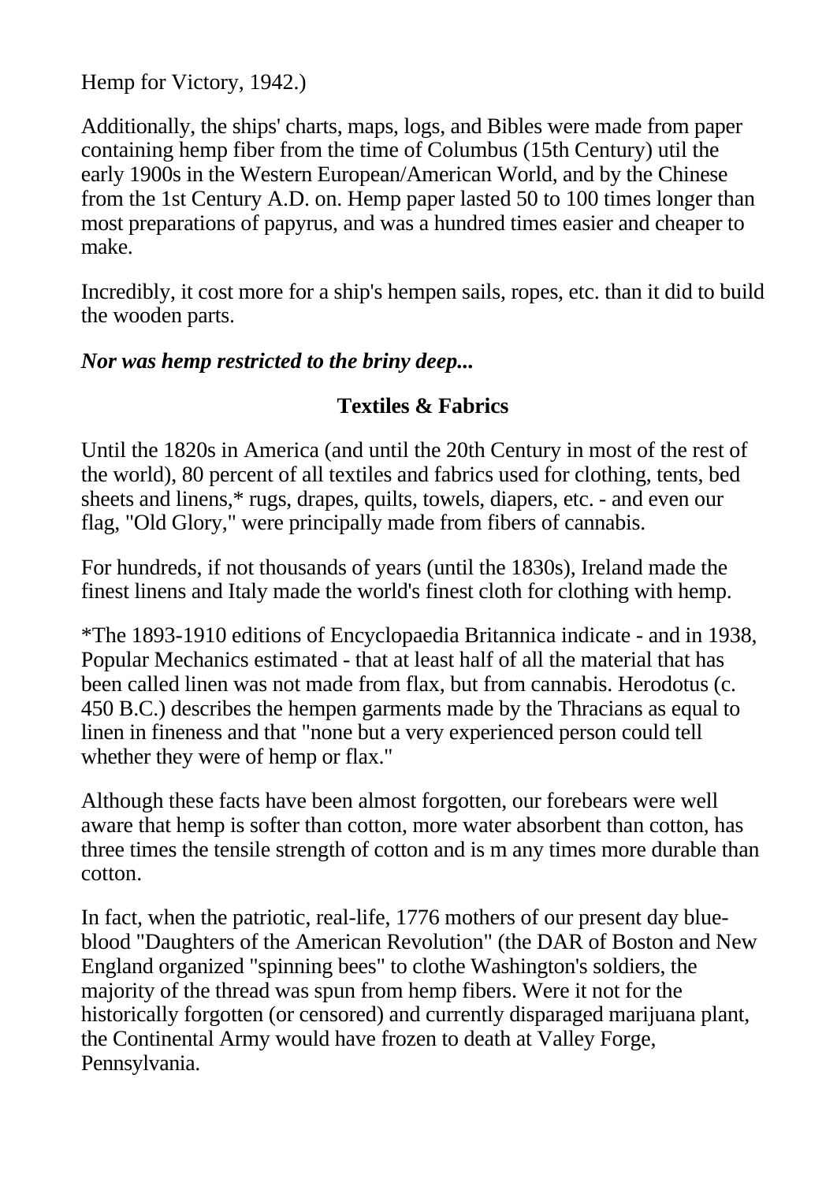Hemp for Victory, 1942.)

Additionally, the ships' charts, maps, logs, and Bibles were made from paper containing hemp fiber from the time of Columbus (15th Century) util the early 1900s in the Western European/American World, and by the Chinese from the 1st Century A.D. on. Hemp paper lasted 50 to 100 times longer than most preparations of papyrus, and was a hundred times easier and cheaper to make.

Incredibly, it cost more for a ship's hempen sails, ropes, etc. than it did to build the wooden parts.

***Nor was hemp restricted to the briny deep...***

## Textiles & Fabrics

Until the 1820s in America (and until the 20th Century in most of the rest of the world), 80 percent of all textiles and fabrics used for clothing, tents, bed sheets and linens,* rugs, drapes, quilts, towels, diapers, etc. - and even our flag, "Old Glory," were principally made from fibers of cannabis.

For hundreds, if not thousands of years (until the 1830s), Ireland made the finest linens and Italy made the world's finest cloth for clothing with hemp.

*The 1893-1910 editions of Encyclopaedia Britannica indicate - and in 1938, Popular Mechanics estimated - that at least half of all the material that has been called linen was not made from flax, but from cannabis. Herodotus (c. 450 B.C.) describes the hempen garments made by the Thracians as equal to linen in fineness and that "none but a very experienced person could tell whether they were of hemp or flax."

Although these facts have been almost forgotten, our forebears were well aware that hemp is softer than cotton, more water absorbent than cotton, has three times the tensile strength of cotton and is m any times more durable than cotton.

In fact, when the patriotic, real-life, 1776 mothers of our present day blue-blood "Daughters of the American Revolution" (the DAR of Boston and New England organized "spinning bees" to clothe Washington's soldiers, the majority of the thread was spun from hemp fibers. Were it not for the historically forgotten (or censored) and currently disparaged marijuana plant, the Continental Army would have frozen to death at Valley Forge, Pennsylvania.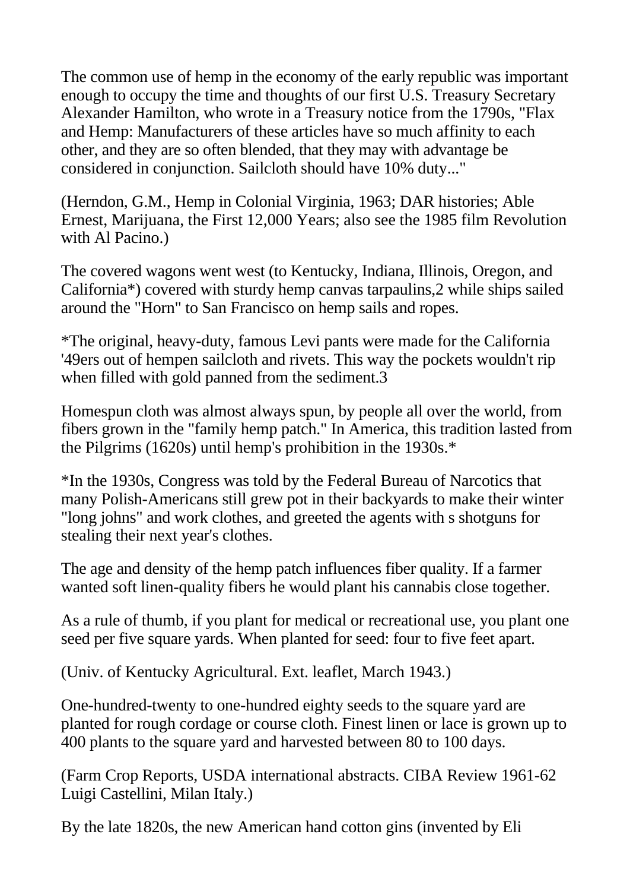The common use of hemp in the economy of the early republic was important enough to occupy the time and thoughts of our first U.S. Treasury Secretary Alexander Hamilton, who wrote in a Treasury notice from the 1790s, "Flax and Hemp: Manufacturers of these articles have so much affinity to each other, and they are so often blended, that they may with advantage be considered in conjunction. Sailcloth should have 10% duty..."

(Herndon, G.M., Hemp in Colonial Virginia, 1963; DAR histories; Able Ernest, Marijuana, the First 12,000 Years; also see the 1985 film Revolution with Al Pacino.)

The covered wagons went west (to Kentucky, Indiana, Illinois, Oregon, and California*) covered with sturdy hemp canvas tarpaulins,2 while ships sailed around the "Horn" to San Francisco on hemp sails and ropes.

*The original, heavy-duty, famous Levi pants were made for the California '49ers out of hempen sailcloth and rivets. This way the pockets wouldn't rip when filled with gold panned from the sediment.3

Homespun cloth was almost always spun, by people all over the world, from fibers grown in the "family hemp patch." In America, this tradition lasted from the Pilgrims (1620s) until hemp's prohibition in the 1930s.*

*In the 1930s, Congress was told by the Federal Bureau of Narcotics that many Polish-Americans still grew pot in their backyards to make their winter "long johns" and work clothes, and greeted the agents with s shotguns for stealing their next year's clothes.

The age and density of the hemp patch influences fiber quality. If a farmer wanted soft linen-quality fibers he would plant his cannabis close together.

As a rule of thumb, if you plant for medical or recreational use, you plant one seed per five square yards. When planted for seed: four to five feet apart.

(Univ. of Kentucky Agricultural. Ext. leaflet, March 1943.)

One-hundred-twenty to one-hundred eighty seeds to the square yard are planted for rough cordage or course cloth. Finest linen or lace is grown up to 400 plants to the square yard and harvested between 80 to 100 days.

(Farm Crop Reports, USDA international abstracts. CIBA Review 1961-62 Luigi Castellini, Milan Italy.)

By the late 1820s, the new American hand cotton gins (invented by Eli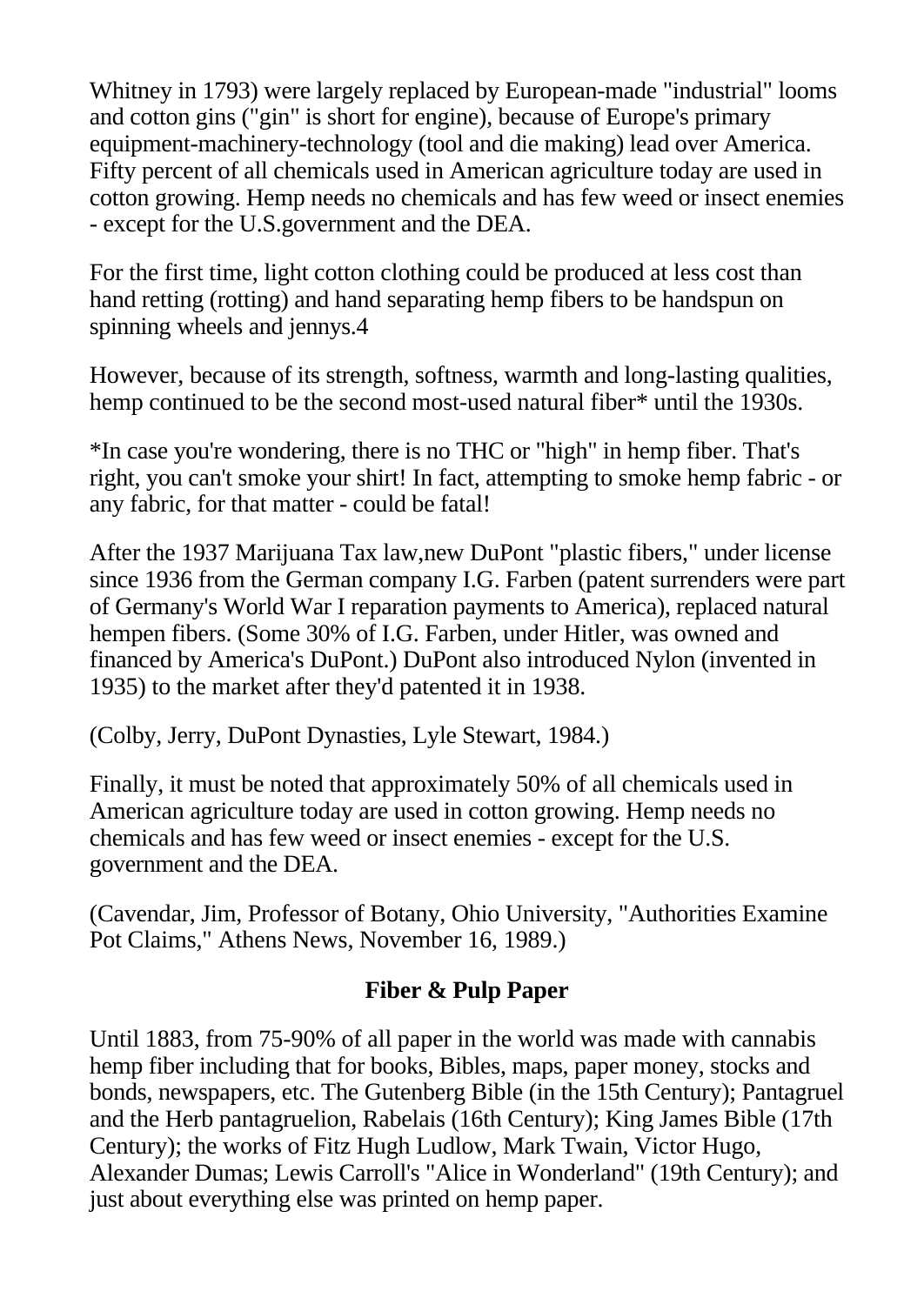Whitney in 1793) were largely replaced by European-made "industrial" looms and cotton gins ("gin" is short for engine), because of Europe's primary equipment-machinery-technology (tool and die making) lead over America. Fifty percent of all chemicals used in American agriculture today are used in cotton growing. Hemp needs no chemicals and has few weed or insect enemies - except for the U.S.government and the DEA.

For the first time, light cotton clothing could be produced at less cost than hand retting (rotting) and hand separating hemp fibers to be handspun on spinning wheels and jennys.4

However, because of its strength, softness, warmth and long-lasting qualities, hemp continued to be the second most-used natural fiber* until the 1930s.

*In case you're wondering, there is no THC or "high" in hemp fiber. That's right, you can't smoke your shirt! In fact, attempting to smoke hemp fabric - or any fabric, for that matter - could be fatal!

After the 1937 Marijuana Tax law,new DuPont "plastic fibers," under license since 1936 from the German company I.G. Farben (patent surrenders were part of Germany's World War I reparation payments to America), replaced natural hempen fibers. (Some 30% of I.G. Farben, under Hitler, was owned and financed by America's DuPont.) DuPont also introduced Nylon (invented in 1935) to the market after they'd patented it in 1938.

(Colby, Jerry, DuPont Dynasties, Lyle Stewart, 1984.)

Finally, it must be noted that approximately 50% of all chemicals used in American agriculture today are used in cotton growing. Hemp needs no chemicals and has few weed or insect enemies - except for the U.S. government and the DEA.

(Cavendar, Jim, Professor of Botany, Ohio University, "Authorities Examine Pot Claims," Athens News, November 16, 1989.)

## Fiber & Pulp Paper

Until 1883, from 75-90% of all paper in the world was made with cannabis hemp fiber including that for books, Bibles, maps, paper money, stocks and bonds, newspapers, etc. The Gutenberg Bible (in the 15th Century); Pantagruel and the Herb pantagruelion, Rabelais (16th Century); King James Bible (17th Century); the works of Fitz Hugh Ludlow, Mark Twain, Victor Hugo, Alexander Dumas; Lewis Carroll's "Alice in Wonderland" (19th Century); and just about everything else was printed on hemp paper.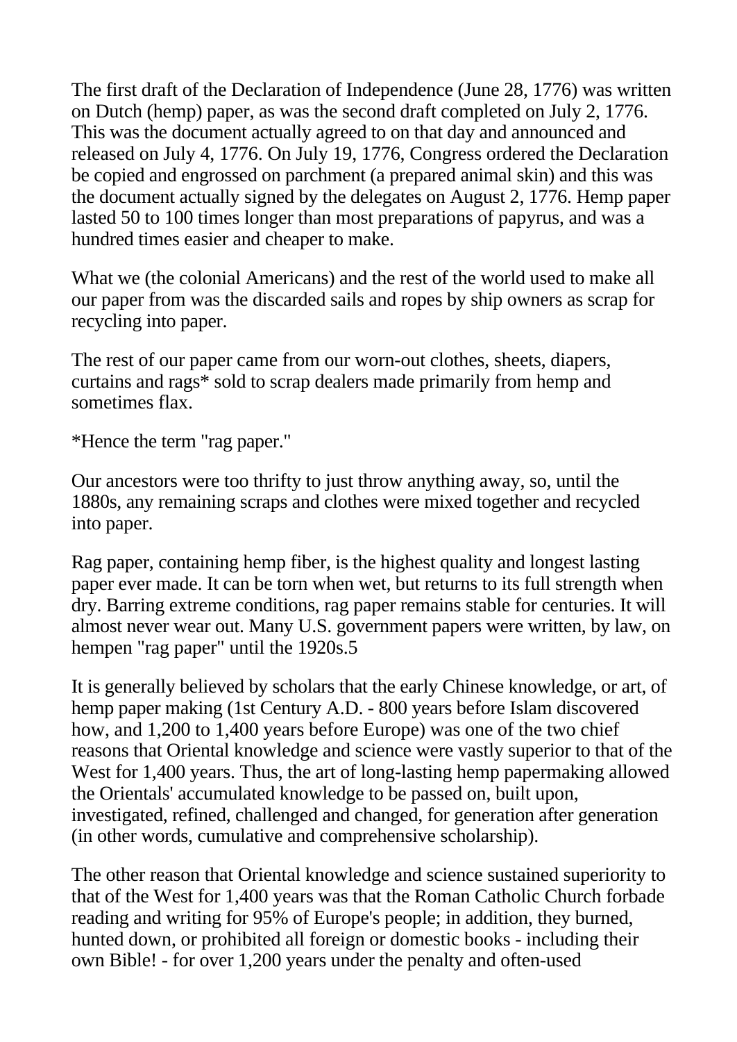The first draft of the Declaration of Independence (June 28, 1776) was written on Dutch (hemp) paper, as was the second draft completed on July 2, 1776. This was the document actually agreed to on that day and announced and released on July 4, 1776. On July 19, 1776, Congress ordered the Declaration be copied and engrossed on parchment (a prepared animal skin) and this was the document actually signed by the delegates on August 2, 1776. Hemp paper lasted 50 to 100 times longer than most preparations of papyrus, and was a hundred times easier and cheaper to make.

What we (the colonial Americans) and the rest of the world used to make all our paper from was the discarded sails and ropes by ship owners as scrap for recycling into paper.

The rest of our paper came from our worn-out clothes, sheets, diapers, curtains and rags* sold to scrap dealers made primarily from hemp and sometimes flax.

*Hence the term "rag paper."

Our ancestors were too thrifty to just throw anything away, so, until the 1880s, any remaining scraps and clothes were mixed together and recycled into paper.

Rag paper, containing hemp fiber, is the highest quality and longest lasting paper ever made. It can be torn when wet, but returns to its full strength when dry. Barring extreme conditions, rag paper remains stable for centuries. It will almost never wear out. Many U.S. government papers were written, by law, on hempen "rag paper" until the 1920s.5

It is generally believed by scholars that the early Chinese knowledge, or art, of hemp paper making (1st Century A.D. - 800 years before Islam discovered how, and 1,200 to 1,400 years before Europe) was one of the two chief reasons that Oriental knowledge and science were vastly superior to that of the West for 1,400 years. Thus, the art of long-lasting hemp papermaking allowed the Orientals' accumulated knowledge to be passed on, built upon, investigated, refined, challenged and changed, for generation after generation (in other words, cumulative and comprehensive scholarship).

The other reason that Oriental knowledge and science sustained superiority to that of the West for 1,400 years was that the Roman Catholic Church forbade reading and writing for 95% of Europe's people; in addition, they burned, hunted down, or prohibited all foreign or domestic books - including their own Bible! - for over 1,200 years under the penalty and often-used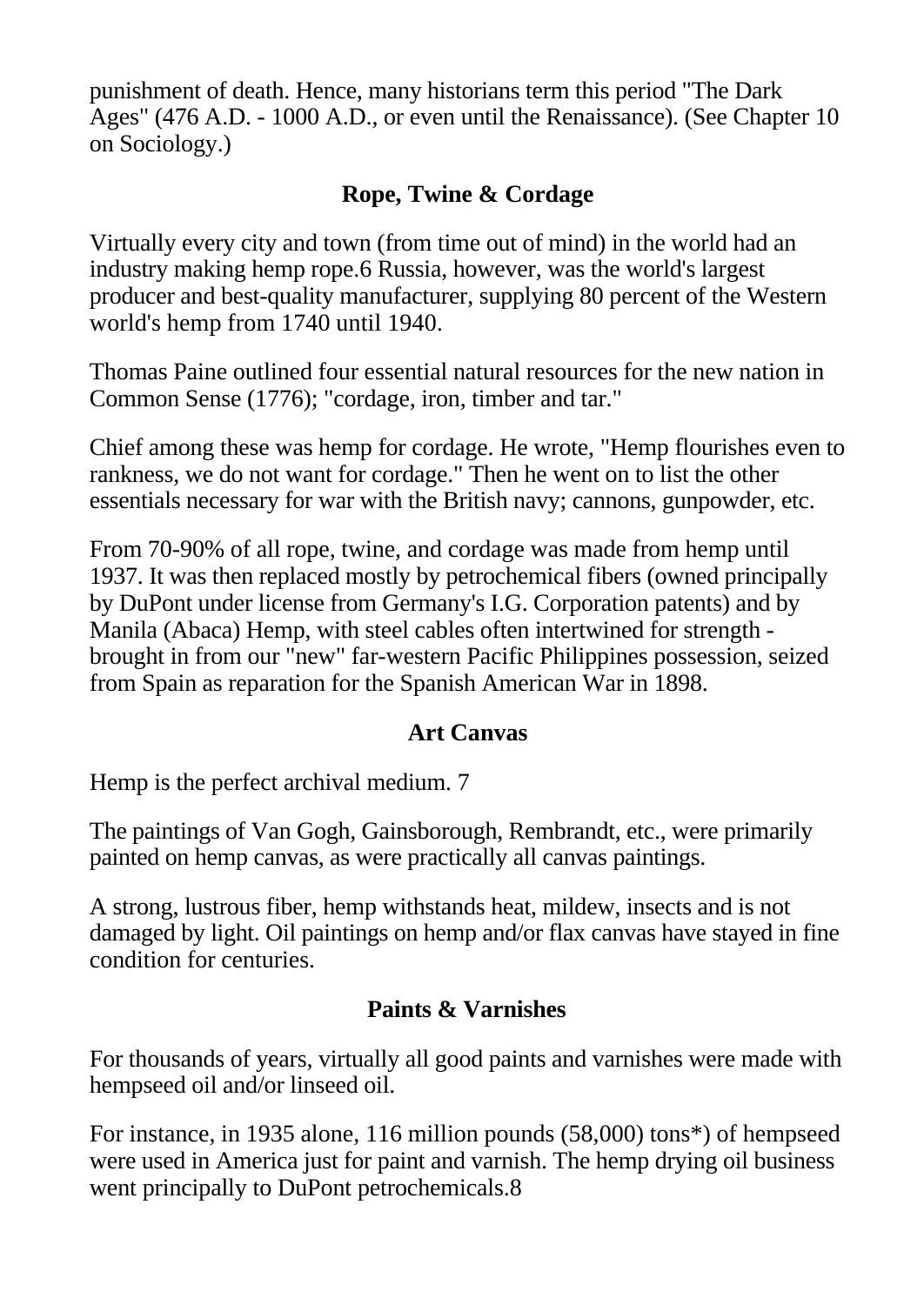punishment of death. Hence, many historians term this period "The Dark Ages" (476 A.D. - 1000 A.D., or even until the Renaissance). (See Chapter 10 on Sociology.)

## Rope, Twine & Cordage

Virtually every city and town (from time out of mind) in the world had an industry making hemp rope.6 Russia, however, was the world's largest producer and best-quality manufacturer, supplying 80 percent of the Western world's hemp from 1740 until 1940.

Thomas Paine outlined four essential natural resources for the new nation in Common Sense (1776); "cordage, iron, timber and tar."

Chief among these was hemp for cordage. He wrote, "Hemp flourishes even to rankness, we do not want for cordage." Then he went on to list the other essentials necessary for war with the British navy; cannons, gunpowder, etc.

From 70-90% of all rope, twine, and cordage was made from hemp until 1937. It was then replaced mostly by petrochemical fibers (owned principally by DuPont under license from Germany's I.G. Corporation patents) and by Manila (Abaca) Hemp, with steel cables often intertwined for strength - brought in from our "new" far-western Pacific Philippines possession, seized from Spain as reparation for the Spanish American War in 1898.

## Art Canvas

Hemp is the perfect archival medium. 7

The paintings of Van Gogh, Gainsborough, Rembrandt, etc., were primarily painted on hemp canvas, as were practically all canvas paintings.

A strong, lustrous fiber, hemp withstands heat, mildew, insects and is not damaged by light. Oil paintings on hemp and/or flax canvas have stayed in fine condition for centuries.

## Paints & Varnishes

For thousands of years, virtually all good paints and varnishes were made with hempseed oil and/or linseed oil.

For instance, in 1935 alone, 116 million pounds (58,000) tons*) of hempseed were used in America just for paint and varnish. The hemp drying oil business went principally to DuPont petrochemicals.8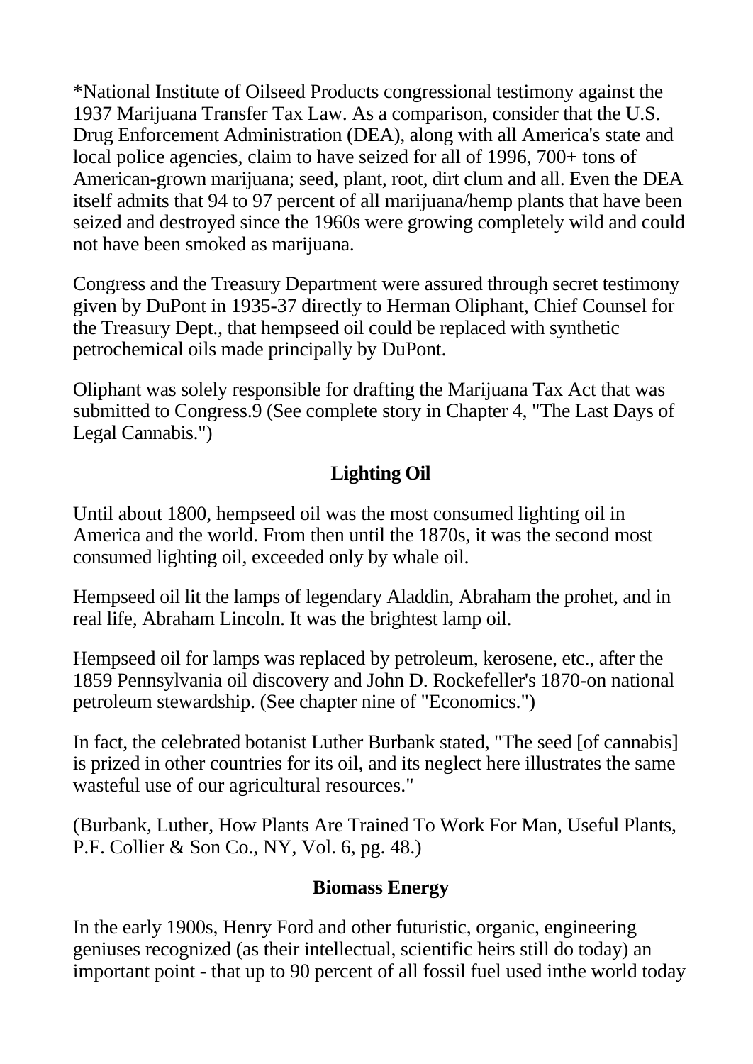*National Institute of Oilseed Products congressional testimony against the 1937 Marijuana Transfer Tax Law. As a comparison, consider that the U.S. Drug Enforcement Administration (DEA), along with all America's state and local police agencies, claim to have seized for all of 1996, 700+ tons of American-grown marijuana; seed, plant, root, dirt clum and all. Even the DEA itself admits that 94 to 97 percent of all marijuana/hemp plants that have been seized and destroyed since the 1960s were growing completely wild and could not have been smoked as marijuana.

Congress and the Treasury Department were assured through secret testimony given by DuPont in 1935-37 directly to Herman Oliphant, Chief Counsel for the Treasury Dept., that hempseed oil could be replaced with synthetic petrochemical oils made principally by DuPont.

Oliphant was solely responsible for drafting the Marijuana Tax Act that was submitted to Congress.9 (See complete story in Chapter 4, "The Last Days of Legal Cannabis.")

### Lighting Oil

Until about 1800, hempseed oil was the most consumed lighting oil in America and the world. From then until the 1870s, it was the second most consumed lighting oil, exceeded only by whale oil.

Hempseed oil lit the lamps of legendary Aladdin, Abraham the prohet, and in real life, Abraham Lincoln. It was the brightest lamp oil.

Hempseed oil for lamps was replaced by petroleum, kerosene, etc., after the 1859 Pennsylvania oil discovery and John D. Rockefeller's 1870-on national petroleum stewardship. (See chapter nine of "Economics.")

In fact, the celebrated botanist Luther Burbank stated, "The seed [of cannabis] is prized in other countries for its oil, and its neglect here illustrates the same wasteful use of our agricultural resources."

(Burbank, Luther, How Plants Are Trained To Work For Man, Useful Plants, P.F. Collier & Son Co., NY, Vol. 6, pg. 48.)

### Biomass Energy

In the early 1900s, Henry Ford and other futuristic, organic, engineering geniuses recognized (as their intellectual, scientific heirs still do today) an important point - that up to 90 percent of all fossil fuel used inthe world today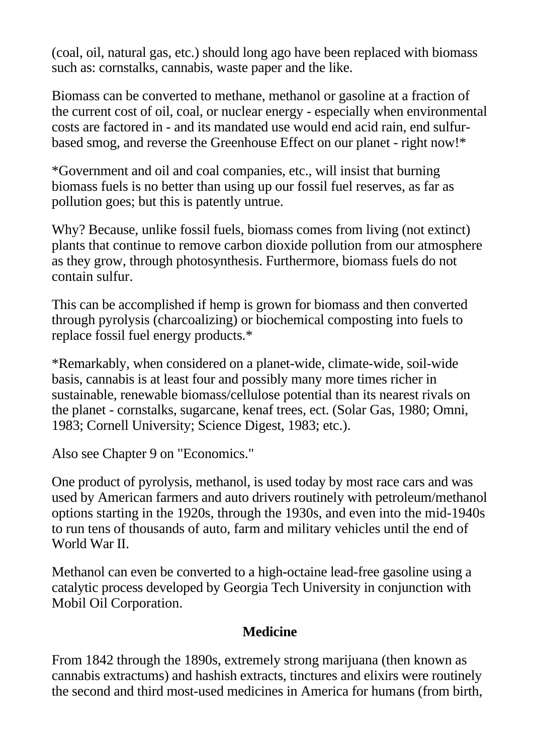(coal, oil, natural gas, etc.) should long ago have been replaced with biomass such as: cornstalks, cannabis, waste paper and the like.

Biomass can be converted to methane, methanol or gasoline at a fraction of the current cost of oil, coal, or nuclear energy - especially when environmental costs are factored in - and its mandated use would end acid rain, end sulfur-based smog, and reverse the Greenhouse Effect on our planet - right now!*

*Government and oil and coal companies, etc., will insist that burning biomass fuels is no better than using up our fossil fuel reserves, as far as pollution goes; but this is patently untrue.

Why? Because, unlike fossil fuels, biomass comes from living (not extinct) plants that continue to remove carbon dioxide pollution from our atmosphere as they grow, through photosynthesis. Furthermore, biomass fuels do not contain sulfur.

This can be accomplished if hemp is grown for biomass and then converted through pyrolysis (charcoalizing) or biochemical composting into fuels to replace fossil fuel energy products.*

*Remarkably, when considered on a planet-wide, climate-wide, soil-wide basis, cannabis is at least four and possibly many more times richer in sustainable, renewable biomass/cellulose potential than its nearest rivals on the planet - cornstalks, sugarcane, kenaf trees, ect. (Solar Gas, 1980; Omni, 1983; Cornell University; Science Digest, 1983; etc.).

Also see Chapter 9 on "Economics."

One product of pyrolysis, methanol, is used today by most race cars and was used by American farmers and auto drivers routinely with petroleum/methanol options starting in the 1920s, through the 1930s, and even into the mid-1940s to run tens of thousands of auto, farm and military vehicles until the end of World War II.

Methanol can even be converted to a high-octaine lead-free gasoline using a catalytic process developed by Georgia Tech University in conjunction with Mobil Oil Corporation.

## Medicine

From 1842 through the 1890s, extremely strong marijuana (then known as cannabis extractums) and hashish extracts, tinctures and elixirs were routinely the second and third most-used medicines in America for humans (from birth,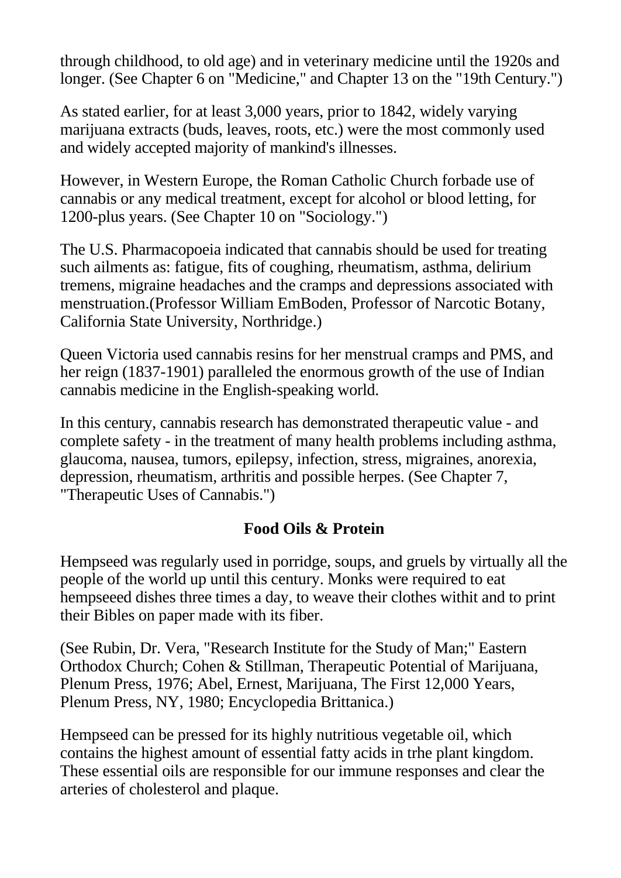through childhood, to old age) and in veterinary medicine until the 1920s and longer. (See Chapter 6 on "Medicine," and Chapter 13 on the "19th Century.")

As stated earlier, for at least 3,000 years, prior to 1842, widely varying marijuana extracts (buds, leaves, roots, etc.) were the most commonly used and widely accepted majority of mankind's illnesses.

However, in Western Europe, the Roman Catholic Church forbade use of cannabis or any medical treatment, except for alcohol or blood letting, for 1200-plus years. (See Chapter 10 on "Sociology.")

The U.S. Pharmacopoeia indicated that cannabis should be used for treating such ailments as: fatigue, fits of coughing, rheumatism, asthma, delirium tremens, migraine headaches and the cramps and depressions associated with menstruation.(Professor William EmBoden, Professor of Narcotic Botany, California State University, Northridge.)

Queen Victoria used cannabis resins for her menstrual cramps and PMS, and her reign (1837-1901) paralleled the enormous growth of the use of Indian cannabis medicine in the English-speaking world.

In this century, cannabis research has demonstrated therapeutic value - and complete safety - in the treatment of many health problems including asthma, glaucoma, nausea, tumors, epilepsy, infection, stress, migraines, anorexia, depression, rheumatism, arthritis and possible herpes. (See Chapter 7, "Therapeutic Uses of Cannabis.")

## Food Oils & Protein

Hempseed was regularly used in porridge, soups, and gruels by virtually all the people of the world up until this century. Monks were required to eat hempseeed dishes three times a day, to weave their clothes withit and to print their Bibles on paper made with its fiber.

(See Rubin, Dr. Vera, "Research Institute for the Study of Man;" Eastern Orthodox Church; Cohen & Stillman, Therapeutic Potential of Marijuana, Plenum Press, 1976; Abel, Ernest, Marijuana, The First 12,000 Years, Plenum Press, NY, 1980; Encyclopedia Brittanica.)

Hempseed can be pressed for its highly nutritious vegetable oil, which contains the highest amount of essential fatty acids in trhe plant kingdom. These essential oils are responsible for our immune responses and clear the arteries of cholesterol and plaque.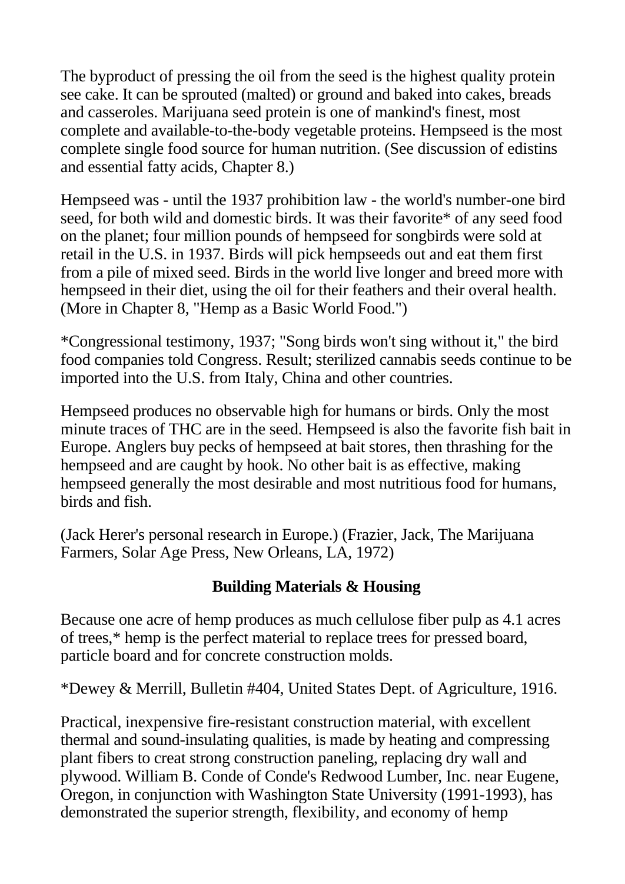The byproduct of pressing the oil from the seed is the highest quality protein see cake. It can be sprouted (malted) or ground and baked into cakes, breads and casseroles. Marijuana seed protein is one of mankind's finest, most complete and available-to-the-body vegetable proteins. Hempseed is the most complete single food source for human nutrition. (See discussion of edistins and essential fatty acids, Chapter 8.)

Hempseed was - until the 1937 prohibition law - the world's number-one bird seed, for both wild and domestic birds. It was their favorite* of any seed food on the planet; four million pounds of hempseed for songbirds were sold at retail in the U.S. in 1937. Birds will pick hempseeds out and eat them first from a pile of mixed seed. Birds in the world live longer and breed more with hempseed in their diet, using the oil for their feathers and their overal health. (More in Chapter 8, "Hemp as a Basic World Food.")

*Congressional testimony, 1937; "Song birds won't sing without it," the bird food companies told Congress. Result; sterilized cannabis seeds continue to be imported into the U.S. from Italy, China and other countries.

Hempseed produces no observable high for humans or birds. Only the most minute traces of THC are in the seed. Hempseed is also the favorite fish bait in Europe. Anglers buy pecks of hempseed at bait stores, then thrashing for the hempseed and are caught by hook. No other bait is as effective, making hempseed generally the most desirable and most nutritious food for humans, birds and fish.

(Jack Herer's personal research in Europe.) (Frazier, Jack, The Marijuana Farmers, Solar Age Press, New Orleans, LA, 1972)

## Building Materials & Housing

Because one acre of hemp produces as much cellulose fiber pulp as 4.1 acres of trees,* hemp is the perfect material to replace trees for pressed board, particle board and for concrete construction molds.

*Dewey & Merrill, Bulletin #404, United States Dept. of Agriculture, 1916.

Practical, inexpensive fire-resistant construction material, with excellent thermal and sound-insulating qualities, is made by heating and compressing plant fibers to creat strong construction paneling, replacing dry wall and plywood. William B. Conde of Conde's Redwood Lumber, Inc. near Eugene, Oregon, in conjunction with Washington State University (1991-1993), has demonstrated the superior strength, flexibility, and economy of hemp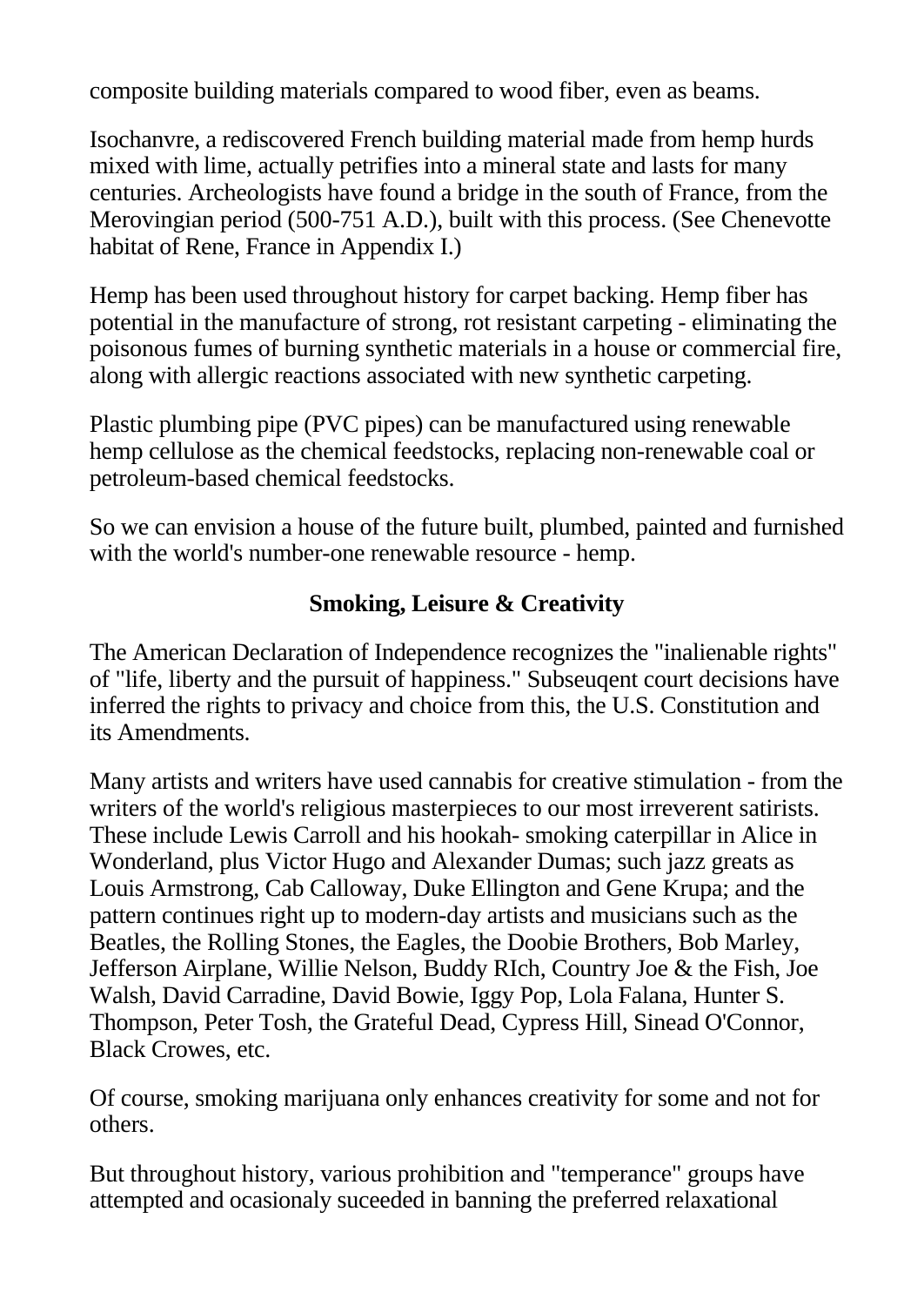composite building materials compared to wood fiber, even as beams.

Isochanvre, a rediscovered French building material made from hemp hurds mixed with lime, actually petrifies into a mineral state and lasts for many centuries. Archeologists have found a bridge in the south of France, from the Merovingian period (500-751 A.D.), built with this process. (See Chenevotte habitat of Rene, France in Appendix I.)

Hemp has been used throughout history for carpet backing. Hemp fiber has potential in the manufacture of strong, rot resistant carpeting - eliminating the poisonous fumes of burning synthetic materials in a house or commercial fire, along with allergic reactions associated with new synthetic carpeting.

Plastic plumbing pipe (PVC pipes) can be manufactured using renewable hemp cellulose as the chemical feedstocks, replacing non-renewable coal or petroleum-based chemical feedstocks.

So we can envision a house of the future built, plumbed, painted and furnished with the world's number-one renewable resource - hemp.

## Smoking, Leisure & Creativity

The American Declaration of Independence recognizes the "inalienable rights" of "life, liberty and the pursuit of happiness." Subseuqent court decisions have inferred the rights to privacy and choice from this, the U.S. Constitution and its Amendments.

Many artists and writers have used cannabis for creative stimulation - from the writers of the world's religious masterpieces to our most irreverent satirists. These include Lewis Carroll and his hookah- smoking caterpillar in Alice in Wonderland, plus Victor Hugo and Alexander Dumas; such jazz greats as Louis Armstrong, Cab Calloway, Duke Ellington and Gene Krupa; and the pattern continues right up to modern-day artists and musicians such as the Beatles, the Rolling Stones, the Eagles, the Doobie Brothers, Bob Marley, Jefferson Airplane, Willie Nelson, Buddy RIch, Country Joe & the Fish, Joe Walsh, David Carradine, David Bowie, Iggy Pop, Lola Falana, Hunter S. Thompson, Peter Tosh, the Grateful Dead, Cypress Hill, Sinead O'Connor, Black Crowes, etc.

Of course, smoking marijuana only enhances creativity for some and not for others.

But throughout history, various prohibition and "temperance" groups have attempted and ocasionaly suceeded in banning the preferred relaxational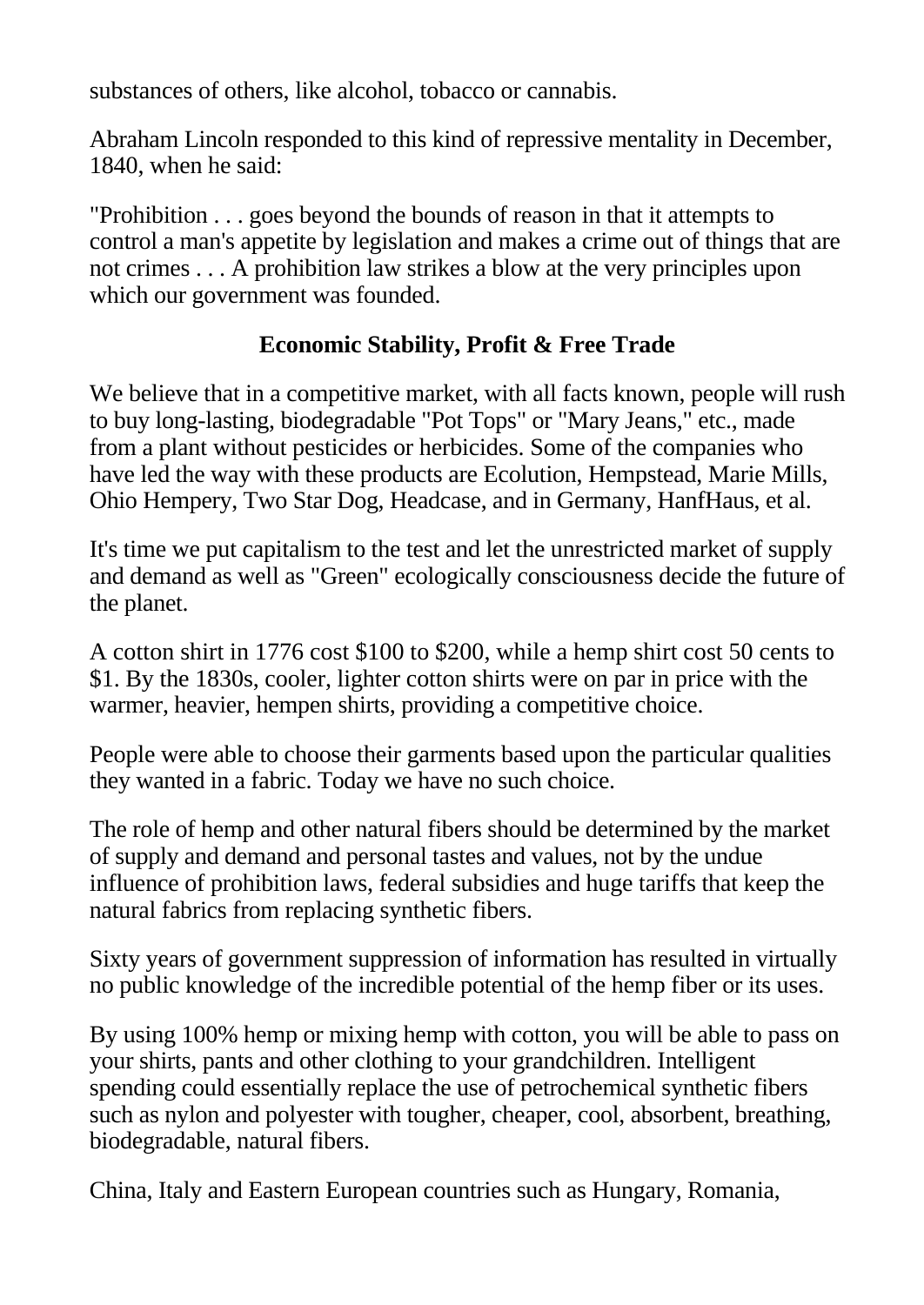substances of others, like alcohol, tobacco or cannabis.

Abraham Lincoln responded to this kind of repressive mentality in December, 1840, when he said:

"Prohibition . . . goes beyond the bounds of reason in that it attempts to control a man's appetite by legislation and makes a crime out of things that are not crimes . . . A prohibition law strikes a blow at the very principles upon which our government was founded.

## Economic Stability, Profit & Free Trade

We believe that in a competitive market, with all facts known, people will rush to buy long-lasting, biodegradable "Pot Tops" or "Mary Jeans," etc., made from a plant without pesticides or herbicides. Some of the companies who have led the way with these products are Ecolution, Hempstead, Marie Mills, Ohio Hempery, Two Star Dog, Headcase, and in Germany, HanfHaus, et al.

It's time we put capitalism to the test and let the unrestricted market of supply and demand as well as "Green" ecologically consciousness decide the future of the planet.

A cotton shirt in 1776 cost $100 to $200, while a hemp shirt cost 50 cents to $1. By the 1830s, cooler, lighter cotton shirts were on par in price with the warmer, heavier, hempen shirts, providing a competitive choice.

People were able to choose their garments based upon the particular qualities they wanted in a fabric. Today we have no such choice.

The role of hemp and other natural fibers should be determined by the market of supply and demand and personal tastes and values, not by the undue influence of prohibition laws, federal subsidies and huge tariffs that keep the natural fabrics from replacing synthetic fibers.

Sixty years of government suppression of information has resulted in virtually no public knowledge of the incredible potential of the hemp fiber or its uses.

By using 100% hemp or mixing hemp with cotton, you will be able to pass on your shirts, pants and other clothing to your grandchildren. Intelligent spending could essentially replace the use of petrochemical synthetic fibers such as nylon and polyester with tougher, cheaper, cool, absorbent, breathing, biodegradable, natural fibers.

China, Italy and Eastern European countries such as Hungary, Romania,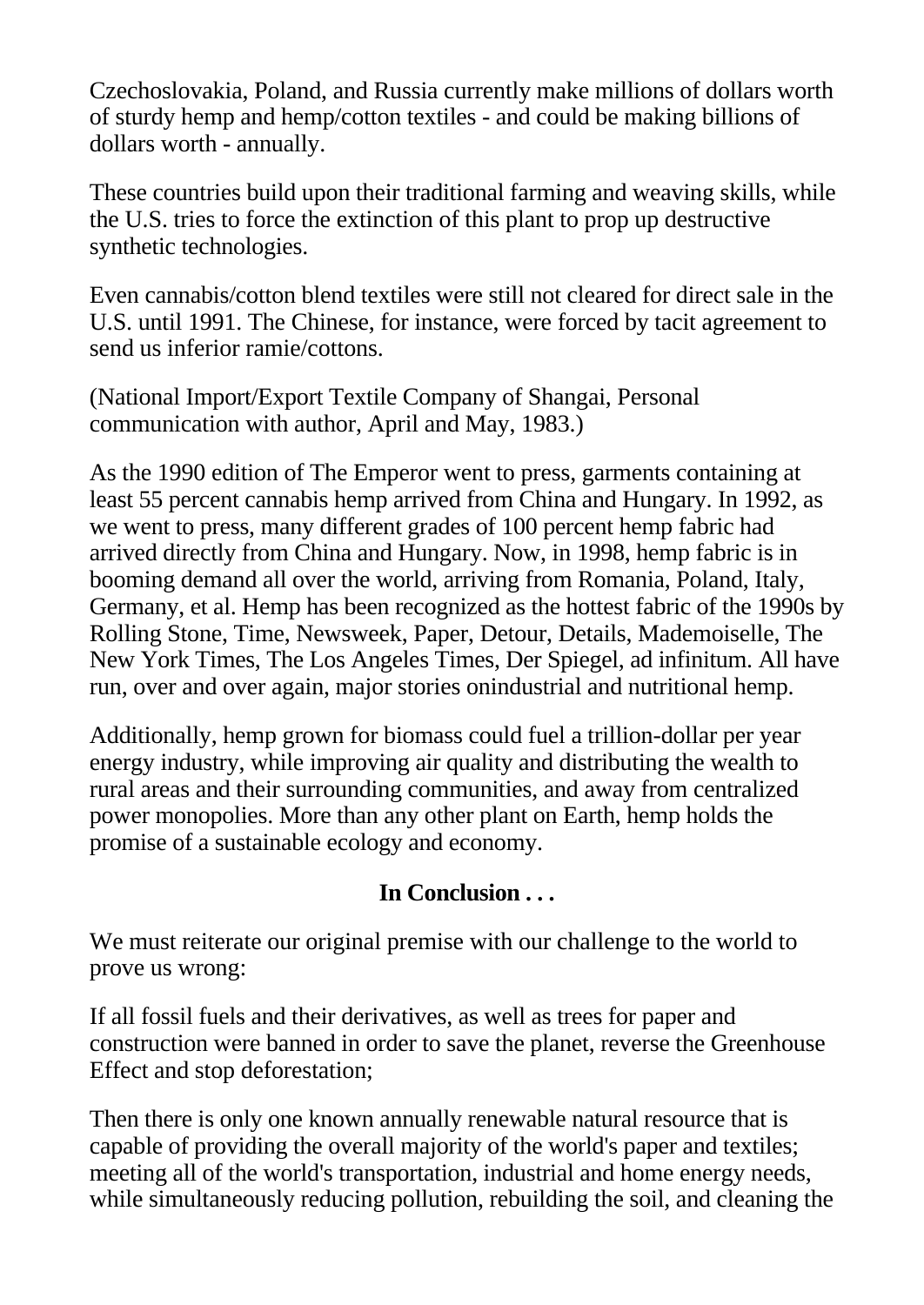Czechoslovakia, Poland, and Russia currently make millions of dollars worth of sturdy hemp and hemp/cotton textiles - and could be making billions of dollars worth - annually.

These countries build upon their traditional farming and weaving skills, while the U.S. tries to force the extinction of this plant to prop up destructive synthetic technologies.

Even cannabis/cotton blend textiles were still not cleared for direct sale in the U.S. until 1991. The Chinese, for instance, were forced by tacit agreement to send us inferior ramie/cottons.

(National Import/Export Textile Company of Shangai, Personal communication with author, April and May, 1983.)

As the 1990 edition of The Emperor went to press, garments containing at least 55 percent cannabis hemp arrived from China and Hungary. In 1992, as we went to press, many different grades of 100 percent hemp fabric had arrived directly from China and Hungary. Now, in 1998, hemp fabric is in booming demand all over the world, arriving from Romania, Poland, Italy, Germany, et al. Hemp has been recognized as the hottest fabric of the 1990s by Rolling Stone, Time, Newsweek, Paper, Detour, Details, Mademoiselle, The New York Times, The Los Angeles Times, Der Spiegel, ad infinitum. All have run, over and over again, major stories onindustrial and nutritional hemp.

Additionally, hemp grown for biomass could fuel a trillion-dollar per year energy industry, while improving air quality and distributing the wealth to rural areas and their surrounding communities, and away from centralized power monopolies. More than any other plant on Earth, hemp holds the promise of a sustainable ecology and economy.

**In Conclusion . . .**

We must reiterate our original premise with our challenge to the world to prove us wrong:

If all fossil fuels and their derivatives, as well as trees for paper and construction were banned in order to save the planet, reverse the Greenhouse Effect and stop deforestation;

Then there is only one known annually renewable natural resource that is capable of providing the overall majority of the world's paper and textiles; meeting all of the world's transportation, industrial and home energy needs, while simultaneously reducing pollution, rebuilding the soil, and cleaning the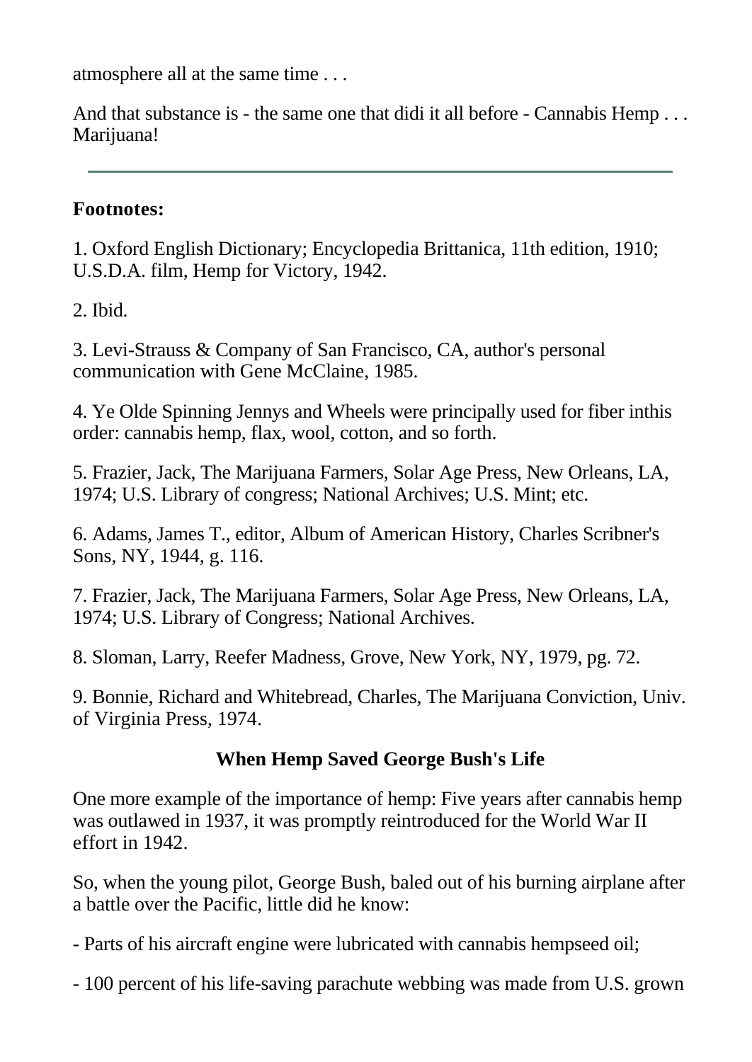atmosphere all at the same time . . .

And that substance is - the same one that didi it all before - Cannabis Hemp . . . Marijuana!

---

**Footnotes:**

1. Oxford English Dictionary; Encyclopedia Brittanica, 11th edition, 1910; U.S.D.A. film, Hemp for Victory, 1942.

2. Ibid.

3. Levi-Strauss & Company of San Francisco, CA, author's personal communication with Gene McClaine, 1985.

4. Ye Olde Spinning Jennys and Wheels were principally used for fiber inthis order: cannabis hemp, flax, wool, cotton, and so forth.

5. Frazier, Jack, The Marijuana Farmers, Solar Age Press, New Orleans, LA, 1974; U.S. Library of congress; National Archives; U.S. Mint; etc.

6. Adams, James T., editor, Album of American History, Charles Scribner's Sons, NY, 1944, g. 116.

7. Frazier, Jack, The Marijuana Farmers, Solar Age Press, New Orleans, LA, 1974; U.S. Library of Congress; National Archives.

8. Sloman, Larry, Reefer Madness, Grove, New York, NY, 1979, pg. 72.

9. Bonnie, Richard and Whitebread, Charles, The Marijuana Conviction, Univ. of Virginia Press, 1974.

### When Hemp Saved George Bush's Life

One more example of the importance of hemp: Five years after cannabis hemp was outlawed in 1937, it was promptly reintroduced for the World War II effort in 1942.

So, when the young pilot, George Bush, baled out of his burning airplane after a battle over the Pacific, little did he know:

- Parts of his aircraft engine were lubricated with cannabis hempseed oil;

- 100 percent of his life-saving parachute webbing was made from U.S. grown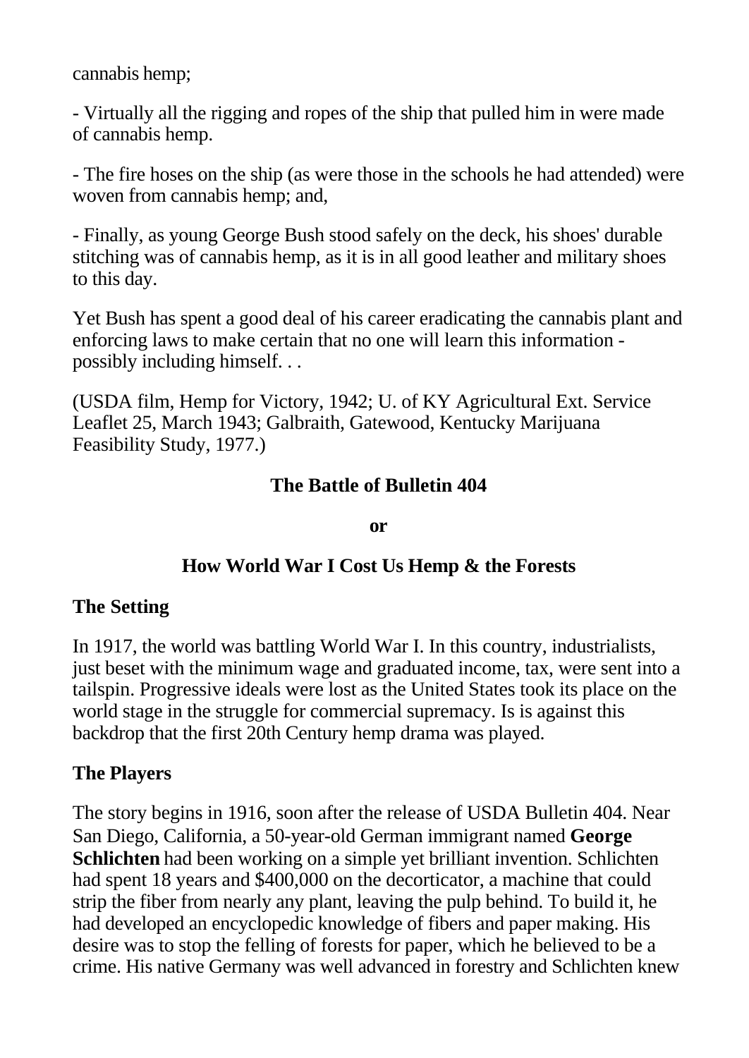cannabis hemp;

- Virtually all the rigging and ropes of the ship that pulled him in were made of cannabis hemp.

- The fire hoses on the ship (as were those in the schools he had attended) were woven from cannabis hemp; and,

- Finally, as young George Bush stood safely on the deck, his shoes' durable stitching was of cannabis hemp, as it is in all good leather and military shoes to this day.

Yet Bush has spent a good deal of his career eradicating the cannabis plant and enforcing laws to make certain that no one will learn this information - possibly including himself. . .

(USDA film, Hemp for Victory, 1942; U. of KY Agricultural Ext. Service Leaflet 25, March 1943; Galbraith, Gatewood, Kentucky Marijuana Feasibility Study, 1977.)

## The Battle of Bulletin 404

**or**

## How World War I Cost Us Hemp & the Forests

### The Setting

In 1917, the world was battling World War I. In this country, industrialists, just beset with the minimum wage and graduated income, tax, were sent into a tailspin. Progressive ideals were lost as the United States took its place on the world stage in the struggle for commercial supremacy. Is is against this backdrop that the first 20th Century hemp drama was played.

### The Players

The story begins in 1916, soon after the release of USDA Bulletin 404. Near San Diego, California, a 50-year-old German immigrant named **George Schlichten** had been working on a simple yet brilliant invention. Schlichten had spent 18 years and $400,000 on the decorticator, a machine that could strip the fiber from nearly any plant, leaving the pulp behind. To build it, he had developed an encyclopedic knowledge of fibers and paper making. His desire was to stop the felling of forests for paper, which he believed to be a crime. His native Germany was well advanced in forestry and Schlichten knew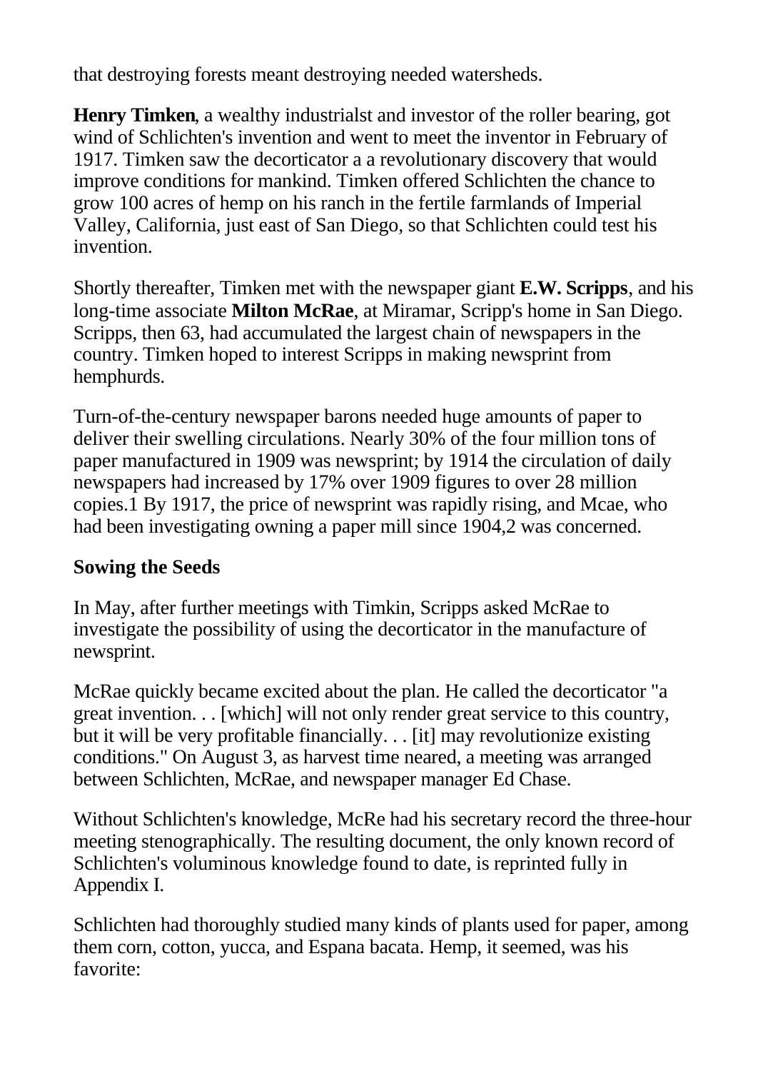that destroying forests meant destroying needed watersheds.

**Henry Timken**, a wealthy industrialst and investor of the roller bearing, got wind of Schlichten's invention and went to meet the inventor in February of 1917. Timken saw the decorticator a a revolutionary discovery that would improve conditions for mankind. Timken offered Schlichten the chance to grow 100 acres of hemp on his ranch in the fertile farmlands of Imperial Valley, California, just east of San Diego, so that Schlichten could test his invention.

Shortly thereafter, Timken met with the newspaper giant **E.W. Scripps**, and his long-time associate **Milton McRae**, at Miramar, Scripp's home in San Diego. Scripps, then 63, had accumulated the largest chain of newspapers in the country. Timken hoped to interest Scripps in making newsprint from hemphurds.

Turn-of-the-century newspaper barons needed huge amounts of paper to deliver their swelling circulations. Nearly 30% of the four million tons of paper manufactured in 1909 was newsprint; by 1914 the circulation of daily newspapers had increased by 17% over 1909 figures to over 28 million copies.1 By 1917, the price of newsprint was rapidly rising, and Mcae, who had been investigating owning a paper mill since 1904,2 was concerned.

## Sowing the Seeds

In May, after further meetings with Timkin, Scripps asked McRae to investigate the possibility of using the decorticator in the manufacture of newsprint.

McRae quickly became excited about the plan. He called the decorticator "a great invention. . . [which] will not only render great service to this country, but it will be very profitable financially. . . [it] may revolutionize existing conditions." On August 3, as harvest time neared, a meeting was arranged between Schlichten, McRae, and newspaper manager Ed Chase.

Without Schlichten's knowledge, McRe had his secretary record the three-hour meeting stenographically. The resulting document, the only known record of Schlichten's voluminous knowledge found to date, is reprinted fully in Appendix I.

Schlichten had thoroughly studied many kinds of plants used for paper, among them corn, cotton, yucca, and Espana bacata. Hemp, it seemed, was his favorite: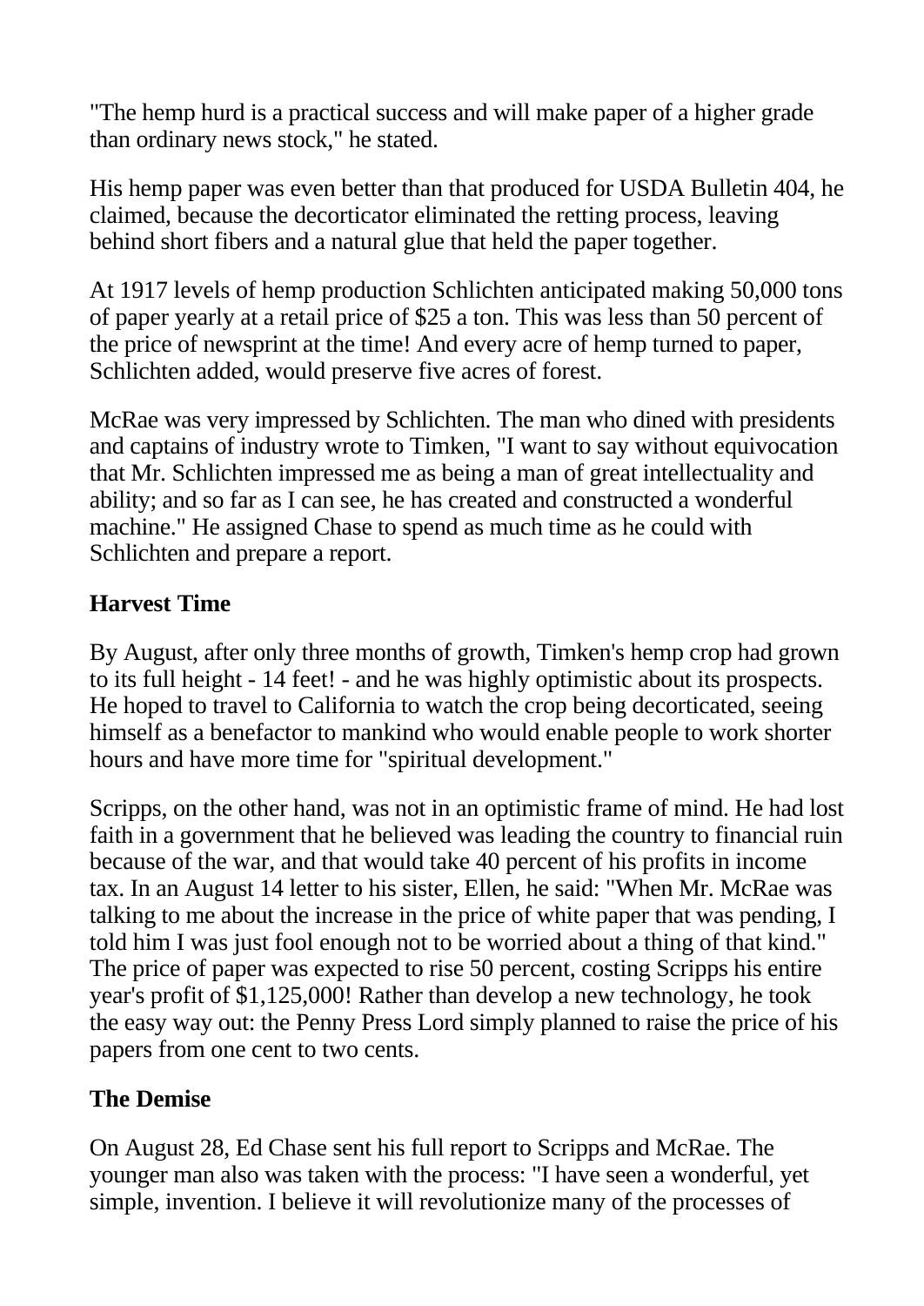"The hemp hurd is a practical success and will make paper of a higher grade than ordinary news stock," he stated.

His hemp paper was even better than that produced for USDA Bulletin 404, he claimed, because the decorticator eliminated the retting process, leaving behind short fibers and a natural glue that held the paper together.

At 1917 levels of hemp production Schlichten anticipated making 50,000 tons of paper yearly at a retail price of $25 a ton. This was less than 50 percent of the price of newsprint at the time! And every acre of hemp turned to paper, Schlichten added, would preserve five acres of forest.

McRae was very impressed by Schlichten. The man who dined with presidents and captains of industry wrote to Timken, "I want to say without equivocation that Mr. Schlichten impressed me as being a man of great intellectuality and ability; and so far as I can see, he has created and constructed a wonderful machine." He assigned Chase to spend as much time as he could with Schlichten and prepare a report.

### Harvest Time

By August, after only three months of growth, Timken's hemp crop had grown to its full height - 14 feet! - and he was highly optimistic about its prospects. He hoped to travel to California to watch the crop being decorticated, seeing himself as a benefactor to mankind who would enable people to work shorter hours and have more time for "spiritual development."

Scripps, on the other hand, was not in an optimistic frame of mind. He had lost faith in a government that he believed was leading the country to financial ruin because of the war, and that would take 40 percent of his profits in income tax. In an August 14 letter to his sister, Ellen, he said: "When Mr. McRae was talking to me about the increase in the price of white paper that was pending, I told him I was just fool enough not to be worried about a thing of that kind." The price of paper was expected to rise 50 percent, costing Scripps his entire year's profit of $1,125,000! Rather than develop a new technology, he took the easy way out: the Penny Press Lord simply planned to raise the price of his papers from one cent to two cents.

### The Demise

On August 28, Ed Chase sent his full report to Scripps and McRae. The younger man also was taken with the process: "I have seen a wonderful, yet simple, invention. I believe it will revolutionize many of the processes of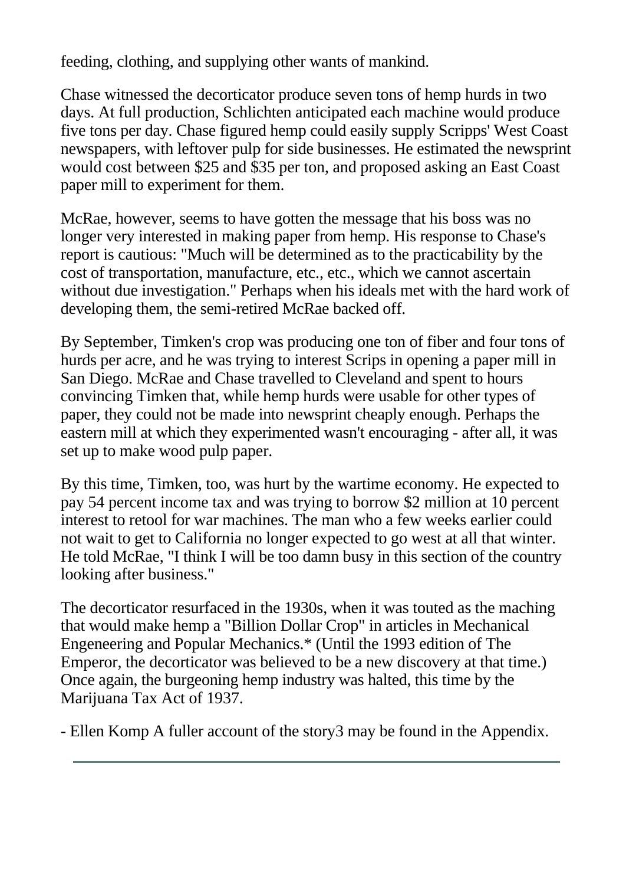feeding, clothing, and supplying other wants of mankind.

Chase witnessed the decorticator produce seven tons of hemp hurds in two days. At full production, Schlichten anticipated each machine would produce five tons per day. Chase figured hemp could easily supply Scripps' West Coast newspapers, with leftover pulp for side businesses. He estimated the newsprint would cost between $25 and $35 per ton, and proposed asking an East Coast paper mill to experiment for them.

McRae, however, seems to have gotten the message that his boss was no longer very interested in making paper from hemp. His response to Chase's report is cautious: "Much will be determined as to the practicability by the cost of transportation, manufacture, etc., etc., which we cannot ascertain without due investigation." Perhaps when his ideals met with the hard work of developing them, the semi-retired McRae backed off.

By September, Timken's crop was producing one ton of fiber and four tons of hurds per acre, and he was trying to interest Scrips in opening a paper mill in San Diego. McRae and Chase travelled to Cleveland and spent to hours convincing Timken that, while hemp hurds were usable for other types of paper, they could not be made into newsprint cheaply enough. Perhaps the eastern mill at which they experimented wasn't encouraging - after all, it was set up to make wood pulp paper.

By this time, Timken, too, was hurt by the wartime economy. He expected to pay 54 percent income tax and was trying to borrow $2 million at 10 percent interest to retool for war machines. The man who a few weeks earlier could not wait to get to California no longer expected to go west at all that winter. He told McRae, "I think I will be too damn busy in this section of the country looking after business."

The decorticator resurfaced in the 1930s, when it was touted as the maching that would make hemp a "Billion Dollar Crop" in articles in Mechanical Engeneering and Popular Mechanics.* (Until the 1993 edition of The Emperor, the decorticator was believed to be a new discovery at that time.) Once again, the burgeoning hemp industry was halted, this time by the Marijuana Tax Act of 1937.

- Ellen Komp A fuller account of the story3 may be found in the Appendix.

---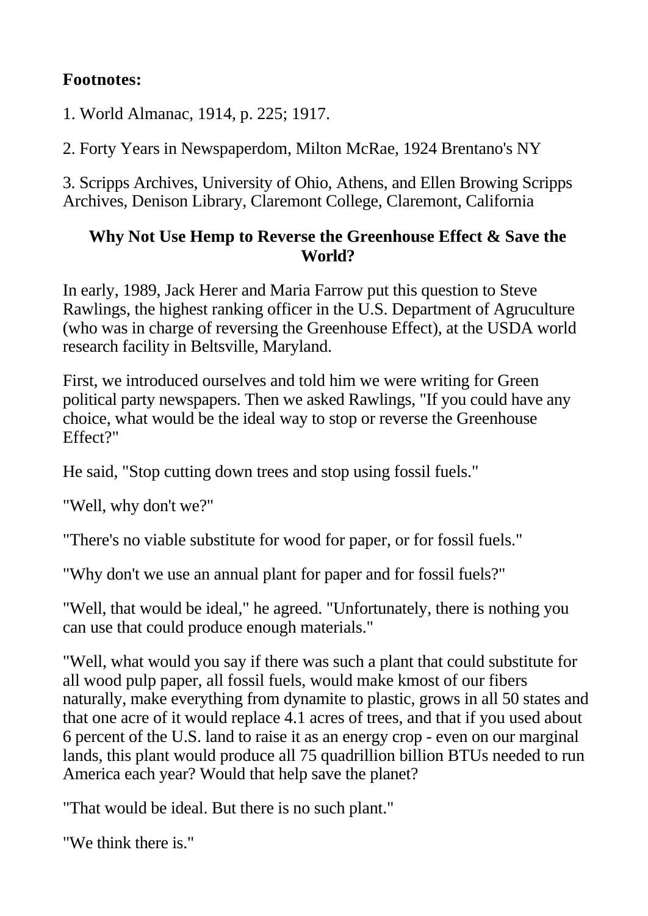**Footnotes:**

1. World Almanac, 1914, p. 225; 1917.

2. Forty Years in Newspaperdom, Milton McRae, 1924 Brentano's NY

3. Scripps Archives, University of Ohio, Athens, and Ellen Browing Scripps Archives, Denison Library, Claremont College, Claremont, California

### Why Not Use Hemp to Reverse the Greenhouse Effect & Save the World?

In early, 1989, Jack Herer and Maria Farrow put this question to Steve Rawlings, the highest ranking officer in the U.S. Department of Agriculture (who was in charge of reversing the Greenhouse Effect), at the USDA world research facility in Beltsville, Maryland.

First, we introduced ourselves and told him we were writing for Green political party newspapers. Then we asked Rawlings, "If you could have any choice, what would be the ideal way to stop or reverse the Greenhouse Effect?"

He said, "Stop cutting down trees and stop using fossil fuels."

"Well, why don't we?"

"There's no viable substitute for wood for paper, or for fossil fuels."

"Why don't we use an annual plant for paper and for fossil fuels?"

"Well, that would be ideal," he agreed. "Unfortunately, there is nothing you can use that could produce enough materials."

"Well, what would you say if there was such a plant that could substitute for all wood pulp paper, all fossil fuels, would make kmost of our fibers naturally, make everything from dynamite to plastic, grows in all 50 states and that one acre of it would replace 4.1 acres of trees, and that if you used about 6 percent of the U.S. land to raise it as an energy crop - even on our marginal lands, this plant would produce all 75 quadrillion billion BTUs needed to run America each year? Would that help save the planet?

"That would be ideal. But there is no such plant."

"We think there is."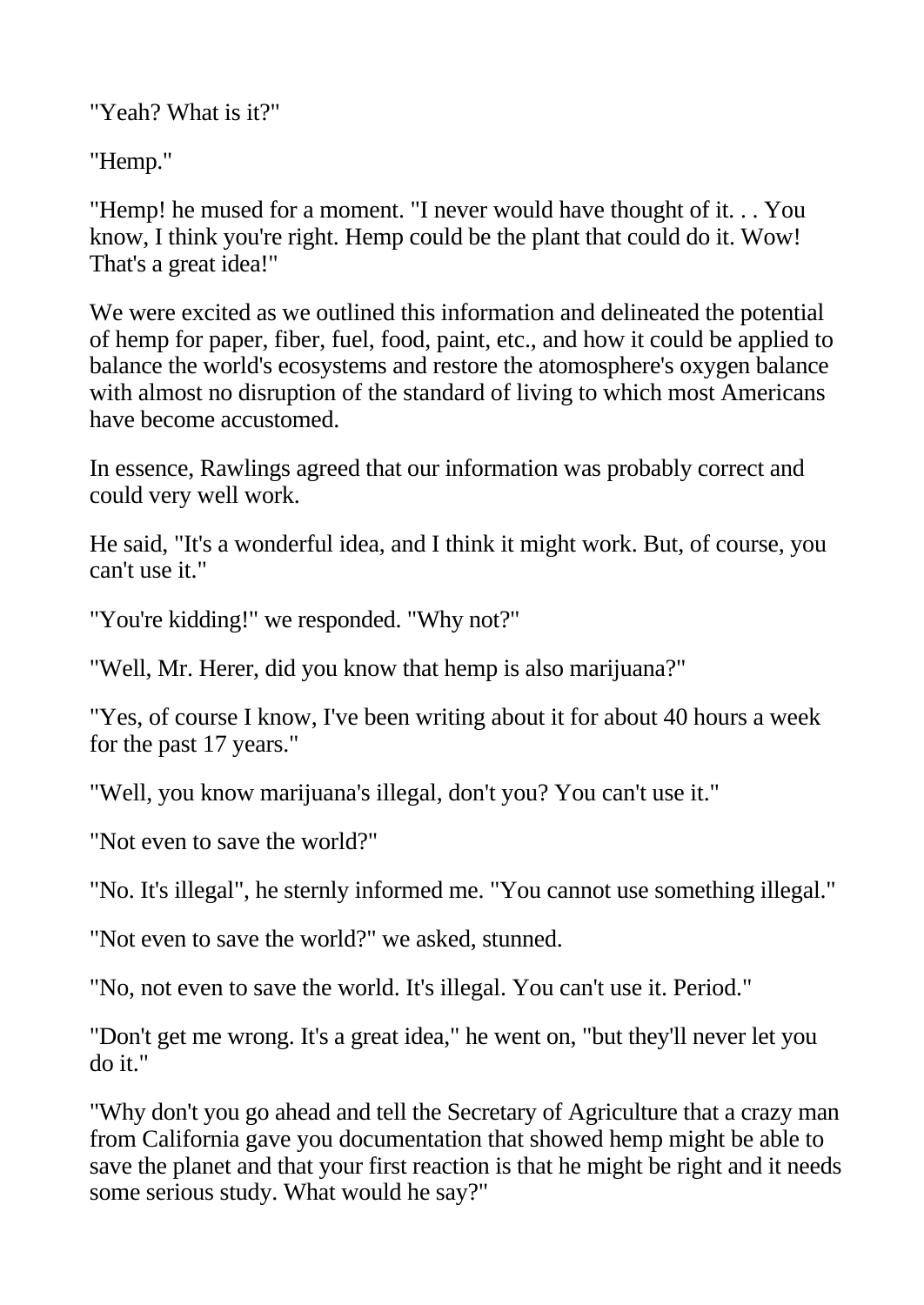"Yeah? What is it?"

"Hemp."

"Hemp! he mused for a moment. "I never would have thought of it. . . You know, I think you're right. Hemp could be the plant that could do it. Wow! That's a great idea!"

We were excited as we outlined this information and delineated the potential of hemp for paper, fiber, fuel, food, paint, etc., and how it could be applied to balance the world's ecosystems and restore the atomosphere's oxygen balance with almost no disruption of the standard of living to which most Americans have become accustomed.

In essence, Rawlings agreed that our information was probably correct and could very well work.

He said, "It's a wonderful idea, and I think it might work. But, of course, you can't use it."

"You're kidding!" we responded. "Why not?"

"Well, Mr. Herer, did you know that hemp is also marijuana?"

"Yes, of course I know, I've been writing about it for about 40 hours a week for the past 17 years."

"Well, you know marijuana's illegal, don't you? You can't use it."

"Not even to save the world?"

"No. It's illegal", he sternly informed me. "You cannot use something illegal."

"Not even to save the world?" we asked, stunned.

"No, not even to save the world. It's illegal. You can't use it. Period."

"Don't get me wrong. It's a great idea," he went on, "but they'll never let you do it."

"Why don't you go ahead and tell the Secretary of Agriculture that a crazy man from California gave you documentation that showed hemp might be able to save the planet and that your first reaction is that he might be right and it needs some serious study. What would he say?"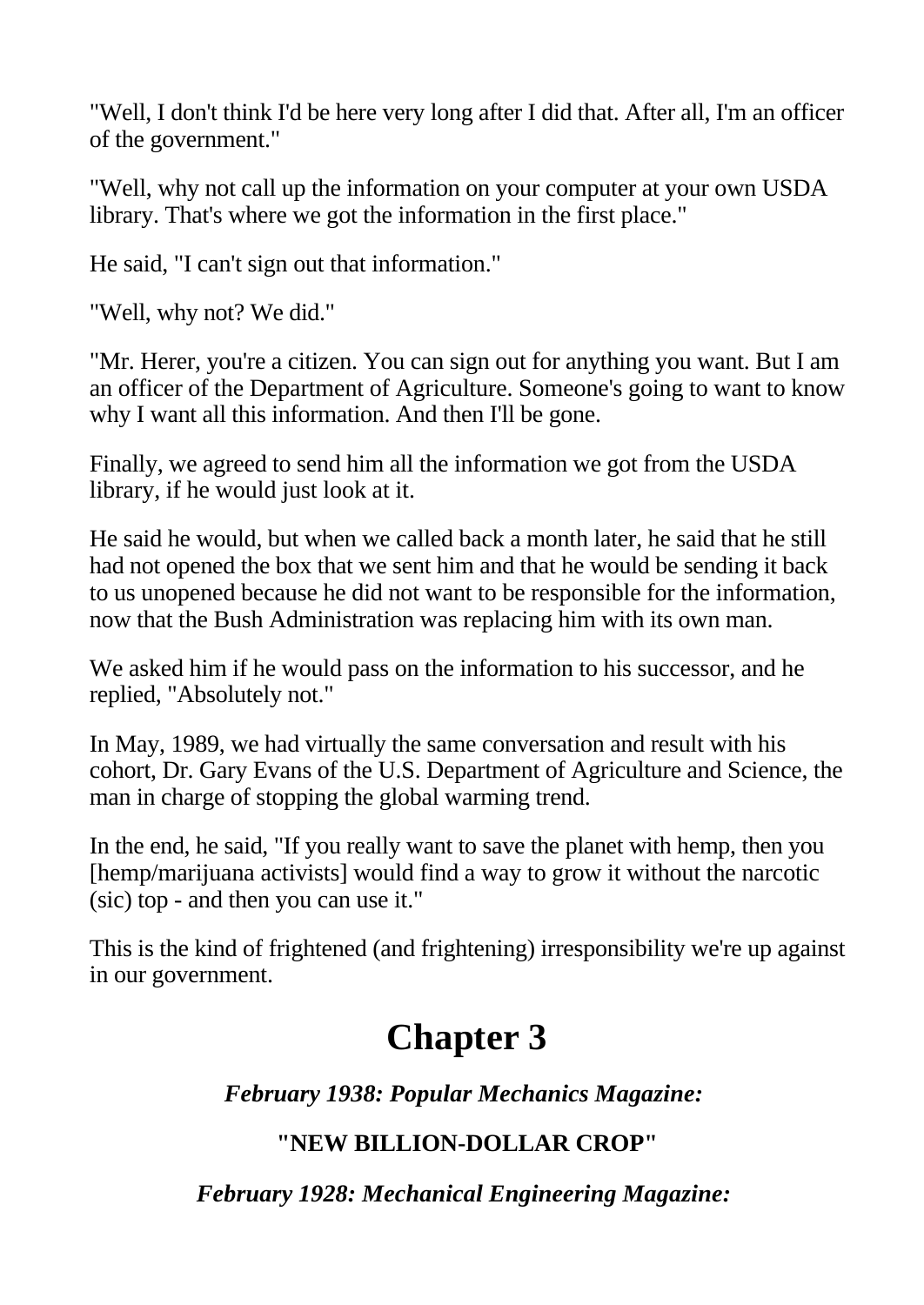"Well, I don't think I'd be here very long after I did that. After all, I'm an officer of the government."

"Well, why not call up the information on your computer at your own USDA library. That's where we got the information in the first place."

He said, "I can't sign out that information."

"Well, why not? We did."

"Mr. Herer, you're a citizen. You can sign out for anything you want. But I am an officer of the Department of Agriculture. Someone's going to want to know why I want all this information. And then I'll be gone.

Finally, we agreed to send him all the information we got from the USDA library, if he would just look at it.

He said he would, but when we called back a month later, he said that he still had not opened the box that we sent him and that he would be sending it back to us unopened because he did not want to be responsible for the information, now that the Bush Administration was replacing him with its own man.

We asked him if he would pass on the information to his successor, and he replied, "Absolutely not."

In May, 1989, we had virtually the same conversation and result with his cohort, Dr. Gary Evans of the U.S. Department of Agriculture and Science, the man in charge of stopping the global warming trend.

In the end, he said, "If you really want to save the planet with hemp, then you [hemp/marijuana activists] would find a way to grow it without the narcotic (sic) top - and then you can use it."

This is the kind of frightened (and frightening) irresponsibility we're up against in our government.

# Chapter 3

***February 1938: Popular Mechanics Magazine:***

**"NEW BILLION-DOLLAR CROP"**

***February 1928: Mechanical Engineering Magazine:***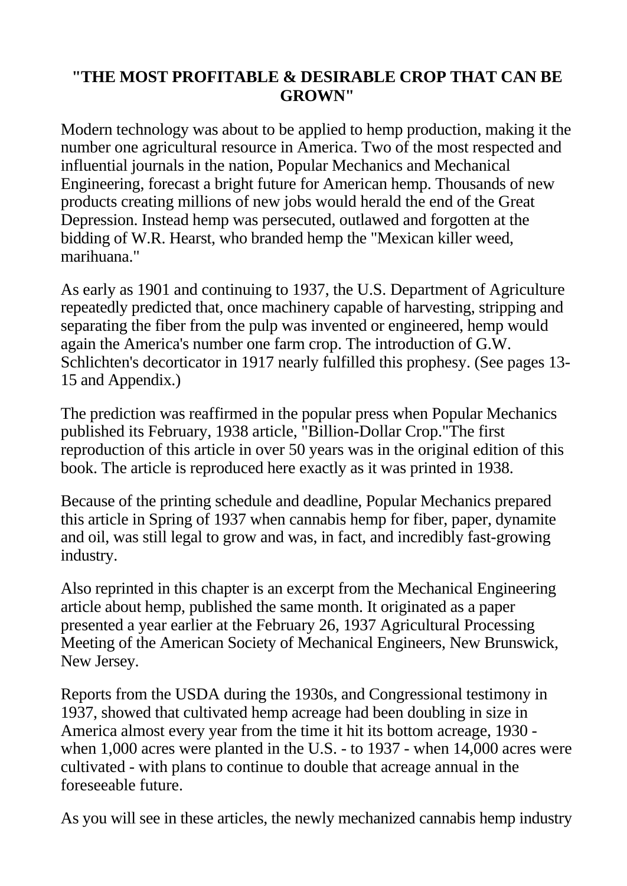## "THE MOST PROFITABLE & DESIRABLE CROP THAT CAN BE GROWN"

Modern technology was about to be applied to hemp production, making it the number one agricultural resource in America. Two of the most respected and influential journals in the nation, Popular Mechanics and Mechanical Engineering, forecast a bright future for American hemp. Thousands of new products creating millions of new jobs would herald the end of the Great Depression. Instead hemp was persecuted, outlawed and forgotten at the bidding of W.R. Hearst, who branded hemp the "Mexican killer weed, marihuana."

As early as 1901 and continuing to 1937, the U.S. Department of Agriculture repeatedly predicted that, once machinery capable of harvesting, stripping and separating the fiber from the pulp was invented or engineered, hemp would again the America's number one farm crop. The introduction of G.W. Schlichten's decorticator in 1917 nearly fulfilled this prophesy. (See pages 13-15 and Appendix.)

The prediction was reaffirmed in the popular press when Popular Mechanics published its February, 1938 article, "Billion-Dollar Crop."The first reproduction of this article in over 50 years was in the original edition of this book. The article is reproduced here exactly as it was printed in 1938.

Because of the printing schedule and deadline, Popular Mechanics prepared this article in Spring of 1937 when cannabis hemp for fiber, paper, dynamite and oil, was still legal to grow and was, in fact, and incredibly fast-growing industry.

Also reprinted in this chapter is an excerpt from the Mechanical Engineering article about hemp, published the same month. It originated as a paper presented a year earlier at the February 26, 1937 Agricultural Processing Meeting of the American Society of Mechanical Engineers, New Brunswick, New Jersey.

Reports from the USDA during the 1930s, and Congressional testimony in 1937, showed that cultivated hemp acreage had been doubling in size in America almost every year from the time it hit its bottom acreage, 1930 - when 1,000 acres were planted in the U.S. - to 1937 - when 14,000 acres were cultivated - with plans to continue to double that acreage annual in the foreseeable future.

As you will see in these articles, the newly mechanized cannabis hemp industry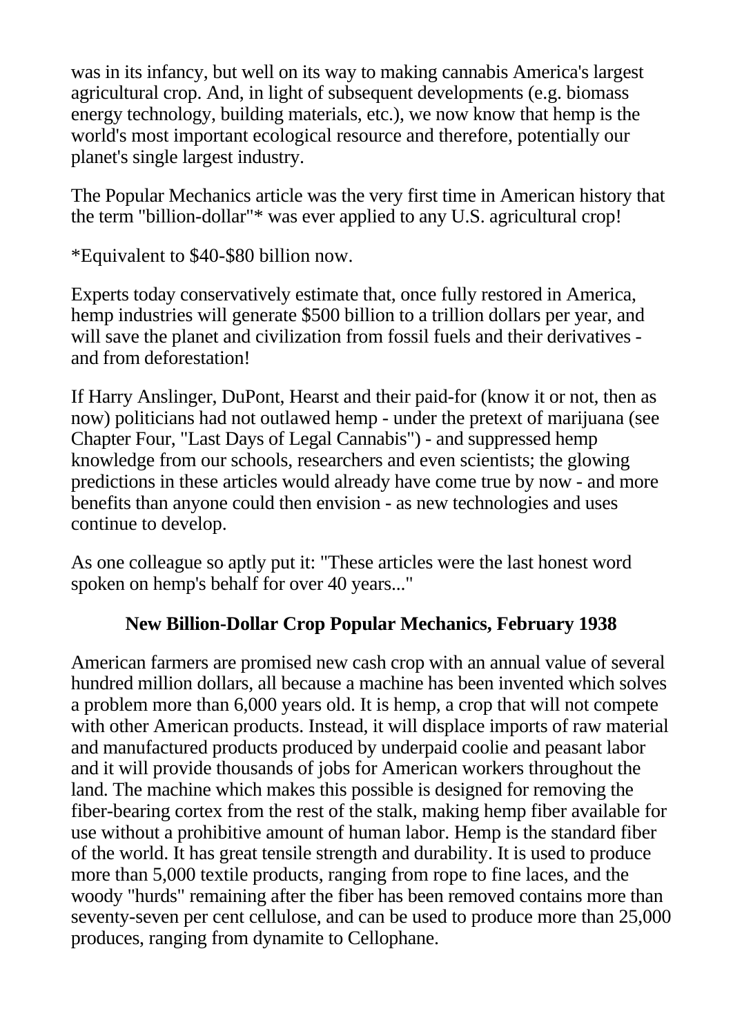was in its infancy, but well on its way to making cannabis America's largest agricultural crop. And, in light of subsequent developments (e.g. biomass energy technology, building materials, etc.), we now know that hemp is the world's most important ecological resource and therefore, potentially our planet's single largest industry.

The Popular Mechanics article was the very first time in American history that the term "billion-dollar"* was ever applied to any U.S. agricultural crop!

*Equivalent to $40-$80 billion now.

Experts today conservatively estimate that, once fully restored in America, hemp industries will generate $500 billion to a trillion dollars per year, and will save the planet and civilization from fossil fuels and their derivatives - and from deforestation!

If Harry Anslinger, DuPont, Hearst and their paid-for (know it or not, then as now) politicians had not outlawed hemp - under the pretext of marijuana (see Chapter Four, "Last Days of Legal Cannabis") - and suppressed hemp knowledge from our schools, researchers and even scientists; the glowing predictions in these articles would already have come true by now - and more benefits than anyone could then envision - as new technologies and uses continue to develop.

As one colleague so aptly put it: "These articles were the last honest word spoken on hemp's behalf for over 40 years..."

## New Billion-Dollar Crop Popular Mechanics, February 1938

American farmers are promised new cash crop with an annual value of several hundred million dollars, all because a machine has been invented which solves a problem more than 6,000 years old. It is hemp, a crop that will not compete with other American products. Instead, it will displace imports of raw material and manufactured products produced by underpaid coolie and peasant labor and it will provide thousands of jobs for American workers throughout the land. The machine which makes this possible is designed for removing the fiber-bearing cortex from the rest of the stalk, making hemp fiber available for use without a prohibitive amount of human labor. Hemp is the standard fiber of the world. It has great tensile strength and durability. It is used to produce more than 5,000 textile products, ranging from rope to fine laces, and the woody "hurds" remaining after the fiber has been removed contains more than seventy-seven per cent cellulose, and can be used to produce more than 25,000 produces, ranging from dynamite to Cellophane.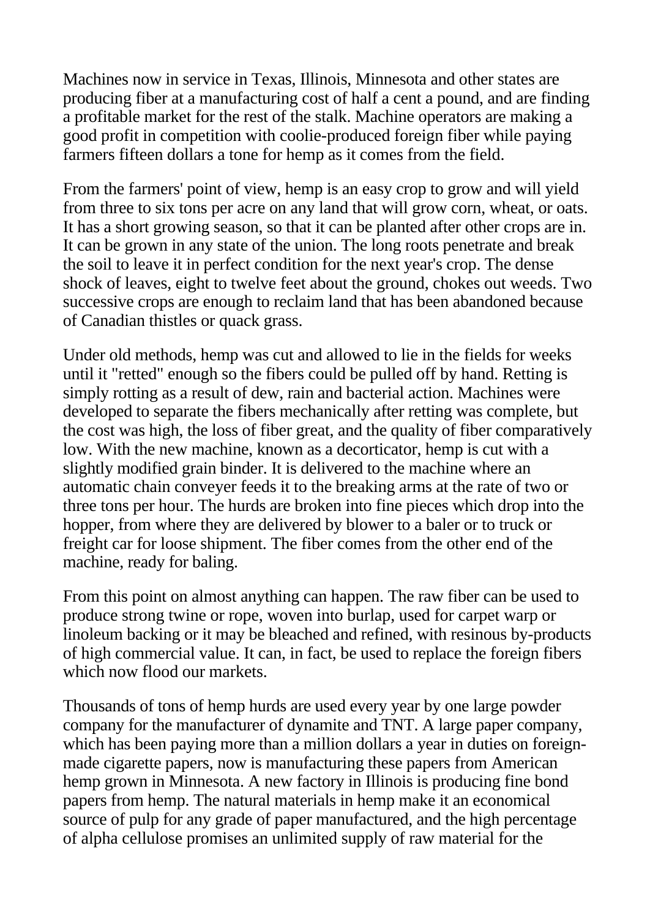Machines now in service in Texas, Illinois, Minnesota and other states are producing fiber at a manufacturing cost of half a cent a pound, and are finding a profitable market for the rest of the stalk. Machine operators are making a good profit in competition with coolie-produced foreign fiber while paying farmers fifteen dollars a tone for hemp as it comes from the field.

From the farmers' point of view, hemp is an easy crop to grow and will yield from three to six tons per acre on any land that will grow corn, wheat, or oats. It has a short growing season, so that it can be planted after other crops are in. It can be grown in any state of the union. The long roots penetrate and break the soil to leave it in perfect condition for the next year's crop. The dense shock of leaves, eight to twelve feet about the ground, chokes out weeds. Two successive crops are enough to reclaim land that has been abandoned because of Canadian thistles or quack grass.

Under old methods, hemp was cut and allowed to lie in the fields for weeks until it "retted" enough so the fibers could be pulled off by hand. Retting is simply rotting as a result of dew, rain and bacterial action. Machines were developed to separate the fibers mechanically after retting was complete, but the cost was high, the loss of fiber great, and the quality of fiber comparatively low. With the new machine, known as a decorticator, hemp is cut with a slightly modified grain binder. It is delivered to the machine where an automatic chain conveyer feeds it to the breaking arms at the rate of two or three tons per hour. The hurds are broken into fine pieces which drop into the hopper, from where they are delivered by blower to a baler or to truck or freight car for loose shipment. The fiber comes from the other end of the machine, ready for baling.

From this point on almost anything can happen. The raw fiber can be used to produce strong twine or rope, woven into burlap, used for carpet warp or linoleum backing or it may be bleached and refined, with resinous by-products of high commercial value. It can, in fact, be used to replace the foreign fibers which now flood our markets.

Thousands of tons of hemp hurds are used every year by one large powder company for the manufacturer of dynamite and TNT. A large paper company, which has been paying more than a million dollars a year in duties on foreign-made cigarette papers, now is manufacturing these papers from American hemp grown in Minnesota. A new factory in Illinois is producing fine bond papers from hemp. The natural materials in hemp make it an economical source of pulp for any grade of paper manufactured, and the high percentage of alpha cellulose promises an unlimited supply of raw material for the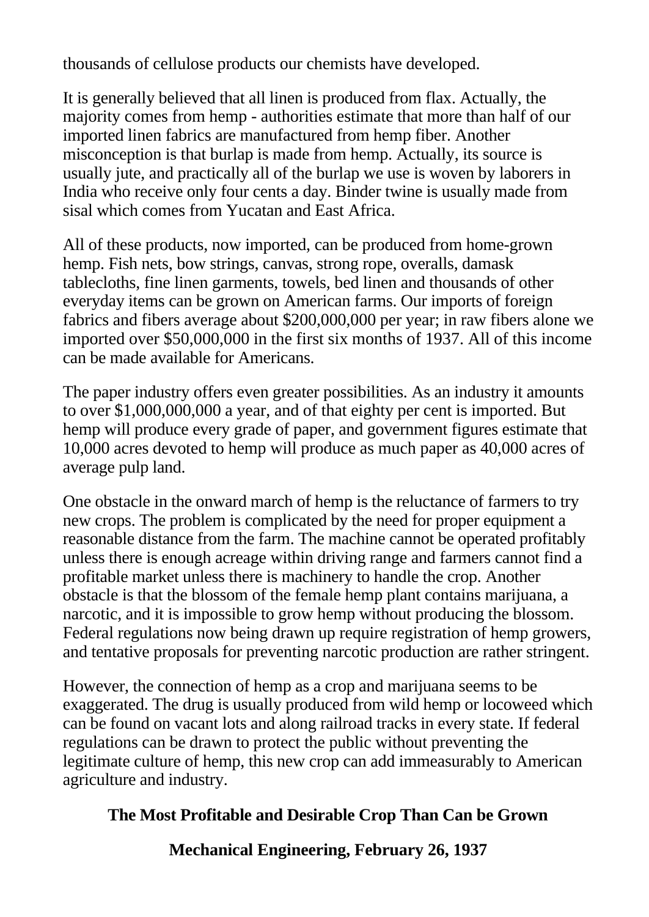thousands of cellulose products our chemists have developed.

It is generally believed that all linen is produced from flax. Actually, the majority comes from hemp - authorities estimate that more than half of our imported linen fabrics are manufactured from hemp fiber. Another misconception is that burlap is made from hemp. Actually, its source is usually jute, and practically all of the burlap we use is woven by laborers in India who receive only four cents a day. Binder twine is usually made from sisal which comes from Yucatan and East Africa.

All of these products, now imported, can be produced from home-grown hemp. Fish nets, bow strings, canvas, strong rope, overalls, damask tablecloths, fine linen garments, towels, bed linen and thousands of other everyday items can be grown on American farms. Our imports of foreign fabrics and fibers average about $200,000,000 per year; in raw fibers alone we imported over $50,000,000 in the first six months of 1937. All of this income can be made available for Americans.

The paper industry offers even greater possibilities. As an industry it amounts to over $1,000,000,000 a year, and of that eighty per cent is imported. But hemp will produce every grade of paper, and government figures estimate that 10,000 acres devoted to hemp will produce as much paper as 40,000 acres of average pulp land.

One obstacle in the onward march of hemp is the reluctance of farmers to try new crops. The problem is complicated by the need for proper equipment a reasonable distance from the farm. The machine cannot be operated profitably unless there is enough acreage within driving range and farmers cannot find a profitable market unless there is machinery to handle the crop. Another obstacle is that the blossom of the female hemp plant contains marijuana, a narcotic, and it is impossible to grow hemp without producing the blossom. Federal regulations now being drawn up require registration of hemp growers, and tentative proposals for preventing narcotic production are rather stringent.

However, the connection of hemp as a crop and marijuana seems to be exaggerated. The drug is usually produced from wild hemp or locoweed which can be found on vacant lots and along railroad tracks in every state. If federal regulations can be drawn to protect the public without preventing the legitimate culture of hemp, this new crop can add immeasurably to American agriculture and industry.

## The Most Profitable and Desirable Crop Than Can be Grown

### Mechanical Engineering, February 26, 1937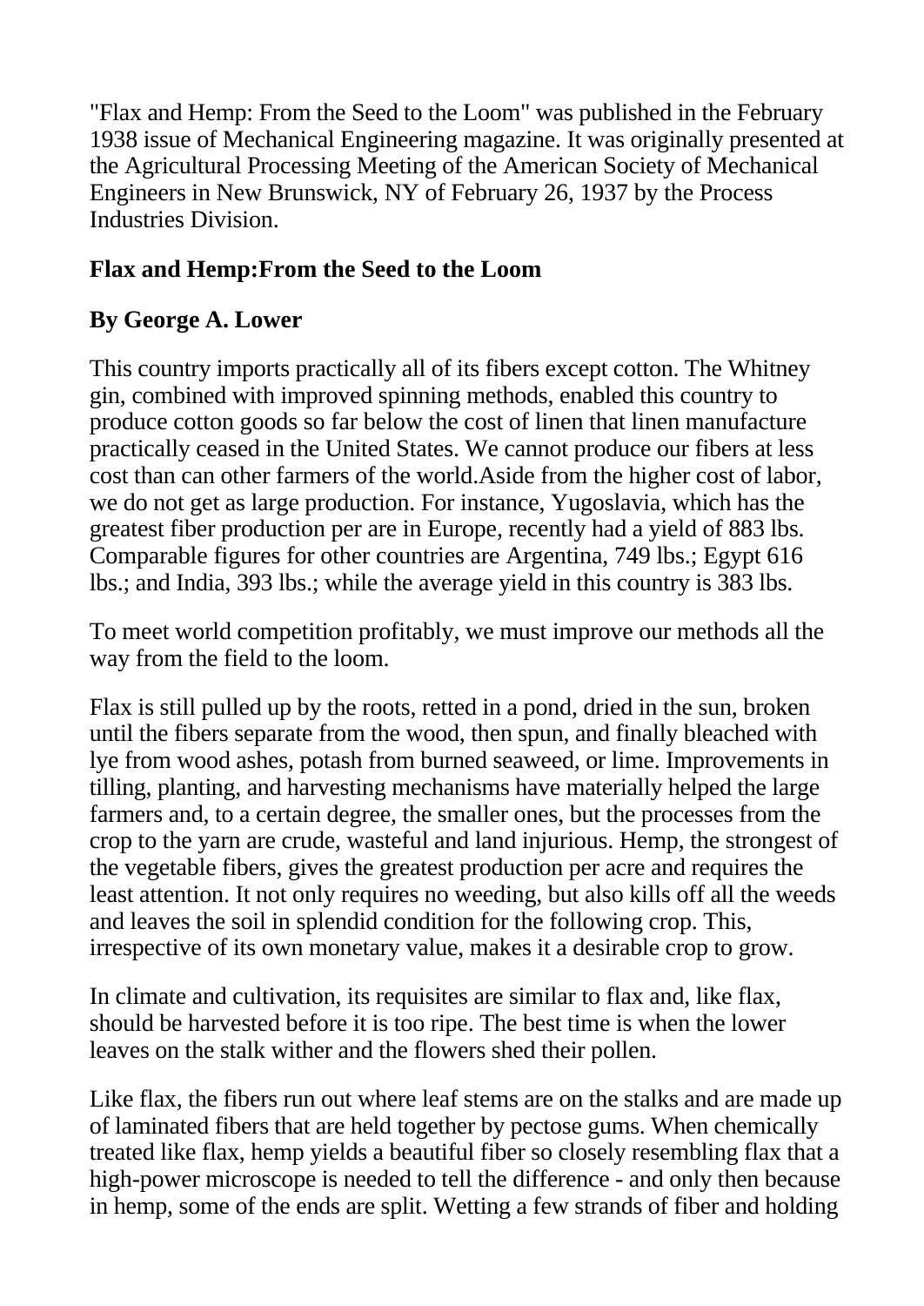"Flax and Hemp: From the Seed to the Loom" was published in the February 1938 issue of Mechanical Engineering magazine. It was originally presented at the Agricultural Processing Meeting of the American Society of Mechanical Engineers in New Brunswick, NY of February 26, 1937 by the Process Industries Division.

## Flax and Hemp:From the Seed to the Loom

### By George A. Lower

This country imports practically all of its fibers except cotton. The Whitney gin, combined with improved spinning methods, enabled this country to produce cotton goods so far below the cost of linen that linen manufacture practically ceased in the United States. We cannot produce our fibers at less cost than can other farmers of the world.Aside from the higher cost of labor, we do not get as large production. For instance, Yugoslavia, which has the greatest fiber production per are in Europe, recently had a yield of 883 lbs. Comparable figures for other countries are Argentina, 749 lbs.; Egypt 616 lbs.; and India, 393 lbs.; while the average yield in this country is 383 lbs.

To meet world competition profitably, we must improve our methods all the way from the field to the loom.

Flax is still pulled up by the roots, retted in a pond, dried in the sun, broken until the fibers separate from the wood, then spun, and finally bleached with lye from wood ashes, potash from burned seaweed, or lime. Improvements in tilling, planting, and harvesting mechanisms have materially helped the large farmers and, to a certain degree, the smaller ones, but the processes from the crop to the yarn are crude, wasteful and land injurious. Hemp, the strongest of the vegetable fibers, gives the greatest production per acre and requires the least attention. It not only requires no weeding, but also kills off all the weeds and leaves the soil in splendid condition for the following crop. This, irrespective of its own monetary value, makes it a desirable crop to grow.

In climate and cultivation, its requisites are similar to flax and, like flax, should be harvested before it is too ripe. The best time is when the lower leaves on the stalk wither and the flowers shed their pollen.

Like flax, the fibers run out where leaf stems are on the stalks and are made up of laminated fibers that are held together by pectose gums. When chemically treated like flax, hemp yields a beautiful fiber so closely resembling flax that a high-power microscope is needed to tell the difference - and only then because in hemp, some of the ends are split. Wetting a few strands of fiber and holding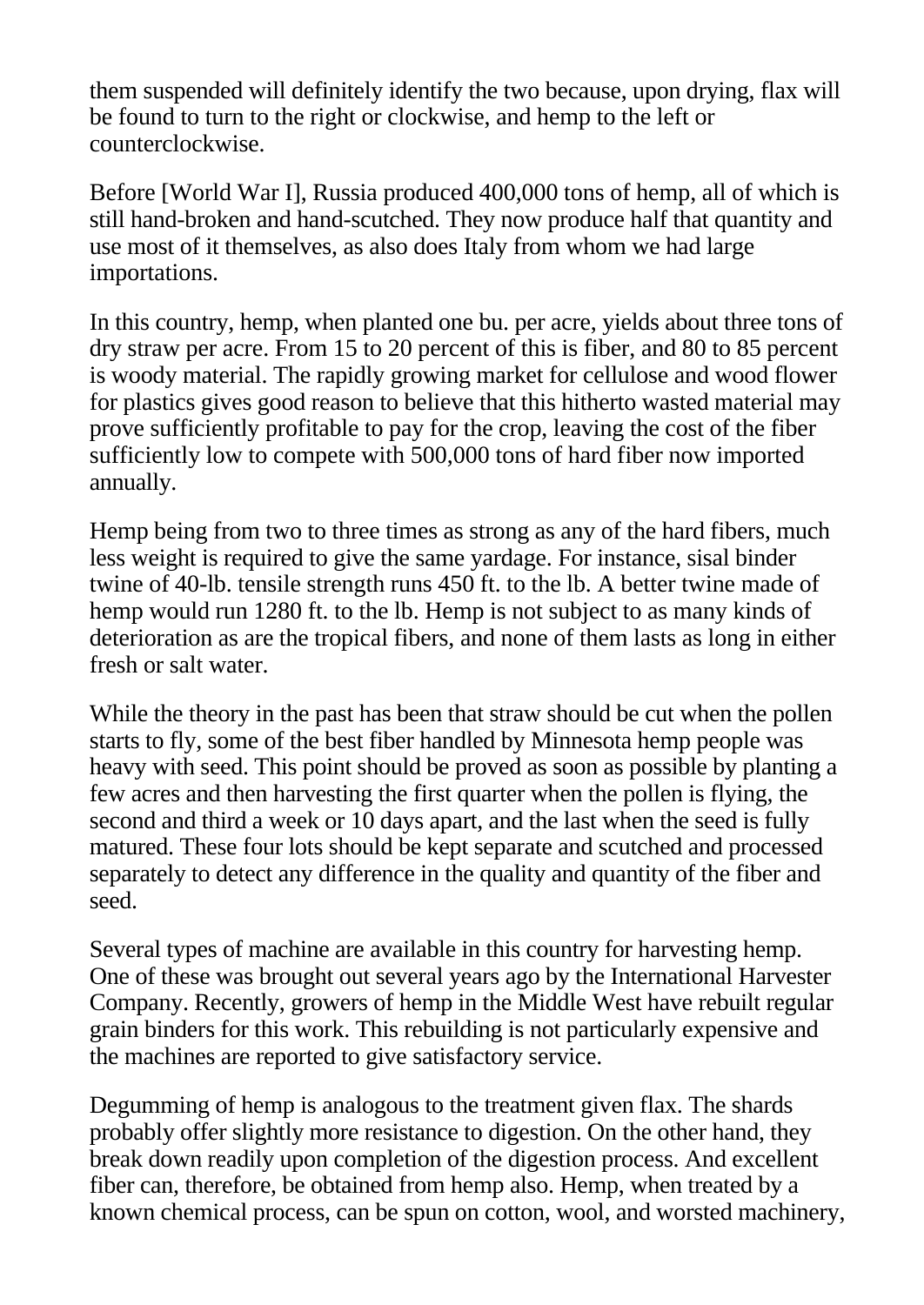them suspended will definitely identify the two because, upon drying, flax will be found to turn to the right or clockwise, and hemp to the left or counterclockwise.

Before [World War I], Russia produced 400,000 tons of hemp, all of which is still hand-broken and hand-scutched. They now produce half that quantity and use most of it themselves, as also does Italy from whom we had large importations.

In this country, hemp, when planted one bu. per acre, yields about three tons of dry straw per acre. From 15 to 20 percent of this is fiber, and 80 to 85 percent is woody material. The rapidly growing market for cellulose and wood flower for plastics gives good reason to believe that this hitherto wasted material may prove sufficiently profitable to pay for the crop, leaving the cost of the fiber sufficiently low to compete with 500,000 tons of hard fiber now imported annually.

Hemp being from two to three times as strong as any of the hard fibers, much less weight is required to give the same yardage. For instance, sisal binder twine of 40-lb. tensile strength runs 450 ft. to the lb. A better twine made of hemp would run 1280 ft. to the lb. Hemp is not subject to as many kinds of deterioration as are the tropical fibers, and none of them lasts as long in either fresh or salt water.

While the theory in the past has been that straw should be cut when the pollen starts to fly, some of the best fiber handled by Minnesota hemp people was heavy with seed. This point should be proved as soon as possible by planting a few acres and then harvesting the first quarter when the pollen is flying, the second and third a week or 10 days apart, and the last when the seed is fully matured. These four lots should be kept separate and scutched and processed separately to detect any difference in the quality and quantity of the fiber and seed.

Several types of machine are available in this country for harvesting hemp. One of these was brought out several years ago by the International Harvester Company. Recently, growers of hemp in the Middle West have rebuilt regular grain binders for this work. This rebuilding is not particularly expensive and the machines are reported to give satisfactory service.

Degumming of hemp is analogous to the treatment given flax. The shards probably offer slightly more resistance to digestion. On the other hand, they break down readily upon completion of the digestion process. And excellent fiber can, therefore, be obtained from hemp also. Hemp, when treated by a known chemical process, can be spun on cotton, wool, and worsted machinery,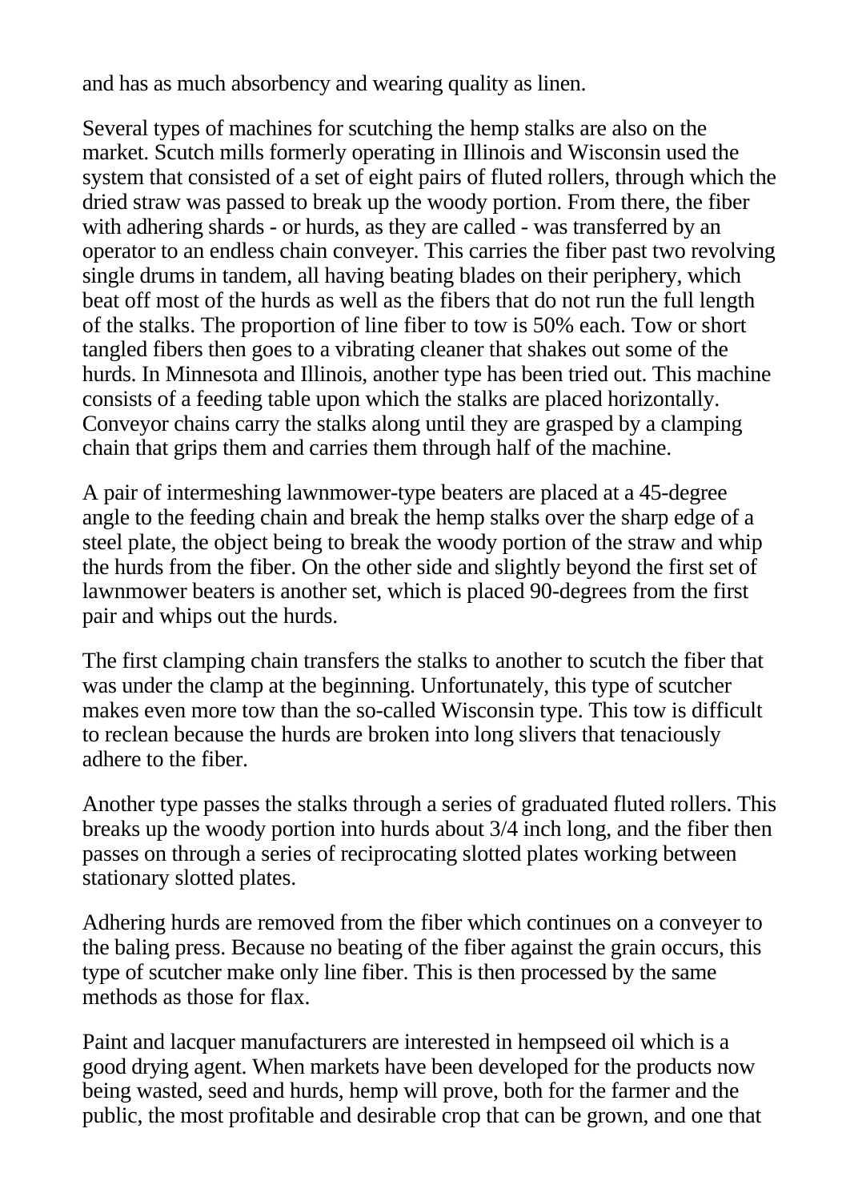and has as much absorbency and wearing quality as linen.

Several types of machines for scutching the hemp stalks are also on the market. Scutch mills formerly operating in Illinois and Wisconsin used the system that consisted of a set of eight pairs of fluted rollers, through which the dried straw was passed to break up the woody portion. From there, the fiber with adhering shards - or hurds, as they are called - was transferred by an operator to an endless chain conveyer. This carries the fiber past two revolving single drums in tandem, all having beating blades on their periphery, which beat off most of the hurds as well as the fibers that do not run the full length of the stalks. The proportion of line fiber to tow is 50% each. Tow or short tangled fibers then goes to a vibrating cleaner that shakes out some of the hurds. In Minnesota and Illinois, another type has been tried out. This machine consists of a feeding table upon which the stalks are placed horizontally. Conveyor chains carry the stalks along until they are grasped by a clamping chain that grips them and carries them through half of the machine.

A pair of intermeshing lawnmower-type beaters are placed at a 45-degree angle to the feeding chain and break the hemp stalks over the sharp edge of a steel plate, the object being to break the woody portion of the straw and whip the hurds from the fiber. On the other side and slightly beyond the first set of lawnmower beaters is another set, which is placed 90-degrees from the first pair and whips out the hurds.

The first clamping chain transfers the stalks to another to scutch the fiber that was under the clamp at the beginning. Unfortunately, this type of scutcher makes even more tow than the so-called Wisconsin type. This tow is difficult to reclean because the hurds are broken into long slivers that tenaciously adhere to the fiber.

Another type passes the stalks through a series of graduated fluted rollers. This breaks up the woody portion into hurds about 3/4 inch long, and the fiber then passes on through a series of reciprocating slotted plates working between stationary slotted plates.

Adhering hurds are removed from the fiber which continues on a conveyer to the baling press. Because no beating of the fiber against the grain occurs, this type of scutcher make only line fiber. This is then processed by the same methods as those for flax.

Paint and lacquer manufacturers are interested in hempseed oil which is a good drying agent. When markets have been developed for the products now being wasted, seed and hurds, hemp will prove, both for the farmer and the public, the most profitable and desirable crop that can be grown, and one that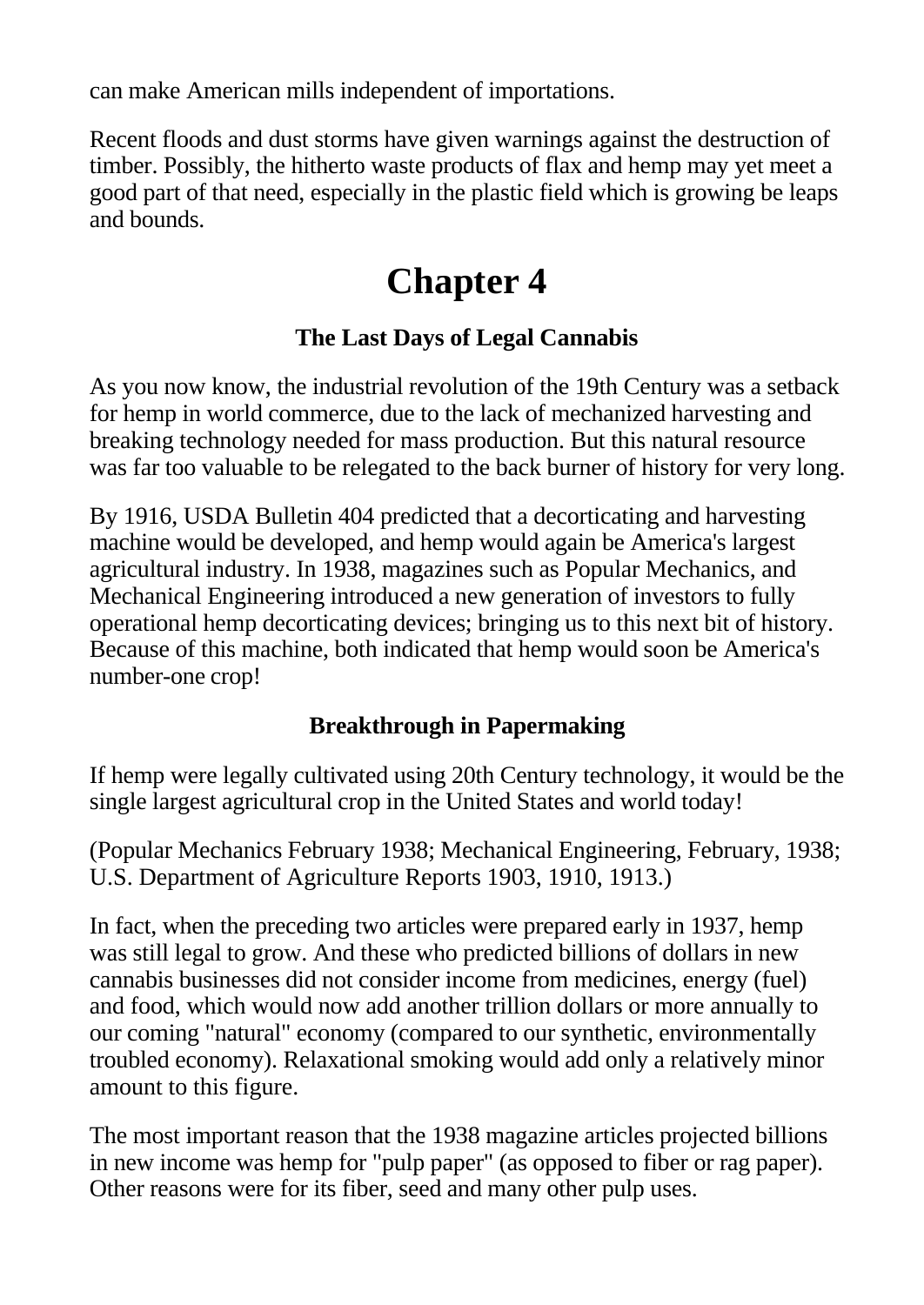can make American mills independent of importations.

Recent floods and dust storms have given warnings against the destruction of timber. Possibly, the hitherto waste products of flax and hemp may yet meet a good part of that need, especially in the plastic field which is growing be leaps and bounds.

# Chapter 4

### The Last Days of Legal Cannabis

As you now know, the industrial revolution of the 19th Century was a setback for hemp in world commerce, due to the lack of mechanized harvesting and breaking technology needed for mass production. But this natural resource was far too valuable to be relegated to the back burner of history for very long.

By 1916, USDA Bulletin 404 predicted that a decorticating and harvesting machine would be developed, and hemp would again be America's largest agricultural industry. In 1938, magazines such as Popular Mechanics, and Mechanical Engineering introduced a new generation of investors to fully operational hemp decorticating devices; bringing us to this next bit of history. Because of this machine, both indicated that hemp would soon be America's number-one crop!

### Breakthrough in Papermaking

If hemp were legally cultivated using 20th Century technology, it would be the single largest agricultural crop in the United States and world today!

(Popular Mechanics February 1938; Mechanical Engineering, February, 1938; U.S. Department of Agriculture Reports 1903, 1910, 1913.)

In fact, when the preceding two articles were prepared early in 1937, hemp was still legal to grow. And these who predicted billions of dollars in new cannabis businesses did not consider income from medicines, energy (fuel) and food, which would now add another trillion dollars or more annually to our coming "natural" economy (compared to our synthetic, environmentally troubled economy). Relaxational smoking would add only a relatively minor amount to this figure.

The most important reason that the 1938 magazine articles projected billions in new income was hemp for "pulp paper" (as opposed to fiber or rag paper). Other reasons were for its fiber, seed and many other pulp uses.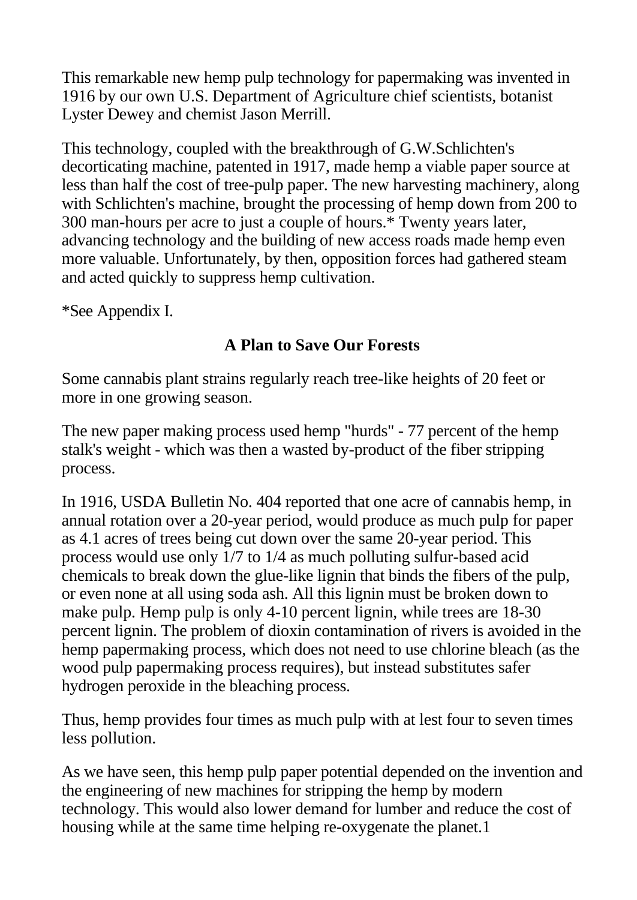This remarkable new hemp pulp technology for papermaking was invented in 1916 by our own U.S. Department of Agriculture chief scientists, botanist Lyster Dewey and chemist Jason Merrill.

This technology, coupled with the breakthrough of G.W.Schlichten's decorticating machine, patented in 1917, made hemp a viable paper source at less than half the cost of tree-pulp paper. The new harvesting machinery, along with Schlichten's machine, brought the processing of hemp down from 200 to 300 man-hours per acre to just a couple of hours.* Twenty years later, advancing technology and the building of new access roads made hemp even more valuable. Unfortunately, by then, opposition forces had gathered steam and acted quickly to suppress hemp cultivation.

*See Appendix I.

### A Plan to Save Our Forests

Some cannabis plant strains regularly reach tree-like heights of 20 feet or more in one growing season.

The new paper making process used hemp "hurds" - 77 percent of the hemp stalk's weight - which was then a wasted by-product of the fiber stripping process.

In 1916, USDA Bulletin No. 404 reported that one acre of cannabis hemp, in annual rotation over a 20-year period, would produce as much pulp for paper as 4.1 acres of trees being cut down over the same 20-year period. This process would use only 1/7 to 1/4 as much polluting sulfur-based acid chemicals to break down the glue-like lignin that binds the fibers of the pulp, or even none at all using soda ash. All this lignin must be broken down to make pulp. Hemp pulp is only 4-10 percent lignin, while trees are 18-30 percent lignin. The problem of dioxin contamination of rivers is avoided in the hemp papermaking process, which does not need to use chlorine bleach (as the wood pulp papermaking process requires), but instead substitutes safer hydrogen peroxide in the bleaching process.

Thus, hemp provides four times as much pulp with at lest four to seven times less pollution.

As we have seen, this hemp pulp paper potential depended on the invention and the engineering of new machines for stripping the hemp by modern technology. This would also lower demand for lumber and reduce the cost of housing while at the same time helping re-oxygenate the planet.[1]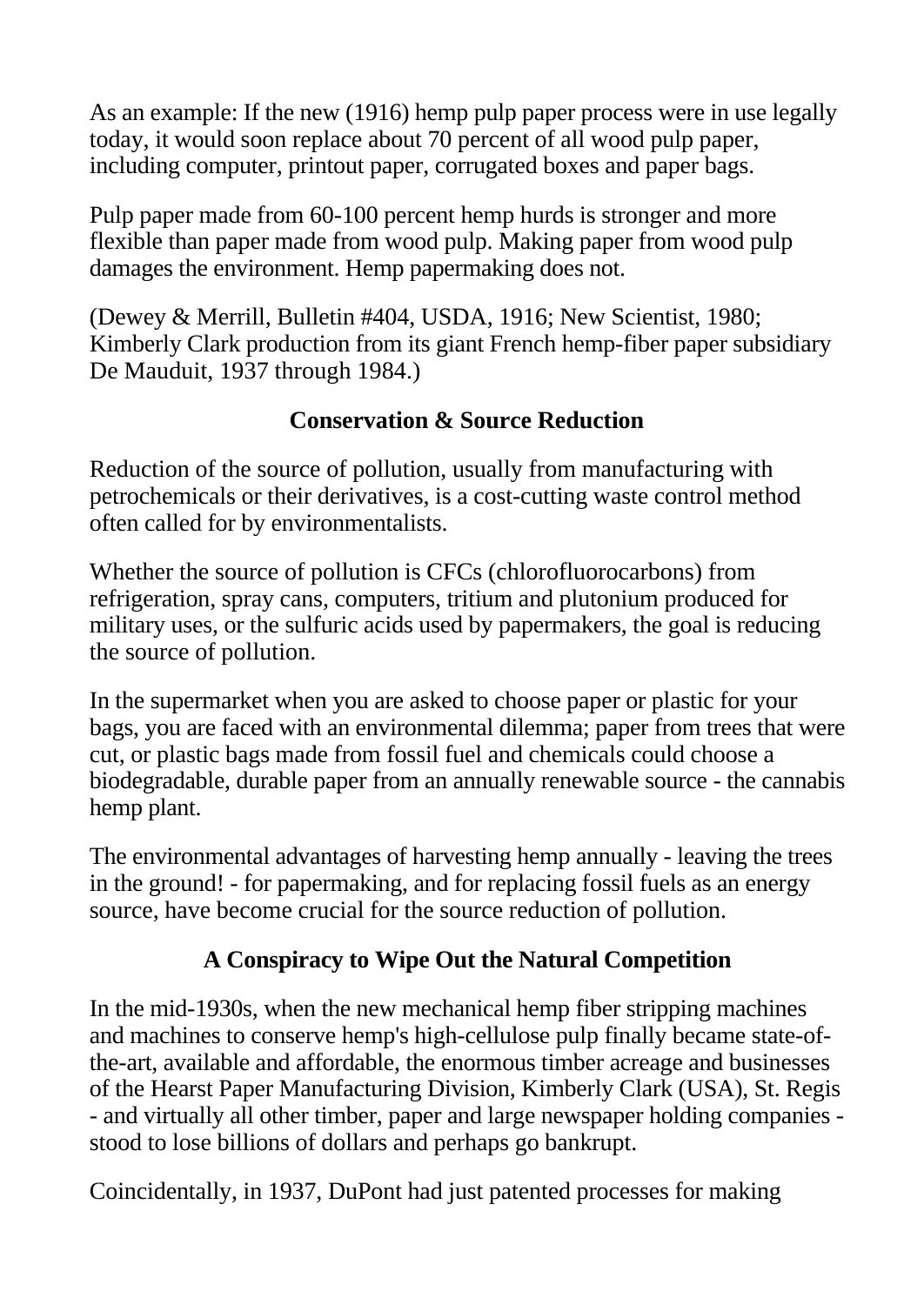As an example: If the new (1916) hemp pulp paper process were in use legally today, it would soon replace about 70 percent of all wood pulp paper, including computer, printout paper, corrugated boxes and paper bags.

Pulp paper made from 60-100 percent hemp hurds is stronger and more flexible than paper made from wood pulp. Making paper from wood pulp damages the environment. Hemp papermaking does not.

(Dewey & Merrill, Bulletin #404, USDA, 1916; New Scientist, 1980; Kimberly Clark production from its giant French hemp-fiber paper subsidiary De Mauduit, 1937 through 1984.)

## Conservation & Source Reduction

Reduction of the source of pollution, usually from manufacturing with petrochemicals or their derivatives, is a cost-cutting waste control method often called for by environmentalists.

Whether the source of pollution is CFCs (chlorofluorocarbons) from refrigeration, spray cans, computers, tritium and plutonium produced for military uses, or the sulfuric acids used by papermakers, the goal is reducing the source of pollution.

In the supermarket when you are asked to choose paper or plastic for your bags, you are faced with an environmental dilemma; paper from trees that were cut, or plastic bags made from fossil fuel and chemicals could choose a biodegradable, durable paper from an annually renewable source - the cannabis hemp plant.

The environmental advantages of harvesting hemp annually - leaving the trees in the ground! - for papermaking, and for replacing fossil fuels as an energy source, have become crucial for the source reduction of pollution.

## A Conspiracy to Wipe Out the Natural Competition

In the mid-1930s, when the new mechanical hemp fiber stripping machines and machines to conserve hemp's high-cellulose pulp finally became state-of-the-art, available and affordable, the enormous timber acreage and businesses of the Hearst Paper Manufacturing Division, Kimberly Clark (USA), St. Regis - and virtually all other timber, paper and large newspaper holding companies - stood to lose billions of dollars and perhaps go bankrupt.

Coincidentally, in 1937, DuPont had just patented processes for making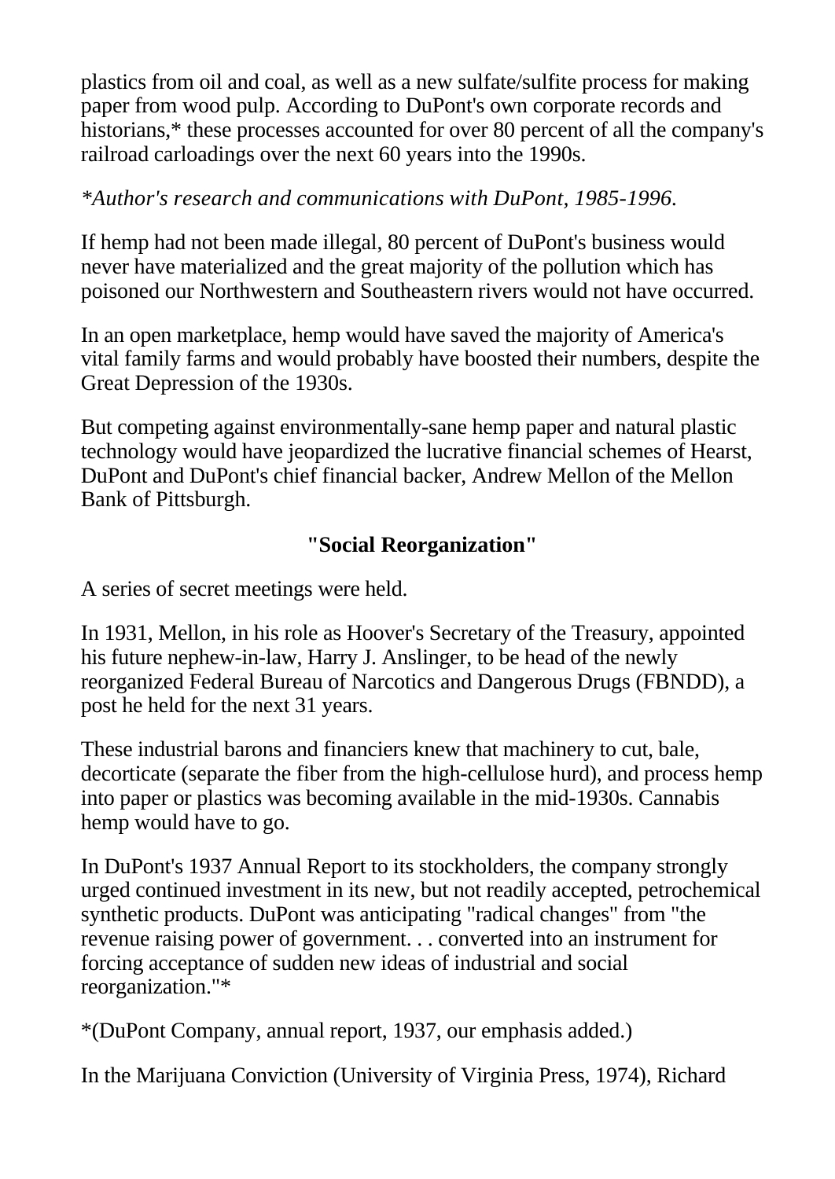plastics from oil and coal, as well as a new sulfate/sulfite process for making paper from wood pulp. According to DuPont's own corporate records and historians,* these processes accounted for over 80 percent of all the company's railroad carloadings over the next 60 years into the 1990s.

*\*Author's research and communications with DuPont, 1985-1996.*

If hemp had not been made illegal, 80 percent of DuPont's business would never have materialized and the great majority of the pollution which has poisoned our Northwestern and Southeastern rivers would not have occurred.

In an open marketplace, hemp would have saved the majority of America's vital family farms and would probably have boosted their numbers, despite the Great Depression of the 1930s.

But competing against environmentally-sane hemp paper and natural plastic technology would have jeopardized the lucrative financial schemes of Hearst, DuPont and DuPont's chief financial backer, Andrew Mellon of the Mellon Bank of Pittsburgh.

## "Social Reorganization"

A series of secret meetings were held.

In 1931, Mellon, in his role as Hoover's Secretary of the Treasury, appointed his future nephew-in-law, Harry J. Anslinger, to be head of the newly reorganized Federal Bureau of Narcotics and Dangerous Drugs (FBNDD), a post he held for the next 31 years.

These industrial barons and financiers knew that machinery to cut, bale, decorticate (separate the fiber from the high-cellulose hurd), and process hemp into paper or plastics was becoming available in the mid-1930s. Cannabis hemp would have to go.

In DuPont's 1937 Annual Report to its stockholders, the company strongly urged continued investment in its new, but not readily accepted, petrochemical synthetic products. DuPont was anticipating "radical changes" from "the revenue raising power of government. . . converted into an instrument for forcing acceptance of sudden new ideas of industrial and social reorganization."*

*(DuPont Company, annual report, 1937, our emphasis added.)

In the Marijuana Conviction (University of Virginia Press, 1974), Richard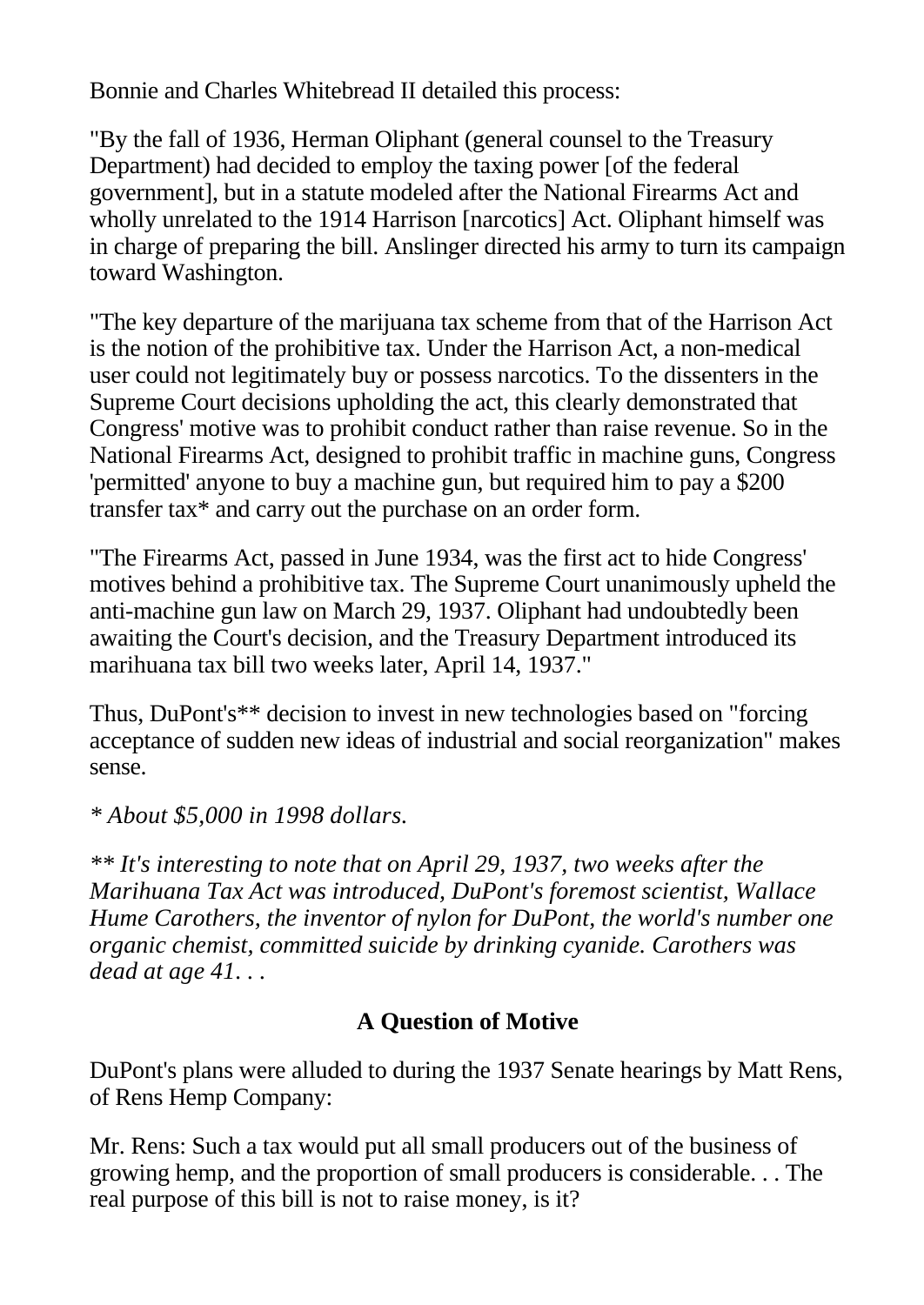Bonnie and Charles Whitebread II detailed this process:

"By the fall of 1936, Herman Oliphant (general counsel to the Treasury Department) had decided to employ the taxing power [of the federal government], but in a statute modeled after the National Firearms Act and wholly unrelated to the 1914 Harrison [narcotics] Act. Oliphant himself was in charge of preparing the bill. Anslinger directed his army to turn its campaign toward Washington.

"The key departure of the marijuana tax scheme from that of the Harrison Act is the notion of the prohibitive tax. Under the Harrison Act, a non-medical user could not legitimately buy or possess narcotics. To the dissenters in the Supreme Court decisions upholding the act, this clearly demonstrated that Congress' motive was to prohibit conduct rather than raise revenue. So in the National Firearms Act, designed to prohibit traffic in machine guns, Congress 'permitted' anyone to buy a machine gun, but required him to pay a $200 transfer tax* and carry out the purchase on an order form.

"The Firearms Act, passed in June 1934, was the first act to hide Congress' motives behind a prohibitive tax. The Supreme Court unanimously upheld the anti-machine gun law on March 29, 1937. Oliphant had undoubtedly been awaiting the Court's decision, and the Treasury Department introduced its marihuana tax bill two weeks later, April 14, 1937."

Thus, DuPont's** decision to invest in new technologies based on "forcing acceptance of sudden new ideas of industrial and social reorganization" makes sense.

*\* About $5,000 in 1998 dollars.*

*\*\* It's interesting to note that on April 29, 1937, two weeks after the Marihuana Tax Act was introduced, DuPont's foremost scientist, Wallace Hume Carothers, the inventor of nylon for DuPont, the world's number one organic chemist, committed suicide by drinking cyanide. Carothers was dead at age 41. . .*

## A Question of Motive

DuPont's plans were alluded to during the 1937 Senate hearings by Matt Rens, of Rens Hemp Company:

Mr. Rens: Such a tax would put all small producers out of the business of growing hemp, and the proportion of small producers is considerable. . . The real purpose of this bill is not to raise money, is it?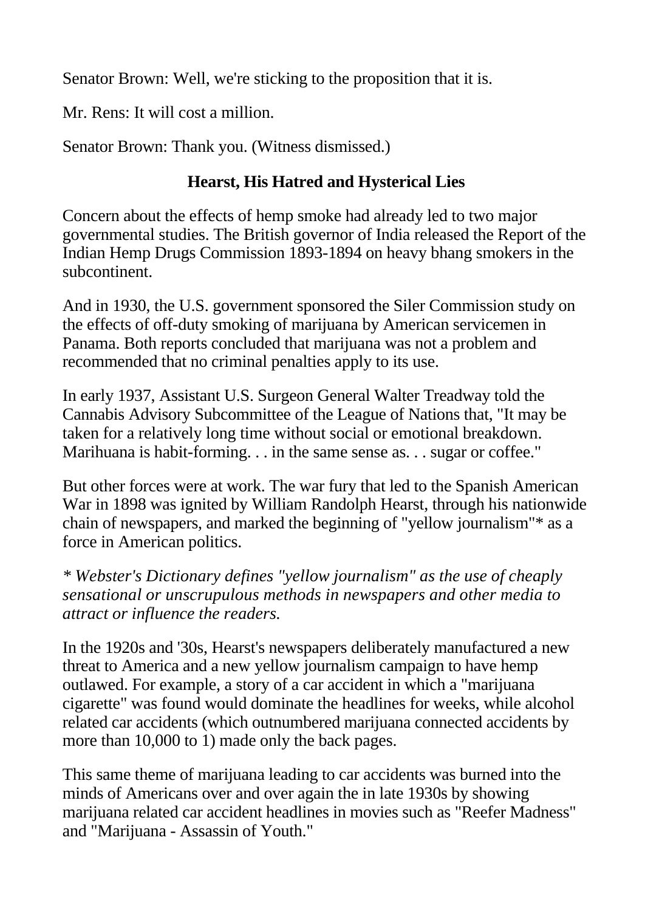Senator Brown: Well, we're sticking to the proposition that it is.

Mr. Rens: It will cost a million.

Senator Brown: Thank you. (Witness dismissed.)

## Hearst, His Hatred and Hysterical Lies

Concern about the effects of hemp smoke had already led to two major governmental studies. The British governor of India released the Report of the Indian Hemp Drugs Commission 1893-1894 on heavy bhang smokers in the subcontinent.

And in 1930, the U.S. government sponsored the Siler Commission study on the effects of off-duty smoking of marijuana by American servicemen in Panama. Both reports concluded that marijuana was not a problem and recommended that no criminal penalties apply to its use.

In early 1937, Assistant U.S. Surgeon General Walter Treadway told the Cannabis Advisory Subcommittee of the League of Nations that, "It may be taken for a relatively long time without social or emotional breakdown. Marihuana is habit-forming. . . in the same sense as. . . sugar or coffee."

But other forces were at work. The war fury that led to the Spanish American War in 1898 was ignited by William Randolph Hearst, through his nationwide chain of newspapers, and marked the beginning of "yellow journalism"* as a force in American politics.

*\* Webster's Dictionary defines "yellow journalism" as the use of cheaply sensational or unscrupulous methods in newspapers and other media to attract or influence the readers.*

In the 1920s and '30s, Hearst's newspapers deliberately manufactured a new threat to America and a new yellow journalism campaign to have hemp outlawed. For example, a story of a car accident in which a "marijuana cigarette" was found would dominate the headlines for weeks, while alcohol related car accidents (which outnumbered marijuana connected accidents by more than 10,000 to 1) made only the back pages.

This same theme of marijuana leading to car accidents was burned into the minds of Americans over and over again the in late 1930s by showing marijuana related car accident headlines in movies such as "Reefer Madness" and "Marijuana - Assassin of Youth."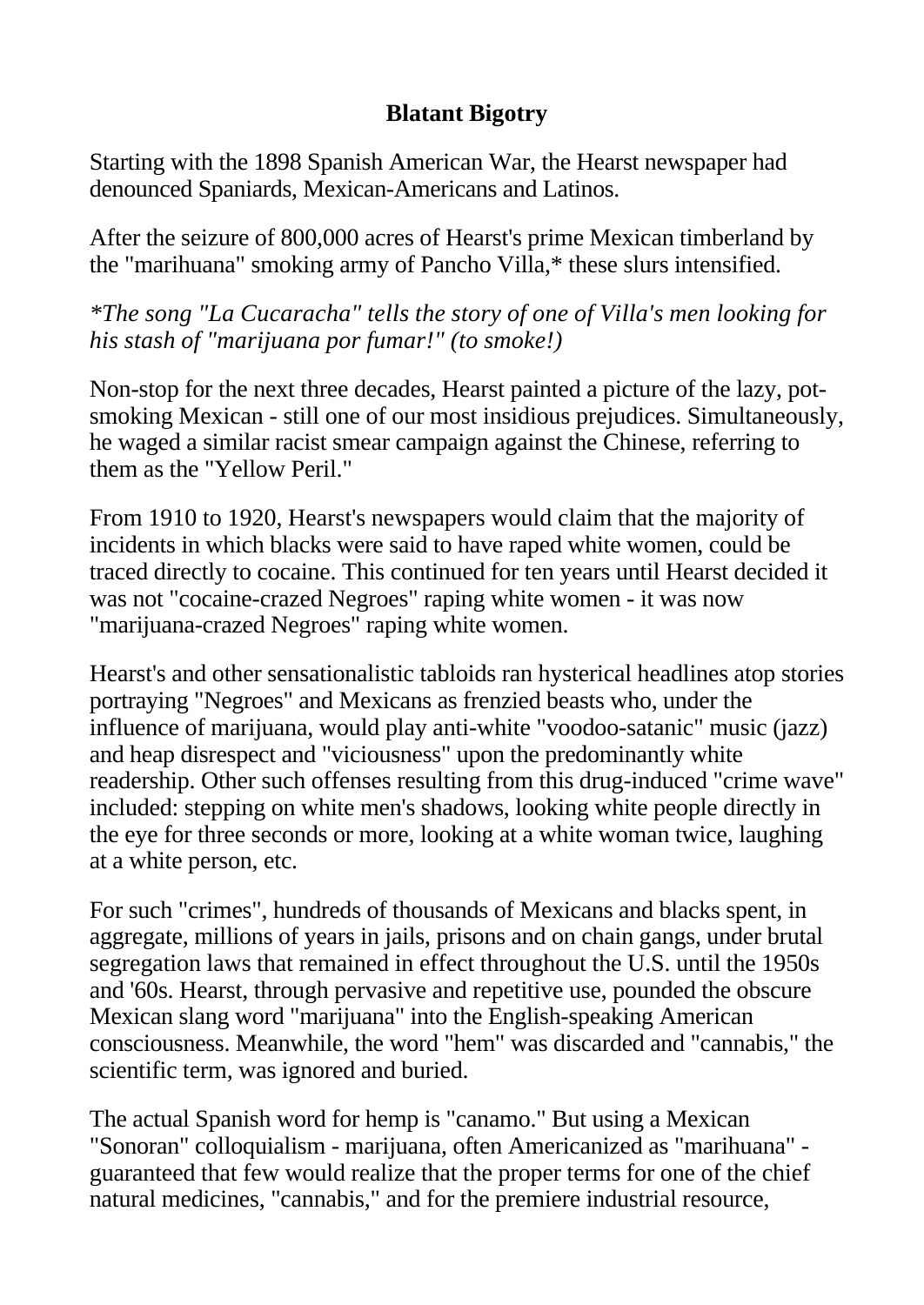## Blatant Bigotry

Starting with the 1898 Spanish American War, the Hearst newspaper had denounced Spaniards, Mexican-Americans and Latinos.

After the seizure of 800,000 acres of Hearst's prime Mexican timberland by the "marihuana" smoking army of Pancho Villa,* these slurs intensified.

*\*The song "La Cucaracha" tells the story of one of Villa's men looking for his stash of "marijuana por fumar!" (to smoke!)*

Non-stop for the next three decades, Hearst painted a picture of the lazy, pot-smoking Mexican - still one of our most insidious prejudices. Simultaneously, he waged a similar racist smear campaign against the Chinese, referring to them as the "Yellow Peril."

From 1910 to 1920, Hearst's newspapers would claim that the majority of incidents in which blacks were said to have raped white women, could be traced directly to cocaine. This continued for ten years until Hearst decided it was not "cocaine-crazed Negroes" raping white women - it was now "marijuana-crazed Negroes" raping white women.

Hearst's and other sensationalistic tabloids ran hysterical headlines atop stories portraying "Negroes" and Mexicans as frenzied beasts who, under the influence of marijuana, would play anti-white "voodoo-satanic" music (jazz) and heap disrespect and "viciousness" upon the predominantly white readership. Other such offenses resulting from this drug-induced "crime wave" included: stepping on white men's shadows, looking white people directly in the eye for three seconds or more, looking at a white woman twice, laughing at a white person, etc.

For such "crimes", hundreds of thousands of Mexicans and blacks spent, in aggregate, millions of years in jails, prisons and on chain gangs, under brutal segregation laws that remained in effect throughout the U.S. until the 1950s and '60s. Hearst, through pervasive and repetitive use, pounded the obscure Mexican slang word "marijuana" into the English-speaking American consciousness. Meanwhile, the word "hem" was discarded and "cannabis," the scientific term, was ignored and buried.

The actual Spanish word for hemp is "canamo." But using a Mexican "Sonoran" colloquialism - marijuana, often Americanized as "marihuana" - guaranteed that few would realize that the proper terms for one of the chief natural medicines, "cannabis," and for the premiere industrial resource,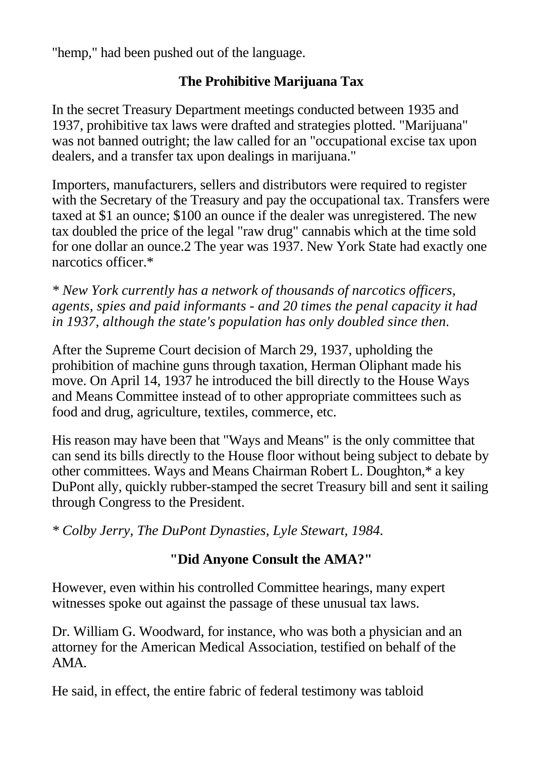"hemp," had been pushed out of the language.

## The Prohibitive Marijuana Tax

In the secret Treasury Department meetings conducted between 1935 and 1937, prohibitive tax laws were drafted and strategies plotted. "Marijuana" was not banned outright; the law called for an "occupational excise tax upon dealers, and a transfer tax upon dealings in marijuana."

Importers, manufacturers, sellers and distributors were required to register with the Secretary of the Treasury and pay the occupational tax. Transfers were taxed at $1 an ounce; $100 an ounce if the dealer was unregistered. The new tax doubled the price of the legal "raw drug" cannabis which at the time sold for one dollar an ounce.2 The year was 1937. New York State had exactly one narcotics officer.*

*\* New York currently has a network of thousands of narcotics officers, agents, spies and paid informants - and 20 times the penal capacity it had in 1937, although the state's population has only doubled since then.*

After the Supreme Court decision of March 29, 1937, upholding the prohibition of machine guns through taxation, Herman Oliphant made his move. On April 14, 1937 he introduced the bill directly to the House Ways and Means Committee instead of to other appropriate committees such as food and drug, agriculture, textiles, commerce, etc.

His reason may have been that "Ways and Means" is the only committee that can send its bills directly to the House floor without being subject to debate by other committees. Ways and Means Chairman Robert L. Doughton,* a key DuPont ally, quickly rubber-stamped the secret Treasury bill and sent it sailing through Congress to the President.

*\* Colby Jerry, The DuPont Dynasties, Lyle Stewart, 1984.*

## "Did Anyone Consult the AMA?"

However, even within his controlled Committee hearings, many expert witnesses spoke out against the passage of these unusual tax laws.

Dr. William G. Woodward, for instance, who was both a physician and an attorney for the American Medical Association, testified on behalf of the AMA.

He said, in effect, the entire fabric of federal testimony was tabloid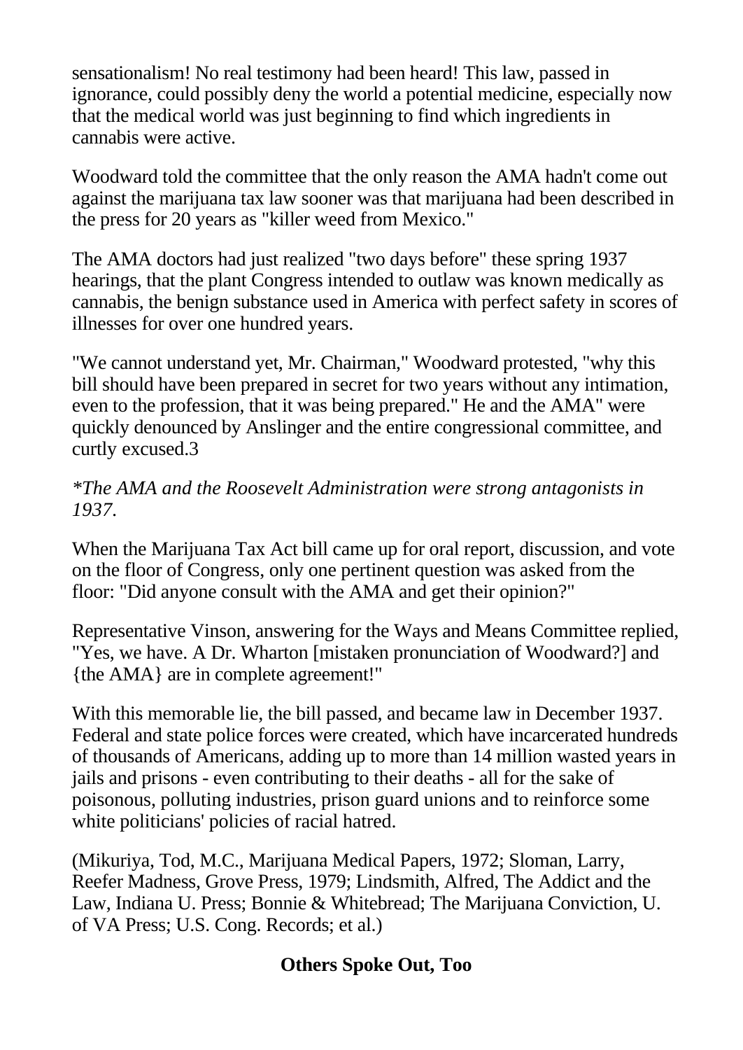sensationalism! No real testimony had been heard! This law, passed in ignorance, could possibly deny the world a potential medicine, especially now that the medical world was just beginning to find which ingredients in cannabis were active.

Woodward told the committee that the only reason the AMA hadn't come out against the marijuana tax law sooner was that marijuana had been described in the press for 20 years as "killer weed from Mexico."

The AMA doctors had just realized "two days before" these spring 1937 hearings, that the plant Congress intended to outlaw was known medically as cannabis, the benign substance used in America with perfect safety in scores of illnesses for over one hundred years.

"We cannot understand yet, Mr. Chairman," Woodward protested, "why this bill should have been prepared in secret for two years without any intimation, even to the profession, that it was being prepared." He and the AMA" were quickly denounced by Anslinger and the entire congressional committee, and curtly excused.3

*\*The AMA and the Roosevelt Administration were strong antagonists in 1937.*

When the Marijuana Tax Act bill came up for oral report, discussion, and vote on the floor of Congress, only one pertinent question was asked from the floor: "Did anyone consult with the AMA and get their opinion?"

Representative Vinson, answering for the Ways and Means Committee replied, "Yes, we have. A Dr. Wharton [mistaken pronunciation of Woodward?] and {the AMA} are in complete agreement!"

With this memorable lie, the bill passed, and became law in December 1937. Federal and state police forces were created, which have incarcerated hundreds of thousands of Americans, adding up to more than 14 million wasted years in jails and prisons - even contributing to their deaths - all for the sake of poisonous, polluting industries, prison guard unions and to reinforce some white politicians' policies of racial hatred.

(Mikuriya, Tod, M.C., Marijuana Medical Papers, 1972; Sloman, Larry, Reefer Madness, Grove Press, 1979; Lindsmith, Alfred, The Addict and the Law, Indiana U. Press; Bonnie & Whitebread; The Marijuana Conviction, U. of VA Press; U.S. Cong. Records; et al.)

## Others Spoke Out, Too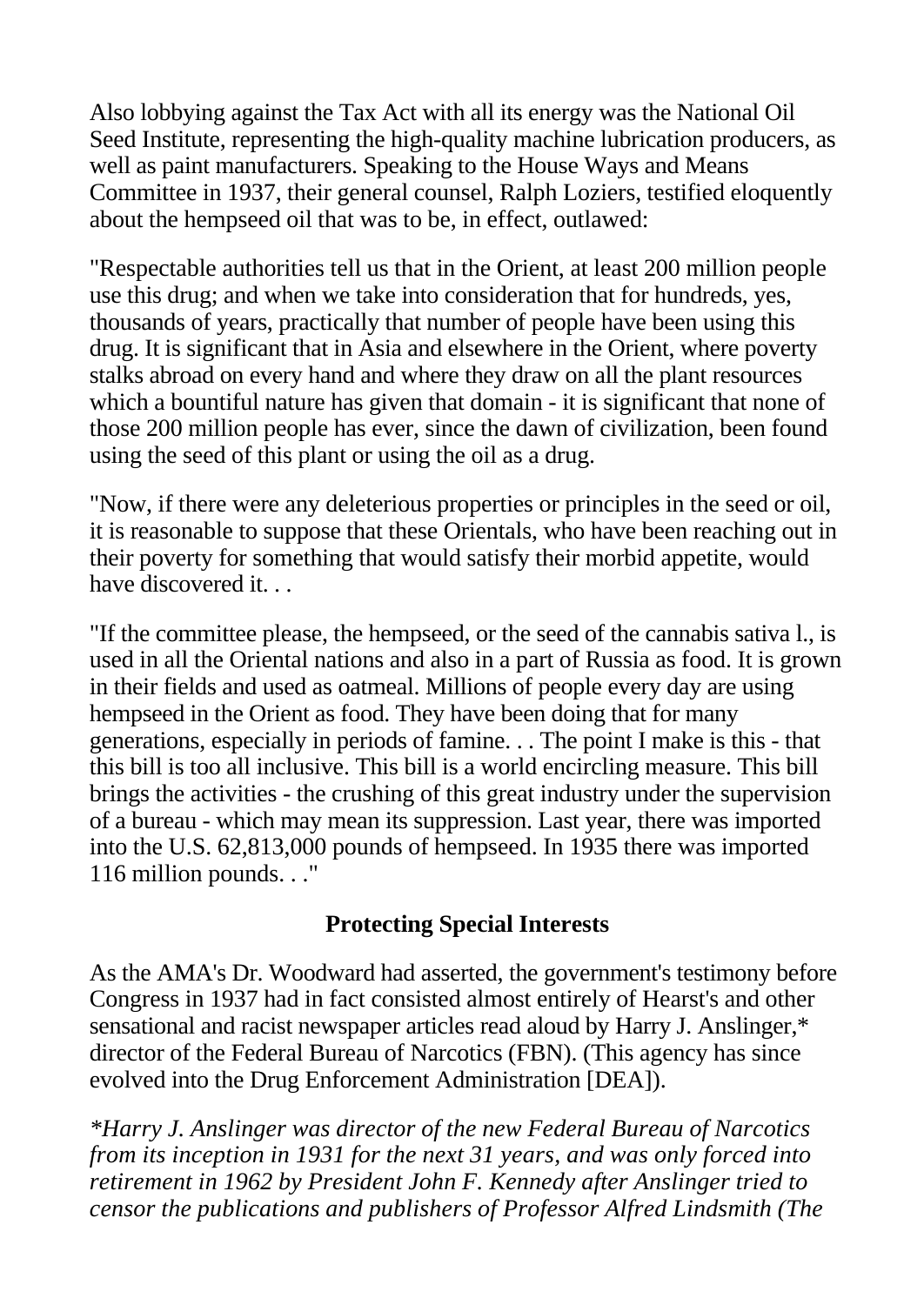Also lobbying against the Tax Act with all its energy was the National Oil Seed Institute, representing the high-quality machine lubrication producers, as well as paint manufacturers. Speaking to the House Ways and Means Committee in 1937, their general counsel, Ralph Loziers, testified eloquently about the hempseed oil that was to be, in effect, outlawed:

"Respectable authorities tell us that in the Orient, at least 200 million people use this drug; and when we take into consideration that for hundreds, yes, thousands of years, practically that number of people have been using this drug. It is significant that in Asia and elsewhere in the Orient, where poverty stalks abroad on every hand and where they draw on all the plant resources which a bountiful nature has given that domain - it is significant that none of those 200 million people has ever, since the dawn of civilization, been found using the seed of this plant or using the oil as a drug.

"Now, if there were any deleterious properties or principles in the seed or oil, it is reasonable to suppose that these Orientals, who have been reaching out in their poverty for something that would satisfy their morbid appetite, would have discovered it. . .

"If the committee please, the hempseed, or the seed of the cannabis sativa l., is used in all the Oriental nations and also in a part of Russia as food. It is grown in their fields and used as oatmeal. Millions of people every day are using hempseed in the Orient as food. They have been doing that for many generations, especially in periods of famine. . . The point I make is this - that this bill is too all inclusive. This bill is a world encircling measure. This bill brings the activities - the crushing of this great industry under the supervision of a bureau - which may mean its suppression. Last year, there was imported into the U.S. 62,813,000 pounds of hempseed. In 1935 there was imported 116 million pounds. . ."

## Protecting Special Interests

As the AMA's Dr. Woodward had asserted, the government's testimony before Congress in 1937 had in fact consisted almost entirely of Hearst's and other sensational and racist newspaper articles read aloud by Harry J. Anslinger,* director of the Federal Bureau of Narcotics (FBN). (This agency has since evolved into the Drug Enforcement Administration [DEA]).

*\*Harry J. Anslinger was director of the new Federal Bureau of Narcotics from its inception in 1931 for the next 31 years, and was only forced into retirement in 1962 by President John F. Kennedy after Anslinger tried to censor the publications and publishers of Professor Alfred Lindsmith (The*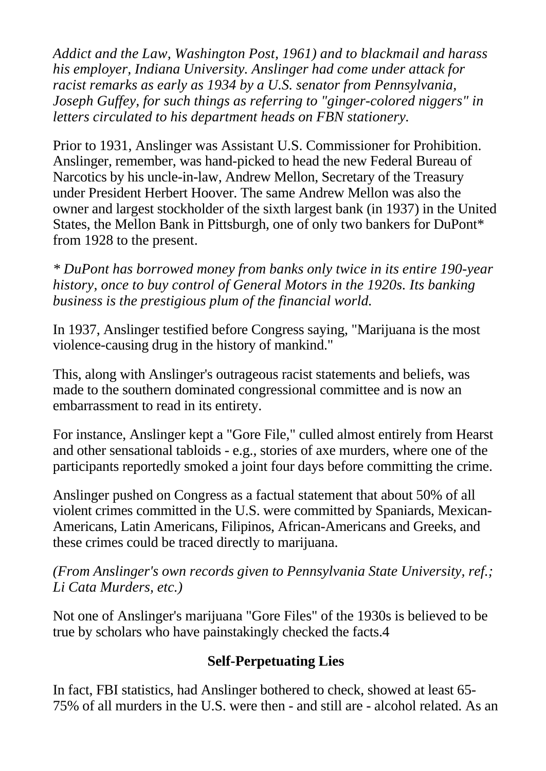*Addict and the Law, Washington Post, 1961) and to blackmail and harass his employer, Indiana University. Anslinger had come under attack for racist remarks as early as 1934 by a U.S. senator from Pennsylvania, Joseph Guffey, for such things as referring to "ginger-colored niggers" in letters circulated to his department heads on FBN stationery.*

Prior to 1931, Anslinger was Assistant U.S. Commissioner for Prohibition. Anslinger, remember, was hand-picked to head the new Federal Bureau of Narcotics by his uncle-in-law, Andrew Mellon, Secretary of the Treasury under President Herbert Hoover. The same Andrew Mellon was also the owner and largest stockholder of the sixth largest bank (in 1937) in the United States, the Mellon Bank in Pittsburgh, one of only two bankers for DuPont* from 1928 to the present.

*\* DuPont has borrowed money from banks only twice in its entire 190-year history, once to buy control of General Motors in the 1920s. Its banking business is the prestigious plum of the financial world.*

In 1937, Anslinger testified before Congress saying, "Marijuana is the most violence-causing drug in the history of mankind."

This, along with Anslinger's outrageous racist statements and beliefs, was made to the southern dominated congressional committee and is now an embarrassment to read in its entirety.

For instance, Anslinger kept a "Gore File," culled almost entirely from Hearst and other sensational tabloids - e.g., stories of axe murders, where one of the participants reportedly smoked a joint four days before committing the crime.

Anslinger pushed on Congress as a factual statement that about 50% of all violent crimes committed in the U.S. were committed by Spaniards, Mexican-Americans, Latin Americans, Filipinos, African-Americans and Greeks, and these crimes could be traced directly to marijuana.

*(From Anslinger's own records given to Pennsylvania State University, ref.; Li Cata Murders, etc.)*

Not one of Anslinger's marijuana "Gore Files" of the 1930s is believed to be true by scholars who have painstakingly checked the facts.4

**Self-Perpetuating Lies**

In fact, FBI statistics, had Anslinger bothered to check, showed at least 65-75% of all murders in the U.S. were then - and still are - alcohol related. As an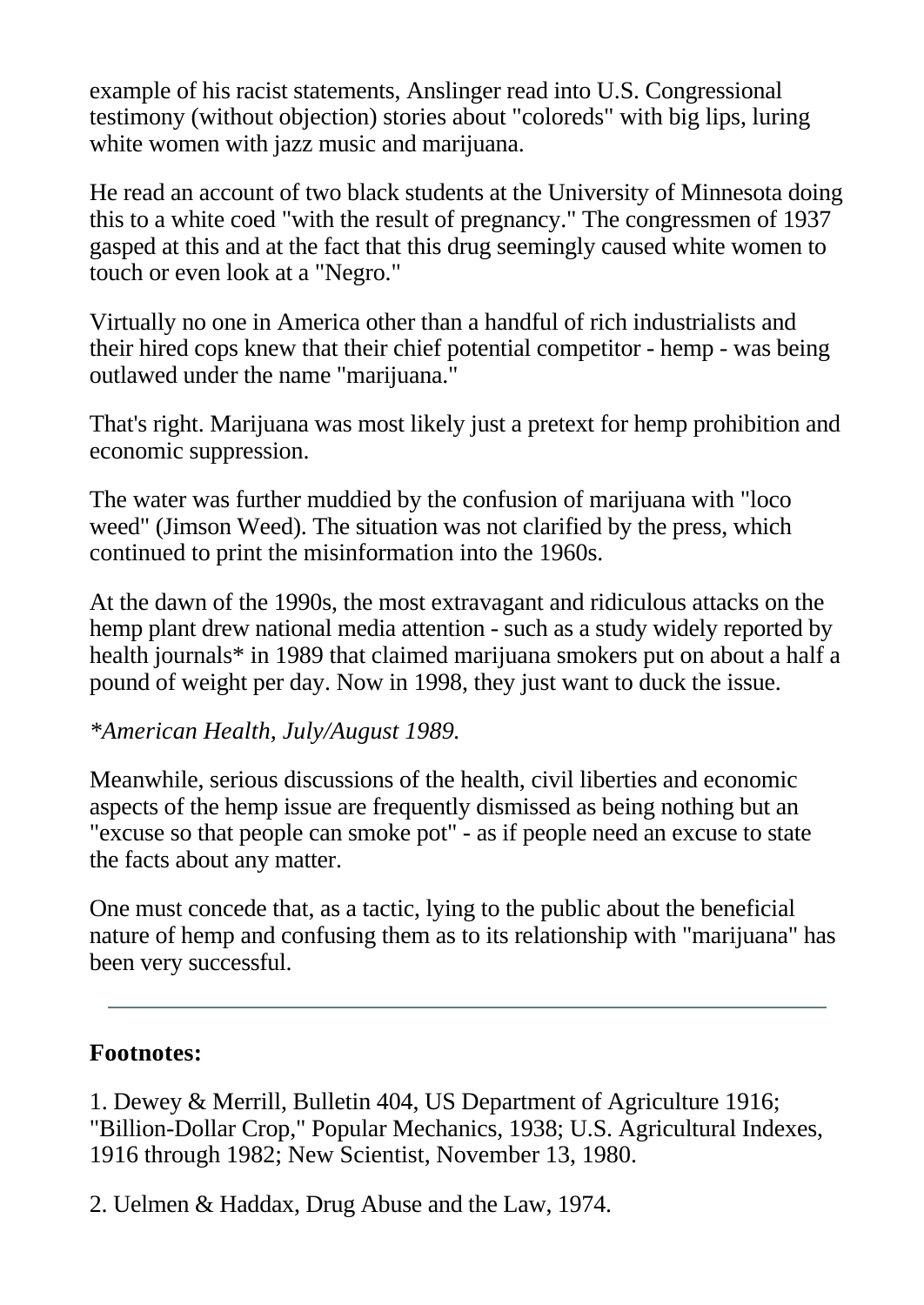example of his racist statements, Anslinger read into U.S. Congressional testimony (without objection) stories about "coloreds" with big lips, luring white women with jazz music and marijuana.

He read an account of two black students at the University of Minnesota doing this to a white coed "with the result of pregnancy." The congressmen of 1937 gasped at this and at the fact that this drug seemingly caused white women to touch or even look at a "Negro."

Virtually no one in America other than a handful of rich industrialists and their hired cops knew that their chief potential competitor - hemp - was being outlawed under the name "marijuana."

That's right. Marijuana was most likely just a pretext for hemp prohibition and economic suppression.

The water was further muddied by the confusion of marijuana with "loco weed" (Jimson Weed). The situation was not clarified by the press, which continued to print the misinformation into the 1960s.

At the dawn of the 1990s, the most extravagant and ridiculous attacks on the hemp plant drew national media attention - such as a study widely reported by health journals* in 1989 that claimed marijuana smokers put on about a half a pound of weight per day. Now in 1998, they just want to duck the issue.

*\*American Health, July/August 1989.*

Meanwhile, serious discussions of the health, civil liberties and economic aspects of the hemp issue are frequently dismissed as being nothing but an "excuse so that people can smoke pot" - as if people need an excuse to state the facts about any matter.

One must concede that, as a tactic, lying to the public about the beneficial nature of hemp and confusing them as to its relationship with "marijuana" has been very successful.

---

**Footnotes:**

1. Dewey & Merrill, Bulletin 404, US Department of Agriculture 1916; "Billion-Dollar Crop," Popular Mechanics, 1938; U.S. Agricultural Indexes, 1916 through 1982; New Scientist, November 13, 1980.

2. Uelmen & Haddax, Drug Abuse and the Law, 1974.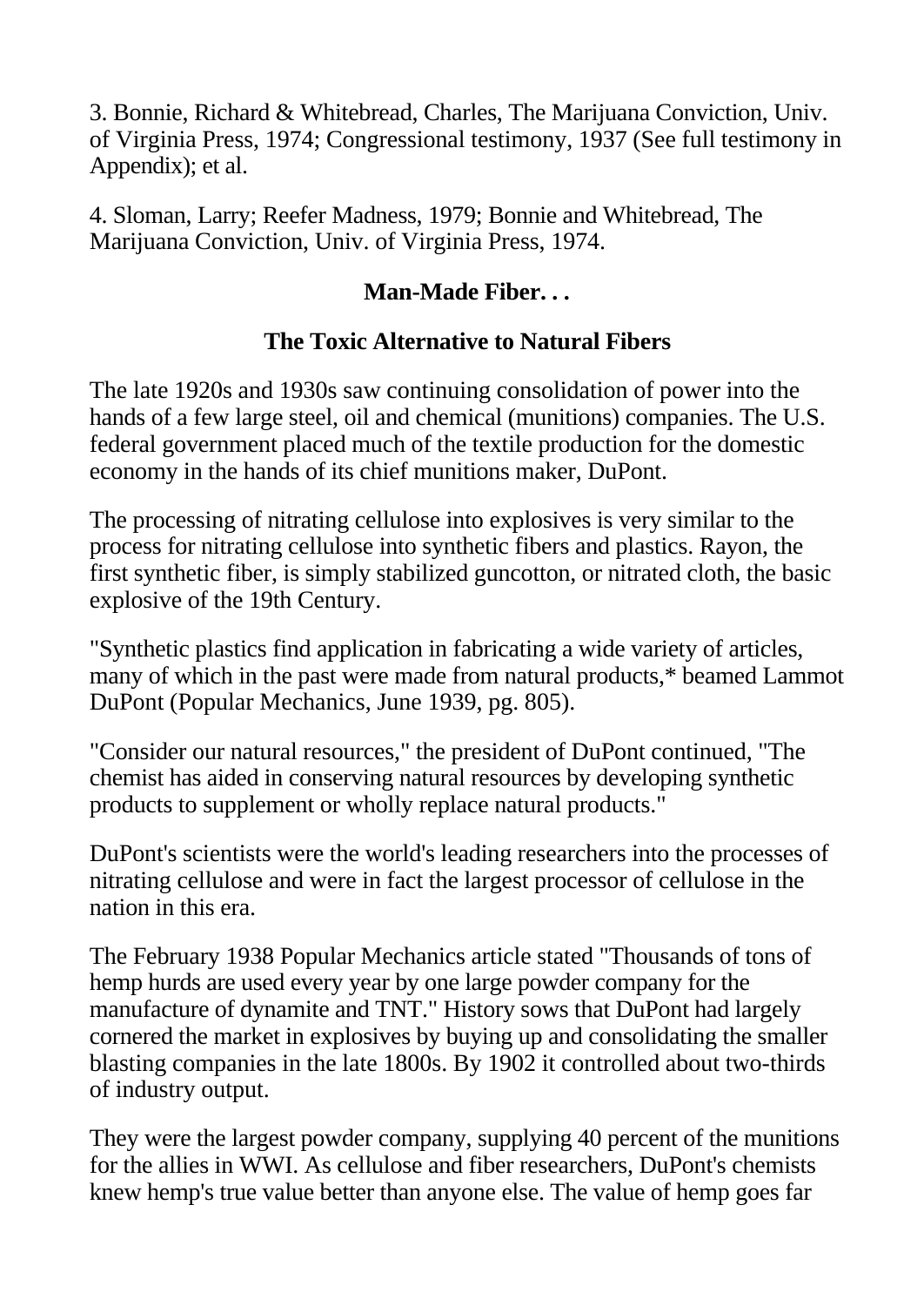3. Bonnie, Richard & Whitebread, Charles, The Marijuana Conviction, Univ. of Virginia Press, 1974; Congressional testimony, 1937 (See full testimony in Appendix); et al.

4. Sloman, Larry; Reefer Madness, 1979; Bonnie and Whitebread, The Marijuana Conviction, Univ. of Virginia Press, 1974.

**Man-Made Fiber. . .**

**The Toxic Alternative to Natural Fibers**

The late 1920s and 1930s saw continuing consolidation of power into the hands of a few large steel, oil and chemical (munitions) companies. The U.S. federal government placed much of the textile production for the domestic economy in the hands of its chief munitions maker, DuPont.

The processing of nitrating cellulose into explosives is very similar to the process for nitrating cellulose into synthetic fibers and plastics. Rayon, the first synthetic fiber, is simply stabilized guncotton, or nitrated cloth, the basic explosive of the 19th Century.

"Synthetic plastics find application in fabricating a wide variety of articles, many of which in the past were made from natural products,* beamed Lammot DuPont (Popular Mechanics, June 1939, pg. 805).

"Consider our natural resources," the president of DuPont continued, "The chemist has aided in conserving natural resources by developing synthetic products to supplement or wholly replace natural products."

DuPont's scientists were the world's leading researchers into the processes of nitrating cellulose and were in fact the largest processor of cellulose in the nation in this era.

The February 1938 Popular Mechanics article stated "Thousands of tons of hemp hurds are used every year by one large powder company for the manufacture of dynamite and TNT." History sows that DuPont had largely cornered the market in explosives by buying up and consolidating the smaller blasting companies in the late 1800s. By 1902 it controlled about two-thirds of industry output.

They were the largest powder company, supplying 40 percent of the munitions for the allies in WWI. As cellulose and fiber researchers, DuPont's chemists knew hemp's true value better than anyone else. The value of hemp goes far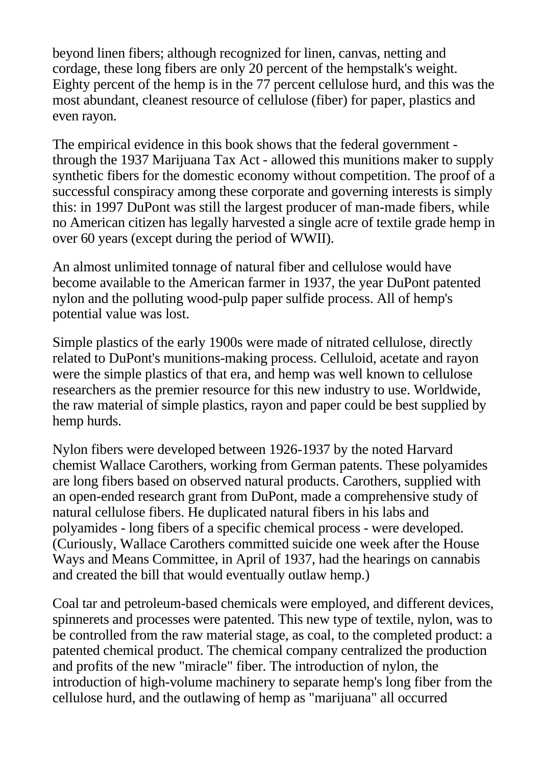beyond linen fibers; although recognized for linen, canvas, netting and cordage, these long fibers are only 20 percent of the hempstalk's weight. Eighty percent of the hemp is in the 77 percent cellulose hurd, and this was the most abundant, cleanest resource of cellulose (fiber) for paper, plastics and even rayon.

The empirical evidence in this book shows that the federal government - through the 1937 Marijuana Tax Act - allowed this munitions maker to supply synthetic fibers for the domestic economy without competition. The proof of a successful conspiracy among these corporate and governing interests is simply this: in 1997 DuPont was still the largest producer of man-made fibers, while no American citizen has legally harvested a single acre of textile grade hemp in over 60 years (except during the period of WWII).

An almost unlimited tonnage of natural fiber and cellulose would have become available to the American farmer in 1937, the year DuPont patented nylon and the polluting wood-pulp paper sulfide process. All of hemp's potential value was lost.

Simple plastics of the early 1900s were made of nitrated cellulose, directly related to DuPont's munitions-making process. Celluloid, acetate and rayon were the simple plastics of that era, and hemp was well known to cellulose researchers as the premier resource for this new industry to use. Worldwide, the raw material of simple plastics, rayon and paper could be best supplied by hemp hurds.

Nylon fibers were developed between 1926-1937 by the noted Harvard chemist Wallace Carothers, working from German patents. These polyamides are long fibers based on observed natural products. Carothers, supplied with an open-ended research grant from DuPont, made a comprehensive study of natural cellulose fibers. He duplicated natural fibers in his labs and polyamides - long fibers of a specific chemical process - were developed. (Curiously, Wallace Carothers committed suicide one week after the House Ways and Means Committee, in April of 1937, had the hearings on cannabis and created the bill that would eventually outlaw hemp.)

Coal tar and petroleum-based chemicals were employed, and different devices, spinnerets and processes were patented. This new type of textile, nylon, was to be controlled from the raw material stage, as coal, to the completed product: a patented chemical product. The chemical company centralized the production and profits of the new "miracle" fiber. The introduction of nylon, the introduction of high-volume machinery to separate hemp's long fiber from the cellulose hurd, and the outlawing of hemp as "marijuana" all occurred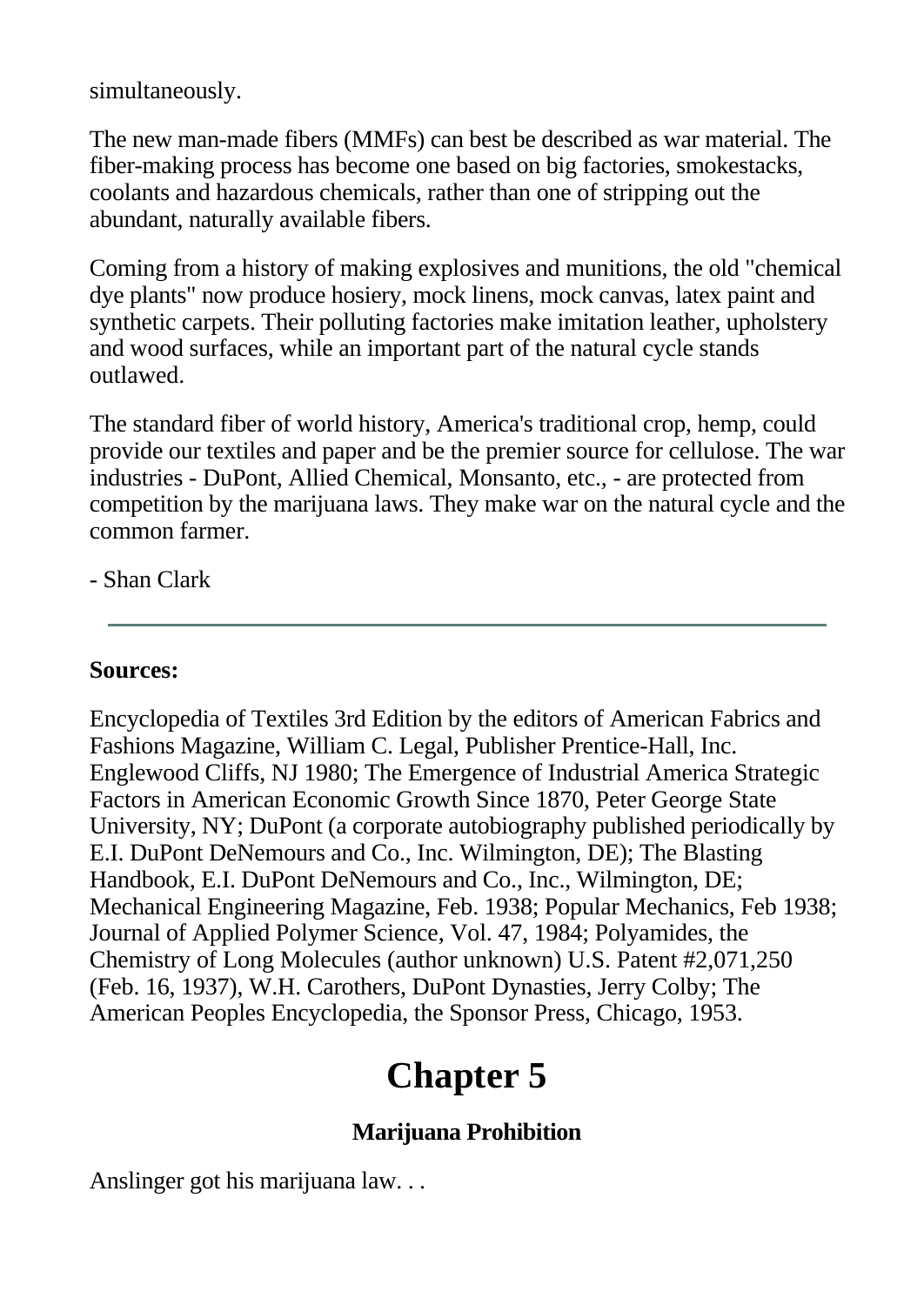simultaneously.

The new man-made fibers (MMFs) can best be described as war material. The fiber-making process has become one based on big factories, smokestacks, coolants and hazardous chemicals, rather than one of stripping out the abundant, naturally available fibers.

Coming from a history of making explosives and munitions, the old "chemical dye plants" now produce hosiery, mock linens, mock canvas, latex paint and synthetic carpets. Their polluting factories make imitation leather, upholstery and wood surfaces, while an important part of the natural cycle stands outlawed.

The standard fiber of world history, America's traditional crop, hemp, could provide our textiles and paper and be the premier source for cellulose. The war industries - DuPont, Allied Chemical, Monsanto, etc., - are protected from competition by the marijuana laws. They make war on the natural cycle and the common farmer.

- Shan Clark

---

**Sources:**

Encyclopedia of Textiles 3rd Edition by the editors of American Fabrics and Fashions Magazine, William C. Legal, Publisher Prentice-Hall, Inc. Englewood Cliffs, NJ 1980; The Emergence of Industrial America Strategic Factors in American Economic Growth Since 1870, Peter George State University, NY; DuPont (a corporate autobiography published periodically by E.I. DuPont DeNemours and Co., Inc. Wilmington, DE); The Blasting Handbook, E.I. DuPont DeNemours and Co., Inc., Wilmington, DE; Mechanical Engineering Magazine, Feb. 1938; Popular Mechanics, Feb 1938; Journal of Applied Polymer Science, Vol. 47, 1984; Polyamides, the Chemistry of Long Molecules (author unknown) U.S. Patent #2,071,250 (Feb. 16, 1937), W.H. Carothers, DuPont Dynasties, Jerry Colby; The American Peoples Encyclopedia, the Sponsor Press, Chicago, 1953.

# Chapter 5

### Marijuana Prohibition

Anslinger got his marijuana law. . .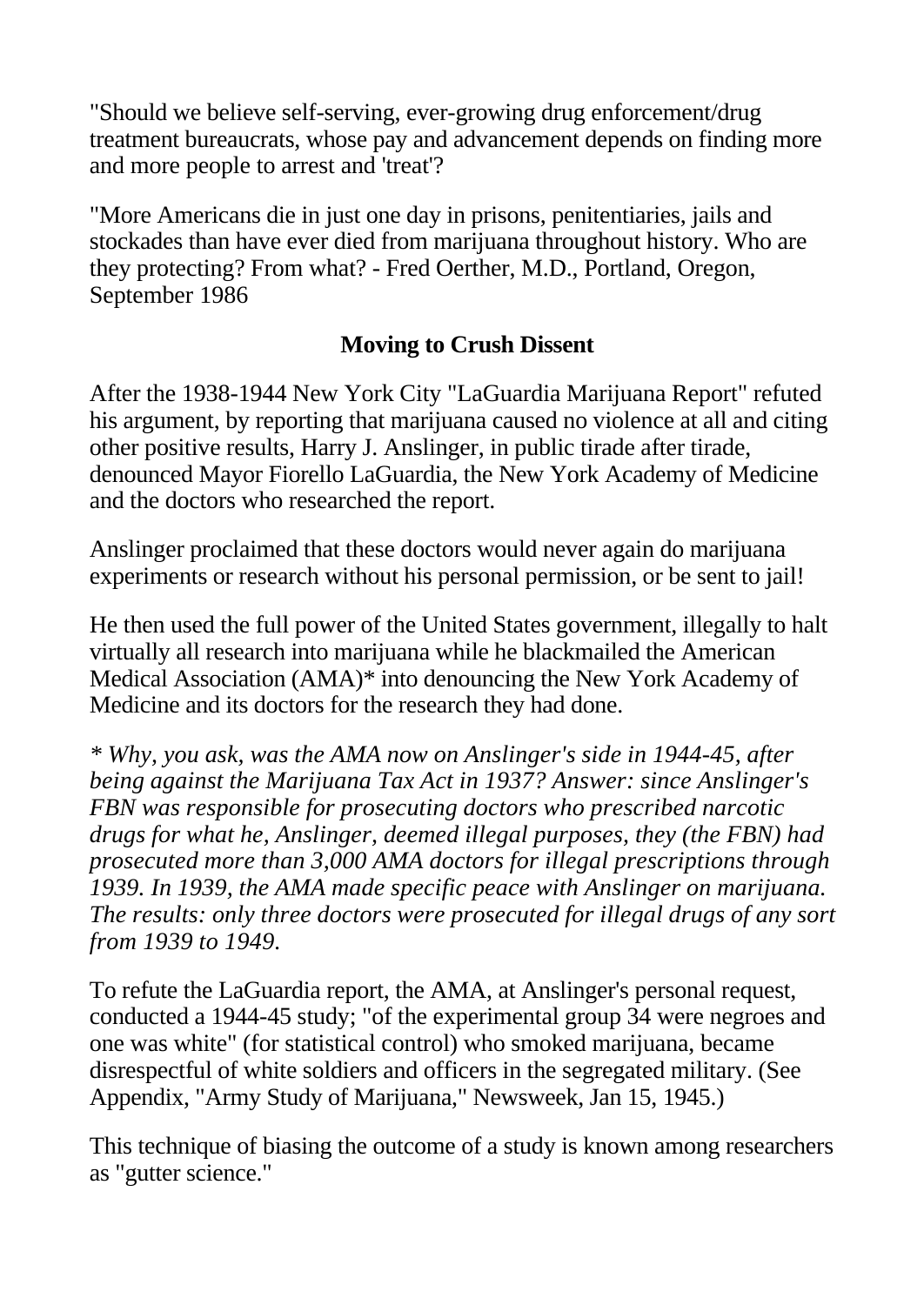"Should we believe self-serving, ever-growing drug enforcement/drug treatment bureaucrats, whose pay and advancement depends on finding more and more people to arrest and 'treat'?

"More Americans die in just one day in prisons, penitentiaries, jails and stockades than have ever died from marijuana throughout history. Who are they protecting? From what? - Fred Oerther, M.D., Portland, Oregon, September 1986

## Moving to Crush Dissent

After the 1938-1944 New York City "LaGuardia Marijuana Report" refuted his argument, by reporting that marijuana caused no violence at all and citing other positive results, Harry J. Anslinger, in public tirade after tirade, denounced Mayor Fiorello LaGuardia, the New York Academy of Medicine and the doctors who researched the report.

Anslinger proclaimed that these doctors would never again do marijuana experiments or research without his personal permission, or be sent to jail!

He then used the full power of the United States government, illegally to halt virtually all research into marijuana while he blackmailed the American Medical Association (AMA)* into denouncing the New York Academy of Medicine and its doctors for the research they had done.

*\* Why, you ask, was the AMA now on Anslinger's side in 1944-45, after being against the Marijuana Tax Act in 1937? Answer: since Anslinger's FBN was responsible for prosecuting doctors who prescribed narcotic drugs for what he, Anslinger, deemed illegal purposes, they (the FBN) had prosecuted more than 3,000 AMA doctors for illegal prescriptions through 1939. In 1939, the AMA made specific peace with Anslinger on marijuana. The results: only three doctors were prosecuted for illegal drugs of any sort from 1939 to 1949.*

To refute the LaGuardia report, the AMA, at Anslinger's personal request, conducted a 1944-45 study; "of the experimental group 34 were negroes and one was white" (for statistical control) who smoked marijuana, became disrespectful of white soldiers and officers in the segregated military. (See Appendix, "Army Study of Marijuana," Newsweek, Jan 15, 1945.)

This technique of biasing the outcome of a study is known among researchers as "gutter science."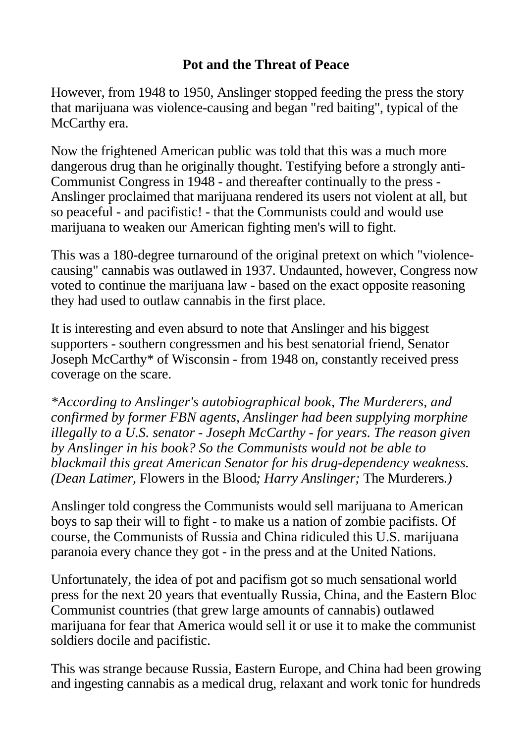## Pot and the Threat of Peace

However, from 1948 to 1950, Anslinger stopped feeding the press the story that marijuana was violence-causing and began "red baiting", typical of the McCarthy era.

Now the frightened American public was told that this was a much more dangerous drug than he originally thought. Testifying before a strongly anti-Communist Congress in 1948 - and thereafter continually to the press - Anslinger proclaimed that marijuana rendered its users not violent at all, but so peaceful - and pacifistic! - that the Communists could and would use marijuana to weaken our American fighting men's will to fight.

This was a 180-degree turnaround of the original pretext on which "violence-causing" cannabis was outlawed in 1937. Undaunted, however, Congress now voted to continue the marijuana law - based on the exact opposite reasoning they had used to outlaw cannabis in the first place.

It is interesting and even absurd to note that Anslinger and his biggest supporters - southern congressmen and his best senatorial friend, Senator Joseph McCarthy* of Wisconsin - from 1948 on, constantly received press coverage on the scare.

*\*According to Anslinger's autobiographical book, The Murderers, and confirmed by former FBN agents, Anslinger had been supplying morphine illegally to a U.S. senator - Joseph McCarthy - for years. The reason given by Anslinger in his book? So the Communists would not be able to blackmail this great American Senator for his drug-dependency weakness. (Dean Latimer,* Flowers in the Blood*; Harry Anslinger;* The Murderers.*)*

Anslinger told congress the Communists would sell marijuana to American boys to sap their will to fight - to make us a nation of zombie pacifists. Of course, the Communists of Russia and China ridiculed this U.S. marijuana paranoia every chance they got - in the press and at the United Nations.

Unfortunately, the idea of pot and pacifism got so much sensational world press for the next 20 years that eventually Russia, China, and the Eastern Bloc Communist countries (that grew large amounts of cannabis) outlawed marijuana for fear that America would sell it or use it to make the communist soldiers docile and pacifistic.

This was strange because Russia, Eastern Europe, and China had been growing and ingesting cannabis as a medical drug, relaxant and work tonic for hundreds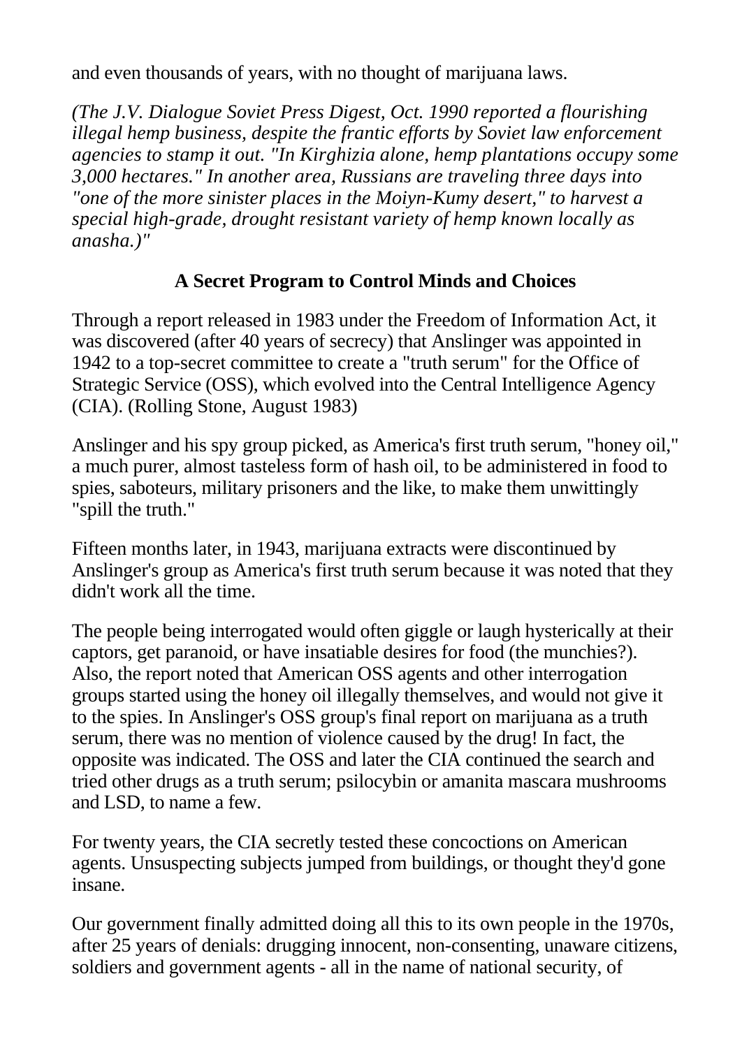and even thousands of years, with no thought of marijuana laws.

*(The J.V. Dialogue Soviet Press Digest, Oct. 1990 reported a flourishing illegal hemp business, despite the frantic efforts by Soviet law enforcement agencies to stamp it out. "In Kirghizia alone, hemp plantations occupy some 3,000 hectares." In another area, Russians are traveling three days into "one of the more sinister places in the Moiyn-Kumy desert," to harvest a special high-grade, drought resistant variety of hemp known locally as anasha.)"*

### A Secret Program to Control Minds and Choices

Through a report released in 1983 under the Freedom of Information Act, it was discovered (after 40 years of secrecy) that Anslinger was appointed in 1942 to a top-secret committee to create a "truth serum" for the Office of Strategic Service (OSS), which evolved into the Central Intelligence Agency (CIA). (Rolling Stone, August 1983)

Anslinger and his spy group picked, as America's first truth serum, "honey oil," a much purer, almost tasteless form of hash oil, to be administered in food to spies, saboteurs, military prisoners and the like, to make them unwittingly "spill the truth."

Fifteen months later, in 1943, marijuana extracts were discontinued by Anslinger's group as America's first truth serum because it was noted that they didn't work all the time.

The people being interrogated would often giggle or laugh hysterically at their captors, get paranoid, or have insatiable desires for food (the munchies?). Also, the report noted that American OSS agents and other interrogation groups started using the honey oil illegally themselves, and would not give it to the spies. In Anslinger's OSS group's final report on marijuana as a truth serum, there was no mention of violence caused by the drug! In fact, the opposite was indicated. The OSS and later the CIA continued the search and tried other drugs as a truth serum; psilocybin or amanita mascara mushrooms and LSD, to name a few.

For twenty years, the CIA secretly tested these concoctions on American agents. Unsuspecting subjects jumped from buildings, or thought they'd gone insane.

Our government finally admitted doing all this to its own people in the 1970s, after 25 years of denials: drugging innocent, non-consenting, unaware citizens, soldiers and government agents - all in the name of national security, of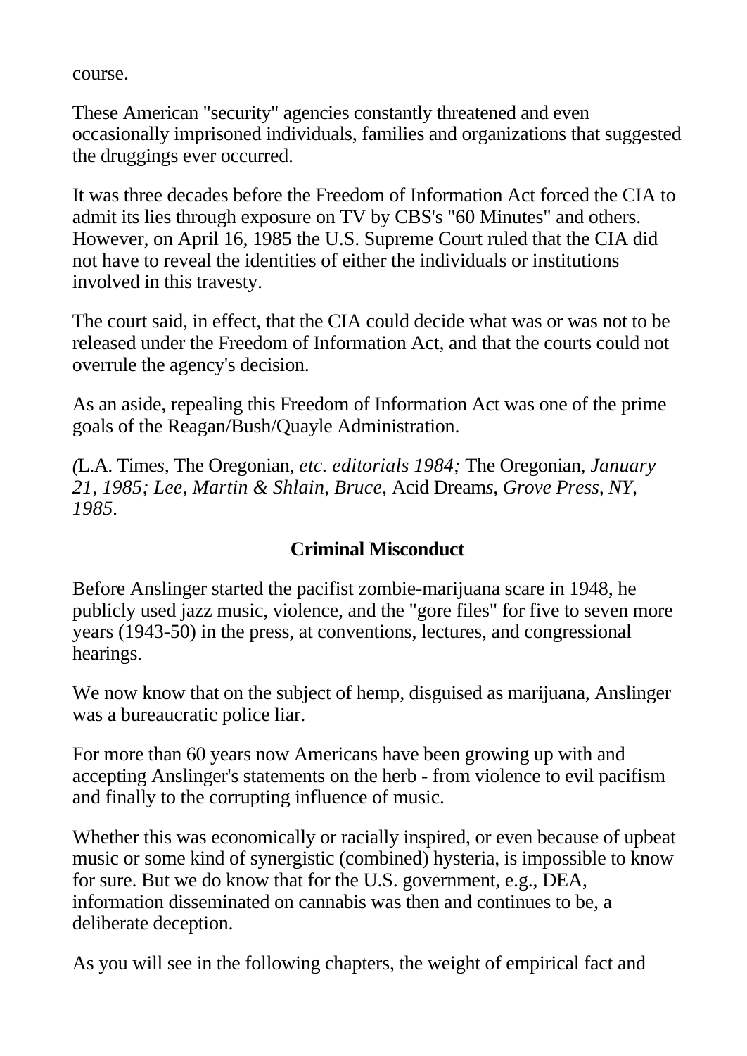course.

These American "security" agencies constantly threatened and even occasionally imprisoned individuals, families and organizations that suggested the druggings ever occurred.

It was three decades before the Freedom of Information Act forced the CIA to admit its lies through exposure on TV by CBS's "60 Minutes" and others. However, on April 16, 1985 the U.S. Supreme Court ruled that the CIA did not have to reveal the identities of either the individuals or institutions involved in this travesty.

The court said, in effect, that the CIA could decide what was or was not to be released under the Freedom of Information Act, and that the courts could not overrule the agency's decision.

As an aside, repealing this Freedom of Information Act was one of the prime goals of the Reagan/Bush/Quayle Administration.

*(*L.A. Times*,* The Oregonian*, etc. editorials 1984;* The Oregonian*, January 21, 1985; Lee, Martin & Shlain, Bruce,* Acid Dreams*, Grove Press, NY, 1985.*

## Criminal Misconduct

Before Anslinger started the pacifist zombie-marijuana scare in 1948, he publicly used jazz music, violence, and the "gore files" for five to seven more years (1943-50) in the press, at conventions, lectures, and congressional hearings.

We now know that on the subject of hemp, disguised as marijuana, Anslinger was a bureaucratic police liar.

For more than 60 years now Americans have been growing up with and accepting Anslinger's statements on the herb - from violence to evil pacifism and finally to the corrupting influence of music.

Whether this was economically or racially inspired, or even because of upbeat music or some kind of synergistic (combined) hysteria, is impossible to know for sure. But we do know that for the U.S. government, e.g., DEA, information disseminated on cannabis was then and continues to be, a deliberate deception.

As you will see in the following chapters, the weight of empirical fact and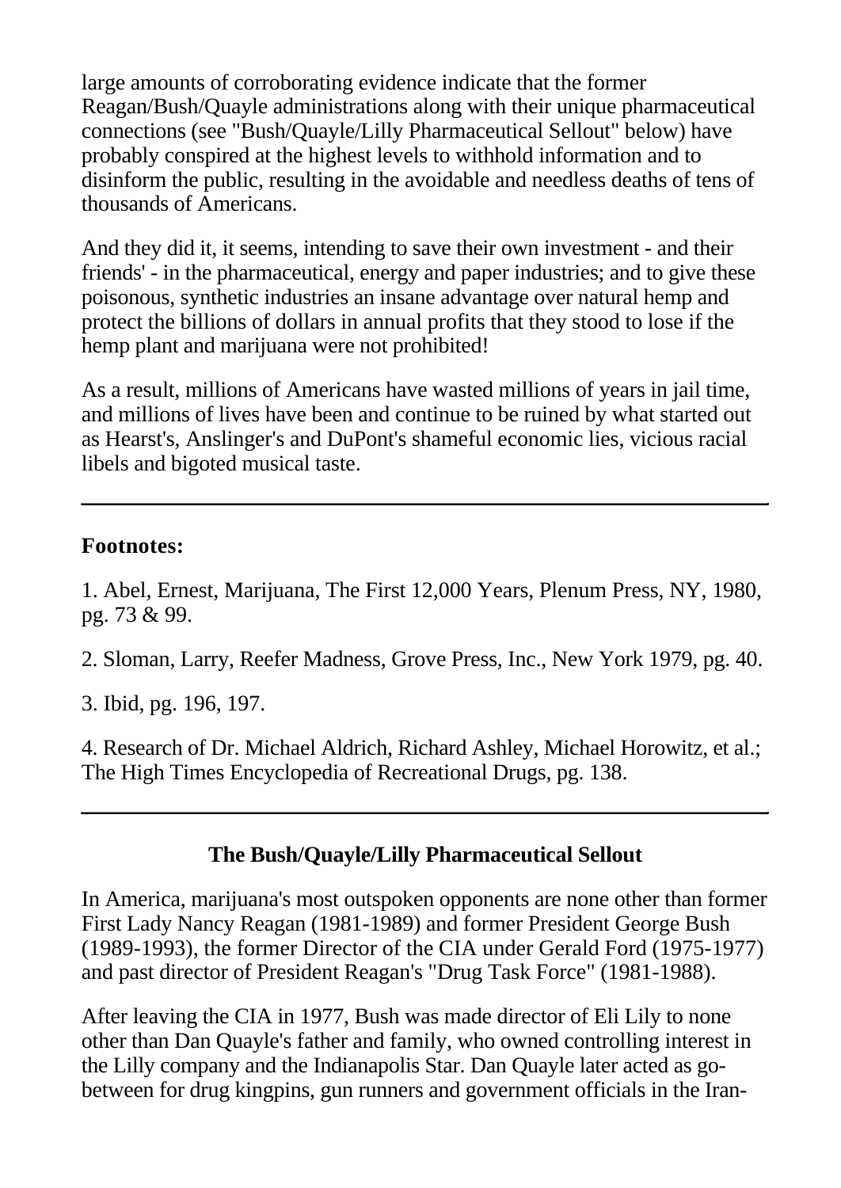large amounts of corroborating evidence indicate that the former Reagan/Bush/Quayle administrations along with their unique pharmaceutical connections (see "Bush/Quayle/Lilly Pharmaceutical Sellout" below) have probably conspired at the highest levels to withhold information and to disinform the public, resulting in the avoidable and needless deaths of tens of thousands of Americans.

And they did it, it seems, intending to save their own investment - and their friends' - in the pharmaceutical, energy and paper industries; and to give these poisonous, synthetic industries an insane advantage over natural hemp and protect the billions of dollars in annual profits that they stood to lose if the hemp plant and marijuana were not prohibited!

As a result, millions of Americans have wasted millions of years in jail time, and millions of lives have been and continue to be ruined by what started out as Hearst's, Anslinger's and DuPont's shameful economic lies, vicious racial libels and bigoted musical taste.

---

**Footnotes:**

1. Abel, Ernest, Marijuana, The First 12,000 Years, Plenum Press, NY, 1980, pg. 73 & 99.

2. Sloman, Larry, Reefer Madness, Grove Press, Inc., New York 1979, pg. 40.

3. Ibid, pg. 196, 197.

4. Research of Dr. Michael Aldrich, Richard Ashley, Michael Horowitz, et al.; The High Times Encyclopedia of Recreational Drugs, pg. 138.

---

### The Bush/Quayle/Lilly Pharmaceutical Sellout

In America, marijuana's most outspoken opponents are none other than former First Lady Nancy Reagan (1981-1989) and former President George Bush (1989-1993), the former Director of the CIA under Gerald Ford (1975-1977) and past director of President Reagan's "Drug Task Force" (1981-1988).

After leaving the CIA in 1977, Bush was made director of Eli Lily to none other than Dan Quayle's father and family, who owned controlling interest in the Lilly company and the Indianapolis Star. Dan Quayle later acted as go-between for drug kingpins, gun runners and government officials in the Iran-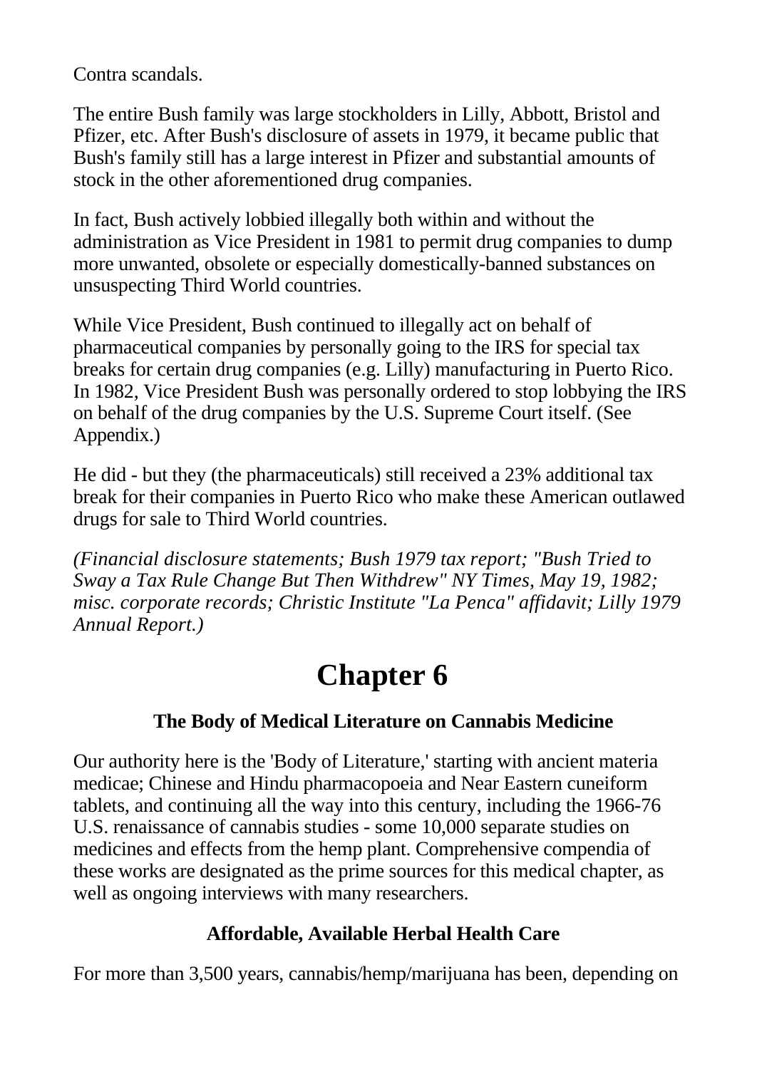Contra scandals.

The entire Bush family was large stockholders in Lilly, Abbott, Bristol and Pfizer, etc. After Bush's disclosure of assets in 1979, it became public that Bush's family still has a large interest in Pfizer and substantial amounts of stock in the other aforementioned drug companies.

In fact, Bush actively lobbied illegally both within and without the administration as Vice President in 1981 to permit drug companies to dump more unwanted, obsolete or especially domestically-banned substances on unsuspecting Third World countries.

While Vice President, Bush continued to illegally act on behalf of pharmaceutical companies by personally going to the IRS for special tax breaks for certain drug companies (e.g. Lilly) manufacturing in Puerto Rico. In 1982, Vice President Bush was personally ordered to stop lobbying the IRS on behalf of the drug companies by the U.S. Supreme Court itself. (See Appendix.)

He did - but they (the pharmaceuticals) still received a 23% additional tax break for their companies in Puerto Rico who make these American outlawed drugs for sale to Third World countries.

*(Financial disclosure statements; Bush 1979 tax report; "Bush Tried to Sway a Tax Rule Change But Then Withdrew" NY Times, May 19, 1982; misc. corporate records; Christic Institute "La Penca" affidavit; Lilly 1979 Annual Report.)*

# Chapter 6

### The Body of Medical Literature on Cannabis Medicine

Our authority here is the 'Body of Literature,' starting with ancient materia medicae; Chinese and Hindu pharmacopoeia and Near Eastern cuneiform tablets, and continuing all the way into this century, including the 1966-76 U.S. renaissance of cannabis studies - some 10,000 separate studies on medicines and effects from the hemp plant. Comprehensive compendia of these works are designated as the prime sources for this medical chapter, as well as ongoing interviews with many researchers.

### Affordable, Available Herbal Health Care

For more than 3,500 years, cannabis/hemp/marijuana has been, depending on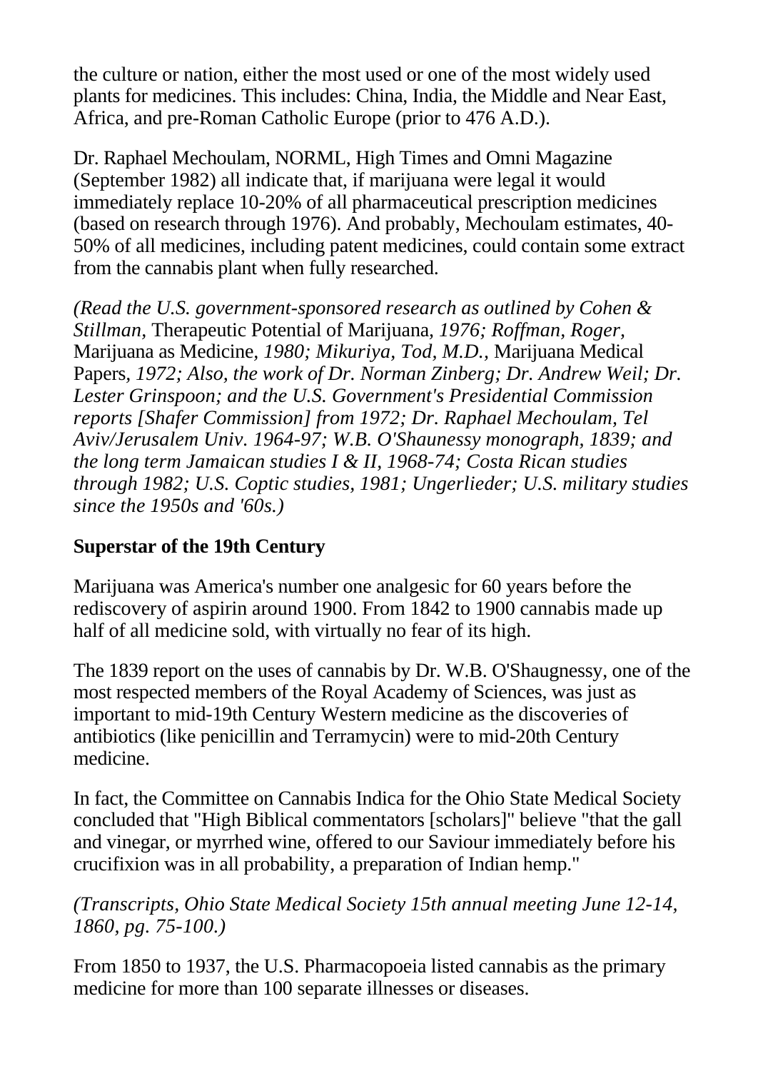the culture or nation, either the most used or one of the most widely used plants for medicines. This includes: China, India, the Middle and Near East, Africa, and pre-Roman Catholic Europe (prior to 476 A.D.).

Dr. Raphael Mechoulam, NORML, High Times and Omni Magazine (September 1982) all indicate that, if marijuana were legal it would immediately replace 10-20% of all pharmaceutical prescription medicines (based on research through 1976). And probably, Mechoulam estimates, 40-50% of all medicines, including patent medicines, could contain some extract from the cannabis plant when fully researched.

*(Read the U.S. government-sponsored research as outlined by Cohen & Stillman,* Therapeutic Potential of Marijuana, *1976; Roffman, Roger,* Marijuana as Medicine, *1980; Mikuriya, Tod, M.D.,* Marijuana Medical Papers, *1972; Also, the work of Dr. Norman Zinberg; Dr. Andrew Weil; Dr. Lester Grinspoon; and the U.S. Government's Presidential Commission reports [Shafer Commission] from 1972; Dr. Raphael Mechoulam, Tel Aviv/Jerusalem Univ. 1964-97; W.B. O'Shaunessy monograph, 1839; and the long term Jamaican studies I & II, 1968-74; Costa Rican studies through 1982; U.S. Coptic studies, 1981; Ungerlieder; U.S. military studies since the 1950s and '60s.)*

**Superstar of the 19th Century**

Marijuana was America's number one analgesic for 60 years before the rediscovery of aspirin around 1900. From 1842 to 1900 cannabis made up half of all medicine sold, with virtually no fear of its high.

The 1839 report on the uses of cannabis by Dr. W.B. O'Shaugnessy, one of the most respected members of the Royal Academy of Sciences, was just as important to mid-19th Century Western medicine as the discoveries of antibiotics (like penicillin and Terramycin) were to mid-20th Century medicine.

In fact, the Committee on Cannabis Indica for the Ohio State Medical Society concluded that "High Biblical commentators [scholars]" believe "that the gall and vinegar, or myrrhed wine, offered to our Saviour immediately before his crucifixion was in all probability, a preparation of Indian hemp."

*(Transcripts, Ohio State Medical Society 15th annual meeting June 12-14, 1860, pg. 75-100.)*

From 1850 to 1937, the U.S. Pharmacopoeia listed cannabis as the primary medicine for more than 100 separate illnesses or diseases.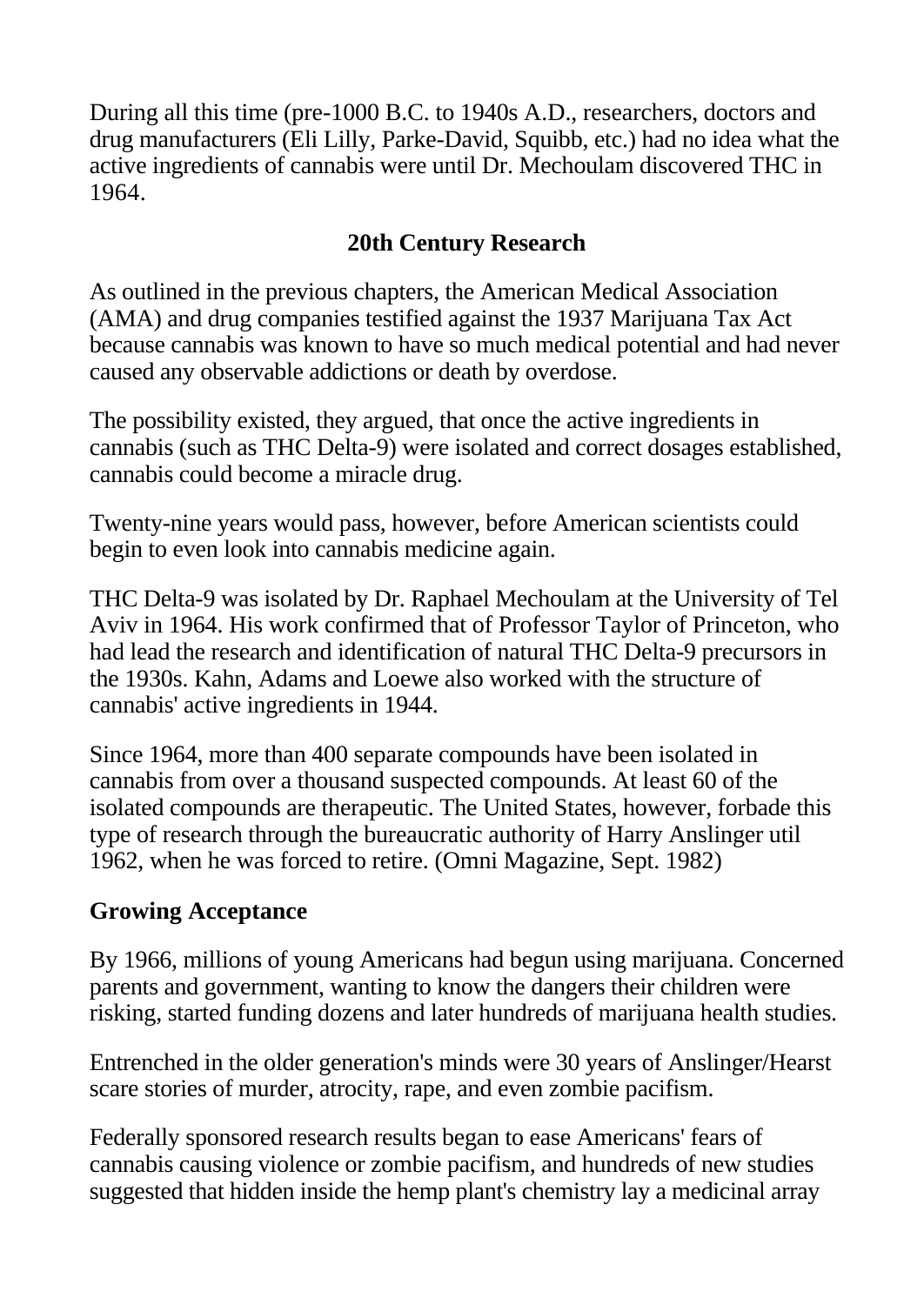During all this time (pre-1000 B.C. to 1940s A.D., researchers, doctors and drug manufacturers (Eli Lilly, Parke-David, Squibb, etc.) had no idea what the active ingredients of cannabis were until Dr. Mechoulam discovered THC in 1964.

## 20th Century Research

As outlined in the previous chapters, the American Medical Association (AMA) and drug companies testified against the 1937 Marijuana Tax Act because cannabis was known to have so much medical potential and had never caused any observable addictions or death by overdose.

The possibility existed, they argued, that once the active ingredients in cannabis (such as THC Delta-9) were isolated and correct dosages established, cannabis could become a miracle drug.

Twenty-nine years would pass, however, before American scientists could begin to even look into cannabis medicine again.

THC Delta-9 was isolated by Dr. Raphael Mechoulam at the University of Tel Aviv in 1964. His work confirmed that of Professor Taylor of Princeton, who had lead the research and identification of natural THC Delta-9 precursors in the 1930s. Kahn, Adams and Loewe also worked with the structure of cannabis' active ingredients in 1944.

Since 1964, more than 400 separate compounds have been isolated in cannabis from over a thousand suspected compounds. At least 60 of the isolated compounds are therapeutic. The United States, however, forbade this type of research through the bureaucratic authority of Harry Anslinger util 1962, when he was forced to retire. (Omni Magazine, Sept. 1982)

### Growing Acceptance

By 1966, millions of young Americans had begun using marijuana. Concerned parents and government, wanting to know the dangers their children were risking, started funding dozens and later hundreds of marijuana health studies.

Entrenched in the older generation's minds were 30 years of Anslinger/Hearst scare stories of murder, atrocity, rape, and even zombie pacifism.

Federally sponsored research results began to ease Americans' fears of cannabis causing violence or zombie pacifism, and hundreds of new studies suggested that hidden inside the hemp plant's chemistry lay a medicinal array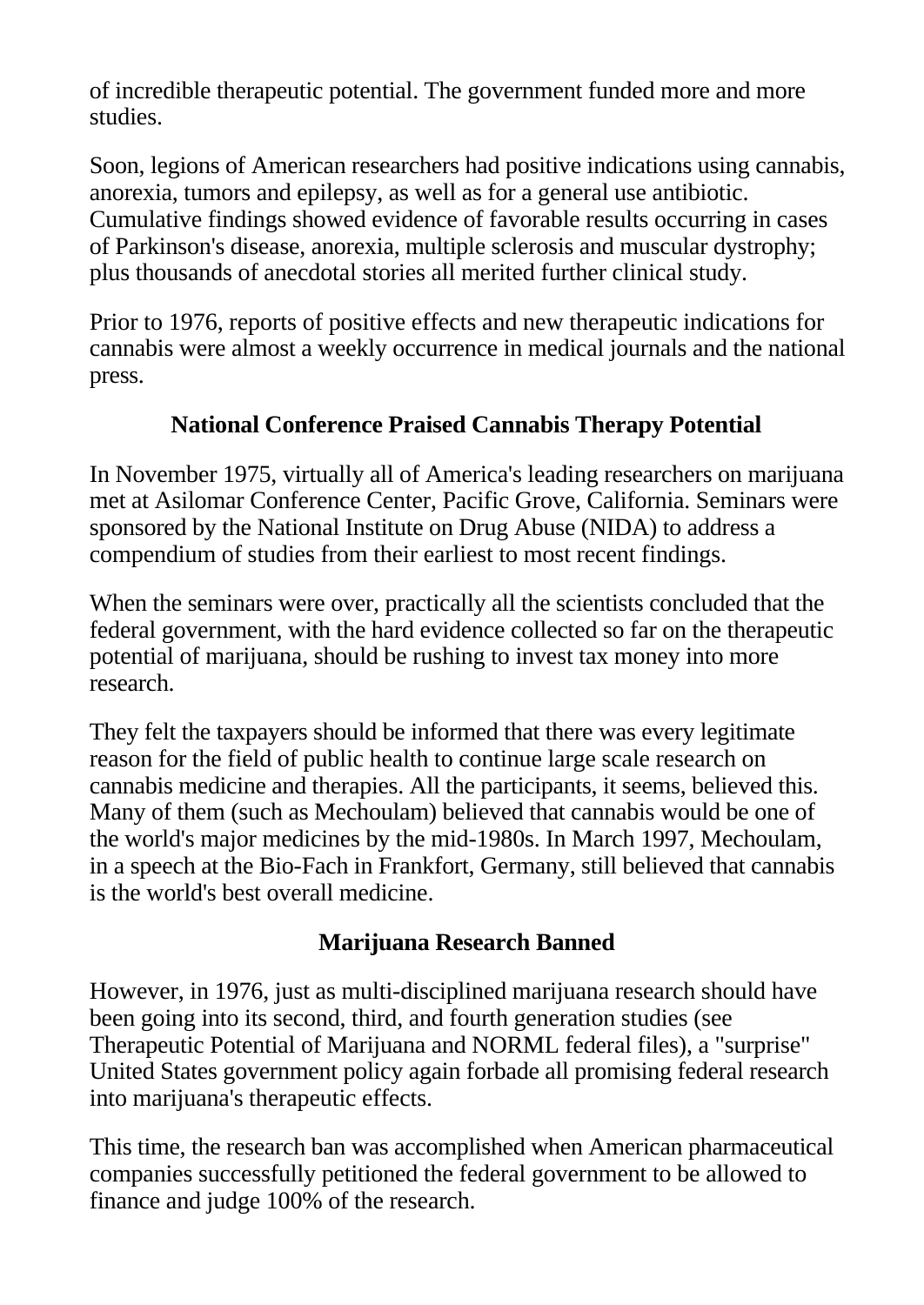of incredible therapeutic potential. The government funded more and more studies.

Soon, legions of American researchers had positive indications using cannabis, anorexia, tumors and epilepsy, as well as for a general use antibiotic. Cumulative findings showed evidence of favorable results occurring in cases of Parkinson's disease, anorexia, multiple sclerosis and muscular dystrophy; plus thousands of anecdotal stories all merited further clinical study.

Prior to 1976, reports of positive effects and new therapeutic indications for cannabis were almost a weekly occurrence in medical journals and the national press.

### National Conference Praised Cannabis Therapy Potential

In November 1975, virtually all of America's leading researchers on marijuana met at Asilomar Conference Center, Pacific Grove, California. Seminars were sponsored by the National Institute on Drug Abuse (NIDA) to address a compendium of studies from their earliest to most recent findings.

When the seminars were over, practically all the scientists concluded that the federal government, with the hard evidence collected so far on the therapeutic potential of marijuana, should be rushing to invest tax money into more research.

They felt the taxpayers should be informed that there was every legitimate reason for the field of public health to continue large scale research on cannabis medicine and therapies. All the participants, it seems, believed this. Many of them (such as Mechoulam) believed that cannabis would be one of the world's major medicines by the mid-1980s. In March 1997, Mechoulam, in a speech at the Bio-Fach in Frankfort, Germany, still believed that cannabis is the world's best overall medicine.

### Marijuana Research Banned

However, in 1976, just as multi-disciplined marijuana research should have been going into its second, third, and fourth generation studies (see Therapeutic Potential of Marijuana and NORML federal files), a "surprise" United States government policy again forbade all promising federal research into marijuana's therapeutic effects.

This time, the research ban was accomplished when American pharmaceutical companies successfully petitioned the federal government to be allowed to finance and judge 100% of the research.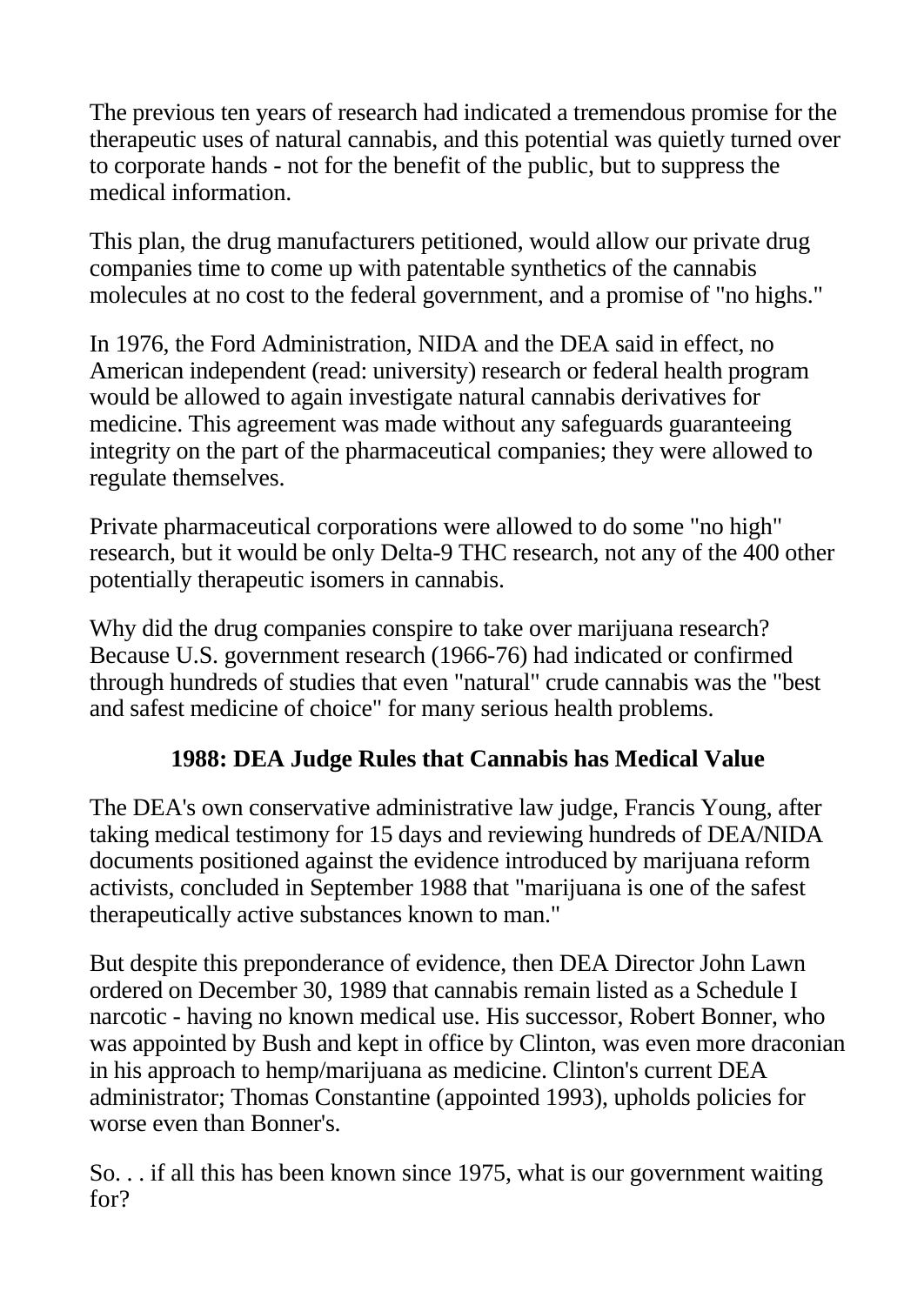The previous ten years of research had indicated a tremendous promise for the therapeutic uses of natural cannabis, and this potential was quietly turned over to corporate hands - not for the benefit of the public, but to suppress the medical information.

This plan, the drug manufacturers petitioned, would allow our private drug companies time to come up with patentable synthetics of the cannabis molecules at no cost to the federal government, and a promise of "no highs."

In 1976, the Ford Administration, NIDA and the DEA said in effect, no American independent (read: university) research or federal health program would be allowed to again investigate natural cannabis derivatives for medicine. This agreement was made without any safeguards guaranteeing integrity on the part of the pharmaceutical companies; they were allowed to regulate themselves.

Private pharmaceutical corporations were allowed to do some "no high" research, but it would be only Delta-9 THC research, not any of the 400 other potentially therapeutic isomers in cannabis.

Why did the drug companies conspire to take over marijuana research? Because U.S. government research (1966-76) had indicated or confirmed through hundreds of studies that even "natural" crude cannabis was the "best and safest medicine of choice" for many serious health problems.

### 1988: DEA Judge Rules that Cannabis has Medical Value

The DEA's own conservative administrative law judge, Francis Young, after taking medical testimony for 15 days and reviewing hundreds of DEA/NIDA documents positioned against the evidence introduced by marijuana reform activists, concluded in September 1988 that "marijuana is one of the safest therapeutically active substances known to man."

But despite this preponderance of evidence, then DEA Director John Lawn ordered on December 30, 1989 that cannabis remain listed as a Schedule I narcotic - having no known medical use. His successor, Robert Bonner, who was appointed by Bush and kept in office by Clinton, was even more draconian in his approach to hemp/marijuana as medicine. Clinton's current DEA administrator; Thomas Constantine (appointed 1993), upholds policies for worse even than Bonner's.

So. . . if all this has been known since 1975, what is our government waiting for?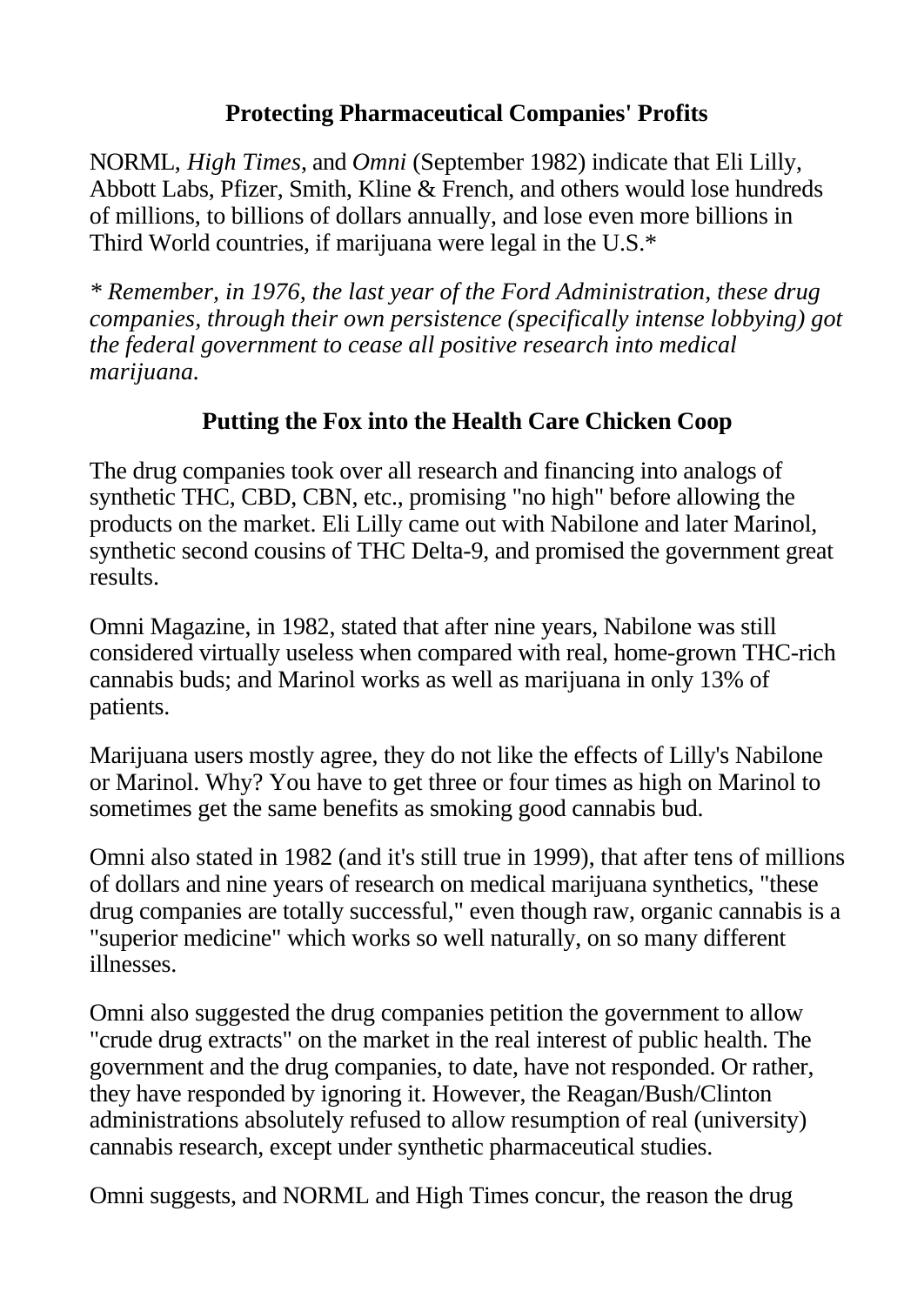## Protecting Pharmaceutical Companies' Profits

NORML, *High Times*, and *Omni* (September 1982) indicate that Eli Lilly, Abbott Labs, Pfizer, Smith, Kline & French, and others would lose hundreds of millions, to billions of dollars annually, and lose even more billions in Third World countries, if marijuana were legal in the U.S.*

*\* Remember, in 1976, the last year of the Ford Administration, these drug companies, through their own persistence (specifically intense lobbying) got the federal government to cease all positive research into medical marijuana.*

## Putting the Fox into the Health Care Chicken Coop

The drug companies took over all research and financing into analogs of synthetic THC, CBD, CBN, etc., promising "no high" before allowing the products on the market. Eli Lilly came out with Nabilone and later Marinol, synthetic second cousins of THC Delta-9, and promised the government great results.

Omni Magazine, in 1982, stated that after nine years, Nabilone was still considered virtually useless when compared with real, home-grown THC-rich cannabis buds; and Marinol works as well as marijuana in only 13% of patients.

Marijuana users mostly agree, they do not like the effects of Lilly's Nabilone or Marinol. Why? You have to get three or four times as high on Marinol to sometimes get the same benefits as smoking good cannabis bud.

Omni also stated in 1982 (and it's still true in 1999), that after tens of millions of dollars and nine years of research on medical marijuana synthetics, "these drug companies are totally successful," even though raw, organic cannabis is a "superior medicine" which works so well naturally, on so many different illnesses.

Omni also suggested the drug companies petition the government to allow "crude drug extracts" on the market in the real interest of public health. The government and the drug companies, to date, have not responded. Or rather, they have responded by ignoring it. However, the Reagan/Bush/Clinton administrations absolutely refused to allow resumption of real (university) cannabis research, except under synthetic pharmaceutical studies.

Omni suggests, and NORML and High Times concur, the reason the drug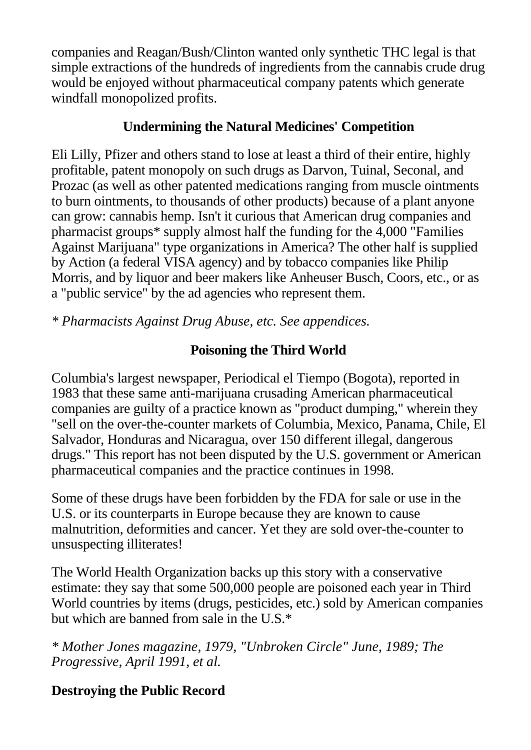companies and Reagan/Bush/Clinton wanted only synthetic THC legal is that simple extractions of the hundreds of ingredients from the cannabis crude drug would be enjoyed without pharmaceutical company patents which generate windfall monopolized profits.

### Undermining the Natural Medicines' Competition

Eli Lilly, Pfizer and others stand to lose at least a third of their entire, highly profitable, patent monopoly on such drugs as Darvon, Tuinal, Seconal, and Prozac (as well as other patented medications ranging from muscle ointments to burn ointments, to thousands of other products) because of a plant anyone can grow: cannabis hemp. Isn't it curious that American drug companies and pharmacist groups* supply almost half the funding for the 4,000 "Families Against Marijuana" type organizations in America? The other half is supplied by Action (a federal VISA agency) and by tobacco companies like Philip Morris, and by liquor and beer makers like Anheuser Busch, Coors, etc., or as a "public service" by the ad agencies who represent them.

*\* Pharmacists Against Drug Abuse, etc. See appendices.*

### Poisoning the Third World

Columbia's largest newspaper, Periodical el Tiempo (Bogota), reported in 1983 that these same anti-marijuana crusading American pharmaceutical companies are guilty of a practice known as "product dumping," wherein they "sell on the over-the-counter markets of Columbia, Mexico, Panama, Chile, El Salvador, Honduras and Nicaragua, over 150 different illegal, dangerous drugs." This report has not been disputed by the U.S. government or American pharmaceutical companies and the practice continues in 1998.

Some of these drugs have been forbidden by the FDA for sale or use in the U.S. or its counterparts in Europe because they are known to cause malnutrition, deformities and cancer. Yet they are sold over-the-counter to unsuspecting illiterates!

The World Health Organization backs up this story with a conservative estimate: they say that some 500,000 people are poisoned each year in Third World countries by items (drugs, pesticides, etc.) sold by American companies but which are banned from sale in the U.S.*

*\* Mother Jones magazine, 1979, "Unbroken Circle" June, 1989; The Progressive, April 1991, et al.*

### Destroying the Public Record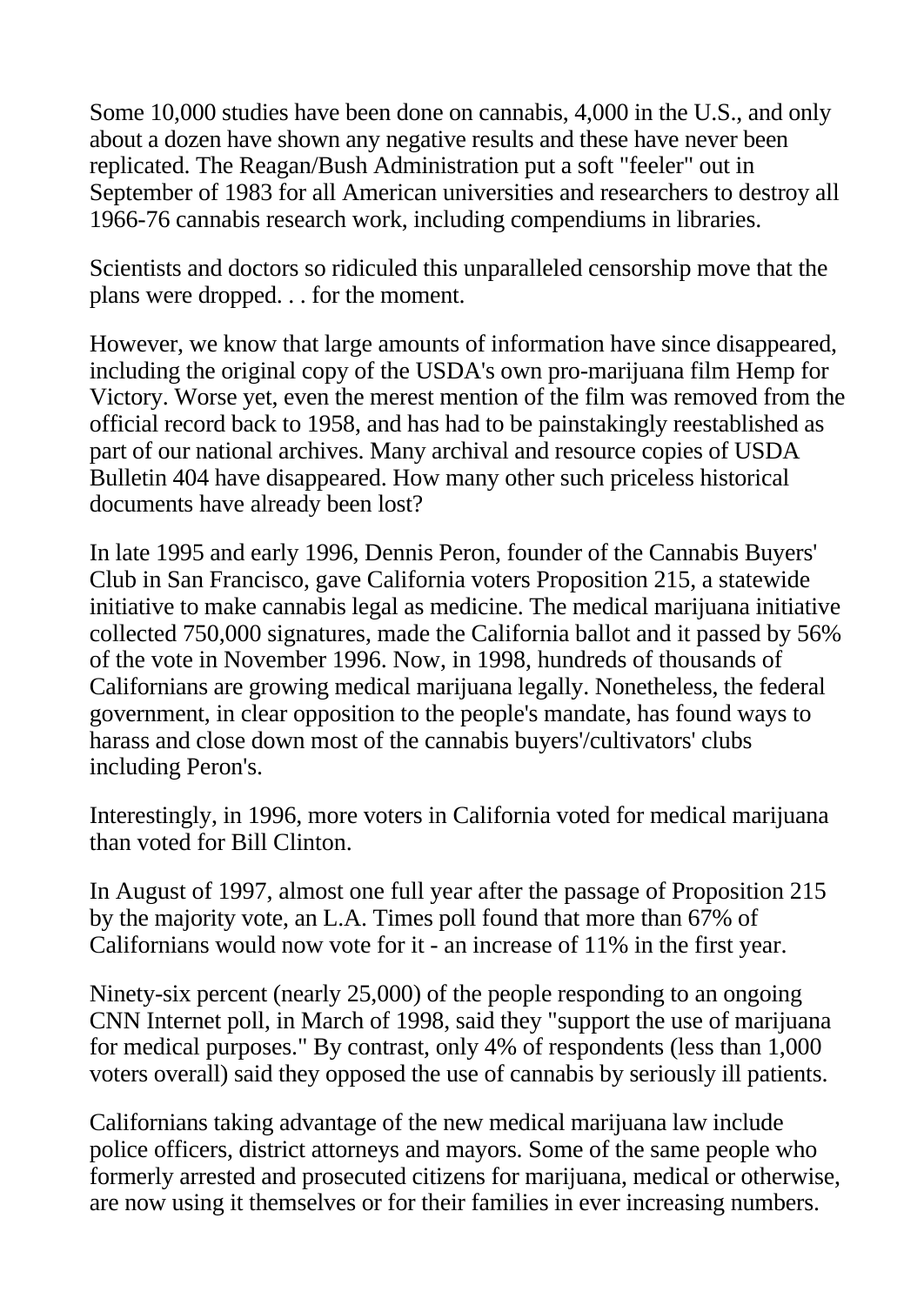Some 10,000 studies have been done on cannabis, 4,000 in the U.S., and only about a dozen have shown any negative results and these have never been replicated. The Reagan/Bush Administration put a soft "feeler" out in September of 1983 for all American universities and researchers to destroy all 1966-76 cannabis research work, including compendiums in libraries.

Scientists and doctors so ridiculed this unparalleled censorship move that the plans were dropped. . . for the moment.

However, we know that large amounts of information have since disappeared, including the original copy of the USDA's own pro-marijuana film Hemp for Victory. Worse yet, even the merest mention of the film was removed from the official record back to 1958, and has had to be painstakingly reestablished as part of our national archives. Many archival and resource copies of USDA Bulletin 404 have disappeared. How many other such priceless historical documents have already been lost?

In late 1995 and early 1996, Dennis Peron, founder of the Cannabis Buyers' Club in San Francisco, gave California voters Proposition 215, a statewide initiative to make cannabis legal as medicine. The medical marijuana initiative collected 750,000 signatures, made the California ballot and it passed by 56% of the vote in November 1996. Now, in 1998, hundreds of thousands of Californians are growing medical marijuana legally. Nonetheless, the federal government, in clear opposition to the people's mandate, has found ways to harass and close down most of the cannabis buyers'/cultivators' clubs including Peron's.

Interestingly, in 1996, more voters in California voted for medical marijuana than voted for Bill Clinton.

In August of 1997, almost one full year after the passage of Proposition 215 by the majority vote, an L.A. Times poll found that more than 67% of Californians would now vote for it - an increase of 11% in the first year.

Ninety-six percent (nearly 25,000) of the people responding to an ongoing CNN Internet poll, in March of 1998, said they "support the use of marijuana for medical purposes." By contrast, only 4% of respondents (less than 1,000 voters overall) said they opposed the use of cannabis by seriously ill patients.

Californians taking advantage of the new medical marijuana law include police officers, district attorneys and mayors. Some of the same people who formerly arrested and prosecuted citizens for marijuana, medical or otherwise, are now using it themselves or for their families in ever increasing numbers.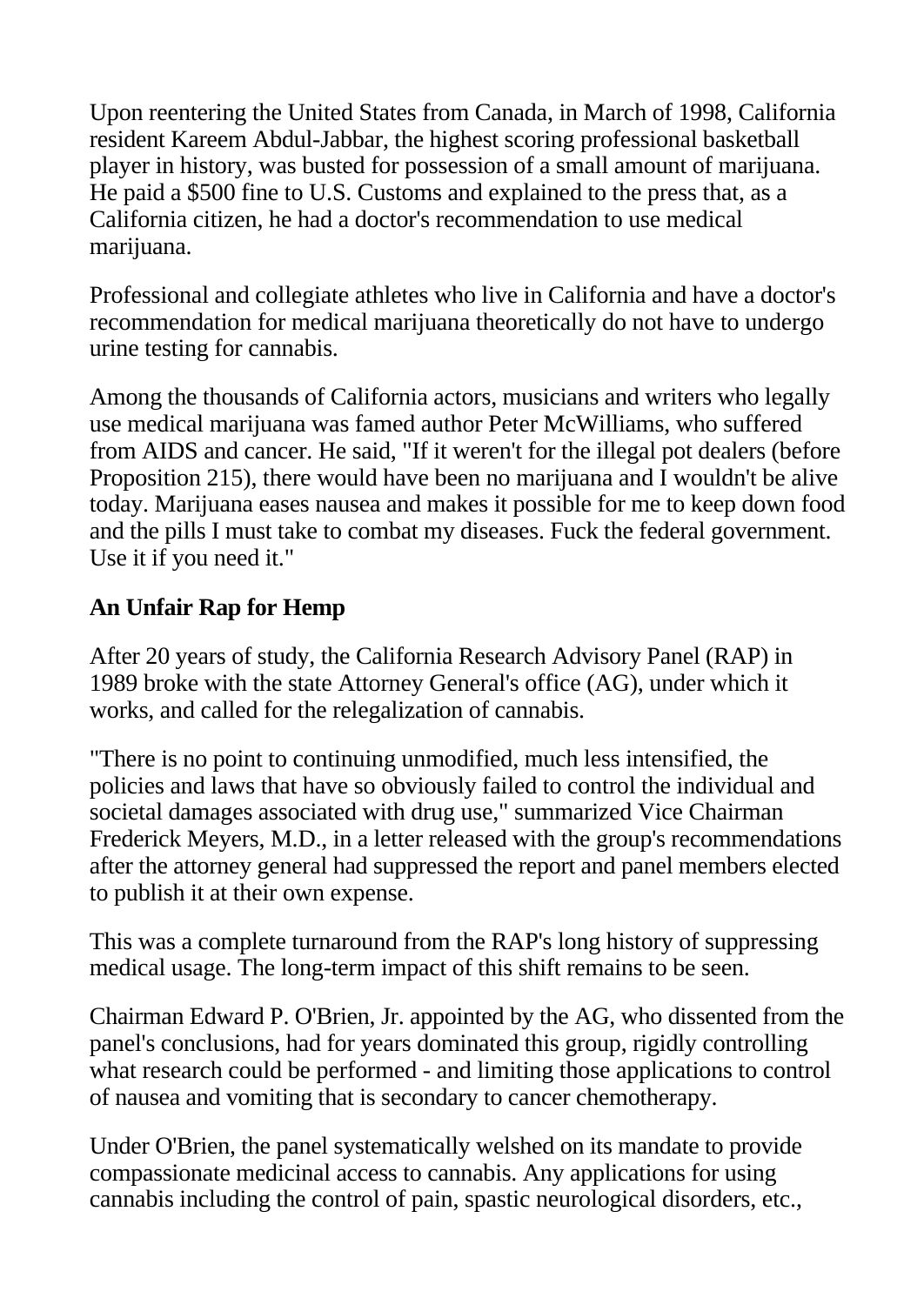Upon reentering the United States from Canada, in March of 1998, California resident Kareem Abdul-Jabbar, the highest scoring professional basketball player in history, was busted for possession of a small amount of marijuana. He paid a $500 fine to U.S. Customs and explained to the press that, as a California citizen, he had a doctor's recommendation to use medical marijuana.

Professional and collegiate athletes who live in California and have a doctor's recommendation for medical marijuana theoretically do not have to undergo urine testing for cannabis.

Among the thousands of California actors, musicians and writers who legally use medical marijuana was famed author Peter McWilliams, who suffered from AIDS and cancer. He said, "If it weren't for the illegal pot dealers (before Proposition 215), there would have been no marijuana and I wouldn't be alive today. Marijuana eases nausea and makes it possible for me to keep down food and the pills I must take to combat my diseases. Fuck the federal government. Use it if you need it."

## An Unfair Rap for Hemp

After 20 years of study, the California Research Advisory Panel (RAP) in 1989 broke with the state Attorney General's office (AG), under which it works, and called for the relegalization of cannabis.

"There is no point to continuing unmodified, much less intensified, the policies and laws that have so obviously failed to control the individual and societal damages associated with drug use," summarized Vice Chairman Frederick Meyers, M.D., in a letter released with the group's recommendations after the attorney general had suppressed the report and panel members elected to publish it at their own expense.

This was a complete turnaround from the RAP's long history of suppressing medical usage. The long-term impact of this shift remains to be seen.

Chairman Edward P. O'Brien, Jr. appointed by the AG, who dissented from the panel's conclusions, had for years dominated this group, rigidly controlling what research could be performed - and limiting those applications to control of nausea and vomiting that is secondary to cancer chemotherapy.

Under O'Brien, the panel systematically welshed on its mandate to provide compassionate medicinal access to cannabis. Any applications for using cannabis including the control of pain, spastic neurological disorders, etc.,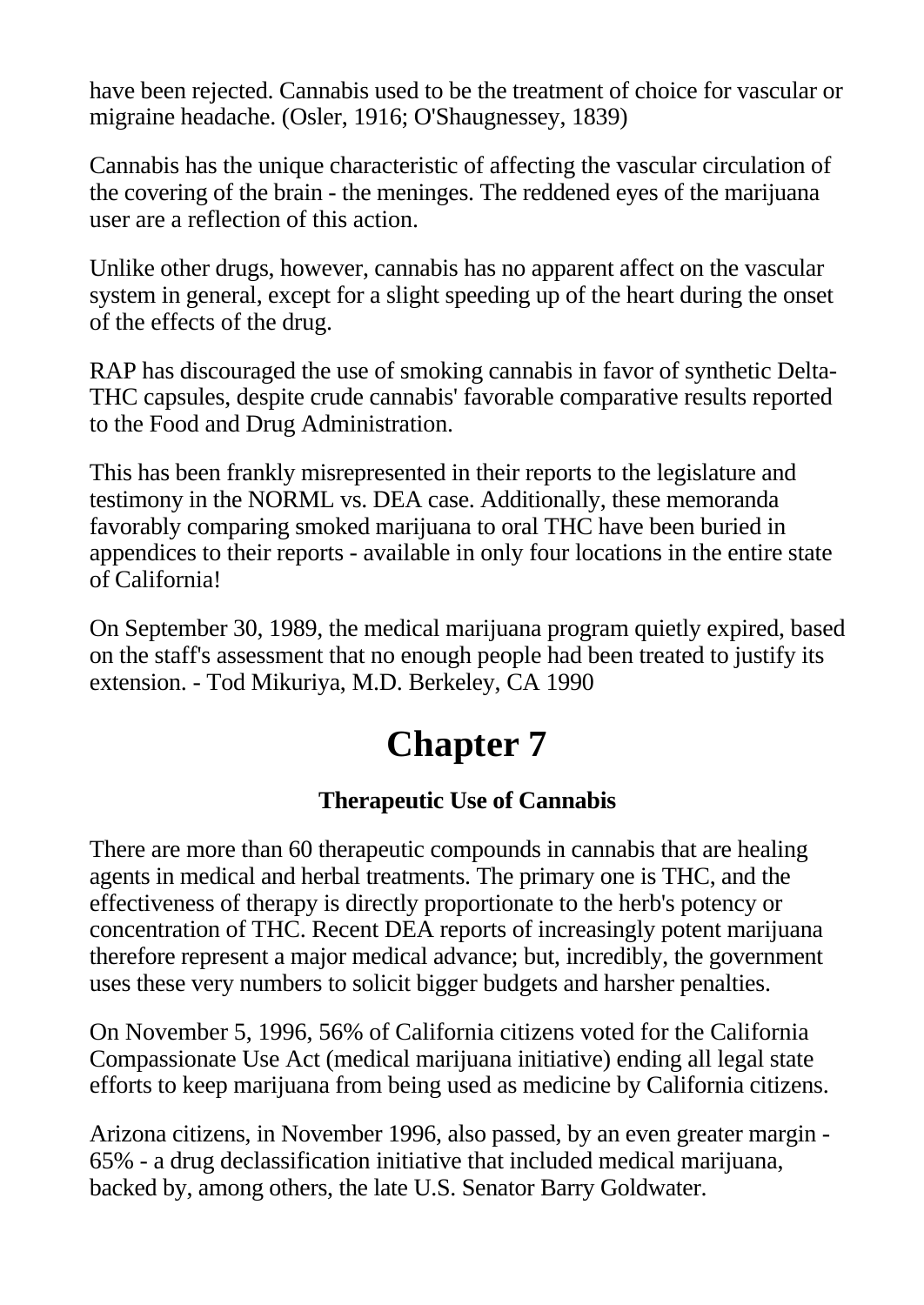have been rejected. Cannabis used to be the treatment of choice for vascular or migraine headache. (Osler, 1916; O'Shaugnessey, 1839)

Cannabis has the unique characteristic of affecting the vascular circulation of the covering of the brain - the meninges. The reddened eyes of the marijuana user are a reflection of this action.

Unlike other drugs, however, cannabis has no apparent affect on the vascular system in general, except for a slight speeding up of the heart during the onset of the effects of the drug.

RAP has discouraged the use of smoking cannabis in favor of synthetic Delta-THC capsules, despite crude cannabis' favorable comparative results reported to the Food and Drug Administration.

This has been frankly misrepresented in their reports to the legislature and testimony in the NORML vs. DEA case. Additionally, these memoranda favorably comparing smoked marijuana to oral THC have been buried in appendices to their reports - available in only four locations in the entire state of California!

On September 30, 1989, the medical marijuana program quietly expired, based on the staff's assessment that no enough people had been treated to justify its extension. - Tod Mikuriya, M.D. Berkeley, CA 1990

# Chapter 7

### Therapeutic Use of Cannabis

There are more than 60 therapeutic compounds in cannabis that are healing agents in medical and herbal treatments. The primary one is THC, and the effectiveness of therapy is directly proportionate to the herb's potency or concentration of THC. Recent DEA reports of increasingly potent marijuana therefore represent a major medical advance; but, incredibly, the government uses these very numbers to solicit bigger budgets and harsher penalties.

On November 5, 1996, 56% of California citizens voted for the California Compassionate Use Act (medical marijuana initiative) ending all legal state efforts to keep marijuana from being used as medicine by California citizens.

Arizona citizens, in November 1996, also passed, by an even greater margin - 65% - a drug declassification initiative that included medical marijuana, backed by, among others, the late U.S. Senator Barry Goldwater.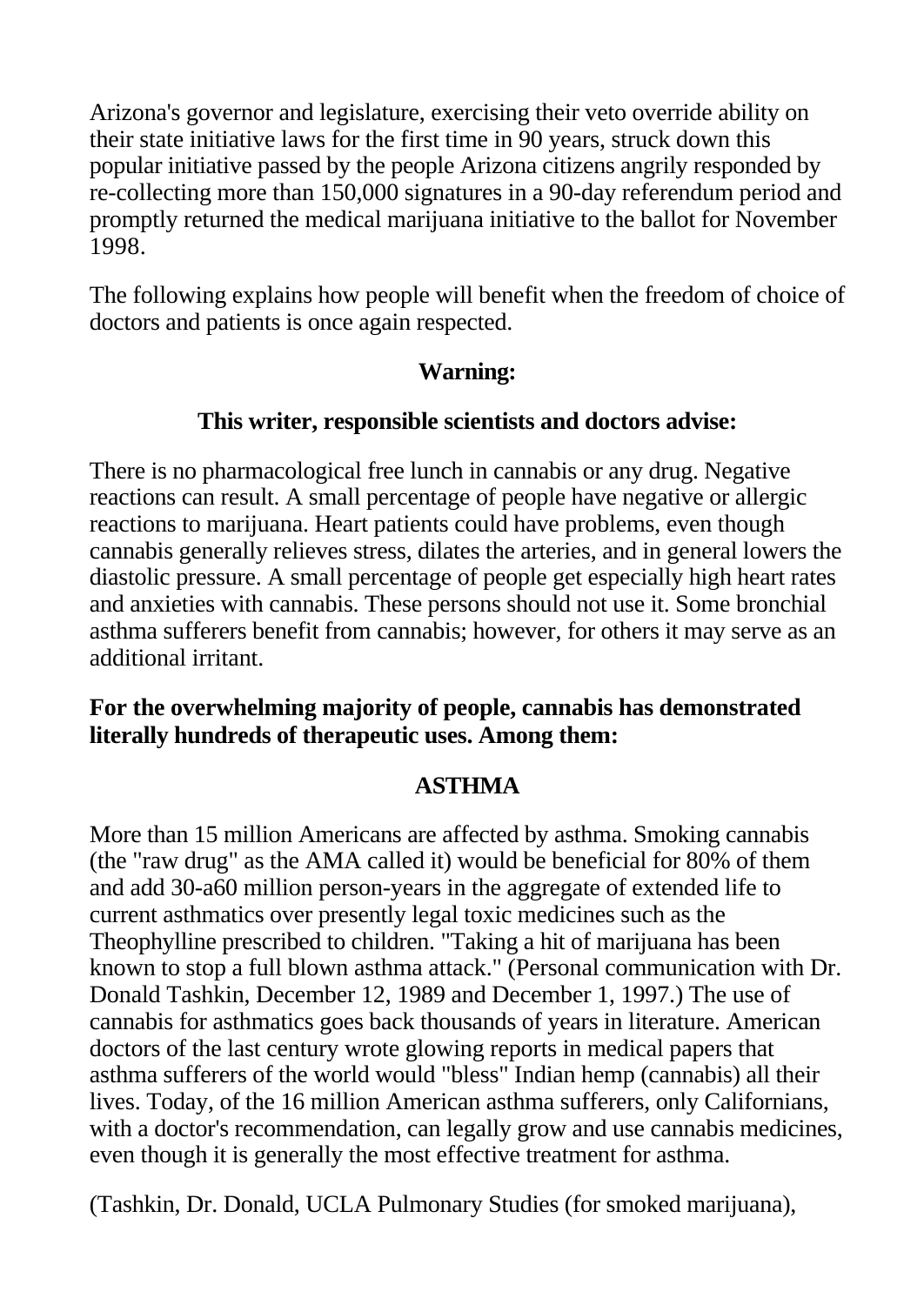Arizona's governor and legislature, exercising their veto override ability on their state initiative laws for the first time in 90 years, struck down this popular initiative passed by the people Arizona citizens angrily responded by re-collecting more than 150,000 signatures in a 90-day referendum period and promptly returned the medical marijuana initiative to the ballot for November 1998.

The following explains how people will benefit when the freedom of choice of doctors and patients is once again respected.

**Warning:**

**This writer, responsible scientists and doctors advise:**

There is no pharmacological free lunch in cannabis or any drug. Negative reactions can result. A small percentage of people have negative or allergic reactions to marijuana. Heart patients could have problems, even though cannabis generally relieves stress, dilates the arteries, and in general lowers the diastolic pressure. A small percentage of people get especially high heart rates and anxieties with cannabis. These persons should not use it. Some bronchial asthma sufferers benefit from cannabis; however, for others it may serve as an additional irritant.

**For the overwhelming majority of people, cannabis has demonstrated literally hundreds of therapeutic uses. Among them:**

## ASTHMA

More than 15 million Americans are affected by asthma. Smoking cannabis (the "raw drug" as the AMA called it) would be beneficial for 80% of them and add 30-a60 million person-years in the aggregate of extended life to current asthmatics over presently legal toxic medicines such as the Theophylline prescribed to children. "Taking a hit of marijuana has been known to stop a full blown asthma attack." (Personal communication with Dr. Donald Tashkin, December 12, 1989 and December 1, 1997.) The use of cannabis for asthmatics goes back thousands of years in literature. American doctors of the last century wrote glowing reports in medical papers that asthma sufferers of the world would "bless" Indian hemp (cannabis) all their lives. Today, of the 16 million American asthma sufferers, only Californians, with a doctor's recommendation, can legally grow and use cannabis medicines, even though it is generally the most effective treatment for asthma.

(Tashkin, Dr. Donald, UCLA Pulmonary Studies (for smoked marijuana),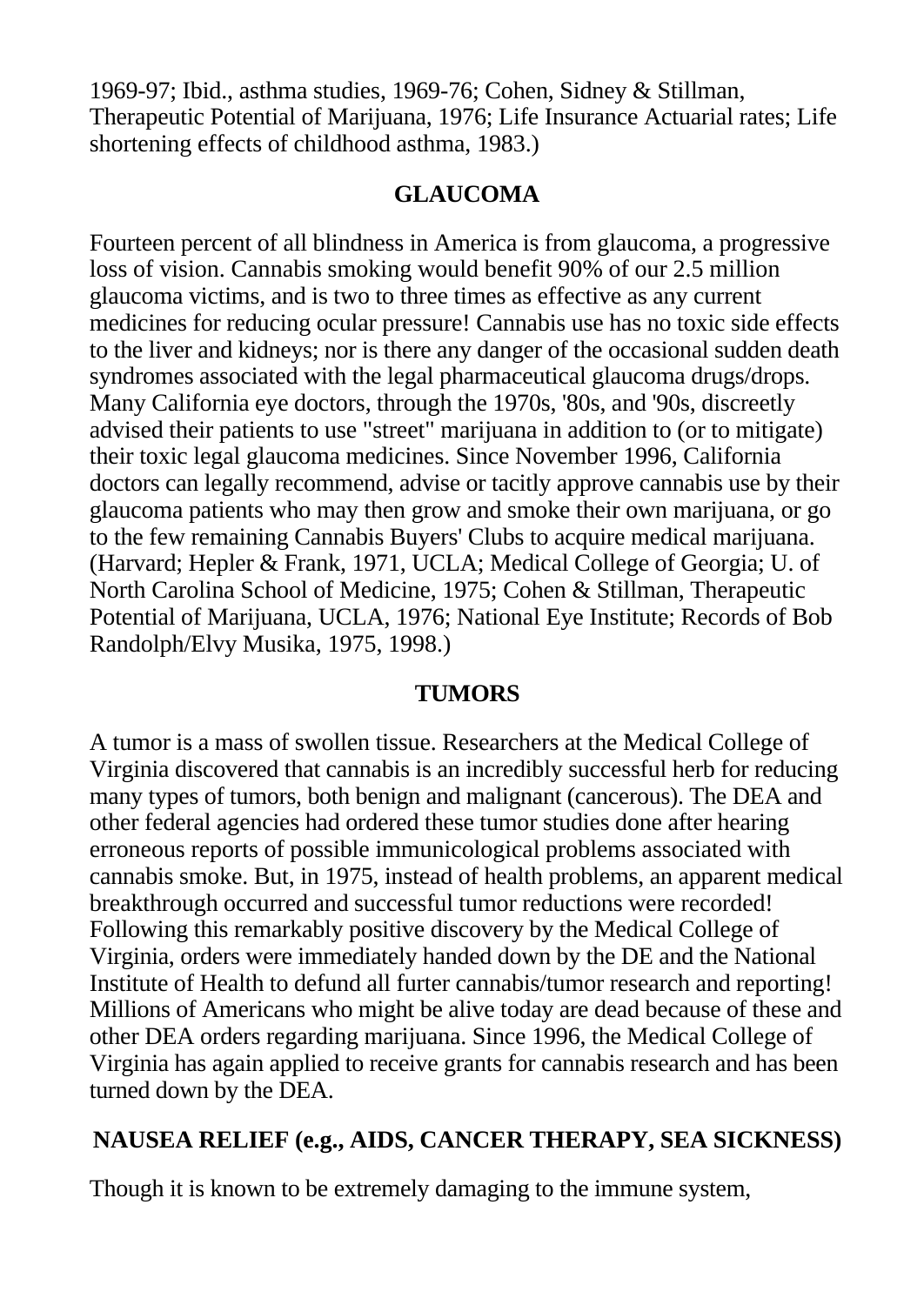1969-97; Ibid., asthma studies, 1969-76; Cohen, Sidney & Stillman, Therapeutic Potential of Marijuana, 1976; Life Insurance Actuarial rates; Life shortening effects of childhood asthma, 1983.)

## GLAUCOMA

Fourteen percent of all blindness in America is from glaucoma, a progressive loss of vision. Cannabis smoking would benefit 90% of our 2.5 million glaucoma victims, and is two to three times as effective as any current medicines for reducing ocular pressure! Cannabis use has no toxic side effects to the liver and kidneys; nor is there any danger of the occasional sudden death syndromes associated with the legal pharmaceutical glaucoma drugs/drops. Many California eye doctors, through the 1970s, '80s, and '90s, discreetly advised their patients to use "street" marijuana in addition to (or to mitigate) their toxic legal glaucoma medicines. Since November 1996, California doctors can legally recommend, advise or tacitly approve cannabis use by their glaucoma patients who may then grow and smoke their own marijuana, or go to the few remaining Cannabis Buyers' Clubs to acquire medical marijuana. (Harvard; Hepler & Frank, 1971, UCLA; Medical College of Georgia; U. of North Carolina School of Medicine, 1975; Cohen & Stillman, Therapeutic Potential of Marijuana, UCLA, 1976; National Eye Institute; Records of Bob Randolph/Elvy Musika, 1975, 1998.)

## TUMORS

A tumor is a mass of swollen tissue. Researchers at the Medical College of Virginia discovered that cannabis is an incredibly successful herb for reducing many types of tumors, both benign and malignant (cancerous). The DEA and other federal agencies had ordered these tumor studies done after hearing erroneous reports of possible immunicological problems associated with cannabis smoke. But, in 1975, instead of health problems, an apparent medical breakthrough occurred and successful tumor reductions were recorded! Following this remarkably positive discovery by the Medical College of Virginia, orders were immediately handed down by the DE and the National Institute of Health to defund all furter cannabis/tumor research and reporting! Millions of Americans who might be alive today are dead because of these and other DEA orders regarding marijuana. Since 1996, the Medical College of Virginia has again applied to receive grants for cannabis research and has been turned down by the DEA.

## NAUSEA RELIEF (e.g., AIDS, CANCER THERAPY, SEA SICKNESS)

Though it is known to be extremely damaging to the immune system,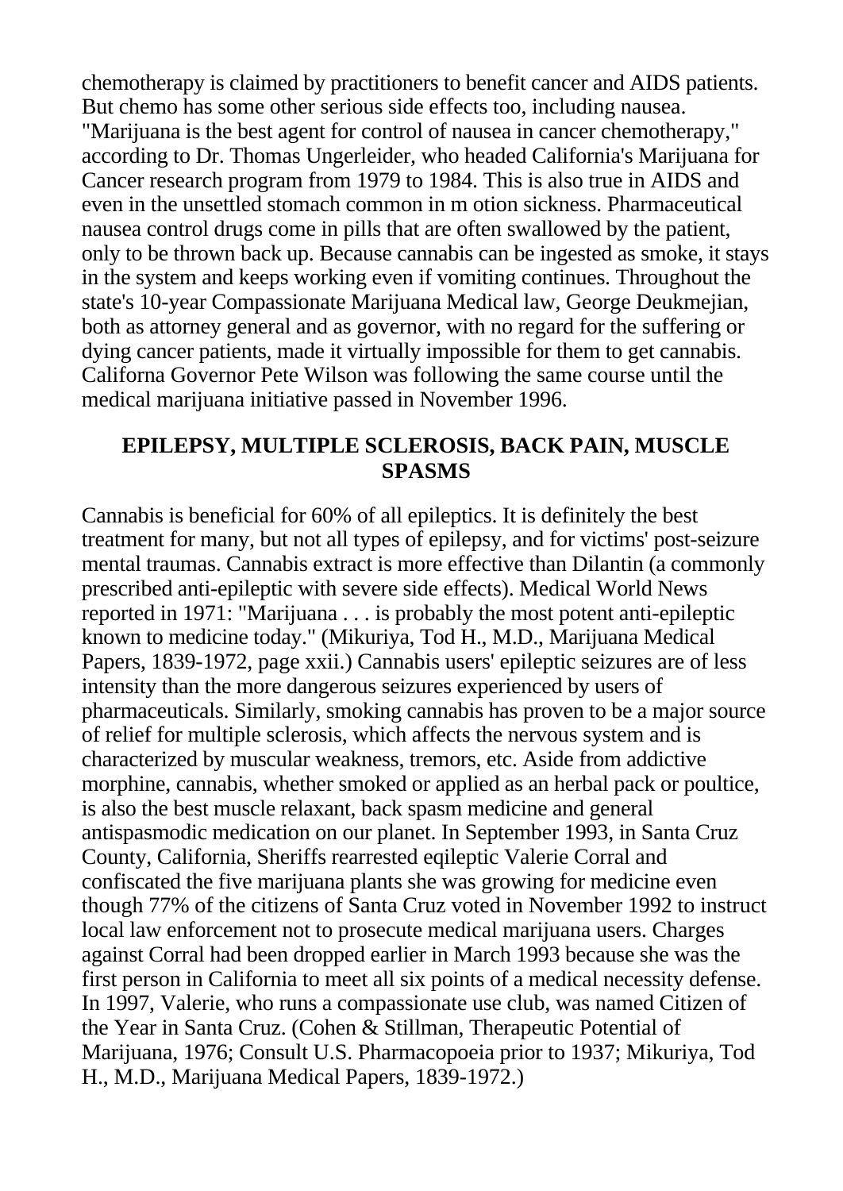chemotherapy is claimed by practitioners to benefit cancer and AIDS patients. But chemo has some other serious side effects too, including nausea. "Marijuana is the best agent for control of nausea in cancer chemotherapy," according to Dr. Thomas Ungerleider, who headed California's Marijuana for Cancer research program from 1979 to 1984. This is also true in AIDS and even in the unsettled stomach common in m otion sickness. Pharmaceutical nausea control drugs come in pills that are often swallowed by the patient, only to be thrown back up. Because cannabis can be ingested as smoke, it stays in the system and keeps working even if vomiting continues. Throughout the state's 10-year Compassionate Marijuana Medical law, George Deukmejian, both as attorney general and as governor, with no regard for the suffering or dying cancer patients, made it virtually impossible for them to get cannabis. Californa Governor Pete Wilson was following the same course until the medical marijuana initiative passed in November 1996.

## EPILEPSY, MULTIPLE SCLEROSIS, BACK PAIN, MUSCLE SPASMS

Cannabis is beneficial for 60% of all epileptics. It is definitely the best treatment for many, but not all types of epilepsy, and for victims' post-seizure mental traumas. Cannabis extract is more effective than Dilantin (a commonly prescribed anti-epileptic with severe side effects). Medical World News reported in 1971: "Marijuana . . . is probably the most potent anti-epileptic known to medicine today." (Mikuriya, Tod H., M.D., Marijuana Medical Papers, 1839-1972, page xxii.) Cannabis users' epileptic seizures are of less intensity than the more dangerous seizures experienced by users of pharmaceuticals. Similarly, smoking cannabis has proven to be a major source of relief for multiple sclerosis, which affects the nervous system and is characterized by muscular weakness, tremors, etc. Aside from addictive morphine, cannabis, whether smoked or applied as an herbal pack or poultice, is also the best muscle relaxant, back spasm medicine and general antispasmodic medication on our planet. In September 1993, in Santa Cruz County, California, Sheriffs rearrested eqileptic Valerie Corral and confiscated the five marijuana plants she was growing for medicine even though 77% of the citizens of Santa Cruz voted in November 1992 to instruct local law enforcement not to prosecute medical marijuana users. Charges against Corral had been dropped earlier in March 1993 because she was the first person in California to meet all six points of a medical necessity defense. In 1997, Valerie, who runs a compassionate use club, was named Citizen of the Year in Santa Cruz. (Cohen & Stillman, Therapeutic Potential of Marijuana, 1976; Consult U.S. Pharmacopoeia prior to 1937; Mikuriya, Tod H., M.D., Marijuana Medical Papers, 1839-1972.)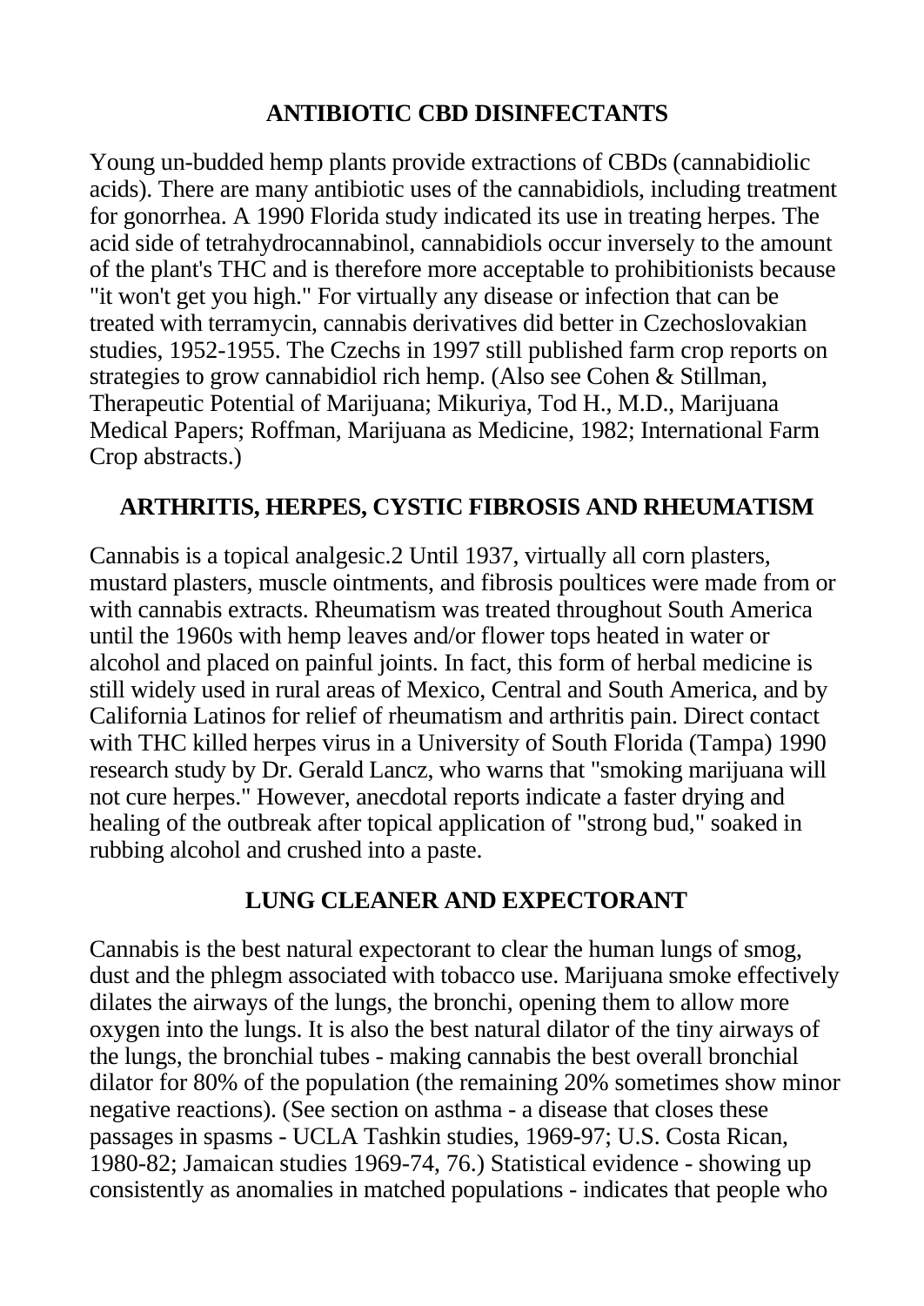## ANTIBIOTIC CBD DISINFECTANTS

Young un-budded hemp plants provide extractions of CBDs (cannabidiolic acids). There are many antibiotic uses of the cannabidiols, including treatment for gonorrhea. A 1990 Florida study indicated its use in treating herpes. The acid side of tetrahydrocannabinol, cannabidiols occur inversely to the amount of the plant's THC and is therefore more acceptable to prohibitionists because "it won't get you high." For virtually any disease or infection that can be treated with terramycin, cannabis derivatives did better in Czechoslovakian studies, 1952-1955. The Czechs in 1997 still published farm crop reports on strategies to grow cannabidiol rich hemp. (Also see Cohen & Stillman, Therapeutic Potential of Marijuana; Mikuriya, Tod H., M.D., Marijuana Medical Papers; Roffman, Marijuana as Medicine, 1982; International Farm Crop abstracts.)

## ARTHRITIS, HERPES, CYSTIC FIBROSIS AND RHEUMATISM

Cannabis is a topical analgesic.2 Until 1937, virtually all corn plasters, mustard plasters, muscle ointments, and fibrosis poultices were made from or with cannabis extracts. Rheumatism was treated throughout South America until the 1960s with hemp leaves and/or flower tops heated in water or alcohol and placed on painful joints. In fact, this form of herbal medicine is still widely used in rural areas of Mexico, Central and South America, and by California Latinos for relief of rheumatism and arthritis pain. Direct contact with THC killed herpes virus in a University of South Florida (Tampa) 1990 research study by Dr. Gerald Lancz, who warns that "smoking marijuana will not cure herpes." However, anecdotal reports indicate a faster drying and healing of the outbreak after topical application of "strong bud," soaked in rubbing alcohol and crushed into a paste.

## LUNG CLEANER AND EXPECTORANT

Cannabis is the best natural expectorant to clear the human lungs of smog, dust and the phlegm associated with tobacco use. Marijuana smoke effectively dilates the airways of the lungs, the bronchi, opening them to allow more oxygen into the lungs. It is also the best natural dilator of the tiny airways of the lungs, the bronchial tubes - making cannabis the best overall bronchial dilator for 80% of the population (the remaining 20% sometimes show minor negative reactions). (See section on asthma - a disease that closes these passages in spasms - UCLA Tashkin studies, 1969-97; U.S. Costa Rican, 1980-82; Jamaican studies 1969-74, 76.) Statistical evidence - showing up consistently as anomalies in matched populations - indicates that people who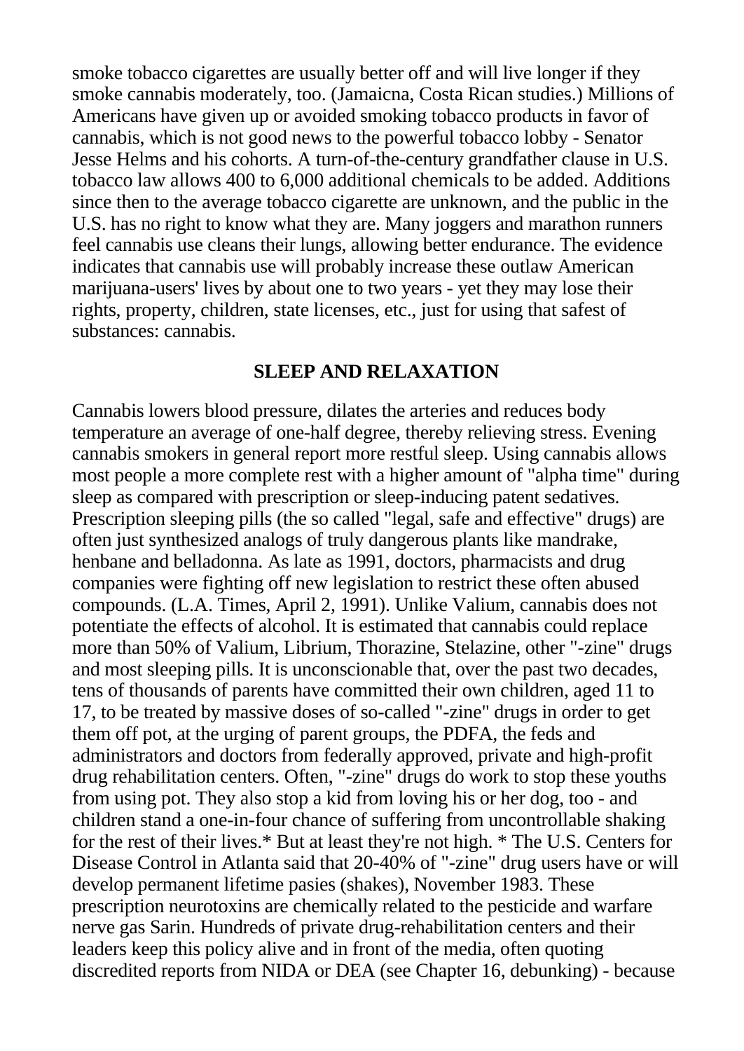smoke tobacco cigarettes are usually better off and will live longer if they smoke cannabis moderately, too. (Jamaicna, Costa Rican studies.) Millions of Americans have given up or avoided smoking tobacco products in favor of cannabis, which is not good news to the powerful tobacco lobby - Senator Jesse Helms and his cohorts. A turn-of-the-century grandfather clause in U.S. tobacco law allows 400 to 6,000 additional chemicals to be added. Additions since then to the average tobacco cigarette are unknown, and the public in the U.S. has no right to know what they are. Many joggers and marathon runners feel cannabis use cleans their lungs, allowing better endurance. The evidence indicates that cannabis use will probably increase these outlaw American marijuana-users' lives by about one to two years - yet they may lose their rights, property, children, state licenses, etc., just for using that safest of substances: cannabis.

## SLEEP AND RELAXATION

Cannabis lowers blood pressure, dilates the arteries and reduces body temperature an average of one-half degree, thereby relieving stress. Evening cannabis smokers in general report more restful sleep. Using cannabis allows most people a more complete rest with a higher amount of "alpha time" during sleep as compared with prescription or sleep-inducing patent sedatives. Prescription sleeping pills (the so called "legal, safe and effective" drugs) are often just synthesized analogs of truly dangerous plants like mandrake, henbane and belladonna. As late as 1991, doctors, pharmacists and drug companies were fighting off new legislation to restrict these often abused compounds. (L.A. Times, April 2, 1991). Unlike Valium, cannabis does not potentiate the effects of alcohol. It is estimated that cannabis could replace more than 50% of Valium, Librium, Thorazine, Stelazine, other "-zine" drugs and most sleeping pills. It is unconscionable that, over the past two decades, tens of thousands of parents have committed their own children, aged 11 to 17, to be treated by massive doses of so-called "-zine" drugs in order to get them off pot, at the urging of parent groups, the PDFA, the feds and administrators and doctors from federally approved, private and high-profit drug rehabilitation centers. Often, "-zine" drugs do work to stop these youths from using pot. They also stop a kid from loving his or her dog, too - and children stand a one-in-four chance of suffering from uncontrollable shaking for the rest of their lives.* But at least they're not high. * The U.S. Centers for Disease Control in Atlanta said that 20-40% of "-zine" drug users have or will develop permanent lifetime pasies (shakes), November 1983. These prescription neurotoxins are chemically related to the pesticide and warfare nerve gas Sarin. Hundreds of private drug-rehabilitation centers and their leaders keep this policy alive and in front of the media, often quoting discredited reports from NIDA or DEA (see Chapter 16, debunking) - because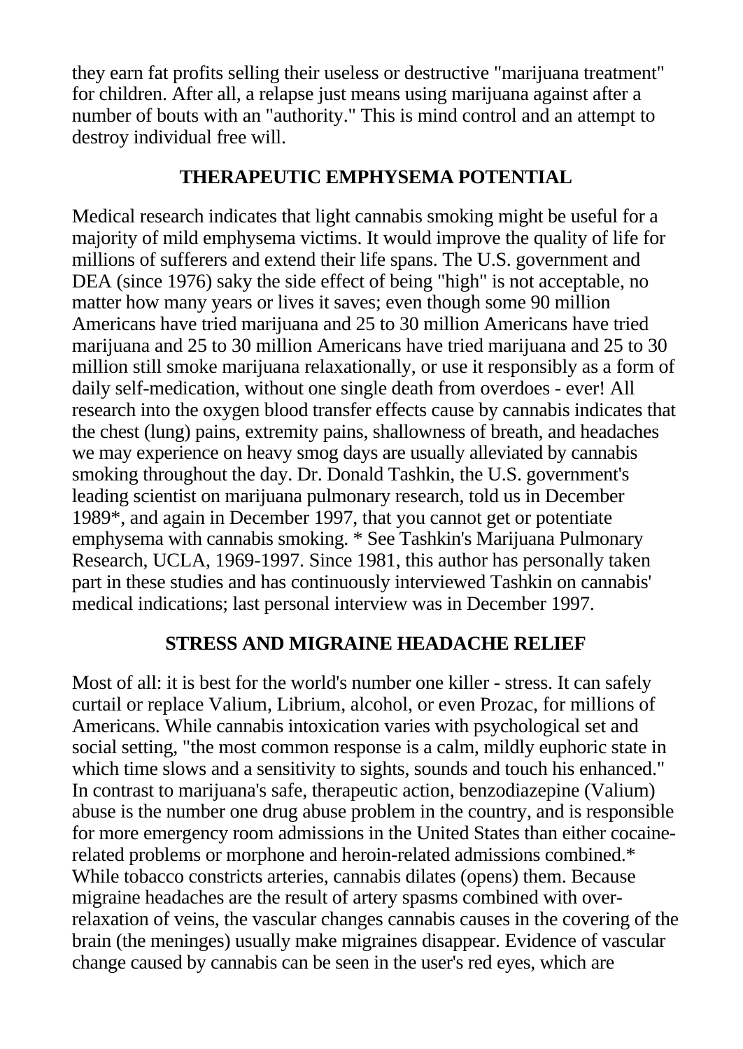they earn fat profits selling their useless or destructive "marijuana treatment" for children. After all, a relapse just means using marijuana against after a number of bouts with an "authority." This is mind control and an attempt to destroy individual free will.

## THERAPEUTIC EMPHYSEMA POTENTIAL

Medical research indicates that light cannabis smoking might be useful for a majority of mild emphysema victims. It would improve the quality of life for millions of sufferers and extend their life spans. The U.S. government and DEA (since 1976) saky the side effect of being "high" is not acceptable, no matter how many years or lives it saves; even though some 90 million Americans have tried marijuana and 25 to 30 million Americans have tried marijuana and 25 to 30 million Americans have tried marijuana and 25 to 30 million still smoke marijuana relaxationally, or use it responsibly as a form of daily self-medication, without one single death from overdoes - ever! All research into the oxygen blood transfer effects cause by cannabis indicates that the chest (lung) pains, extremity pains, shallowness of breath, and headaches we may experience on heavy smog days are usually alleviated by cannabis smoking throughout the day. Dr. Donald Tashkin, the U.S. government's leading scientist on marijuana pulmonary research, told us in December 1989*, and again in December 1997, that you cannot get or potentiate emphysema with cannabis smoking. * See Tashkin's Marijuana Pulmonary Research, UCLA, 1969-1997. Since 1981, this author has personally taken part in these studies and has continuously interviewed Tashkin on cannabis' medical indications; last personal interview was in December 1997.

## STRESS AND MIGRAINE HEADACHE RELIEF

Most of all: it is best for the world's number one killer - stress. It can safely curtail or replace Valium, Librium, alcohol, or even Prozac, for millions of Americans. While cannabis intoxication varies with psychological set and social setting, "the most common response is a calm, mildly euphoric state in which time slows and a sensitivity to sights, sounds and touch his enhanced." In contrast to marijuana's safe, therapeutic action, benzodiazepine (Valium) abuse is the number one drug abuse problem in the country, and is responsible for more emergency room admissions in the United States than either cocaine-related problems or morphone and heroin-related admissions combined.* While tobacco constricts arteries, cannabis dilates (opens) them. Because migraine headaches are the result of artery spasms combined with over-relaxation of veins, the vascular changes cannabis causes in the covering of the brain (the meninges) usually make migraines disappear. Evidence of vascular change caused by cannabis can be seen in the user's red eyes, which are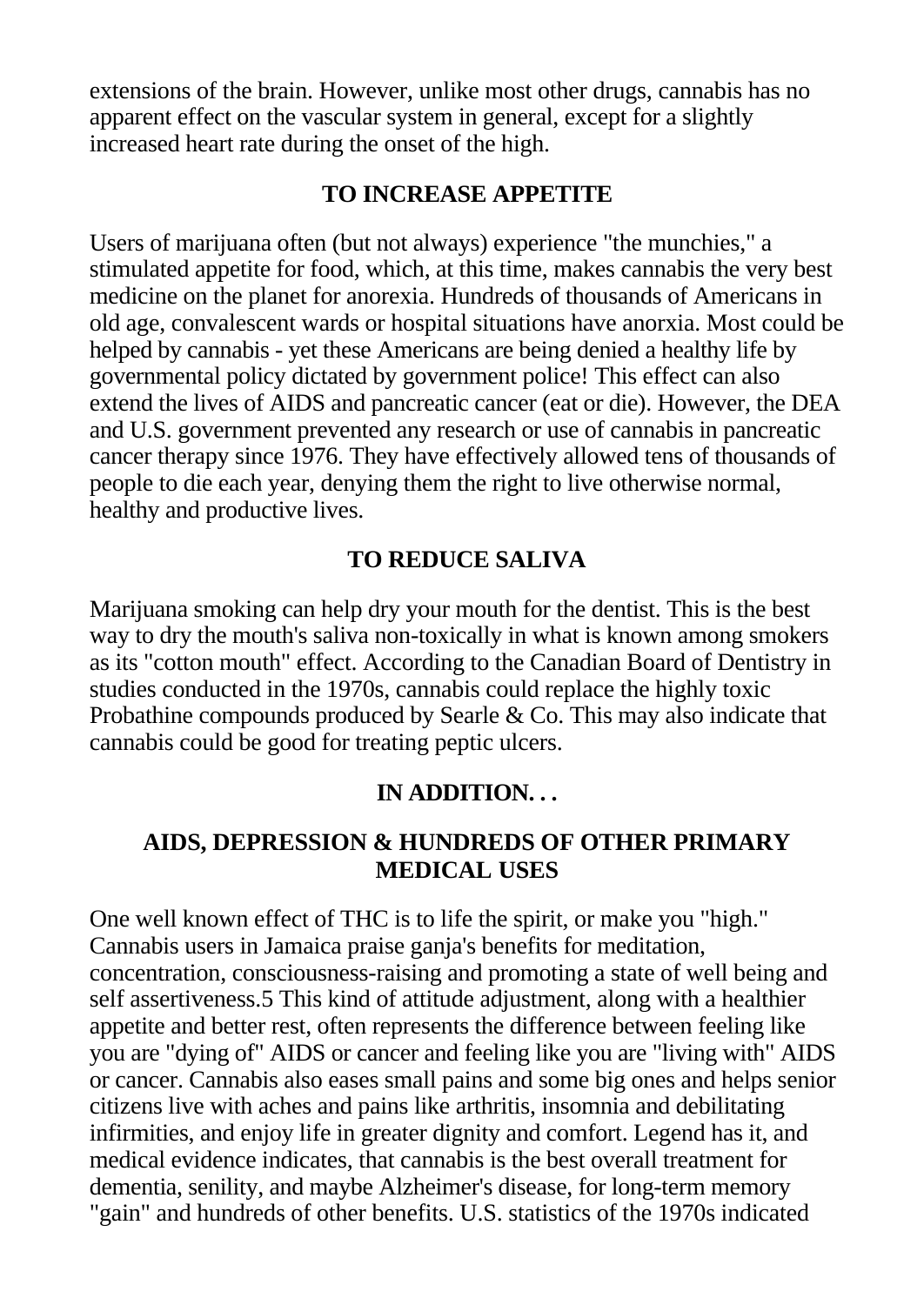extensions of the brain. However, unlike most other drugs, cannabis has no apparent effect on the vascular system in general, except for a slightly increased heart rate during the onset of the high.

## TO INCREASE APPETITE

Users of marijuana often (but not always) experience "the munchies," a stimulated appetite for food, which, at this time, makes cannabis the very best medicine on the planet for anorexia. Hundreds of thousands of Americans in old age, convalescent wards or hospital situations have anorxia. Most could be helped by cannabis - yet these Americans are being denied a healthy life by governmental policy dictated by government police! This effect can also extend the lives of AIDS and pancreatic cancer (eat or die). However, the DEA and U.S. government prevented any research or use of cannabis in pancreatic cancer therapy since 1976. They have effectively allowed tens of thousands of people to die each year, denying them the right to live otherwise normal, healthy and productive lives.

## TO REDUCE SALIVA

Marijuana smoking can help dry your mouth for the dentist. This is the best way to dry the mouth's saliva non-toxically in what is known among smokers as its "cotton mouth" effect. According to the Canadian Board of Dentistry in studies conducted in the 1970s, cannabis could replace the highly toxic Probathine compounds produced by Searle & Co. This may also indicate that cannabis could be good for treating peptic ulcers.

## IN ADDITION. . .

## AIDS, DEPRESSION & HUNDREDS OF OTHER PRIMARY MEDICAL USES

One well known effect of THC is to life the spirit, or make you "high." Cannabis users in Jamaica praise ganja's benefits for meditation, concentration, consciousness-raising and promoting a state of well being and self assertiveness.5 This kind of attitude adjustment, along with a healthier appetite and better rest, often represents the difference between feeling like you are "dying of" AIDS or cancer and feeling like you are "living with" AIDS or cancer. Cannabis also eases small pains and some big ones and helps senior citizens live with aches and pains like arthritis, insomnia and debilitating infirmities, and enjoy life in greater dignity and comfort. Legend has it, and medical evidence indicates, that cannabis is the best overall treatment for dementia, senility, and maybe Alzheimer's disease, for long-term memory "gain" and hundreds of other benefits. U.S. statistics of the 1970s indicated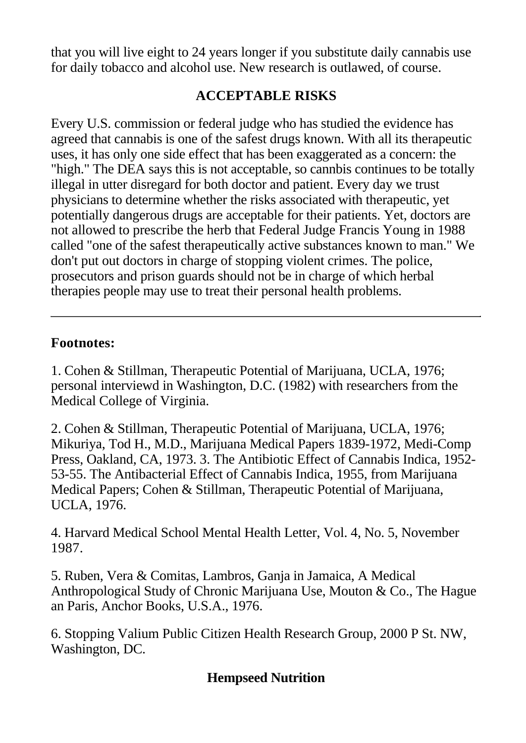that you will live eight to 24 years longer if you substitute daily cannabis use for daily tobacco and alcohol use. New research is outlawed, of course.

## ACCEPTABLE RISKS

Every U.S. commission or federal judge who has studied the evidence has agreed that cannabis is one of the safest drugs known. With all its therapeutic uses, it has only one side effect that has been exaggerated as a concern: the "high." The DEA says this is not acceptable, so cannbis continues to be totally illegal in utter disregard for both doctor and patient. Every day we trust physicians to determine whether the risks associated with therapeutic, yet potentially dangerous drugs are acceptable for their patients. Yet, doctors are not allowed to prescribe the herb that Federal Judge Francis Young in 1988 called "one of the safest therapeutically active substances known to man." We don't put out doctors in charge of stopping violent crimes. The police, prosecutors and prison guards should not be in charge of which herbal therapies people may use to treat their personal health problems.

---

**Footnotes:**

1. Cohen & Stillman, Therapeutic Potential of Marijuana, UCLA, 1976; personal interviewd in Washington, D.C. (1982) with researchers from the Medical College of Virginia.

2. Cohen & Stillman, Therapeutic Potential of Marijuana, UCLA, 1976; Mikuriya, Tod H., M.D., Marijuana Medical Papers 1839-1972, Medi-Comp Press, Oakland, CA, 1973. 3. The Antibiotic Effect of Cannabis Indica, 1952-53-55. The Antibacterial Effect of Cannabis Indica, 1955, from Marijuana Medical Papers; Cohen & Stillman, Therapeutic Potential of Marijuana, UCLA, 1976.

4. Harvard Medical School Mental Health Letter, Vol. 4, No. 5, November 1987.

5. Ruben, Vera & Comitas, Lambros, Ganja in Jamaica, A Medical Anthropological Study of Chronic Marijuana Use, Mouton & Co., The Hague an Paris, Anchor Books, U.S.A., 1976.

6. Stopping Valium Public Citizen Health Research Group, 2000 P St. NW, Washington, DC.

## Hempseed Nutrition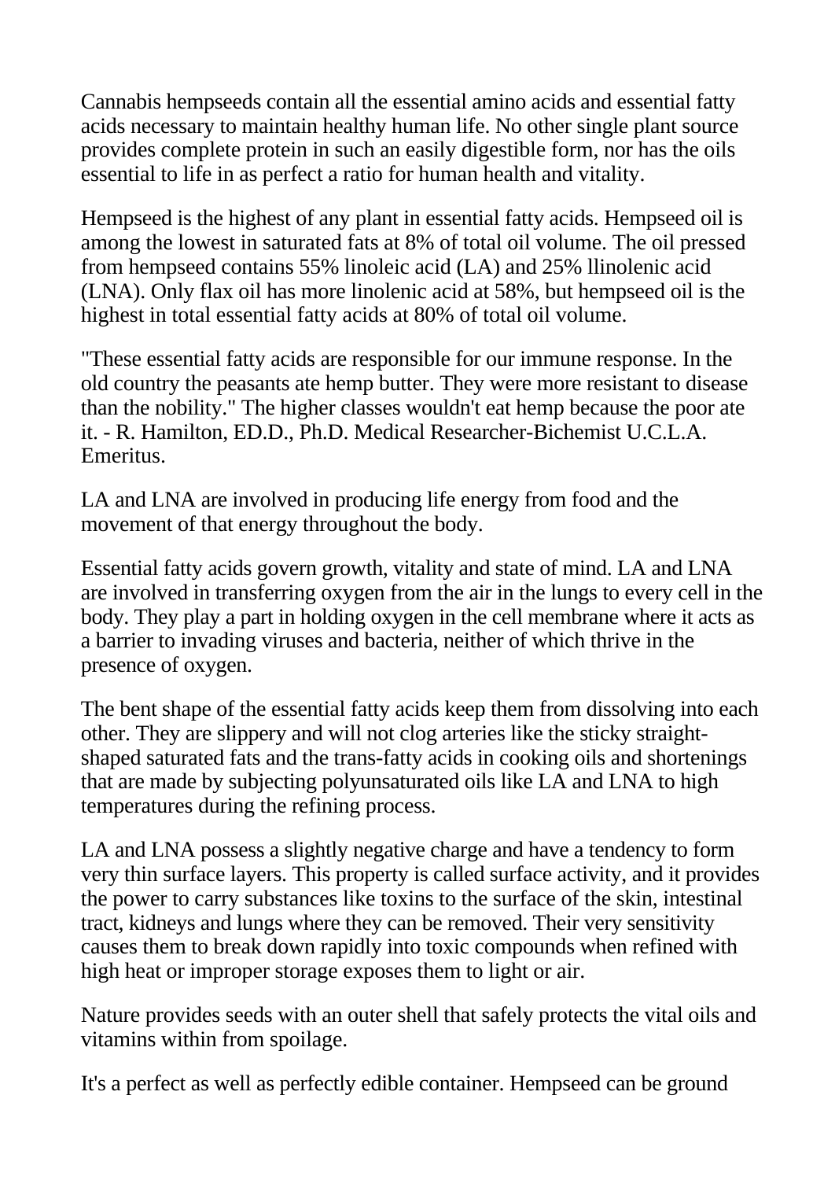Cannabis hempseeds contain all the essential amino acids and essential fatty acids necessary to maintain healthy human life. No other single plant source provides complete protein in such an easily digestible form, nor has the oils essential to life in as perfect a ratio for human health and vitality.

Hempseed is the highest of any plant in essential fatty acids. Hempseed oil is among the lowest in saturated fats at 8% of total oil volume. The oil pressed from hempseed contains 55% linoleic acid (LA) and 25% llinolenic acid (LNA). Only flax oil has more linolenic acid at 58%, but hempseed oil is the highest in total essential fatty acids at 80% of total oil volume.

"These essential fatty acids are responsible for our immune response. In the old country the peasants ate hemp butter. They were more resistant to disease than the nobility." The higher classes wouldn't eat hemp because the poor ate it. - R. Hamilton, ED.D., Ph.D. Medical Researcher-Bichemist U.C.L.A. Emeritus.

LA and LNA are involved in producing life energy from food and the movement of that energy throughout the body.

Essential fatty acids govern growth, vitality and state of mind. LA and LNA are involved in transferring oxygen from the air in the lungs to every cell in the body. They play a part in holding oxygen in the cell membrane where it acts as a barrier to invading viruses and bacteria, neither of which thrive in the presence of oxygen.

The bent shape of the essential fatty acids keep them from dissolving into each other. They are slippery and will not clog arteries like the sticky straight-shaped saturated fats and the trans-fatty acids in cooking oils and shortenings that are made by subjecting polyunsaturated oils like LA and LNA to high temperatures during the refining process.

LA and LNA possess a slightly negative charge and have a tendency to form very thin surface layers. This property is called surface activity, and it provides the power to carry substances like toxins to the surface of the skin, intestinal tract, kidneys and lungs where they can be removed. Their very sensitivity causes them to break down rapidly into toxic compounds when refined with high heat or improper storage exposes them to light or air.

Nature provides seeds with an outer shell that safely protects the vital oils and vitamins within from spoilage.

It's a perfect as well as perfectly edible container. Hempseed can be ground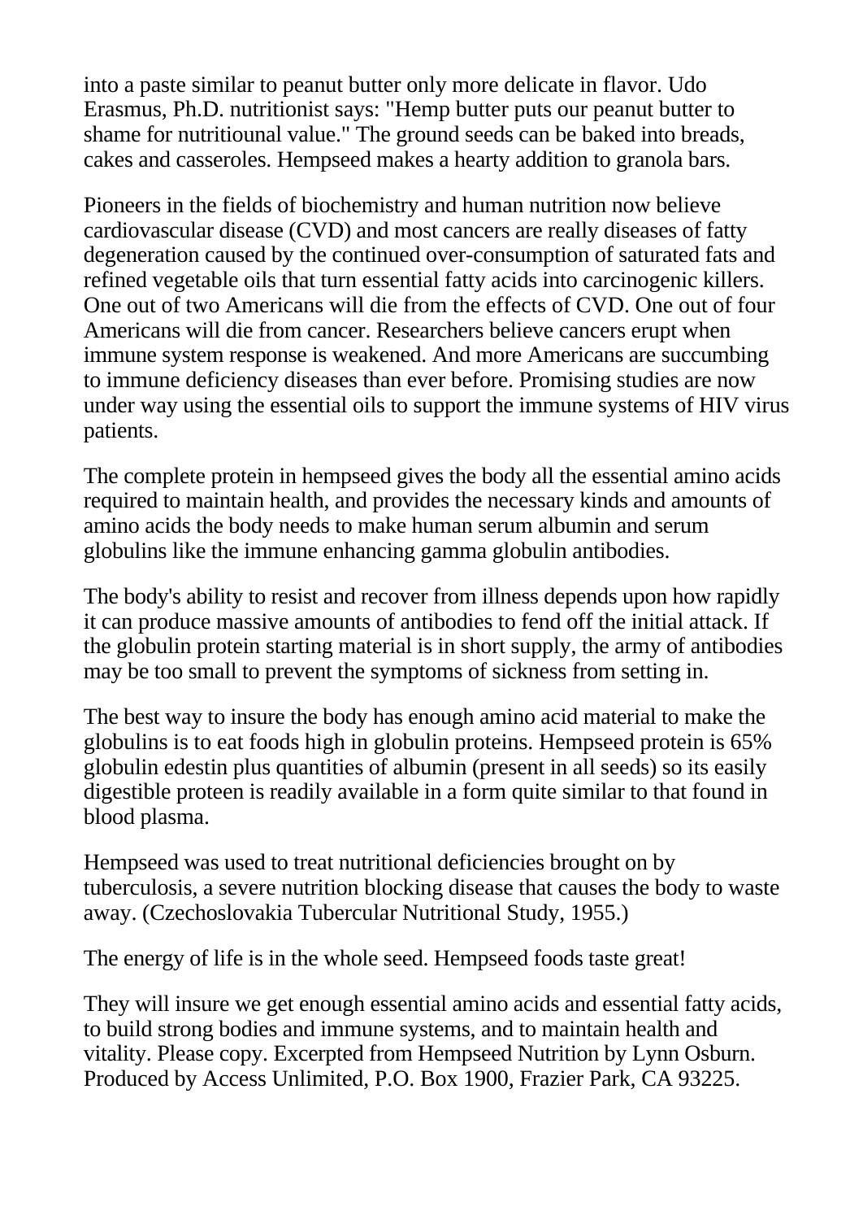into a paste similar to peanut butter only more delicate in flavor. Udo Erasmus, Ph.D. nutritionist says: "Hemp butter puts our peanut butter to shame for nutritiounal value." The ground seeds can be baked into breads, cakes and casseroles. Hempseed makes a hearty addition to granola bars.

Pioneers in the fields of biochemistry and human nutrition now believe cardiovascular disease (CVD) and most cancers are really diseases of fatty degeneration caused by the continued over-consumption of saturated fats and refined vegetable oils that turn essential fatty acids into carcinogenic killers. One out of two Americans will die from the effects of CVD. One out of four Americans will die from cancer. Researchers believe cancers erupt when immune system response is weakened. And more Americans are succumbing to immune deficiency diseases than ever before. Promising studies are now under way using the essential oils to support the immune systems of HIV virus patients.

The complete protein in hempseed gives the body all the essential amino acids required to maintain health, and provides the necessary kinds and amounts of amino acids the body needs to make human serum albumin and serum globulins like the immune enhancing gamma globulin antibodies.

The body's ability to resist and recover from illness depends upon how rapidly it can produce massive amounts of antibodies to fend off the initial attack. If the globulin protein starting material is in short supply, the army of antibodies may be too small to prevent the symptoms of sickness from setting in.

The best way to insure the body has enough amino acid material to make the globulins is to eat foods high in globulin proteins. Hempseed protein is 65% globulin edestin plus quantities of albumin (present in all seeds) so its easily digestible proteen is readily available in a form quite similar to that found in blood plasma.

Hempseed was used to treat nutritional deficiencies brought on by tuberculosis, a severe nutrition blocking disease that causes the body to waste away. (Czechoslovakia Tubercular Nutritional Study, 1955.)

The energy of life is in the whole seed. Hempseed foods taste great!

They will insure we get enough essential amino acids and essential fatty acids, to build strong bodies and immune systems, and to maintain health and vitality. Please copy. Excerpted from Hempseed Nutrition by Lynn Osburn. Produced by Access Unlimited, P.O. Box 1900, Frazier Park, CA 93225.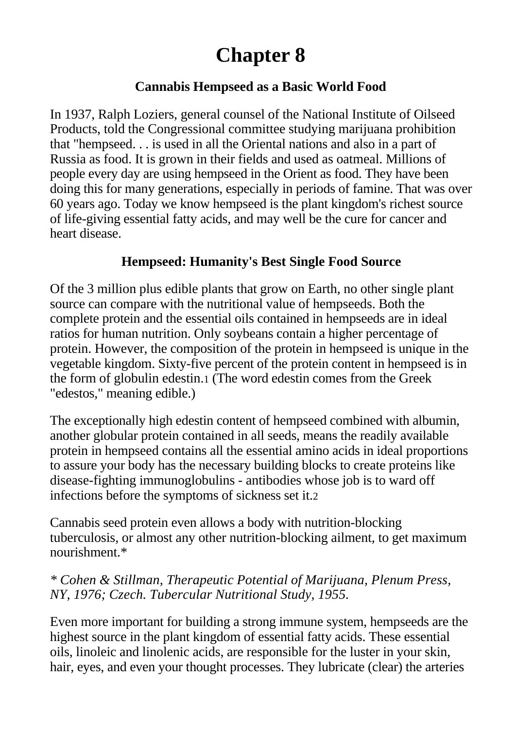# Chapter 8

### Cannabis Hempseed as a Basic World Food

In 1937, Ralph Loziers, general counsel of the National Institute of Oilseed Products, told the Congressional committee studying marijuana prohibition that "hempseed. . . is used in all the Oriental nations and also in a part of Russia as food. It is grown in their fields and used as oatmeal. Millions of people every day are using hempseed in the Orient as food. They have been doing this for many generations, especially in periods of famine. That was over 60 years ago. Today we know hempseed is the plant kingdom's richest source of life-giving essential fatty acids, and may well be the cure for cancer and heart disease.

### Hempseed: Humanity's Best Single Food Source

Of the 3 million plus edible plants that grow on Earth, no other single plant source can compare with the nutritional value of hempseeds. Both the complete protein and the essential oils contained in hempseeds are in ideal ratios for human nutrition. Only soybeans contain a higher percentage of protein. However, the composition of the protein in hempseed is unique in the vegetable kingdom. Sixty-five percent of the protein content in hempseed is in the form of globulin edestin.[1] (The word edestin comes from the Greek "edestos," meaning edible.)

The exceptionally high edestin content of hempseed combined with albumin, another globular protein contained in all seeds, means the readily available protein in hempseed contains all the essential amino acids in ideal proportions to assure your body has the necessary building blocks to create proteins like disease-fighting immunoglobulins - antibodies whose job is to ward off infections before the symptoms of sickness set it.[2]

Cannabis seed protein even allows a body with nutrition-blocking tuberculosis, or almost any other nutrition-blocking ailment, to get maximum nourishment.*

*\* Cohen & Stillman, Therapeutic Potential of Marijuana, Plenum Press, NY, 1976; Czech. Tubercular Nutritional Study, 1955.*

Even more important for building a strong immune system, hempseeds are the highest source in the plant kingdom of essential fatty acids. These essential oils, linoleic and linolenic acids, are responsible for the luster in your skin, hair, eyes, and even your thought processes. They lubricate (clear) the arteries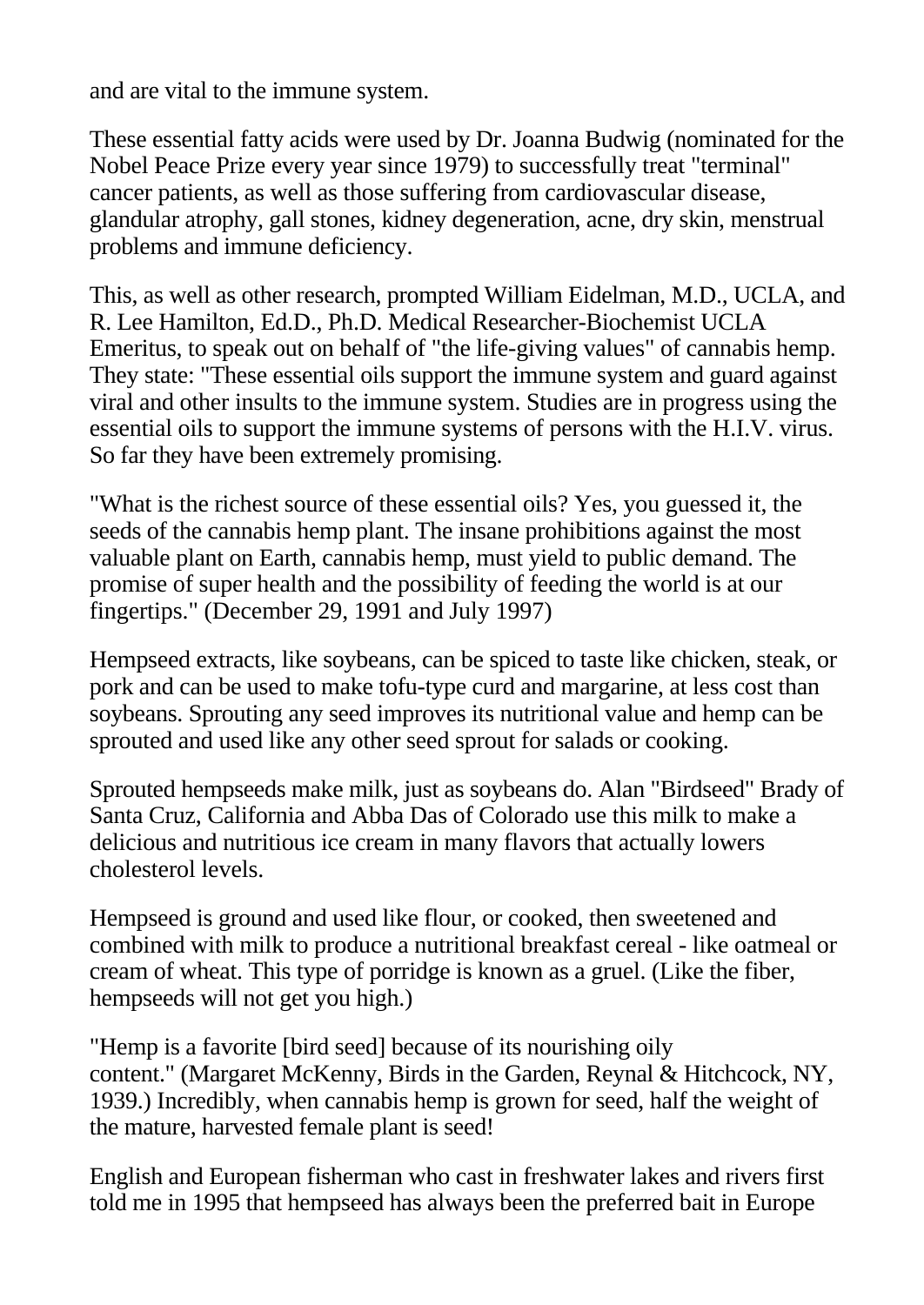and are vital to the immune system.

These essential fatty acids were used by Dr. Joanna Budwig (nominated for the Nobel Peace Prize every year since 1979) to successfully treat "terminal" cancer patients, as well as those suffering from cardiovascular disease, glandular atrophy, gall stones, kidney degeneration, acne, dry skin, menstrual problems and immune deficiency.

This, as well as other research, prompted William Eidelman, M.D., UCLA, and R. Lee Hamilton, Ed.D., Ph.D. Medical Researcher-Biochemist UCLA Emeritus, to speak out on behalf of "the life-giving values" of cannabis hemp. They state: "These essential oils support the immune system and guard against viral and other insults to the immune system. Studies are in progress using the essential oils to support the immune systems of persons with the H.I.V. virus. So far they have been extremely promising.

"What is the richest source of these essential oils? Yes, you guessed it, the seeds of the cannabis hemp plant. The insane prohibitions against the most valuable plant on Earth, cannabis hemp, must yield to public demand. The promise of super health and the possibility of feeding the world is at our fingertips." (December 29, 1991 and July 1997)

Hempseed extracts, like soybeans, can be spiced to taste like chicken, steak, or pork and can be used to make tofu-type curd and margarine, at less cost than soybeans. Sprouting any seed improves its nutritional value and hemp can be sprouted and used like any other seed sprout for salads or cooking.

Sprouted hempseeds make milk, just as soybeans do. Alan "Birdseed" Brady of Santa Cruz, California and Abba Das of Colorado use this milk to make a delicious and nutritious ice cream in many flavors that actually lowers cholesterol levels.

Hempseed is ground and used like flour, or cooked, then sweetened and combined with milk to produce a nutritional breakfast cereal - like oatmeal or cream of wheat. This type of porridge is known as a gruel. (Like the fiber, hempseeds will not get you high.)

"Hemp is a favorite [bird seed] because of its nourishing oily content." (Margaret McKenny, Birds in the Garden, Reynal & Hitchcock, NY, 1939.) Incredibly, when cannabis hemp is grown for seed, half the weight of the mature, harvested female plant is seed!

English and European fisherman who cast in freshwater lakes and rivers first told me in 1995 that hempseed has always been the preferred bait in Europe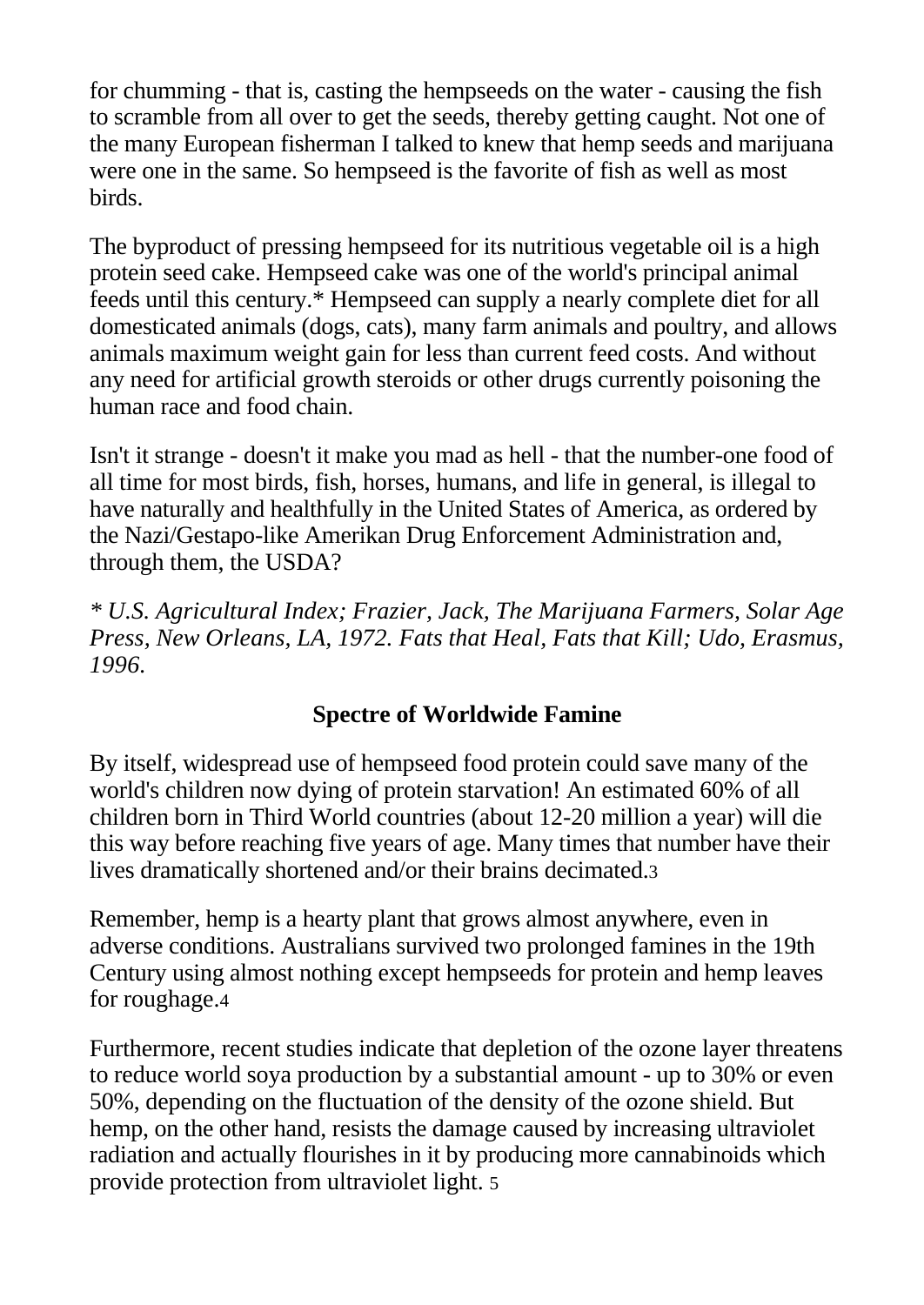for chumming - that is, casting the hempseeds on the water - causing the fish to scramble from all over to get the seeds, thereby getting caught. Not one of the many European fisherman I talked to knew that hemp seeds and marijuana were one in the same. So hempseed is the favorite of fish as well as most birds.

The byproduct of pressing hempseed for its nutritious vegetable oil is a high protein seed cake. Hempseed cake was one of the world's principal animal feeds until this century.* Hempseed can supply a nearly complete diet for all domesticated animals (dogs, cats), many farm animals and poultry, and allows animals maximum weight gain for less than current feed costs. And without any need for artificial growth steroids or other drugs currently poisoning the human race and food chain.

Isn't it strange - doesn't it make you mad as hell - that the number-one food of all time for most birds, fish, horses, humans, and life in general, is illegal to have naturally and healthfully in the United States of America, as ordered by the Nazi/Gestapo-like Amerikan Drug Enforcement Administration and, through them, the USDA?

*\* U.S. Agricultural Index; Frazier, Jack, The Marijuana Farmers, Solar Age Press, New Orleans, LA, 1972. Fats that Heal, Fats that Kill; Udo, Erasmus, 1996.*

## Spectre of Worldwide Famine

By itself, widespread use of hempseed food protein could save many of the world's children now dying of protein starvation! An estimated 60% of all children born in Third World countries (about 12-20 million a year) will die this way before reaching five years of age. Many times that number have their lives dramatically shortened and/or their brains decimated.[3]

Remember, hemp is a hearty plant that grows almost anywhere, even in adverse conditions. Australians survived two prolonged famines in the 19th Century using almost nothing except hempseeds for protein and hemp leaves for roughage.[4]

Furthermore, recent studies indicate that depletion of the ozone layer threatens to reduce world soya production by a substantial amount - up to 30% or even 50%, depending on the fluctuation of the density of the ozone shield. But hemp, on the other hand, resists the damage caused by increasing ultraviolet radiation and actually flourishes in it by producing more cannabinoids which provide protection from ultraviolet light. [5]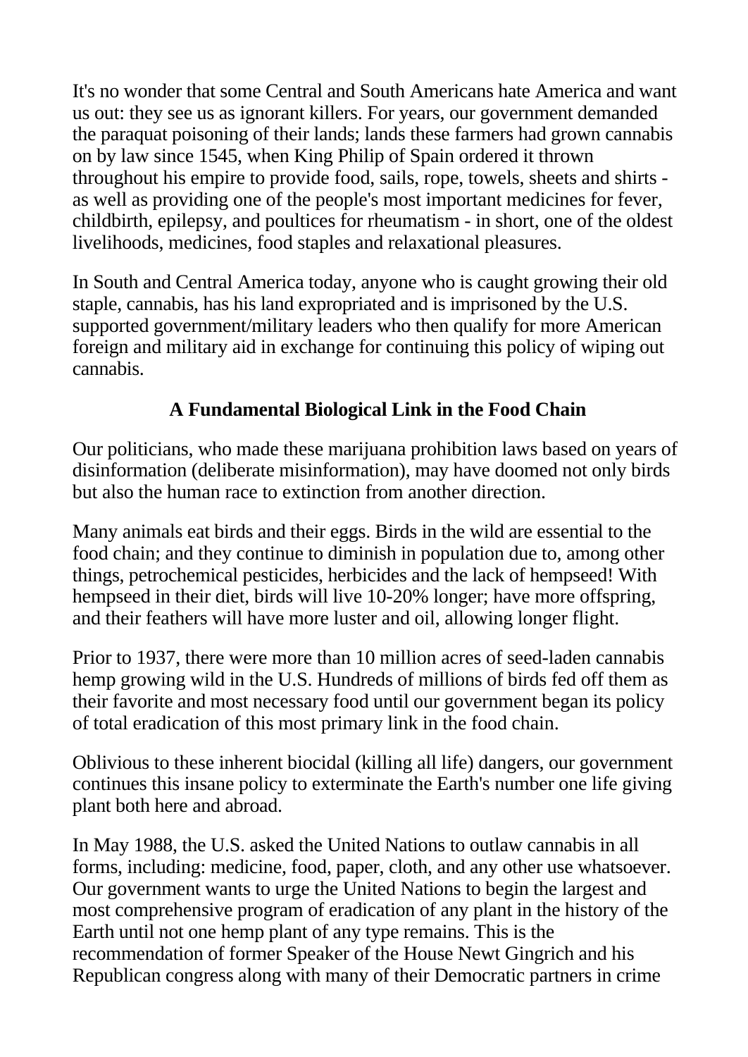It's no wonder that some Central and South Americans hate America and want us out: they see us as ignorant killers. For years, our government demanded the paraquat poisoning of their lands; lands these farmers had grown cannabis on by law since 1545, when King Philip of Spain ordered it thrown throughout his empire to provide food, sails, rope, towels, sheets and shirts - as well as providing one of the people's most important medicines for fever, childbirth, epilepsy, and poultices for rheumatism - in short, one of the oldest livelihoods, medicines, food staples and relaxational pleasures.

In South and Central America today, anyone who is caught growing their old staple, cannabis, has his land expropriated and is imprisoned by the U.S. supported government/military leaders who then qualify for more American foreign and military aid in exchange for continuing this policy of wiping out cannabis.

## A Fundamental Biological Link in the Food Chain

Our politicians, who made these marijuana prohibition laws based on years of disinformation (deliberate misinformation), may have doomed not only birds but also the human race to extinction from another direction.

Many animals eat birds and their eggs. Birds in the wild are essential to the food chain; and they continue to diminish in population due to, among other things, petrochemical pesticides, herbicides and the lack of hempseed! With hempseed in their diet, birds will live 10-20% longer; have more offspring, and their feathers will have more luster and oil, allowing longer flight.

Prior to 1937, there were more than 10 million acres of seed-laden cannabis hemp growing wild in the U.S. Hundreds of millions of birds fed off them as their favorite and most necessary food until our government began its policy of total eradication of this most primary link in the food chain.

Oblivious to these inherent biocidal (killing all life) dangers, our government continues this insane policy to exterminate the Earth's number one life giving plant both here and abroad.

In May 1988, the U.S. asked the United Nations to outlaw cannabis in all forms, including: medicine, food, paper, cloth, and any other use whatsoever. Our government wants to urge the United Nations to begin the largest and most comprehensive program of eradication of any plant in the history of the Earth until not one hemp plant of any type remains. This is the recommendation of former Speaker of the House Newt Gingrich and his Republican congress along with many of their Democratic partners in crime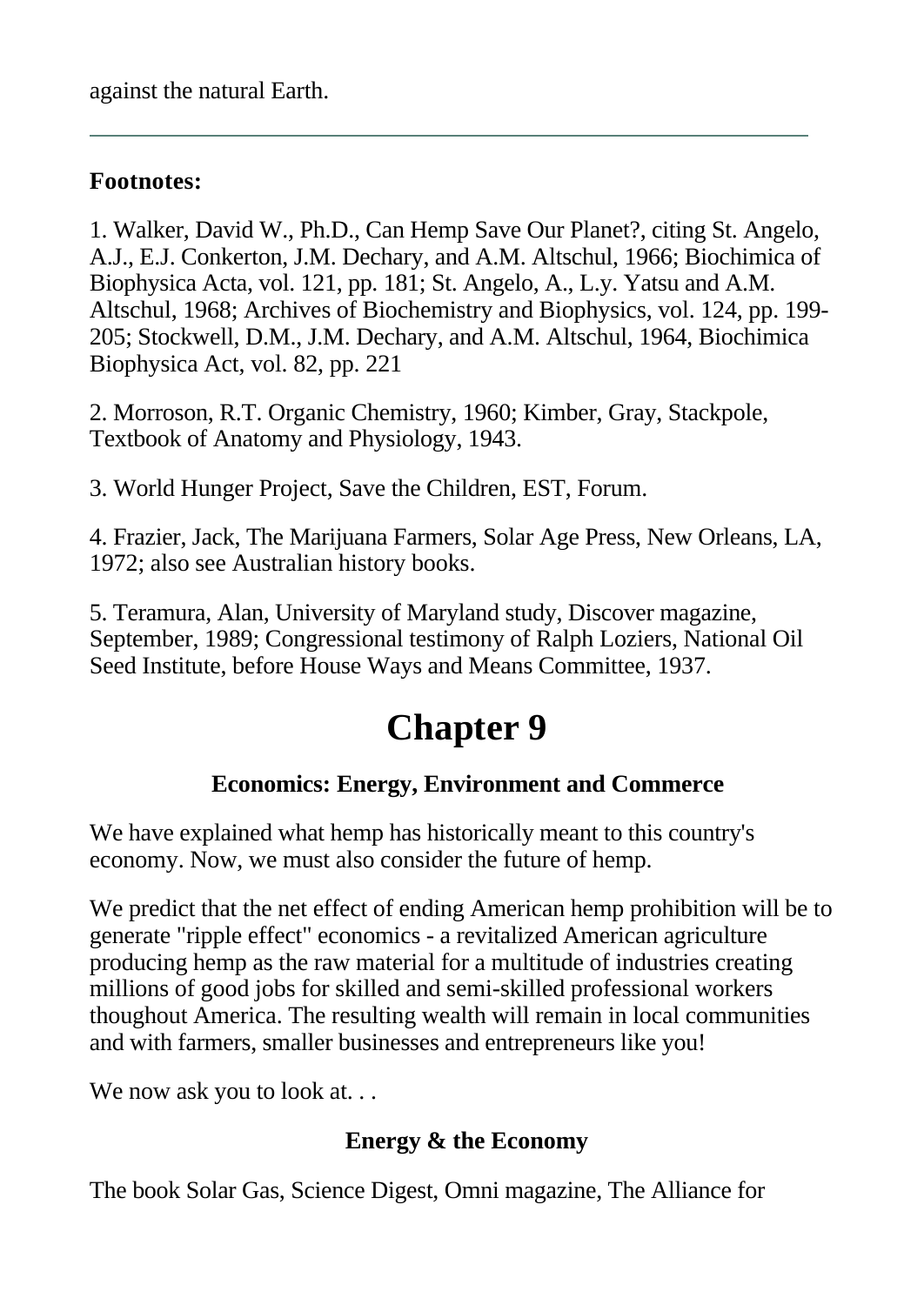against the natural Earth.

---

**Footnotes:**

1. Walker, David W., Ph.D., Can Hemp Save Our Planet?, citing St. Angelo, A.J., E.J. Conkerton, J.M. Dechary, and A.M. Altschul, 1966; Biochimica of Biophysica Acta, vol. 121, pp. 181; St. Angelo, A., L.y. Yatsu and A.M. Altschul, 1968; Archives of Biochemistry and Biophysics, vol. 124, pp. 199-205; Stockwell, D.M., J.M. Dechary, and A.M. Altschul, 1964, Biochimica Biophysica Act, vol. 82, pp. 221

2. Morroson, R.T. Organic Chemistry, 1960; Kimber, Gray, Stackpole, Textbook of Anatomy and Physiology, 1943.

3. World Hunger Project, Save the Children, EST, Forum.

4. Frazier, Jack, The Marijuana Farmers, Solar Age Press, New Orleans, LA, 1972; also see Australian history books.

5. Teramura, Alan, University of Maryland study, Discover magazine, September, 1989; Congressional testimony of Ralph Loziers, National Oil Seed Institute, before House Ways and Means Committee, 1937.

# Chapter 9

### Economics: Energy, Environment and Commerce

We have explained what hemp has historically meant to this country's economy. Now, we must also consider the future of hemp.

We predict that the net effect of ending American hemp prohibition will be to generate "ripple effect" economics - a revitalized American agriculture producing hemp as the raw material for a multitude of industries creating millions of good jobs for skilled and semi-skilled professional workers thoughout America. The resulting wealth will remain in local communities and with farmers, smaller businesses and entrepreneurs like you!

We now ask you to look at. . .

### Energy & the Economy

The book Solar Gas, Science Digest, Omni magazine, The Alliance for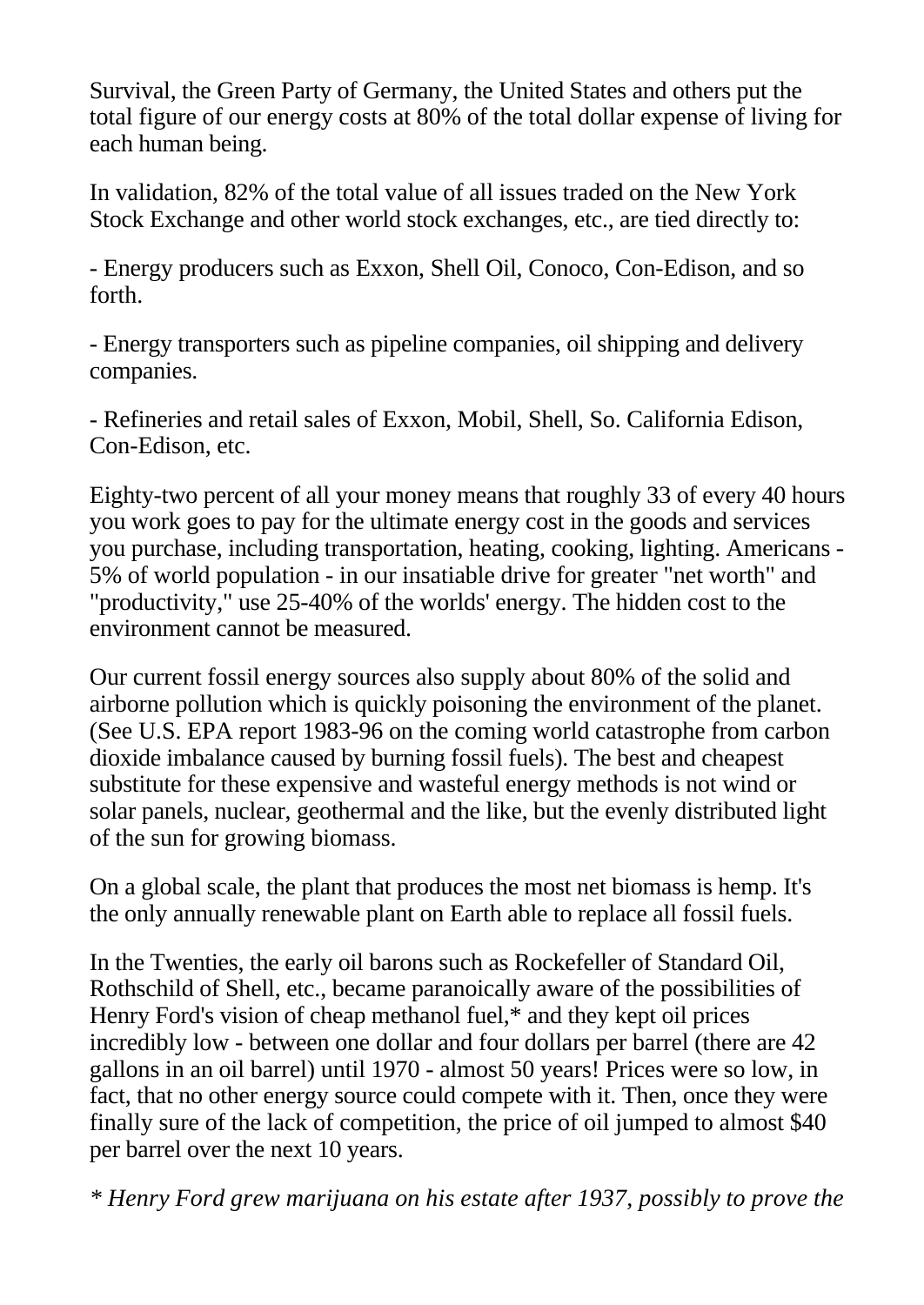Survival, the Green Party of Germany, the United States and others put the total figure of our energy costs at 80% of the total dollar expense of living for each human being.

In validation, 82% of the total value of all issues traded on the New York Stock Exchange and other world stock exchanges, etc., are tied directly to:

- Energy producers such as Exxon, Shell Oil, Conoco, Con-Edison, and so forth.

- Energy transporters such as pipeline companies, oil shipping and delivery companies.

- Refineries and retail sales of Exxon, Mobil, Shell, So. California Edison, Con-Edison, etc.

Eighty-two percent of all your money means that roughly 33 of every 40 hours you work goes to pay for the ultimate energy cost in the goods and services you purchase, including transportation, heating, cooking, lighting. Americans - 5% of world population - in our insatiable drive for greater "net worth" and "productivity," use 25-40% of the worlds' energy. The hidden cost to the environment cannot be measured.

Our current fossil energy sources also supply about 80% of the solid and airborne pollution which is quickly poisoning the environment of the planet. (See U.S. EPA report 1983-96 on the coming world catastrophe from carbon dioxide imbalance caused by burning fossil fuels). The best and cheapest substitute for these expensive and wasteful energy methods is not wind or solar panels, nuclear, geothermal and the like, but the evenly distributed light of the sun for growing biomass.

On a global scale, the plant that produces the most net biomass is hemp. It's the only annually renewable plant on Earth able to replace all fossil fuels.

In the Twenties, the early oil barons such as Rockefeller of Standard Oil, Rothschild of Shell, etc., became paranoically aware of the possibilities of Henry Ford's vision of cheap methanol fuel,* and they kept oil prices incredibly low - between one dollar and four dollars per barrel (there are 42 gallons in an oil barrel) until 1970 - almost 50 years! Prices were so low, in fact, that no other energy source could compete with it. Then, once they were finally sure of the lack of competition, the price of oil jumped to almost $40 per barrel over the next 10 years.

*\* Henry Ford grew marijuana on his estate after 1937, possibly to prove the*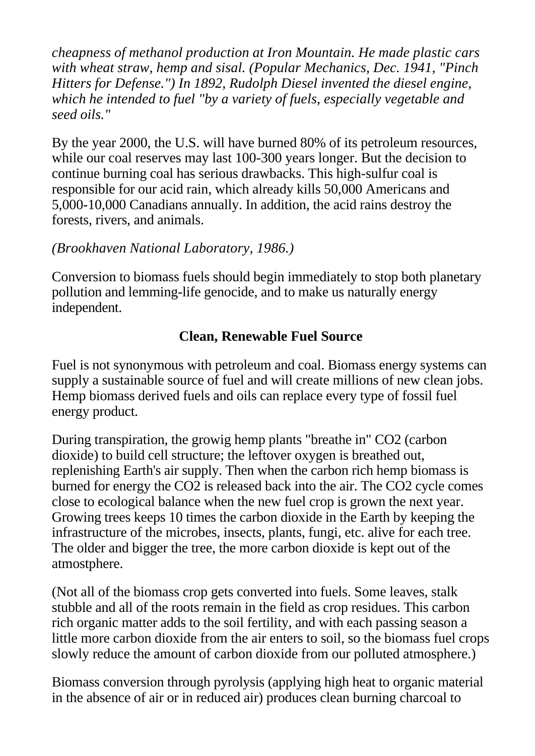*cheapness of methanol production at Iron Mountain. He made plastic cars with wheat straw, hemp and sisal. (Popular Mechanics, Dec. 1941, "Pinch Hitters for Defense.") In 1892, Rudolph Diesel invented the diesel engine, which he intended to fuel "by a variety of fuels, especially vegetable and seed oils."*

By the year 2000, the U.S. will have burned 80% of its petroleum resources, while our coal reserves may last 100-300 years longer. But the decision to continue burning coal has serious drawbacks. This high-sulfur coal is responsible for our acid rain, which already kills 50,000 Americans and 5,000-10,000 Canadians annually. In addition, the acid rains destroy the forests, rivers, and animals.

*(Brookhaven National Laboratory, 1986.)*

Conversion to biomass fuels should begin immediately to stop both planetary pollution and lemming-life genocide, and to make us naturally energy independent.

### Clean, Renewable Fuel Source

Fuel is not synonymous with petroleum and coal. Biomass energy systems can supply a sustainable source of fuel and will create millions of new clean jobs. Hemp biomass derived fuels and oils can replace every type of fossil fuel energy product.

During transpiration, the growig hemp plants "breathe in" $CO_2$ (carbon dioxide) to build cell structure; the leftover oxygen is breathed out, replenishing Earth's air supply. Then when the carbon rich hemp biomass is burned for energy the $CO_2$ is released back into the air. The $CO_2$ cycle comes close to ecological balance when the new fuel crop is grown the next year. Growing trees keeps 10 times the carbon dioxide in the Earth by keeping the infrastructure of the microbes, insects, plants, fungi, etc. alive for each tree. The older and bigger the tree, the more carbon dioxide is kept out of the atmostphere.

(Not all of the biomass crop gets converted into fuels. Some leaves, stalk stubble and all of the roots remain in the field as crop residues. This carbon rich organic matter adds to the soil fertility, and with each passing season a little more carbon dioxide from the air enters to soil, so the biomass fuel crops slowly reduce the amount of carbon dioxide from our polluted atmosphere.)

Biomass conversion through pyrolysis (applying high heat to organic material in the absence of air or in reduced air) produces clean burning charcoal to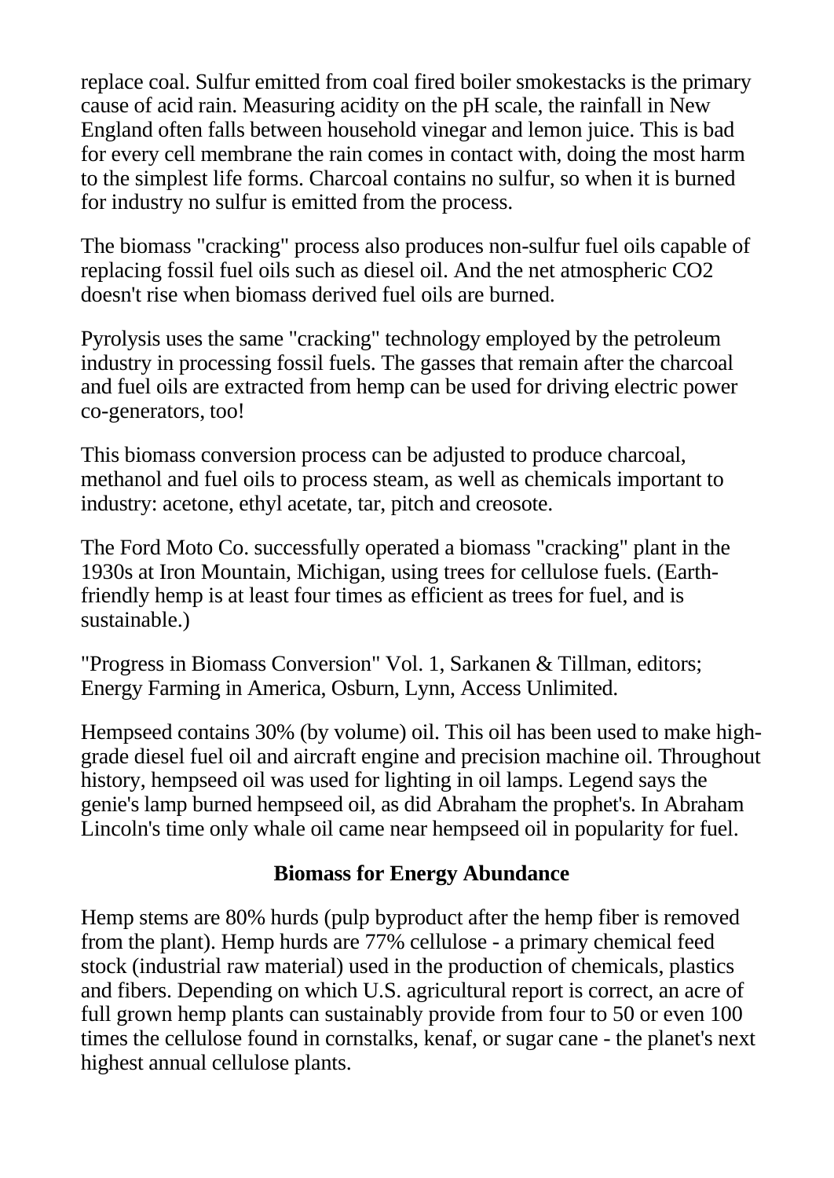replace coal. Sulfur emitted from coal fired boiler smokestacks is the primary cause of acid rain. Measuring acidity on the pH scale, the rainfall in New England often falls between household vinegar and lemon juice. This is bad for every cell membrane the rain comes in contact with, doing the most harm to the simplest life forms. Charcoal contains no sulfur, so when it is burned for industry no sulfur is emitted from the process.

The biomass "cracking" process also produces non-sulfur fuel oils capable of replacing fossil fuel oils such as diesel oil. And the net atmospheric $CO_2$ doesn't rise when biomass derived fuel oils are burned.

Pyrolysis uses the same "cracking" technology employed by the petroleum industry in processing fossil fuels. The gasses that remain after the charcoal and fuel oils are extracted from hemp can be used for driving electric power co-generators, too!

This biomass conversion process can be adjusted to produce charcoal, methanol and fuel oils to process steam, as well as chemicals important to industry: acetone, ethyl acetate, tar, pitch and creosote.

The Ford Moto Co. successfully operated a biomass "cracking" plant in the 1930s at Iron Mountain, Michigan, using trees for cellulose fuels. (Earth-friendly hemp is at least four times as efficient as trees for fuel, and is sustainable.)

"Progress in Biomass Conversion" Vol. 1, Sarkanen & Tillman, editors; Energy Farming in America, Osburn, Lynn, Access Unlimited.

Hempseed contains 30% (by volume) oil. This oil has been used to make high-grade diesel fuel oil and aircraft engine and precision machine oil. Throughout history, hempseed oil was used for lighting in oil lamps. Legend says the genie's lamp burned hempseed oil, as did Abraham the prophet's. In Abraham Lincoln's time only whale oil came near hempseed oil in popularity for fuel.

## Biomass for Energy Abundance

Hemp stems are 80% hurds (pulp byproduct after the hemp fiber is removed from the plant). Hemp hurds are 77% cellulose - a primary chemical feed stock (industrial raw material) used in the production of chemicals, plastics and fibers. Depending on which U.S. agricultural report is correct, an acre of full grown hemp plants can sustainably provide from four to 50 or even 100 times the cellulose found in cornstalks, kenaf, or sugar cane - the planet's next highest annual cellulose plants.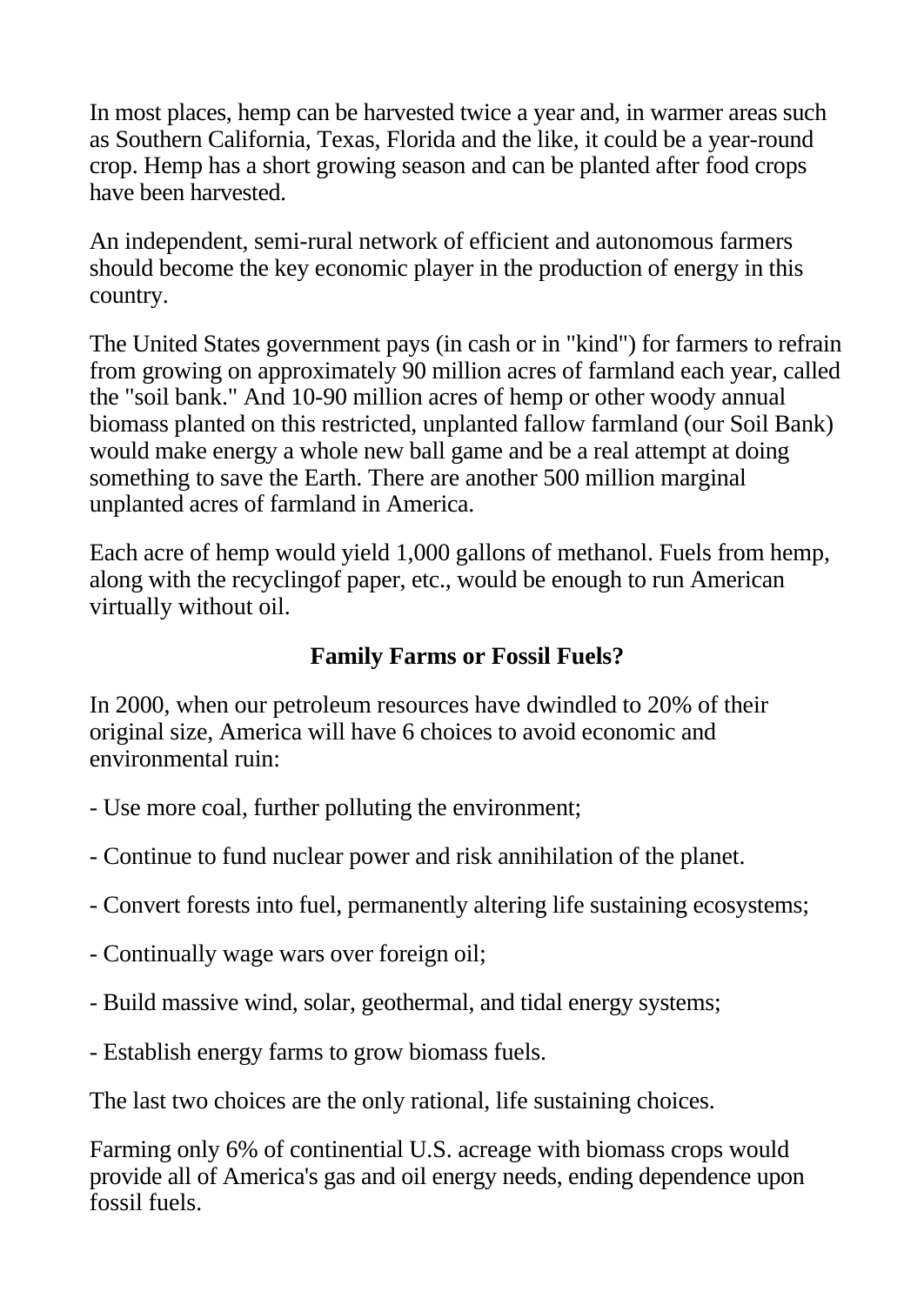In most places, hemp can be harvested twice a year and, in warmer areas such as Southern California, Texas, Florida and the like, it could be a year-round crop. Hemp has a short growing season and can be planted after food crops have been harvested.

An independent, semi-rural network of efficient and autonomous farmers should become the key economic player in the production of energy in this country.

The United States government pays (in cash or in "kind") for farmers to refrain from growing on approximately 90 million acres of farmland each year, called the "soil bank." And 10-90 million acres of hemp or other woody annual biomass planted on this restricted, unplanted fallow farmland (our Soil Bank) would make energy a whole new ball game and be a real attempt at doing something to save the Earth. There are another 500 million marginal unplanted acres of farmland in America.

Each acre of hemp would yield 1,000 gallons of methanol. Fuels from hemp, along with the recyclingof paper, etc., would be enough to run American virtually without oil.

**Family Farms or Fossil Fuels?**

In 2000, when our petroleum resources have dwindled to 20% of their original size, America will have 6 choices to avoid economic and environmental ruin:

- Use more coal, further polluting the environment;

- Continue to fund nuclear power and risk annihilation of the planet.

- Convert forests into fuel, permanently altering life sustaining ecosystems;

- Continually wage wars over foreign oil;

- Build massive wind, solar, geothermal, and tidal energy systems;

- Establish energy farms to grow biomass fuels.

The last two choices are the only rational, life sustaining choices.

Farming only 6% of continential U.S. acreage with biomass crops would provide all of America's gas and oil energy needs, ending dependence upon fossil fuels.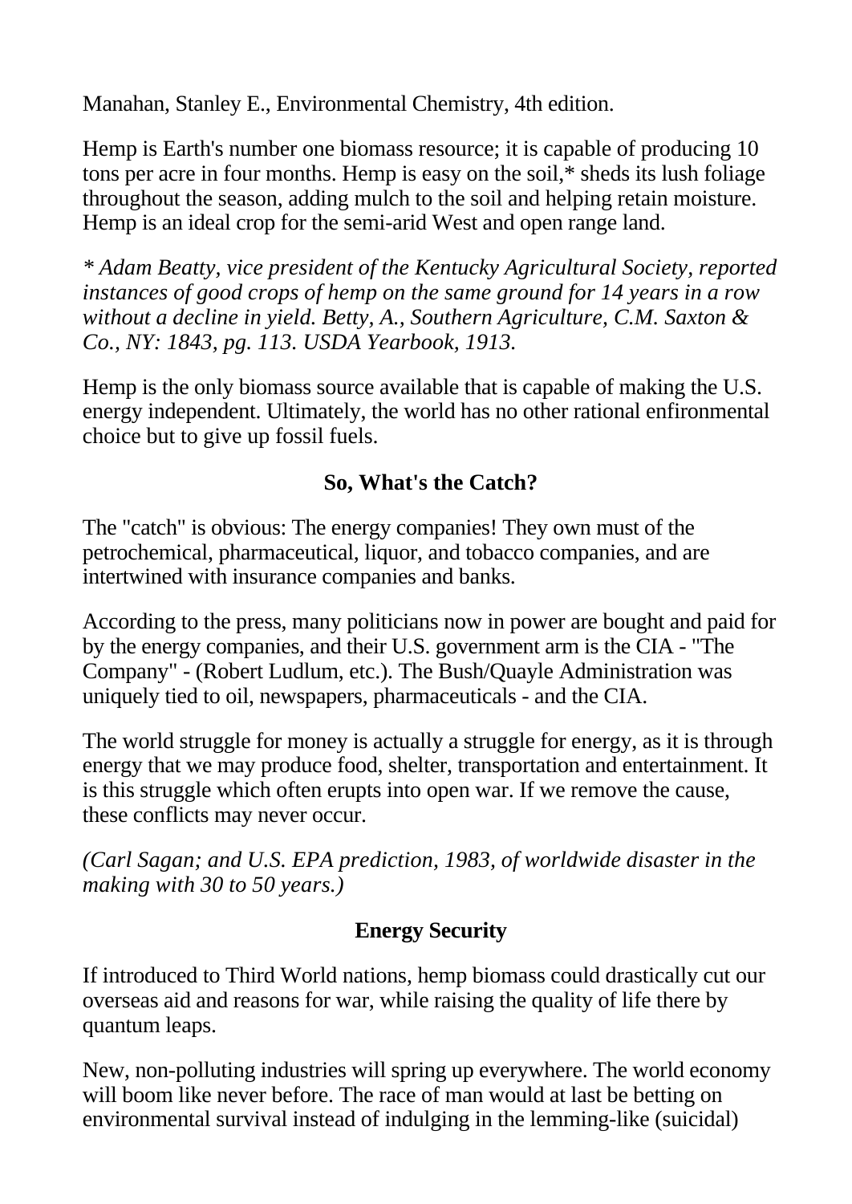Manahan, Stanley E., Environmental Chemistry, 4th edition.

Hemp is Earth's number one biomass resource; it is capable of producing 10 tons per acre in four months. Hemp is easy on the soil,* sheds its lush foliage throughout the season, adding mulch to the soil and helping retain moisture. Hemp is an ideal crop for the semi-arid West and open range land.

*\* Adam Beatty, vice president of the Kentucky Agricultural Society, reported instances of good crops of hemp on the same ground for 14 years in a row without a decline in yield. Betty, A., Southern Agriculture, C.M. Saxton & Co., NY: 1843, pg. 113. USDA Yearbook, 1913.*

Hemp is the only biomass source available that is capable of making the U.S. energy independent. Ultimately, the world has no other rational enfironmental choice but to give up fossil fuels.

### So, What's the Catch?

The "catch" is obvious: The energy companies! They own must of the petrochemical, pharmaceutical, liquor, and tobacco companies, and are intertwined with insurance companies and banks.

According to the press, many politicians now in power are bought and paid for by the energy companies, and their U.S. government arm is the CIA - "The Company" - (Robert Ludlum, etc.). The Bush/Quayle Administration was uniquely tied to oil, newspapers, pharmaceuticals - and the CIA.

The world struggle for money is actually a struggle for energy, as it is through energy that we may produce food, shelter, transportation and entertainment. It is this struggle which often erupts into open war. If we remove the cause, these conflicts may never occur.

*(Carl Sagan; and U.S. EPA prediction, 1983, of worldwide disaster in the making with 30 to 50 years.)*

### Energy Security

If introduced to Third World nations, hemp biomass could drastically cut our overseas aid and reasons for war, while raising the quality of life there by quantum leaps.

New, non-polluting industries will spring up everywhere. The world economy will boom like never before. The race of man would at last be betting on environmental survival instead of indulging in the lemming-like (suicidal)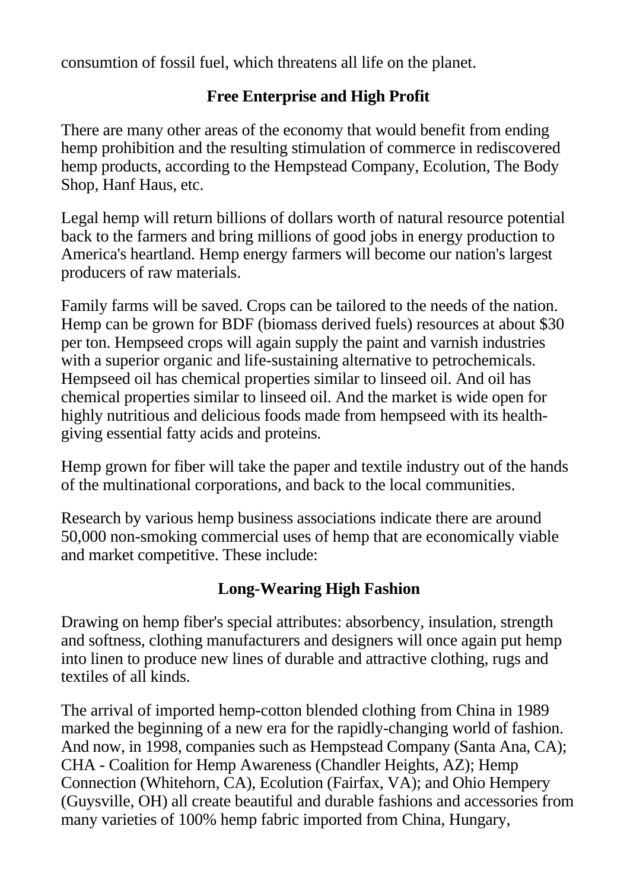consumtion of fossil fuel, which threatens all life on the planet.

## Free Enterprise and High Profit

There are many other areas of the economy that would benefit from ending hemp prohibition and the resulting stimulation of commerce in rediscovered hemp products, according to the Hempstead Company, Ecolution, The Body Shop, Hanf Haus, etc.

Legal hemp will return billions of dollars worth of natural resource potential back to the farmers and bring millions of good jobs in energy production to America's heartland. Hemp energy farmers will become our nation's largest producers of raw materials.

Family farms will be saved. Crops can be tailored to the needs of the nation. Hemp can be grown for BDF (biomass derived fuels) resources at about $30 per ton. Hempseed crops will again supply the paint and varnish industries with a superior organic and life-sustaining alternative to petrochemicals. Hempseed oil has chemical properties similar to linseed oil. And oil has chemical properties similar to linseed oil. And the market is wide open for highly nutritious and delicious foods made from hempseed with its health-giving essential fatty acids and proteins.

Hemp grown for fiber will take the paper and textile industry out of the hands of the multinational corporations, and back to the local communities.

Research by various hemp business associations indicate there are around 50,000 non-smoking commercial uses of hemp that are economically viable and market competitive. These include:

## Long-Wearing High Fashion

Drawing on hemp fiber's special attributes: absorbency, insulation, strength and softness, clothing manufacturers and designers will once again put hemp into linen to produce new lines of durable and attractive clothing, rugs and textiles of all kinds.

The arrival of imported hemp-cotton blended clothing from China in 1989 marked the beginning of a new era for the rapidly-changing world of fashion. And now, in 1998, companies such as Hempstead Company (Santa Ana, CA); CHA - Coalition for Hemp Awareness (Chandler Heights, AZ); Hemp Connection (Whitehorn, CA), Ecolution (Fairfax, VA); and Ohio Hempery (Guysville, OH) all create beautiful and durable fashions and accessories from many varieties of 100% hemp fabric imported from China, Hungary,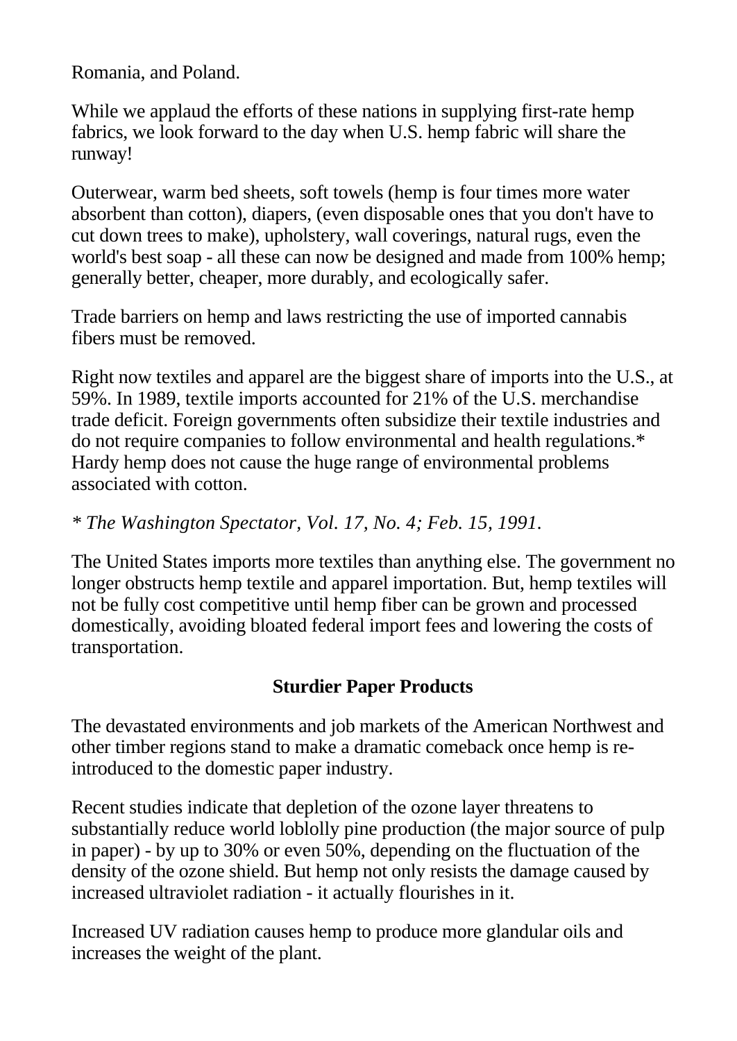Romania, and Poland.

While we applaud the efforts of these nations in supplying first-rate hemp fabrics, we look forward to the day when U.S. hemp fabric will share the runway!

Outerwear, warm bed sheets, soft towels (hemp is four times more water absorbent than cotton), diapers, (even disposable ones that you don't have to cut down trees to make), upholstery, wall coverings, natural rugs, even the world's best soap - all these can now be designed and made from 100% hemp; generally better, cheaper, more durably, and ecologically safer.

Trade barriers on hemp and laws restricting the use of imported cannabis fibers must be removed.

Right now textiles and apparel are the biggest share of imports into the U.S., at 59%. In 1989, textile imports accounted for 21% of the U.S. merchandise trade deficit. Foreign governments often subsidize their textile industries and do not require companies to follow environmental and health regulations.* Hardy hemp does not cause the huge range of environmental problems associated with cotton.

*\* The Washington Spectator, Vol. 17, No. 4; Feb. 15, 1991.*

The United States imports more textiles than anything else. The government no longer obstructs hemp textile and apparel importation. But, hemp textiles will not be fully cost competitive until hemp fiber can be grown and processed domestically, avoiding bloated federal import fees and lowering the costs of transportation.

## Sturdier Paper Products

The devastated environments and job markets of the American Northwest and other timber regions stand to make a dramatic comeback once hemp is re-introduced to the domestic paper industry.

Recent studies indicate that depletion of the ozone layer threatens to substantially reduce world loblolly pine production (the major source of pulp in paper) - by up to 30% or even 50%, depending on the fluctuation of the density of the ozone shield. But hemp not only resists the damage caused by increased ultraviolet radiation - it actually flourishes in it.

Increased UV radiation causes hemp to produce more glandular oils and increases the weight of the plant.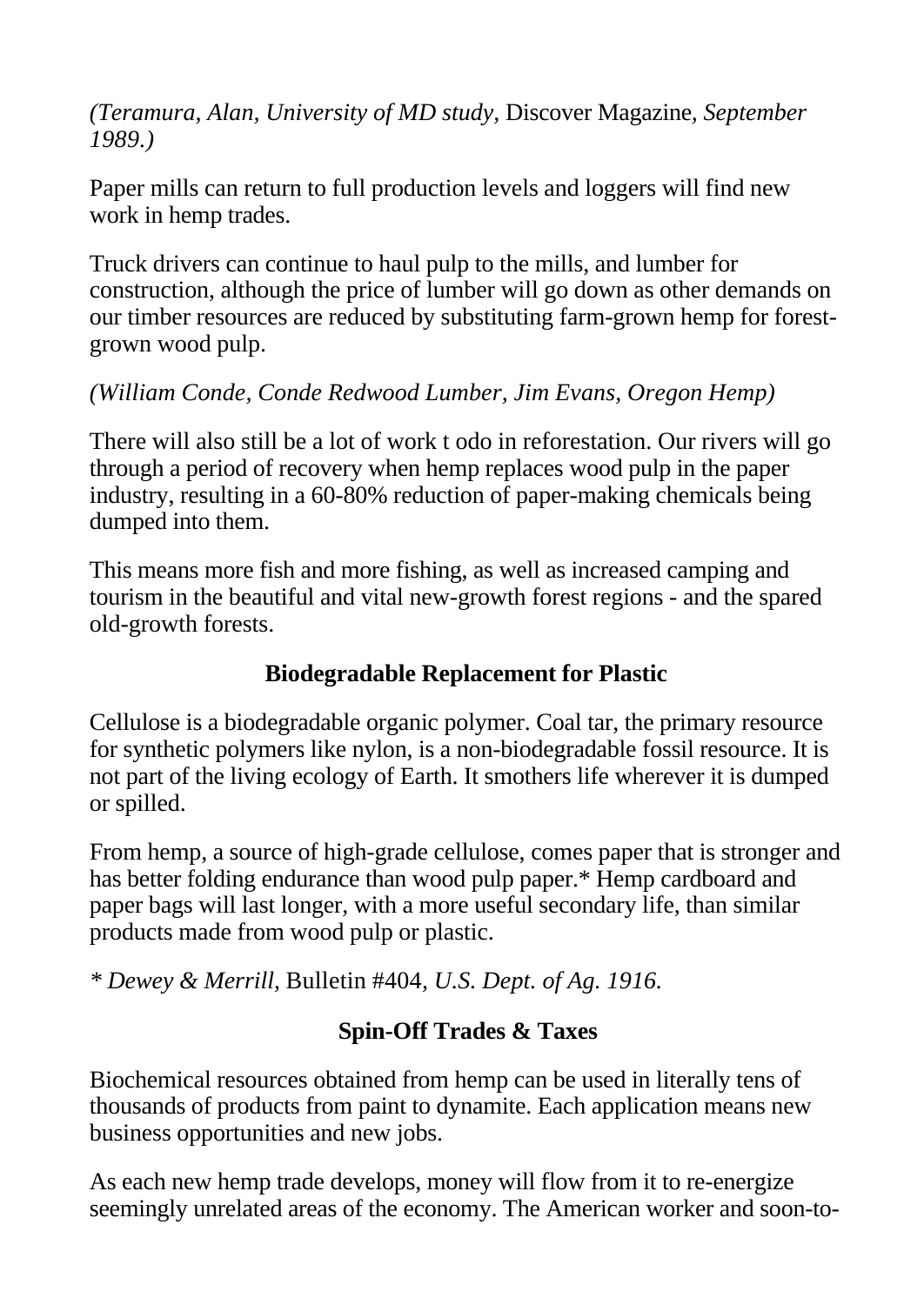*(Teramura, Alan, University of MD study,* Discover Magazine*, September 1989.)*

Paper mills can return to full production levels and loggers will find new work in hemp trades.

Truck drivers can continue to haul pulp to the mills, and lumber for construction, although the price of lumber will go down as other demands on our timber resources are reduced by substituting farm-grown hemp for forest-grown wood pulp.

*(William Conde, Conde Redwood Lumber, Jim Evans, Oregon Hemp)*

There will also still be a lot of work t odo in reforestation. Our rivers will go through a period of recovery when hemp replaces wood pulp in the paper industry, resulting in a 60-80% reduction of paper-making chemicals being dumped into them.

This means more fish and more fishing, as well as increased camping and tourism in the beautiful and vital new-growth forest regions - and the spared old-growth forests.

### Biodegradable Replacement for Plastic

Cellulose is a biodegradable organic polymer. Coal tar, the primary resource for synthetic polymers like nylon, is a non-biodegradable fossil resource. It is not part of the living ecology of Earth. It smothers life wherever it is dumped or spilled.

From hemp, a source of high-grade cellulose, comes paper that is stronger and has better folding endurance than wood pulp paper.* Hemp cardboard and paper bags will last longer, with a more useful secondary life, than similar products made from wood pulp or plastic.

*\* Dewey & Merrill,* Bulletin #404*, U.S. Dept. of Ag. 1916.*

### Spin-Off Trades & Taxes

Biochemical resources obtained from hemp can be used in literally tens of thousands of products from paint to dynamite. Each application means new business opportunities and new jobs.

As each new hemp trade develops, money will flow from it to re-energize seemingly unrelated areas of the economy. The American worker and soon-to-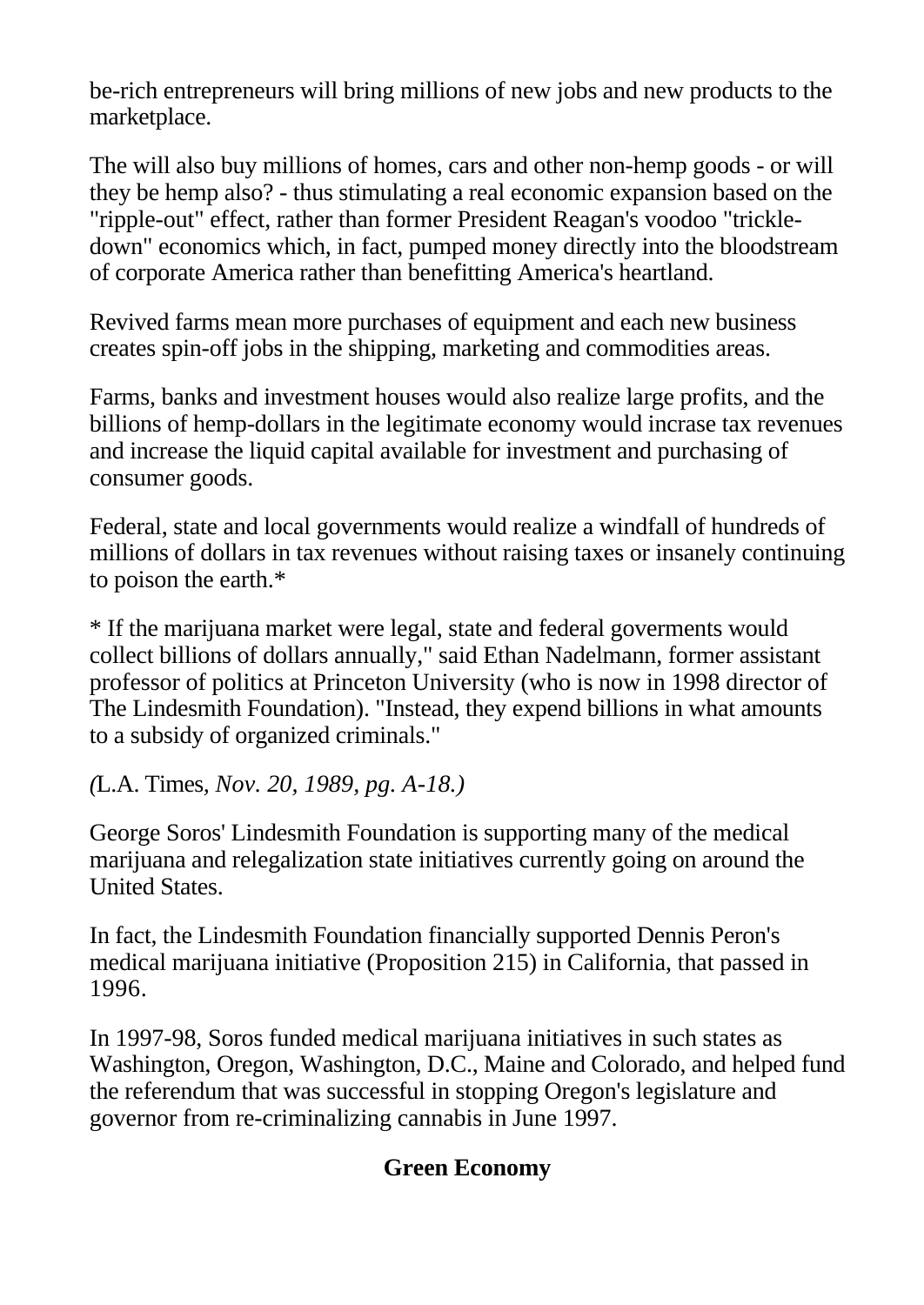be-rich entrepreneurs will bring millions of new jobs and new products to the marketplace.

The will also buy millions of homes, cars and other non-hemp goods - or will they be hemp also? - thus stimulating a real economic expansion based on the "ripple-out" effect, rather than former President Reagan's voodoo "trickle-down" economics which, in fact, pumped money directly into the bloodstream of corporate America rather than benefitting America's heartland.

Revived farms mean more purchases of equipment and each new business creates spin-off jobs in the shipping, marketing and commodities areas.

Farms, banks and investment houses would also realize large profits, and the billions of hemp-dollars in the legitimate economy would incrase tax revenues and increase the liquid capital available for investment and purchasing of consumer goods.

Federal, state and local governments would realize a windfall of hundreds of millions of dollars in tax revenues without raising taxes or insanely continuing to poison the earth.*

* If the marijuana market were legal, state and federal goverments would collect billions of dollars annually," said Ethan Nadelmann, former assistant professor of politics at Princeton University (who is now in 1998 director of The Lindesmith Foundation). "Instead, they expend billions in what amounts to a subsidy of organized criminals."

*(*L.A. Times, *Nov. 20, 1989, pg. A-18.)*

George Soros' Lindesmith Foundation is supporting many of the medical marijuana and relegalization state initiatives currently going on around the United States.

In fact, the Lindesmith Foundation financially supported Dennis Peron's medical marijuana initiative (Proposition 215) in California, that passed in 1996.

In 1997-98, Soros funded medical marijuana initiatives in such states as Washington, Oregon, Washington, D.C., Maine and Colorado, and helped fund the referendum that was successful in stopping Oregon's legislature and governor from re-criminalizing cannabis in June 1997.

## Green Economy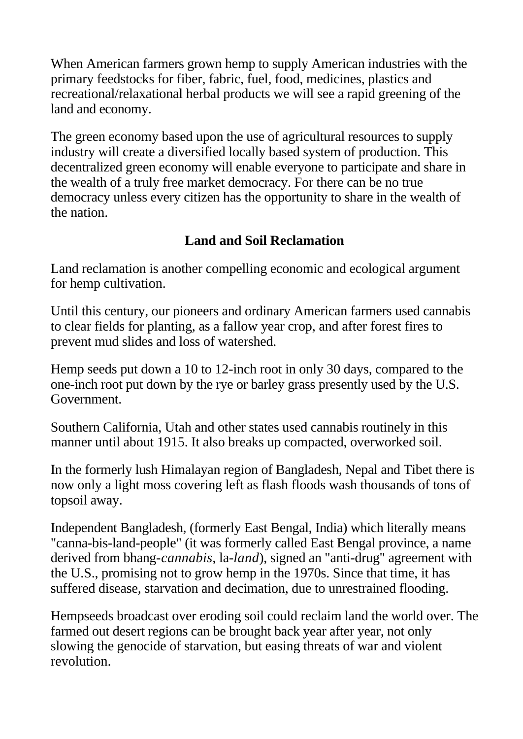When American farmers grown hemp to supply American industries with the primary feedstocks for fiber, fabric, fuel, food, medicines, plastics and recreational/relaxational herbal products we will see a rapid greening of the land and economy.

The green economy based upon the use of agricultural resources to supply industry will create a diversified locally based system of production. This decentralized green economy will enable everyone to participate and share in the wealth of a truly free market democracy. For there can be no true democracy unless every citizen has the opportunity to share in the wealth of the nation.

### Land and Soil Reclamation

Land reclamation is another compelling economic and ecological argument for hemp cultivation.

Until this century, our pioneers and ordinary American farmers used cannabis to clear fields for planting, as a fallow year crop, and after forest fires to prevent mud slides and loss of watershed.

Hemp seeds put down a 10 to 12-inch root in only 30 days, compared to the one-inch root put down by the rye or barley grass presently used by the U.S. Government.

Southern California, Utah and other states used cannabis routinely in this manner until about 1915. It also breaks up compacted, overworked soil.

In the formerly lush Himalayan region of Bangladesh, Nepal and Tibet there is now only a light moss covering left as flash floods wash thousands of tons of topsoil away.

Independent Bangladesh, (formerly East Bengal, India) which literally means "canna-bis-land-people" (it was formerly called East Bengal province, a name derived from bhang-*cannabis*, la-*land*), signed an "anti-drug" agreement with the U.S., promising not to grow hemp in the 1970s. Since that time, it has suffered disease, starvation and decimation, due to unrestrained flooding.

Hempseeds broadcast over eroding soil could reclaim land the world over. The farmed out desert regions can be brought back year after year, not only slowing the genocide of starvation, but easing threats of war and violent revolution.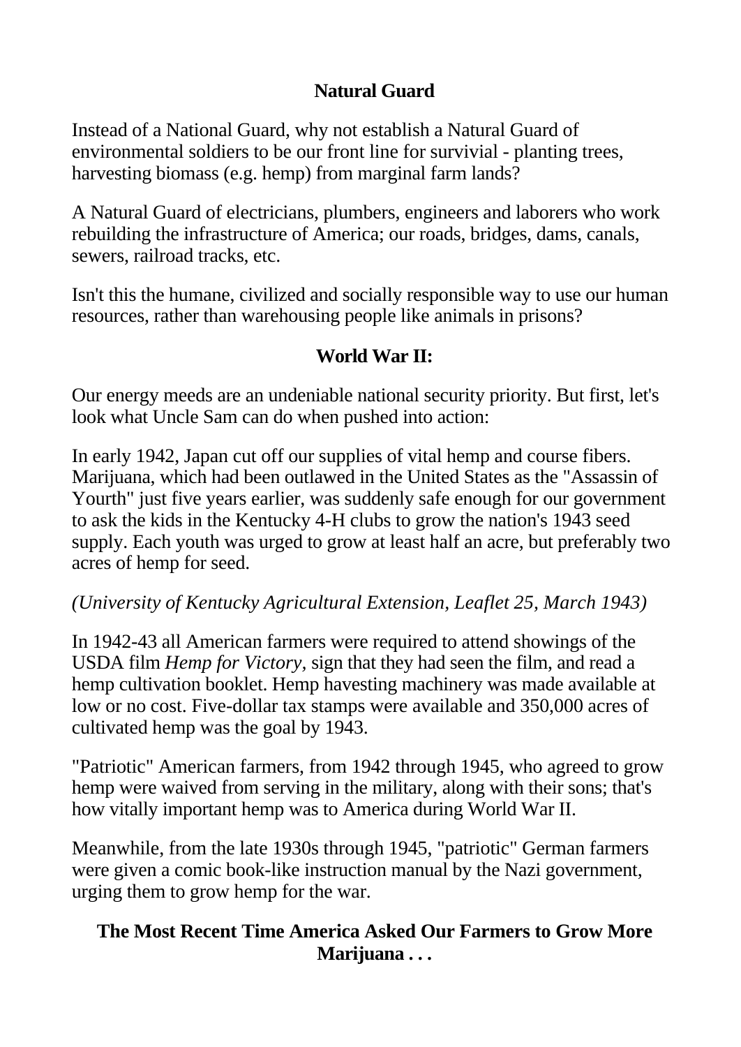**Natural Guard**

Instead of a National Guard, why not establish a Natural Guard of environmental soldiers to be our front line for survivial - planting trees, harvesting biomass (e.g. hemp) from marginal farm lands?

A Natural Guard of electricians, plumbers, engineers and laborers who work rebuilding the infrastructure of America; our roads, bridges, dams, canals, sewers, railroad tracks, etc.

Isn't this the humane, civilized and socially responsible way to use our human resources, rather than warehousing people like animals in prisons?

**World War II:**

Our energy meeds are an undeniable national security priority. But first, let's look what Uncle Sam can do when pushed into action:

In early 1942, Japan cut off our supplies of vital hemp and course fibers. Marijuana, which had been outlawed in the United States as the "Assassin of Yourth" just five years earlier, was suddenly safe enough for our government to ask the kids in the Kentucky 4-H clubs to grow the nation's 1943 seed supply. Each youth was urged to grow at least half an acre, but preferably two acres of hemp for seed.

*(University of Kentucky Agricultural Extension, Leaflet 25, March 1943)*

In 1942-43 all American farmers were required to attend showings of the USDA film *Hemp for Victory*, sign that they had seen the film, and read a hemp cultivation booklet. Hemp havesting machinery was made available at low or no cost. Five-dollar tax stamps were available and 350,000 acres of cultivated hemp was the goal by 1943.

"Patriotic" American farmers, from 1942 through 1945, who agreed to grow hemp were waived from serving in the military, along with their sons; that's how vitally important hemp was to America during World War II.

Meanwhile, from the late 1930s through 1945, "patriotic" German farmers were given a comic book-like instruction manual by the Nazi government, urging them to grow hemp for the war.

**The Most Recent Time America Asked Our Farmers to Grow More Marijuana . . .**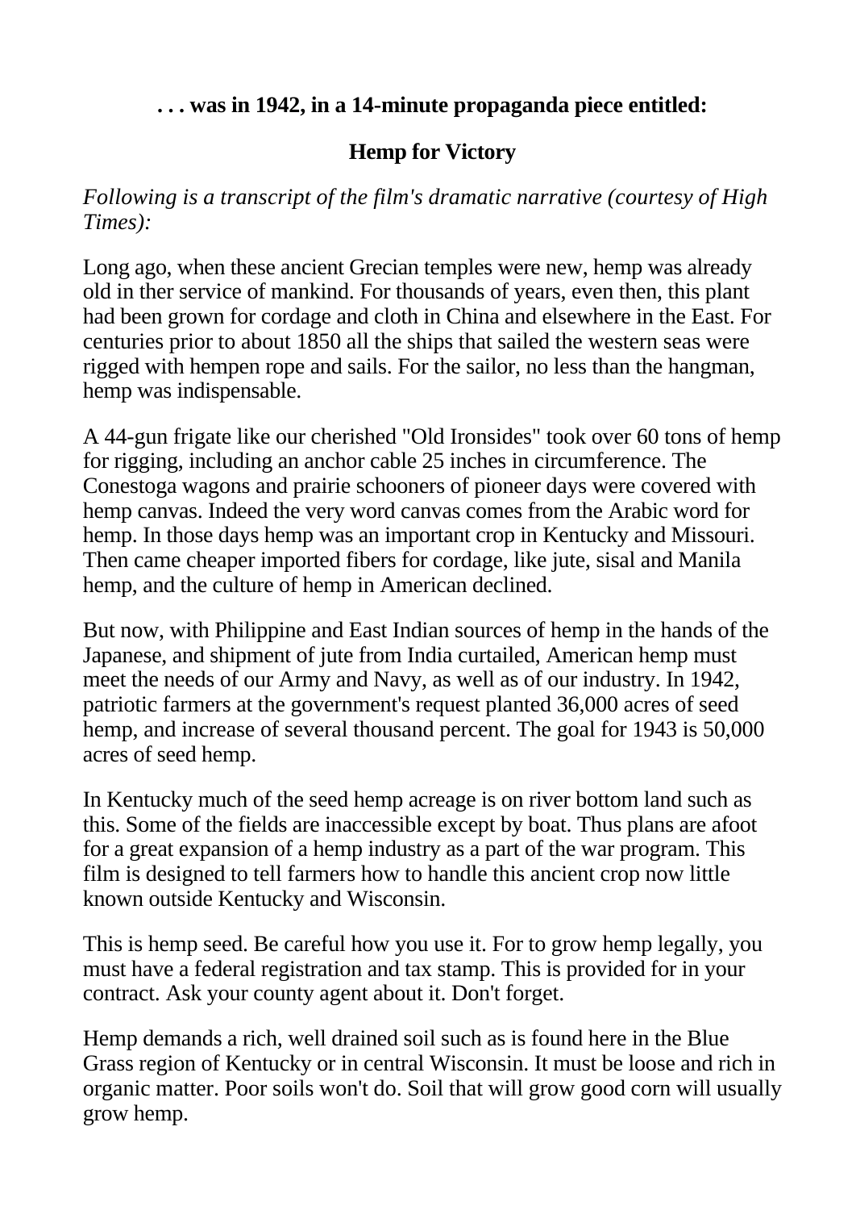**. . . was in 1942, in a 14-minute propaganda piece entitled:**

**Hemp for Victory**

*Following is a transcript of the film's dramatic narrative (courtesy of High Times):*

Long ago, when these ancient Grecian temples were new, hemp was already old in ther service of mankind. For thousands of years, even then, this plant had been grown for cordage and cloth in China and elsewhere in the East. For centuries prior to about 1850 all the ships that sailed the western seas were rigged with hempen rope and sails. For the sailor, no less than the hangman, hemp was indispensable.

A 44-gun frigate like our cherished "Old Ironsides" took over 60 tons of hemp for rigging, including an anchor cable 25 inches in circumference. The Conestoga wagons and prairie schooners of pioneer days were covered with hemp canvas. Indeed the very word canvas comes from the Arabic word for hemp. In those days hemp was an important crop in Kentucky and Missouri. Then came cheaper imported fibers for cordage, like jute, sisal and Manila hemp, and the culture of hemp in American declined.

But now, with Philippine and East Indian sources of hemp in the hands of the Japanese, and shipment of jute from India curtailed, American hemp must meet the needs of our Army and Navy, as well as of our industry. In 1942, patriotic farmers at the government's request planted 36,000 acres of seed hemp, and increase of several thousand percent. The goal for 1943 is 50,000 acres of seed hemp.

In Kentucky much of the seed hemp acreage is on river bottom land such as this. Some of the fields are inaccessible except by boat. Thus plans are afoot for a great expansion of a hemp industry as a part of the war program. This film is designed to tell farmers how to handle this ancient crop now little known outside Kentucky and Wisconsin.

This is hemp seed. Be careful how you use it. For to grow hemp legally, you must have a federal registration and tax stamp. This is provided for in your contract. Ask your county agent about it. Don't forget.

Hemp demands a rich, well drained soil such as is found here in the Blue Grass region of Kentucky or in central Wisconsin. It must be loose and rich in organic matter. Poor soils won't do. Soil that will grow good corn will usually grow hemp.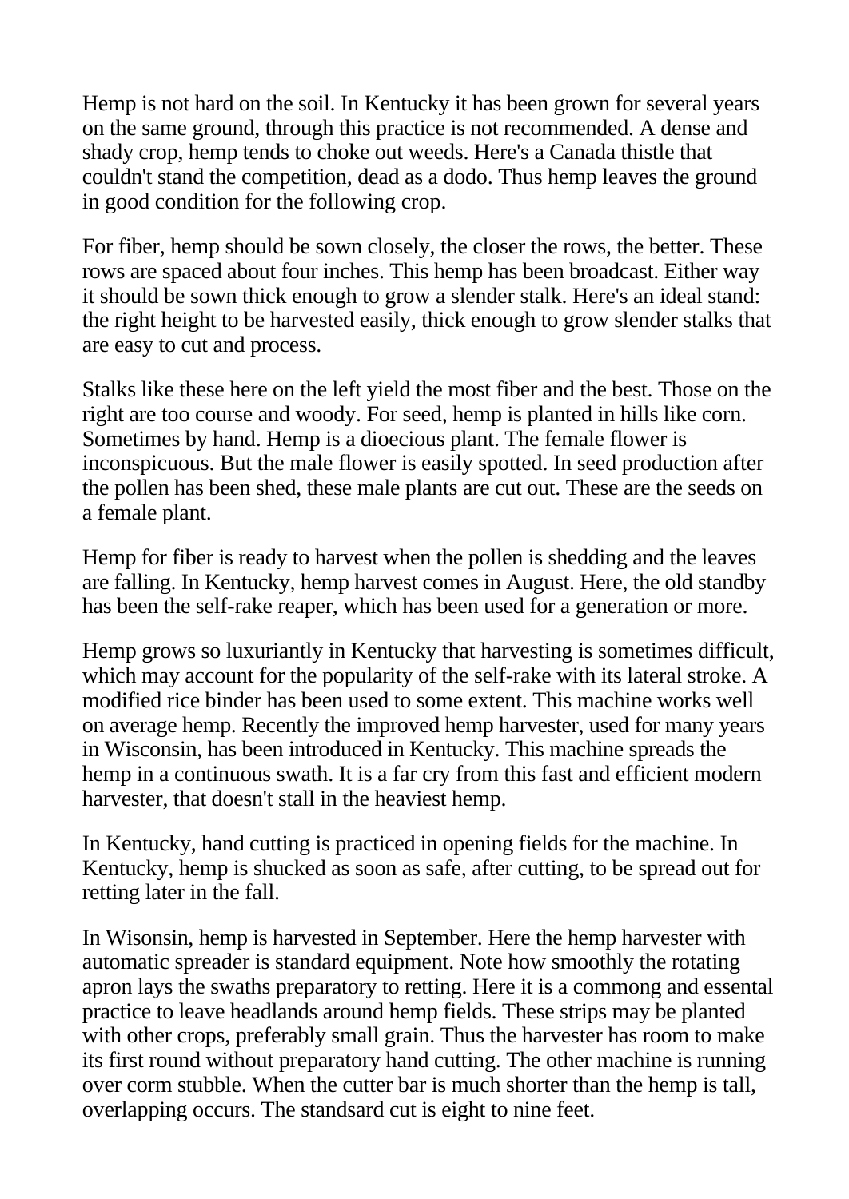Hemp is not hard on the soil. In Kentucky it has been grown for several years on the same ground, through this practice is not recommended. A dense and shady crop, hemp tends to choke out weeds. Here's a Canada thistle that couldn't stand the competition, dead as a dodo. Thus hemp leaves the ground in good condition for the following crop.

For fiber, hemp should be sown closely, the closer the rows, the better. These rows are spaced about four inches. This hemp has been broadcast. Either way it should be sown thick enough to grow a slender stalk. Here's an ideal stand: the right height to be harvested easily, thick enough to grow slender stalks that are easy to cut and process.

Stalks like these here on the left yield the most fiber and the best. Those on the right are too course and woody. For seed, hemp is planted in hills like corn. Sometimes by hand. Hemp is a dioecious plant. The female flower is inconspicuous. But the male flower is easily spotted. In seed production after the pollen has been shed, these male plants are cut out. These are the seeds on a female plant.

Hemp for fiber is ready to harvest when the pollen is shedding and the leaves are falling. In Kentucky, hemp harvest comes in August. Here, the old standby has been the self-rake reaper, which has been used for a generation or more.

Hemp grows so luxuriantly in Kentucky that harvesting is sometimes difficult, which may account for the popularity of the self-rake with its lateral stroke. A modified rice binder has been used to some extent. This machine works well on average hemp. Recently the improved hemp harvester, used for many years in Wisconsin, has been introduced in Kentucky. This machine spreads the hemp in a continuous swath. It is a far cry from this fast and efficient modern harvester, that doesn't stall in the heaviest hemp.

In Kentucky, hand cutting is practiced in opening fields for the machine. In Kentucky, hemp is shucked as soon as safe, after cutting, to be spread out for retting later in the fall.

In Wisonsin, hemp is harvested in September. Here the hemp harvester with automatic spreader is standard equipment. Note how smoothly the rotating apron lays the swaths preparatory to retting. Here it is a commong and essental practice to leave headlands around hemp fields. These strips may be planted with other crops, preferably small grain. Thus the harvester has room to make its first round without preparatory hand cutting. The other machine is running over corm stubble. When the cutter bar is much shorter than the hemp is tall, overlapping occurs. The standsard cut is eight to nine feet.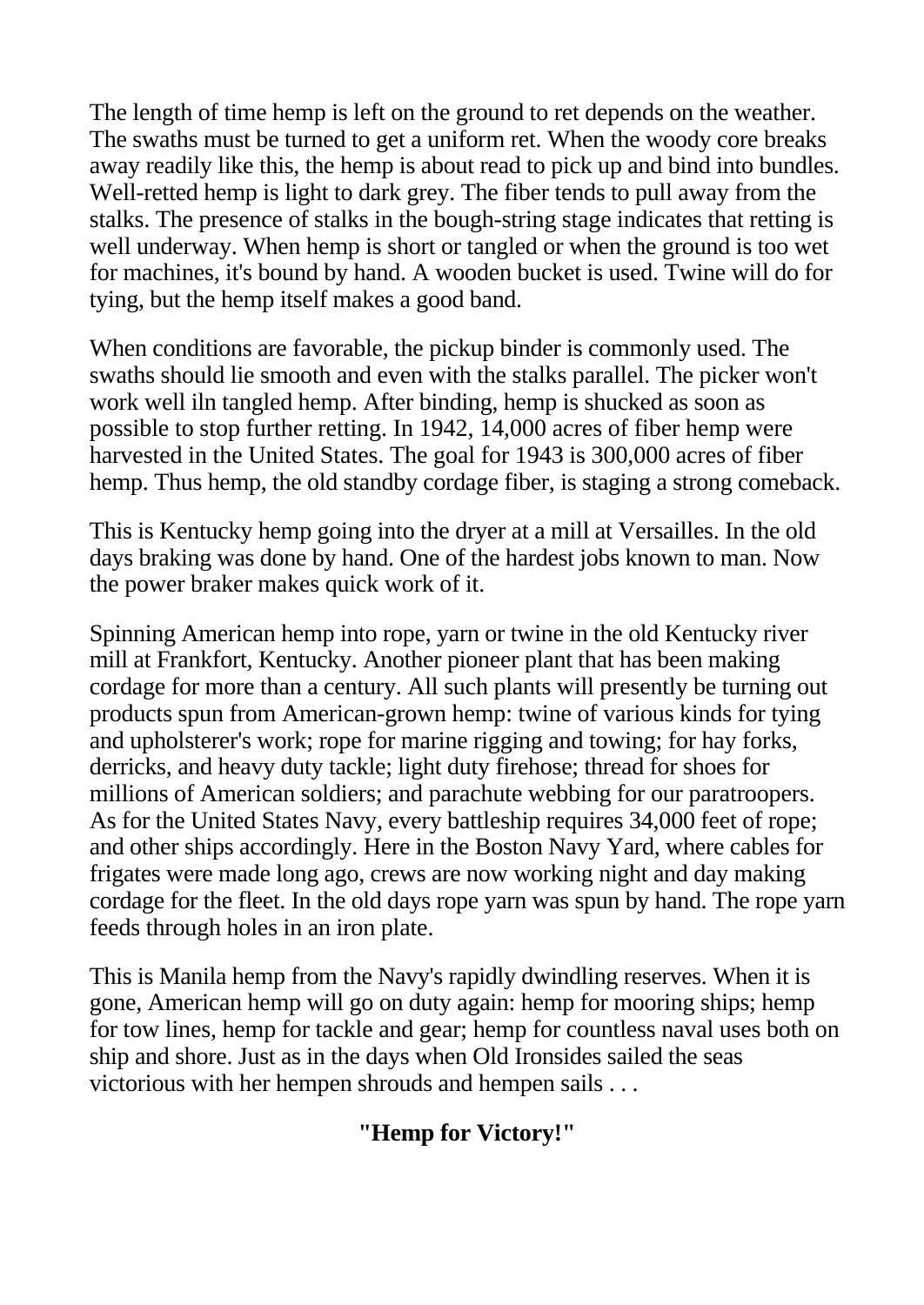The length of time hemp is left on the ground to ret depends on the weather. The swaths must be turned to get a uniform ret. When the woody core breaks away readily like this, the hemp is about read to pick up and bind into bundles. Well-retted hemp is light to dark grey. The fiber tends to pull away from the stalks. The presence of stalks in the bough-string stage indicates that retting is well underway. When hemp is short or tangled or when the ground is too wet for machines, it's bound by hand. A wooden bucket is used. Twine will do for tying, but the hemp itself makes a good band.

When conditions are favorable, the pickup binder is commonly used. The swaths should lie smooth and even with the stalks parallel. The picker won't work well iln tangled hemp. After binding, hemp is shucked as soon as possible to stop further retting. In 1942, 14,000 acres of fiber hemp were harvested in the United States. The goal for 1943 is 300,000 acres of fiber hemp. Thus hemp, the old standby cordage fiber, is staging a strong comeback.

This is Kentucky hemp going into the dryer at a mill at Versailles. In the old days braking was done by hand. One of the hardest jobs known to man. Now the power braker makes quick work of it.

Spinning American hemp into rope, yarn or twine in the old Kentucky river mill at Frankfort, Kentucky. Another pioneer plant that has been making cordage for more than a century. All such plants will presently be turning out products spun from American-grown hemp: twine of various kinds for tying and upholsterer's work; rope for marine rigging and towing; for hay forks, derricks, and heavy duty tackle; light duty firehose; thread for shoes for millions of American soldiers; and parachute webbing for our paratroopers. As for the United States Navy, every battleship requires 34,000 feet of rope; and other ships accordingly. Here in the Boston Navy Yard, where cables for frigates were made long ago, crews are now working night and day making cordage for the fleet. In the old days rope yarn was spun by hand. The rope yarn feeds through holes in an iron plate.

This is Manila hemp from the Navy's rapidly dwindling reserves. When it is gone, American hemp will go on duty again: hemp for mooring ships; hemp for tow lines, hemp for tackle and gear; hemp for countless naval uses both on ship and shore. Just as in the days when Old Ironsides sailed the seas victorious with her hempen shrouds and hempen sails . . .

**"Hemp for Victory!"**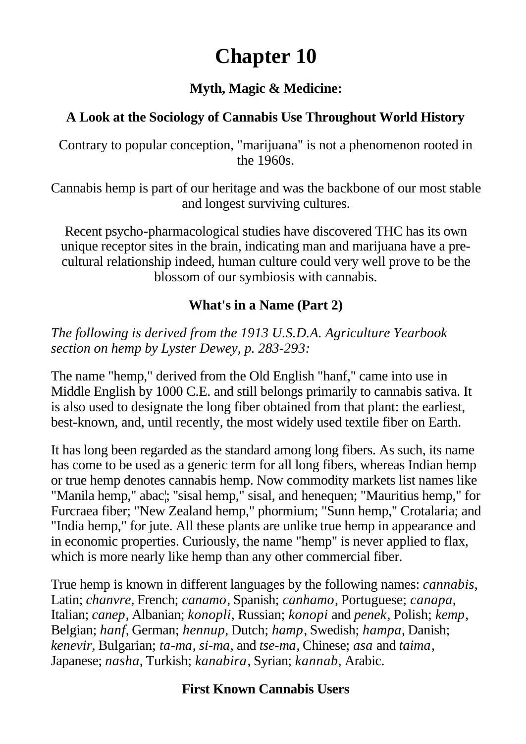# Chapter 10

### Myth, Magic & Medicine:

### A Look at the Sociology of Cannabis Use Throughout World History

Contrary to popular conception, "marijuana" is not a phenomenon rooted in the 1960s.

Cannabis hemp is part of our heritage and was the backbone of our most stable and longest surviving cultures.

Recent psycho-pharmacological studies have discovered THC has its own unique receptor sites in the brain, indicating man and marijuana have a pre-cultural relationship indeed, human culture could very well prove to be the blossom of our symbiosis with cannabis.

### What's in a Name (Part 2)

*The following is derived from the 1913 U.S.D.A. Agriculture Yearbook section on hemp by Lyster Dewey, p. 283-293:*

The name "hemp," derived from the Old English "hanf," came into use in Middle English by 1000 C.E. and still belongs primarily to cannabis sativa. It is also used to designate the long fiber obtained from that plant: the earliest, best-known, and, until recently, the most widely used textile fiber on Earth.

It has long been regarded as the standard among long fibers. As such, its name has come to be used as a generic term for all long fibers, whereas Indian hemp or true hemp denotes cannabis hemp. Now commodity markets list names like "Manila hemp," abac¦; "sisal hemp," sisal, and henequen; "Mauritius hemp," for Furcraea fiber; "New Zealand hemp," phormium; "Sunn hemp," Crotalaria; and "India hemp," for jute. All these plants are unlike true hemp in appearance and in economic properties. Curiously, the name "hemp" is never applied to flax, which is more nearly like hemp than any other commercial fiber.

True hemp is known in different languages by the following names: *cannabis*, Latin; *chanvre*, French; *canamo*, Spanish; *canhamo*, Portuguese; *canapa*, Italian; *canep*, Albanian; *konopli*, Russian; *konopi* and *penek*, Polish; *kemp*, Belgian; *hanf*, German; *hennup*, Dutch; *hamp*, Swedish; *hampa*, Danish; *kenevir*, Bulgarian; *ta-ma*, *si-ma*, and *tse-ma*, Chinese; *asa* and *taima*, Japanese; *nasha*, Turkish; *kanabira*, Syrian; *kannab*, Arabic.

### First Known Cannabis Users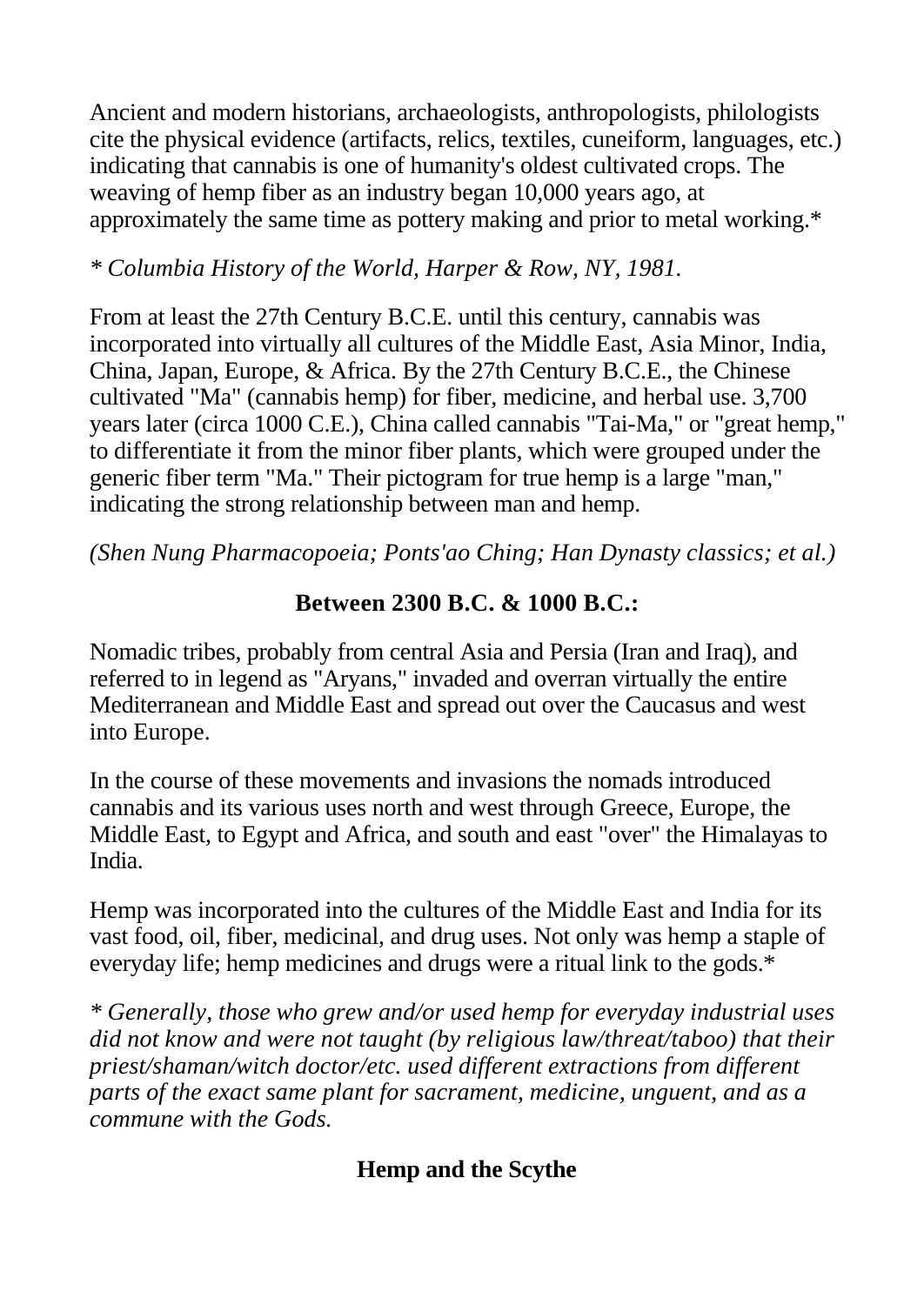Ancient and modern historians, archaeologists, anthropologists, philologists cite the physical evidence (artifacts, relics, textiles, cuneiform, languages, etc.) indicating that cannabis is one of humanity's oldest cultivated crops. The weaving of hemp fiber as an industry began 10,000 years ago, at approximately the same time as pottery making and prior to metal working.*

*\* Columbia History of the World, Harper & Row, NY, 1981.*

From at least the 27th Century B.C.E. until this century, cannabis was incorporated into virtually all cultures of the Middle East, Asia Minor, India, China, Japan, Europe, & Africa. By the 27th Century B.C.E., the Chinese cultivated "Ma" (cannabis hemp) for fiber, medicine, and herbal use. 3,700 years later (circa 1000 C.E.), China called cannabis "Tai-Ma," or "great hemp," to differentiate it from the minor fiber plants, which were grouped under the generic fiber term "Ma." Their pictogram for true hemp is a large "man," indicating the strong relationship between man and hemp.

*(Shen Nung Pharmacopoeia; Ponts'ao Ching; Han Dynasty classics; et al.)*

### Between 2300 B.C. & 1000 B.C.:

Nomadic tribes, probably from central Asia and Persia (Iran and Iraq), and referred to in legend as "Aryans," invaded and overran virtually the entire Mediterranean and Middle East and spread out over the Caucasus and west into Europe.

In the course of these movements and invasions the nomads introduced cannabis and its various uses north and west through Greece, Europe, the Middle East, to Egypt and Africa, and south and east "over" the Himalayas to India.

Hemp was incorporated into the cultures of the Middle East and India for its vast food, oil, fiber, medicinal, and drug uses. Not only was hemp a staple of everyday life; hemp medicines and drugs were a ritual link to the gods.*

*\* Generally, those who grew and/or used hemp for everyday industrial uses did not know and were not taught (by religious law/threat/taboo) that their priest/shaman/witch doctor/etc. used different extractions from different parts of the exact same plant for sacrament, medicine, unguent, and as a commune with the Gods.*

### Hemp and the Scythe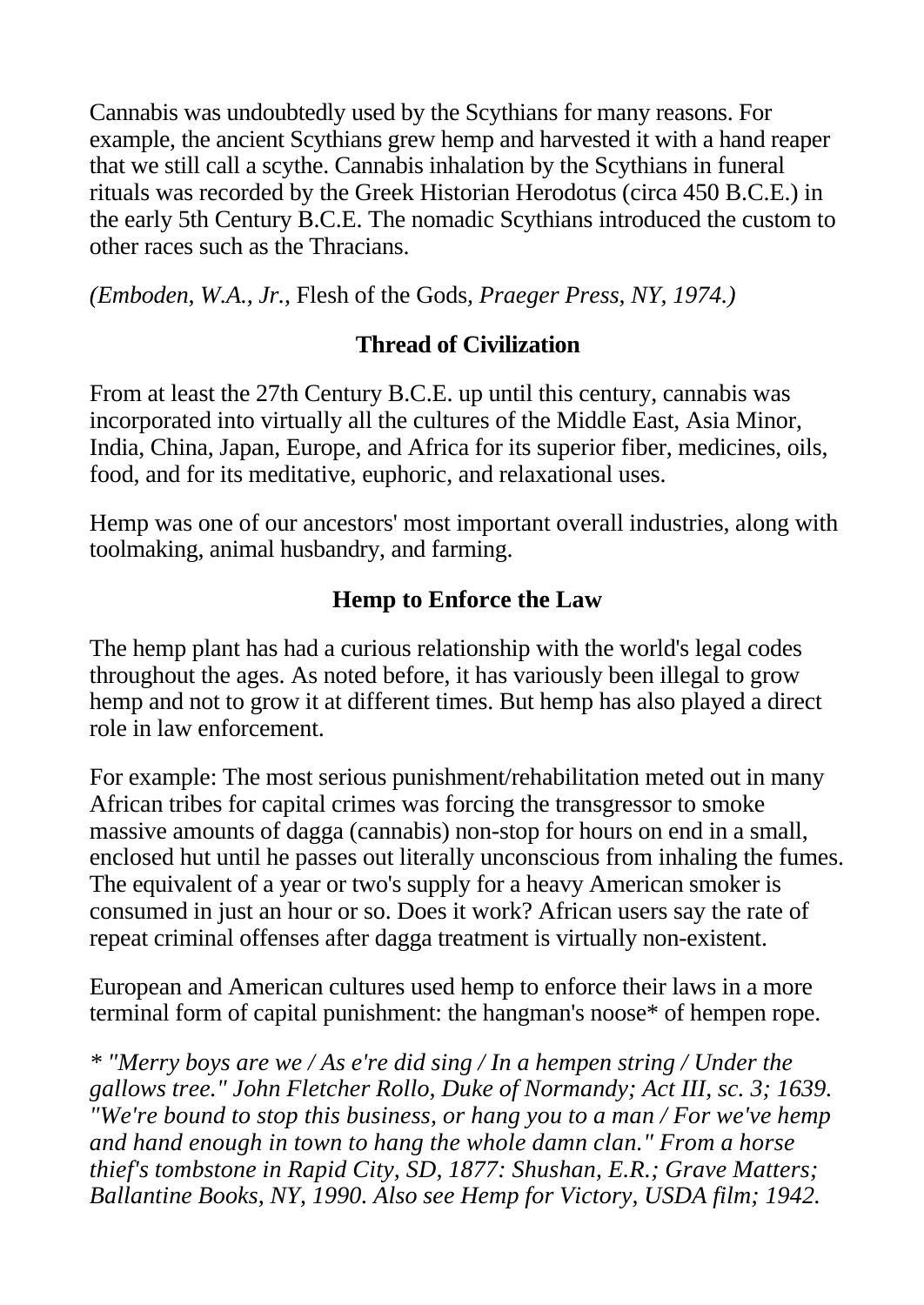Cannabis was undoubtedly used by the Scythians for many reasons. For example, the ancient Scythians grew hemp and harvested it with a hand reaper that we still call a scythe. Cannabis inhalation by the Scythians in funeral rituals was recorded by the Greek Historian Herodotus (circa 450 B.C.E.) in the early 5th Century B.C.E. The nomadic Scythians introduced the custom to other races such as the Thracians.

*(Emboden, W.A., Jr.,* Flesh of the Gods, *Praeger Press, NY, 1974.)*

### Thread of Civilization

From at least the 27th Century B.C.E. up until this century, cannabis was incorporated into virtually all the cultures of the Middle East, Asia Minor, India, China, Japan, Europe, and Africa for its superior fiber, medicines, oils, food, and for its meditative, euphoric, and relaxational uses.

Hemp was one of our ancestors' most important overall industries, along with toolmaking, animal husbandry, and farming.

### Hemp to Enforce the Law

The hemp plant has had a curious relationship with the world's legal codes throughout the ages. As noted before, it has variously been illegal to grow hemp and not to grow it at different times. But hemp has also played a direct role in law enforcement.

For example: The most serious punishment/rehabilitation meted out in many African tribes for capital crimes was forcing the transgressor to smoke massive amounts of dagga (cannabis) non-stop for hours on end in a small, enclosed hut until he passes out literally unconscious from inhaling the fumes. The equivalent of a year or two's supply for a heavy American smoker is consumed in just an hour or so. Does it work? African users say the rate of repeat criminal offenses after dagga treatment is virtually non-existent.

European and American cultures used hemp to enforce their laws in a more terminal form of capital punishment: the hangman's noose* of hempen rope.

*\* "Merry boys are we / As e're did sing / In a hempen string / Under the gallows tree." John Fletcher Rollo, Duke of Normandy; Act III, sc. 3; 1639. "We're bound to stop this business, or hang you to a man / For we've hemp and hand enough in town to hang the whole damn clan." From a horse thief's tombstone in Rapid City, SD, 1877: Shushan, E.R.; Grave Matters; Ballantine Books, NY, 1990. Also see Hemp for Victory, USDA film; 1942.*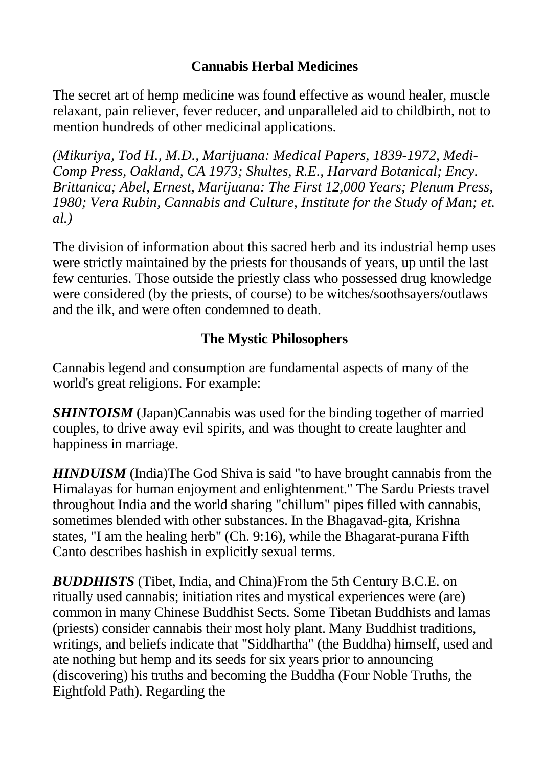## Cannabis Herbal Medicines

The secret art of hemp medicine was found effective as wound healer, muscle relaxant, pain reliever, fever reducer, and unparalleled aid to childbirth, not to mention hundreds of other medicinal applications.

*(Mikuriya, Tod H., M.D., Marijuana: Medical Papers, 1839-1972, Medi-Comp Press, Oakland, CA 1973; Shultes, R.E., Harvard Botanical; Ency. Brittanica; Abel, Ernest, Marijuana: The First 12,000 Years; Plenum Press, 1980; Vera Rubin, Cannabis and Culture, Institute for the Study of Man; et. al.)*

The division of information about this sacred herb and its industrial hemp uses were strictly maintained by the priests for thousands of years, up until the last few centuries. Those outside the priestly class who possessed drug knowledge were considered (by the priests, of course) to be witches/soothsayers/outlaws and the ilk, and were often condemned to death.

## The Mystic Philosophers

Cannabis legend and consumption are fundamental aspects of many of the world's great religions. For example:

***SHINTOISM*** (Japan)Cannabis was used for the binding together of married couples, to drive away evil spirits, and was thought to create laughter and happiness in marriage.

***HINDUISM*** (India)The God Shiva is said "to have brought cannabis from the Himalayas for human enjoyment and enlightenment." The Sardu Priests travel throughout India and the world sharing "chillum" pipes filled with cannabis, sometimes blended with other substances. In the Bhagavad-gita, Krishna states, "I am the healing herb" (Ch. 9:16), while the Bhagarat-purana Fifth Canto describes hashish in explicitly sexual terms.

***BUDDHISTS*** (Tibet, India, and China)From the 5th Century B.C.E. on ritually used cannabis; initiation rites and mystical experiences were (are) common in many Chinese Buddhist Sects. Some Tibetan Buddhists and lamas (priests) consider cannabis their most holy plant. Many Buddhist traditions, writings, and beliefs indicate that "Siddhartha" (the Buddha) himself, used and ate nothing but hemp and its seeds for six years prior to announcing (discovering) his truths and becoming the Buddha (Four Noble Truths, the Eightfold Path). Regarding the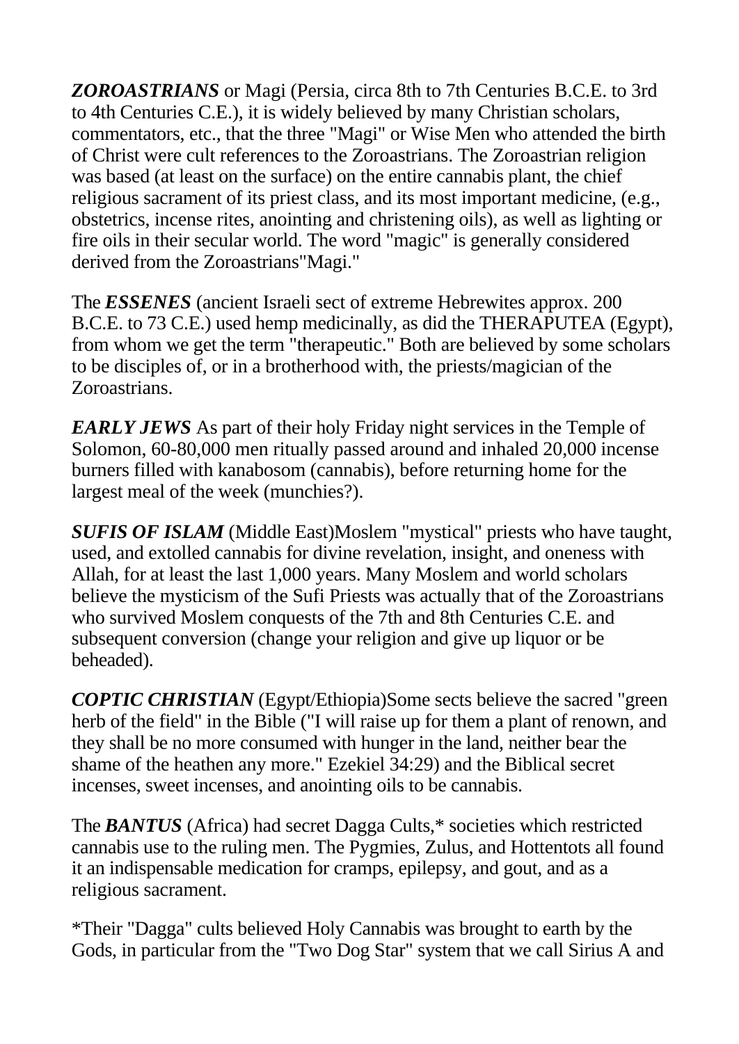***ZOROASTRIANS*** or Magi (Persia, circa 8th to 7th Centuries B.C.E. to 3rd to 4th Centuries C.E.), it is widely believed by many Christian scholars, commentators, etc., that the three "Magi" or Wise Men who attended the birth of Christ were cult references to the Zoroastrians. The Zoroastrian religion was based (at least on the surface) on the entire cannabis plant, the chief religious sacrament of its priest class, and its most important medicine, (e.g., obstetrics, incense rites, anointing and christening oils), as well as lighting or fire oils in their secular world. The word "magic" is generally considered derived from the Zoroastrians"Magi."

The ***ESSENES*** (ancient Israeli sect of extreme Hebrewites approx. 200 B.C.E. to 73 C.E.) used hemp medicinally, as did the THERAPUTEA (Egypt), from whom we get the term "therapeutic." Both are believed by some scholars to be disciples of, or in a brotherhood with, the priests/magician of the Zoroastrians.

***EARLY JEWS*** As part of their holy Friday night services in the Temple of Solomon, 60-80,000 men ritually passed around and inhaled 20,000 incense burners filled with kanabosom (cannabis), before returning home for the largest meal of the week (munchies?).

***SUFIS OF ISLAM*** (Middle East)Moslem "mystical" priests who have taught, used, and extolled cannabis for divine revelation, insight, and oneness with Allah, for at least the last 1,000 years. Many Moslem and world scholars believe the mysticism of the Sufi Priests was actually that of the Zoroastrians who survived Moslem conquests of the 7th and 8th Centuries C.E. and subsequent conversion (change your religion and give up liquor or be beheaded).

***COPTIC CHRISTIAN*** (Egypt/Ethiopia)Some sects believe the sacred "green herb of the field" in the Bible ("I will raise up for them a plant of renown, and they shall be no more consumed with hunger in the land, neither bear the shame of the heathen any more." Ezekiel 34:29) and the Biblical secret incenses, sweet incenses, and anointing oils to be cannabis.

The ***BANTUS*** (Africa) had secret Dagga Cults,* societies which restricted cannabis use to the ruling men. The Pygmies, Zulus, and Hottentots all found it an indispensable medication for cramps, epilepsy, and gout, and as a religious sacrament.

*Their "Dagga" cults believed Holy Cannabis was brought to earth by the Gods, in particular from the "Two Dog Star" system that we call Sirius A and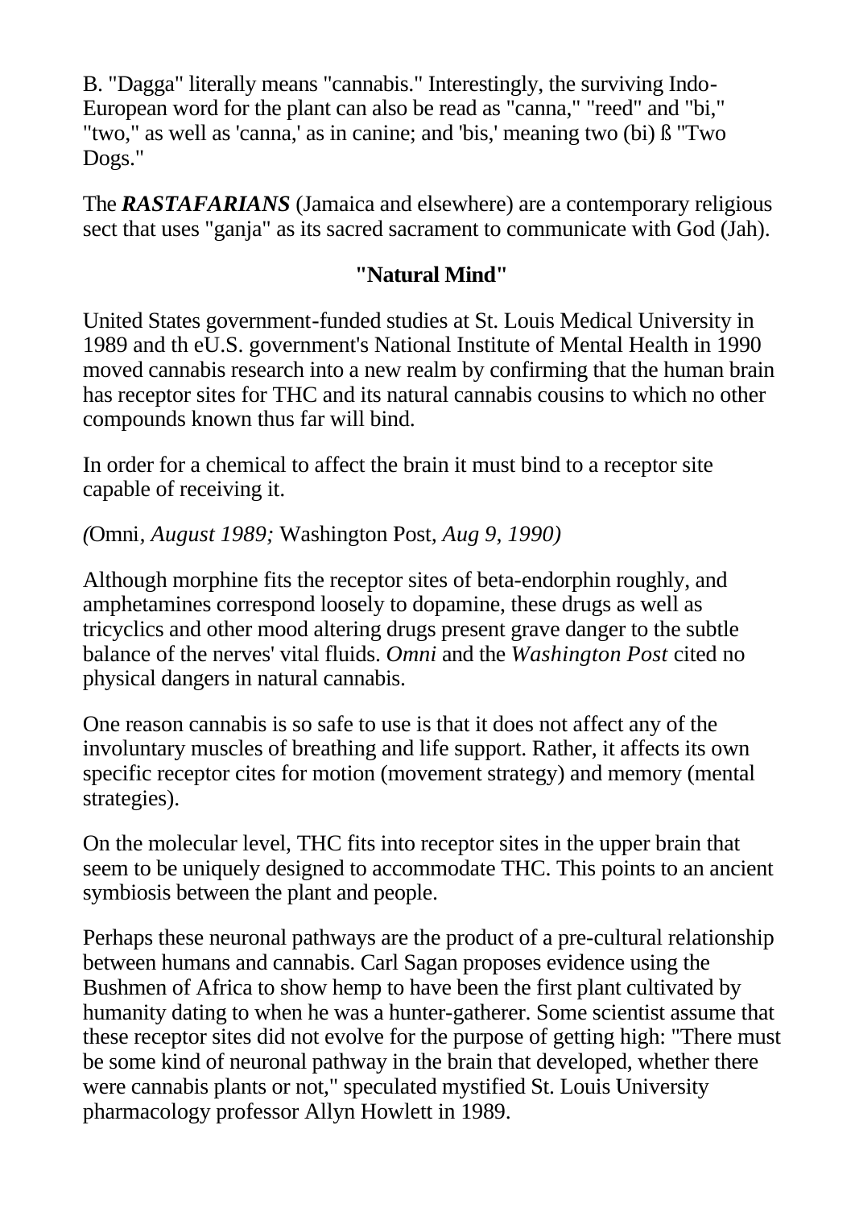B. "Dagga" literally means "cannabis." Interestingly, the surviving Indo-European word for the plant can also be read as "canna," "reed" and "bi," "two," as well as 'canna,' as in canine; and 'bis,' meaning two (bi) ß "Two Dogs."

The ***RASTAFARIANS*** (Jamaica and elsewhere) are a contemporary religious sect that uses "ganja" as its sacred sacrament to communicate with God (Jah).

### "Natural Mind"

United States government-funded studies at St. Louis Medical University in 1989 and th eU.S. government's National Institute of Mental Health in 1990 moved cannabis research into a new realm by confirming that the human brain has receptor sites for THC and its natural cannabis cousins to which no other compounds known thus far will bind.

In order for a chemical to affect the brain it must bind to a receptor site capable of receiving it.

*(*Omni*, August 1989;* Washington Post*, Aug 9, 1990)*

Although morphine fits the receptor sites of beta-endorphin roughly, and amphetamines correspond loosely to dopamine, these drugs as well as tricyclics and other mood altering drugs present grave danger to the subtle balance of the nerves' vital fluids. *Omni* and the *Washington Post* cited no physical dangers in natural cannabis.

One reason cannabis is so safe to use is that it does not affect any of the involuntary muscles of breathing and life support. Rather, it affects its own specific receptor cites for motion (movement strategy) and memory (mental strategies).

On the molecular level, THC fits into receptor sites in the upper brain that seem to be uniquely designed to accommodate THC. This points to an ancient symbiosis between the plant and people.

Perhaps these neuronal pathways are the product of a pre-cultural relationship between humans and cannabis. Carl Sagan proposes evidence using the Bushmen of Africa to show hemp to have been the first plant cultivated by humanity dating to when he was a hunter-gatherer. Some scientist assume that these receptor sites did not evolve for the purpose of getting high: "There must be some kind of neuronal pathway in the brain that developed, whether there were cannabis plants or not," speculated mystified St. Louis University pharmacology professor Allyn Howlett in 1989.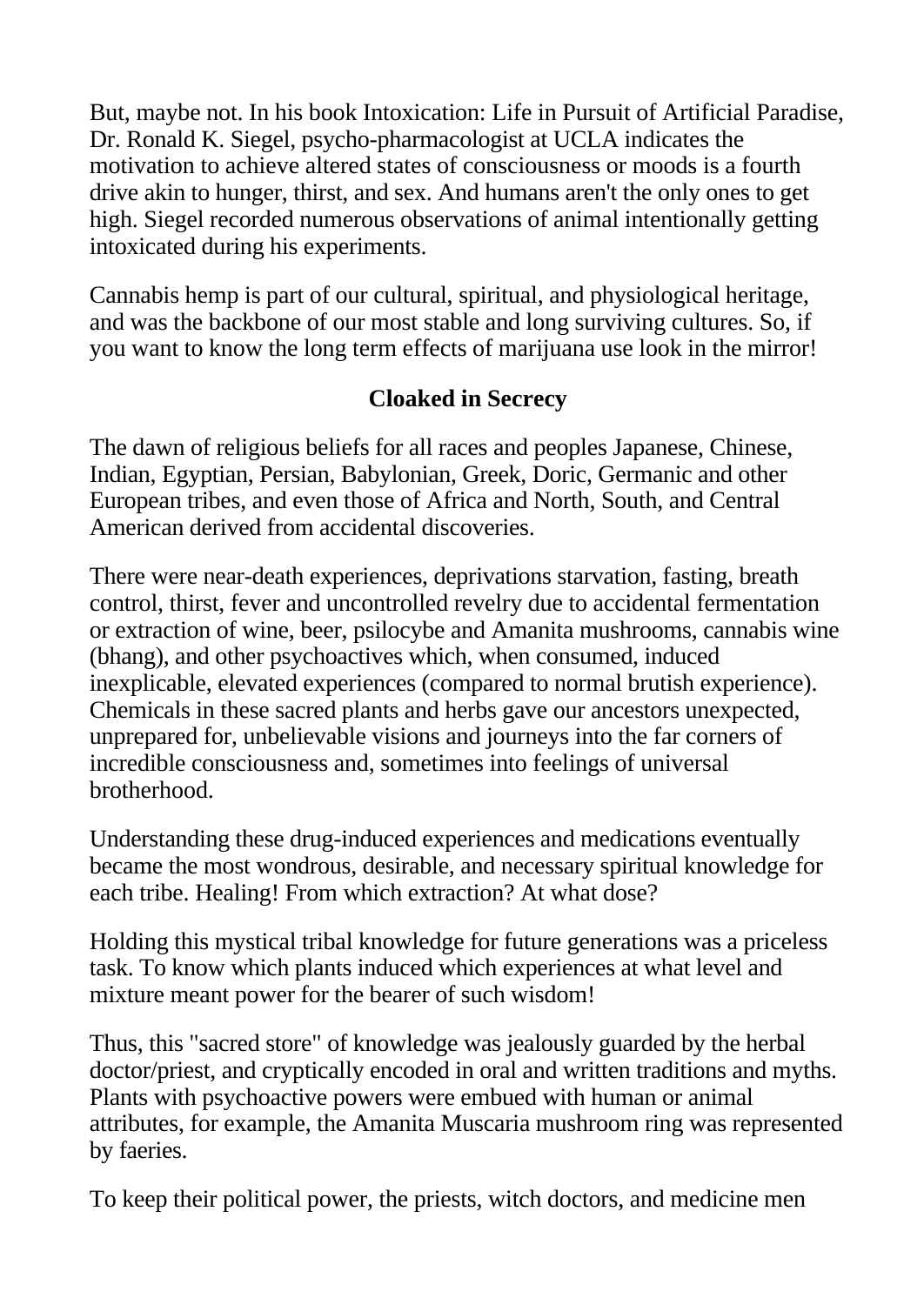But, maybe not. In his book Intoxication: Life in Pursuit of Artificial Paradise, Dr. Ronald K. Siegel, psycho-pharmacologist at UCLA indicates the motivation to achieve altered states of consciousness or moods is a fourth drive akin to hunger, thirst, and sex. And humans aren't the only ones to get high. Siegel recorded numerous observations of animal intentionally getting intoxicated during his experiments.

Cannabis hemp is part of our cultural, spiritual, and physiological heritage, and was the backbone of our most stable and long surviving cultures. So, if you want to know the long term effects of marijuana use look in the mirror!

## Cloaked in Secrecy

The dawn of religious beliefs for all races and peoples Japanese, Chinese, Indian, Egyptian, Persian, Babylonian, Greek, Doric, Germanic and other European tribes, and even those of Africa and North, South, and Central American derived from accidental discoveries.

There were near-death experiences, deprivations starvation, fasting, breath control, thirst, fever and uncontrolled revelry due to accidental fermentation or extraction of wine, beer, psilocybe and Amanita mushrooms, cannabis wine (bhang), and other psychoactives which, when consumed, induced inexplicable, elevated experiences (compared to normal brutish experience). Chemicals in these sacred plants and herbs gave our ancestors unexpected, unprepared for, unbelievable visions and journeys into the far corners of incredible consciousness and, sometimes into feelings of universal brotherhood.

Understanding these drug-induced experiences and medications eventually became the most wondrous, desirable, and necessary spiritual knowledge for each tribe. Healing! From which extraction? At what dose?

Holding this mystical tribal knowledge for future generations was a priceless task. To know which plants induced which experiences at what level and mixture meant power for the bearer of such wisdom!

Thus, this "sacred store" of knowledge was jealously guarded by the herbal doctor/priest, and cryptically encoded in oral and written traditions and myths. Plants with psychoactive powers were embued with human or animal attributes, for example, the Amanita Muscaria mushroom ring was represented by faeries.

To keep their political power, the priests, witch doctors, and medicine men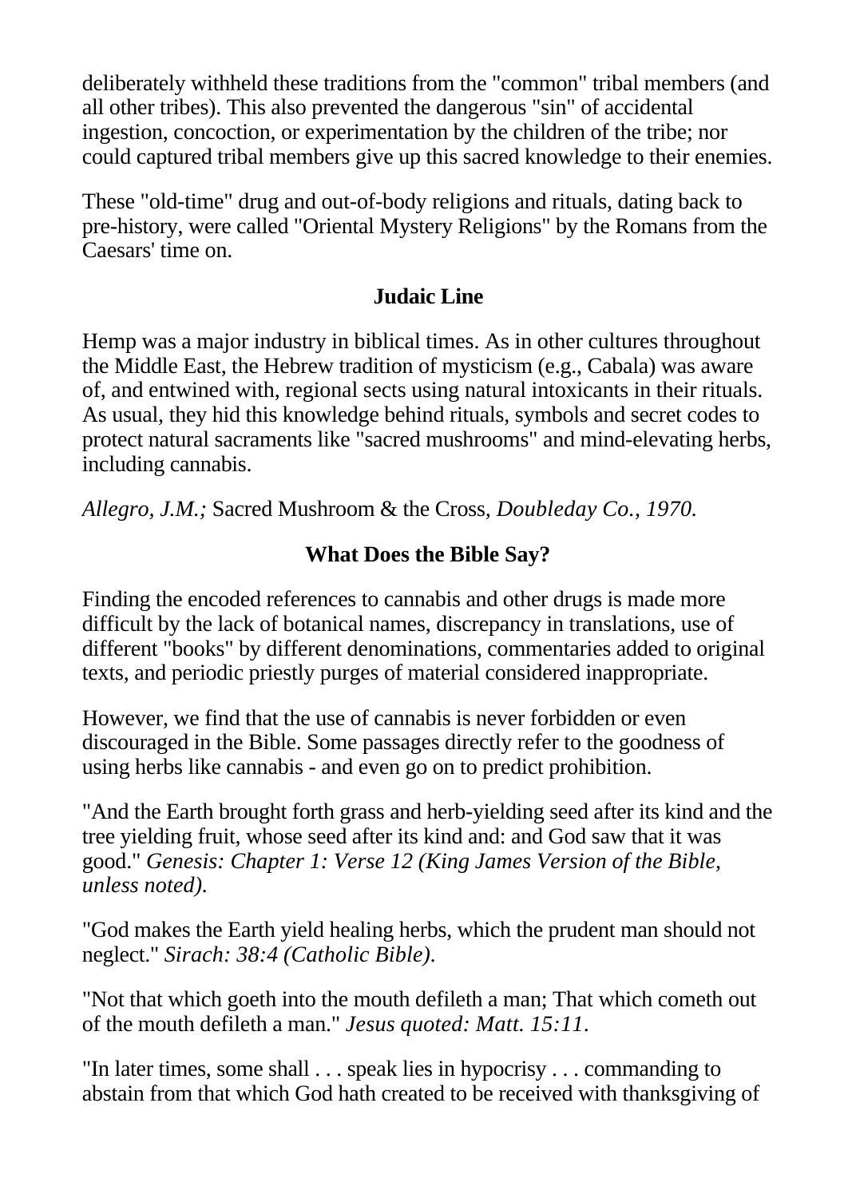deliberately withheld these traditions from the "common" tribal members (and all other tribes). This also prevented the dangerous "sin" of accidental ingestion, concoction, or experimentation by the children of the tribe; nor could captured tribal members give up this sacred knowledge to their enemies.

These "old-time" drug and out-of-body religions and rituals, dating back to pre-history, were called "Oriental Mystery Religions" by the Romans from the Caesars' time on.

### Judaic Line

Hemp was a major industry in biblical times. As in other cultures throughout the Middle East, the Hebrew tradition of mysticism (e.g., Cabala) was aware of, and entwined with, regional sects using natural intoxicants in their rituals. As usual, they hid this knowledge behind rituals, symbols and secret codes to protect natural sacraments like "sacred mushrooms" and mind-elevating herbs, including cannabis.

*Allegro, J.M.;* Sacred Mushroom & the Cross, *Doubleday Co., 1970.*

### What Does the Bible Say?

Finding the encoded references to cannabis and other drugs is made more difficult by the lack of botanical names, discrepancy in translations, use of different "books" by different denominations, commentaries added to original texts, and periodic priestly purges of material considered inappropriate.

However, we find that the use of cannabis is never forbidden or even discouraged in the Bible. Some passages directly refer to the goodness of using herbs like cannabis - and even go on to predict prohibition.

"And the Earth brought forth grass and herb-yielding seed after its kind and the tree yielding fruit, whose seed after its kind and: and God saw that it was good." *Genesis: Chapter 1: Verse 12 (King James Version of the Bible, unless noted).*

"God makes the Earth yield healing herbs, which the prudent man should not neglect." *Sirach: 38:4 (Catholic Bible).*

"Not that which goeth into the mouth defileth a man; That which cometh out of the mouth defileth a man." *Jesus quoted: Matt. 15:11.*

"In later times, some shall . . . speak lies in hypocrisy . . . commanding to abstain from that which God hath created to be received with thanksgiving of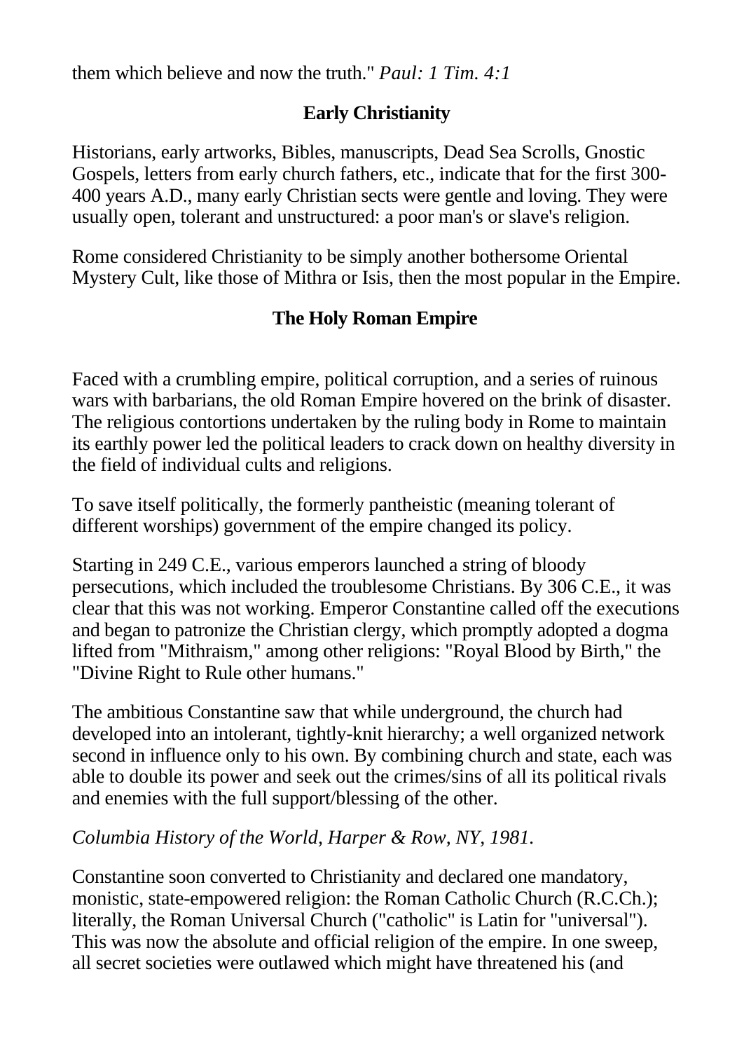them which believe and now the truth." *Paul: 1 Tim. 4:1*

## Early Christianity

Historians, early artworks, Bibles, manuscripts, Dead Sea Scrolls, Gnostic Gospels, letters from early church fathers, etc., indicate that for the first 300-400 years A.D., many early Christian sects were gentle and loving. They were usually open, tolerant and unstructured: a poor man's or slave's religion.

Rome considered Christianity to be simply another bothersome Oriental Mystery Cult, like those of Mithra or Isis, then the most popular in the Empire.

## The Holy Roman Empire

Faced with a crumbling empire, political corruption, and a series of ruinous wars with barbarians, the old Roman Empire hovered on the brink of disaster. The religious contortions undertaken by the ruling body in Rome to maintain its earthly power led the political leaders to crack down on healthy diversity in the field of individual cults and religions.

To save itself politically, the formerly pantheistic (meaning tolerant of different worships) government of the empire changed its policy.

Starting in 249 C.E., various emperors launched a string of bloody persecutions, which included the troublesome Christians. By 306 C.E., it was clear that this was not working. Emperor Constantine called off the executions and began to patronize the Christian clergy, which promptly adopted a dogma lifted from "Mithraism," among other religions: "Royal Blood by Birth," the "Divine Right to Rule other humans."

The ambitious Constantine saw that while underground, the church had developed into an intolerant, tightly-knit hierarchy; a well organized network second in influence only to his own. By combining church and state, each was able to double its power and seek out the crimes/sins of all its political rivals and enemies with the full support/blessing of the other.

*Columbia History of the World, Harper & Row, NY, 1981.*

Constantine soon converted to Christianity and declared one mandatory, monistic, state-empowered religion: the Roman Catholic Church (R.C.Ch.); literally, the Roman Universal Church ("catholic" is Latin for "universal"). This was now the absolute and official religion of the empire. In one sweep, all secret societies were outlawed which might have threatened his (and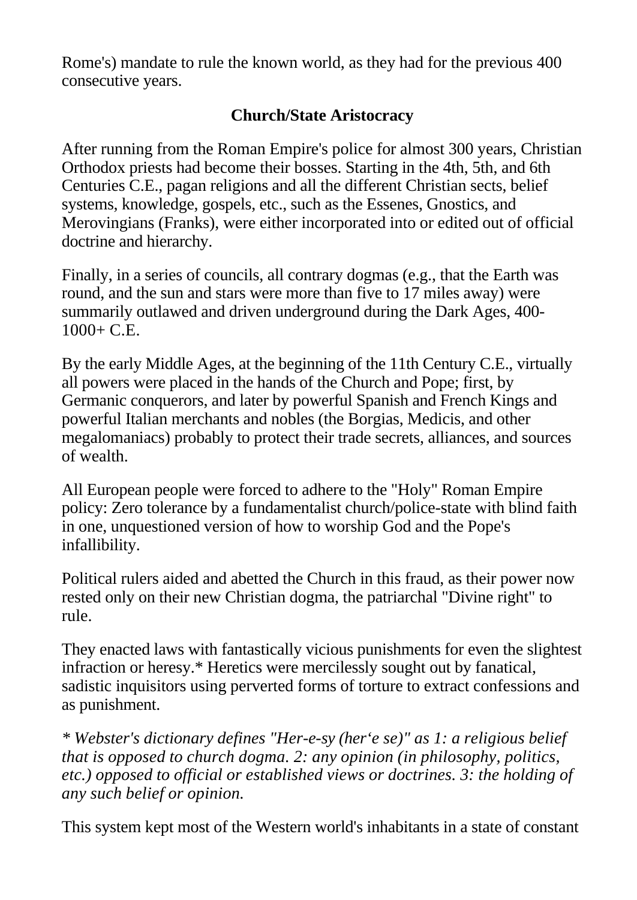Rome's) mandate to rule the known world, as they had for the previous 400 consecutive years.

### Church/State Aristocracy

After running from the Roman Empire's police for almost 300 years, Christian Orthodox priests had become their bosses. Starting in the 4th, 5th, and 6th Centuries C.E., pagan religions and all the different Christian sects, belief systems, knowledge, gospels, etc., such as the Essenes, Gnostics, and Merovingians (Franks), were either incorporated into or edited out of official doctrine and hierarchy.

Finally, in a series of councils, all contrary dogmas (e.g., that the Earth was round, and the sun and stars were more than five to 17 miles away) were summarily outlawed and driven underground during the Dark Ages, 400-1000+ C.E.

By the early Middle Ages, at the beginning of the 11th Century C.E., virtually all powers were placed in the hands of the Church and Pope; first, by Germanic conquerors, and later by powerful Spanish and French Kings and powerful Italian merchants and nobles (the Borgias, Medicis, and other megalomaniacs) probably to protect their trade secrets, alliances, and sources of wealth.

All European people were forced to adhere to the "Holy" Roman Empire policy: Zero tolerance by a fundamentalist church/police-state with blind faith in one, unquestioned version of how to worship God and the Pope's infallibility.

Political rulers aided and abetted the Church in this fraud, as their power now rested only on their new Christian dogma, the patriarchal "Divine right" to rule.

They enacted laws with fantastically vicious punishments for even the slightest infraction or heresy.* Heretics were mercilessly sought out by fanatical, sadistic inquisitors using perverted forms of torture to extract confessions and as punishment.

*\* Webster's dictionary defines "Her-e-sy (her‘e se)" as 1: a religious belief that is opposed to church dogma. 2: any opinion (in philosophy, politics, etc.) opposed to official or established views or doctrines. 3: the holding of any such belief or opinion.*

This system kept most of the Western world's inhabitants in a state of constant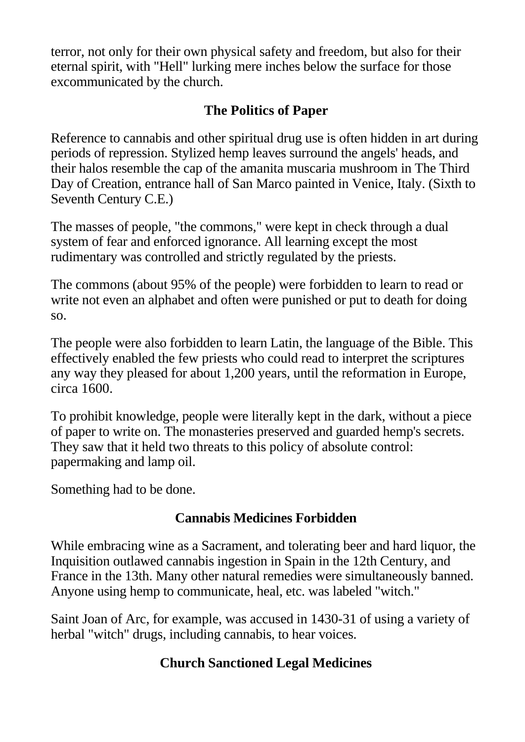terror, not only for their own physical safety and freedom, but also for their eternal spirit, with "Hell" lurking mere inches below the surface for those excommunicated by the church.

## The Politics of Paper

Reference to cannabis and other spiritual drug use is often hidden in art during periods of repression. Stylized hemp leaves surround the angels' heads, and their halos resemble the cap of the amanita muscaria mushroom in The Third Day of Creation, entrance hall of San Marco painted in Venice, Italy. (Sixth to Seventh Century C.E.)

The masses of people, "the commons," were kept in check through a dual system of fear and enforced ignorance. All learning except the most rudimentary was controlled and strictly regulated by the priests.

The commons (about 95% of the people) were forbidden to learn to read or write not even an alphabet and often were punished or put to death for doing so.

The people were also forbidden to learn Latin, the language of the Bible. This effectively enabled the few priests who could read to interpret the scriptures any way they pleased for about 1,200 years, until the reformation in Europe, circa 1600.

To prohibit knowledge, people were literally kept in the dark, without a piece of paper to write on. The monasteries preserved and guarded hemp's secrets. They saw that it held two threats to this policy of absolute control: papermaking and lamp oil.

Something had to be done.

## Cannabis Medicines Forbidden

While embracing wine as a Sacrament, and tolerating beer and hard liquor, the Inquisition outlawed cannabis ingestion in Spain in the 12th Century, and France in the 13th. Many other natural remedies were simultaneously banned. Anyone using hemp to communicate, heal, etc. was labeled "witch."

Saint Joan of Arc, for example, was accused in 1430-31 of using a variety of herbal "witch" drugs, including cannabis, to hear voices.

## Church Sanctioned Legal Medicines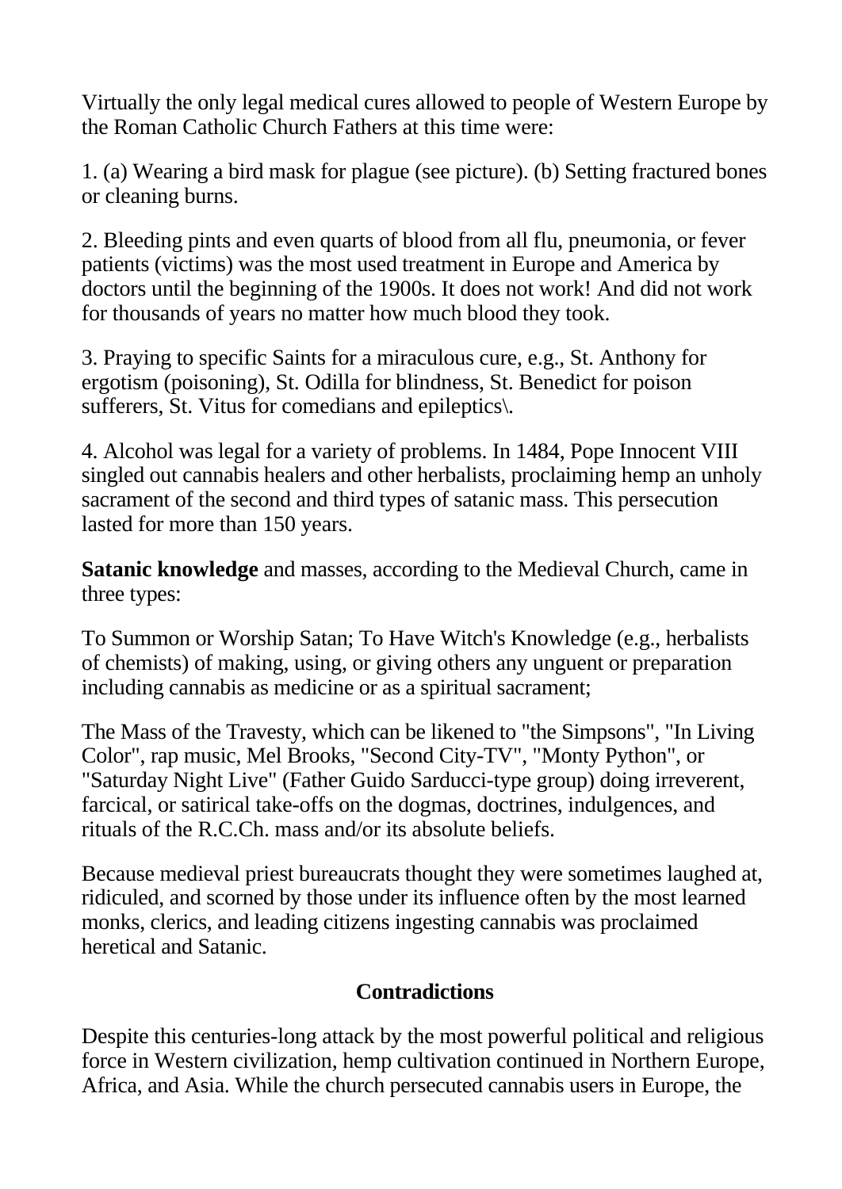Virtually the only legal medical cures allowed to people of Western Europe by the Roman Catholic Church Fathers at this time were:

1. (a) Wearing a bird mask for plague (see picture). (b) Setting fractured bones or cleaning burns.

2. Bleeding pints and even quarts of blood from all flu, pneumonia, or fever patients (victims) was the most used treatment in Europe and America by doctors until the beginning of the 1900s. It does not work! And did not work for thousands of years no matter how much blood they took.

3. Praying to specific Saints for a miraculous cure, e.g., St. Anthony for ergotism (poisoning), St. Odilla for blindness, St. Benedict for poison sufferers, St. Vitus for comedians and epileptics\.

4. Alcohol was legal for a variety of problems. In 1484, Pope Innocent VIII singled out cannabis healers and other herbalists, proclaiming hemp an unholy sacrament of the second and third types of satanic mass. This persecution lasted for more than 150 years.

**Satanic knowledge** and masses, according to the Medieval Church, came in three types:

To Summon or Worship Satan; To Have Witch's Knowledge (e.g., herbalists of chemists) of making, using, or giving others any unguent or preparation including cannabis as medicine or as a spiritual sacrament;

The Mass of the Travesty, which can be likened to "the Simpsons", "In Living Color", rap music, Mel Brooks, "Second City-TV", "Monty Python", or "Saturday Night Live" (Father Guido Sarducci-type group) doing irreverent, farcical, or satirical take-offs on the dogmas, doctrines, indulgences, and rituals of the R.C.Ch. mass and/or its absolute beliefs.

Because medieval priest bureaucrats thought they were sometimes laughed at, ridiculed, and scorned by those under its influence often by the most learned monks, clerics, and leading citizens ingesting cannabis was proclaimed heretical and Satanic.

## Contradictions

Despite this centuries-long attack by the most powerful political and religious force in Western civilization, hemp cultivation continued in Northern Europe, Africa, and Asia. While the church persecuted cannabis users in Europe, the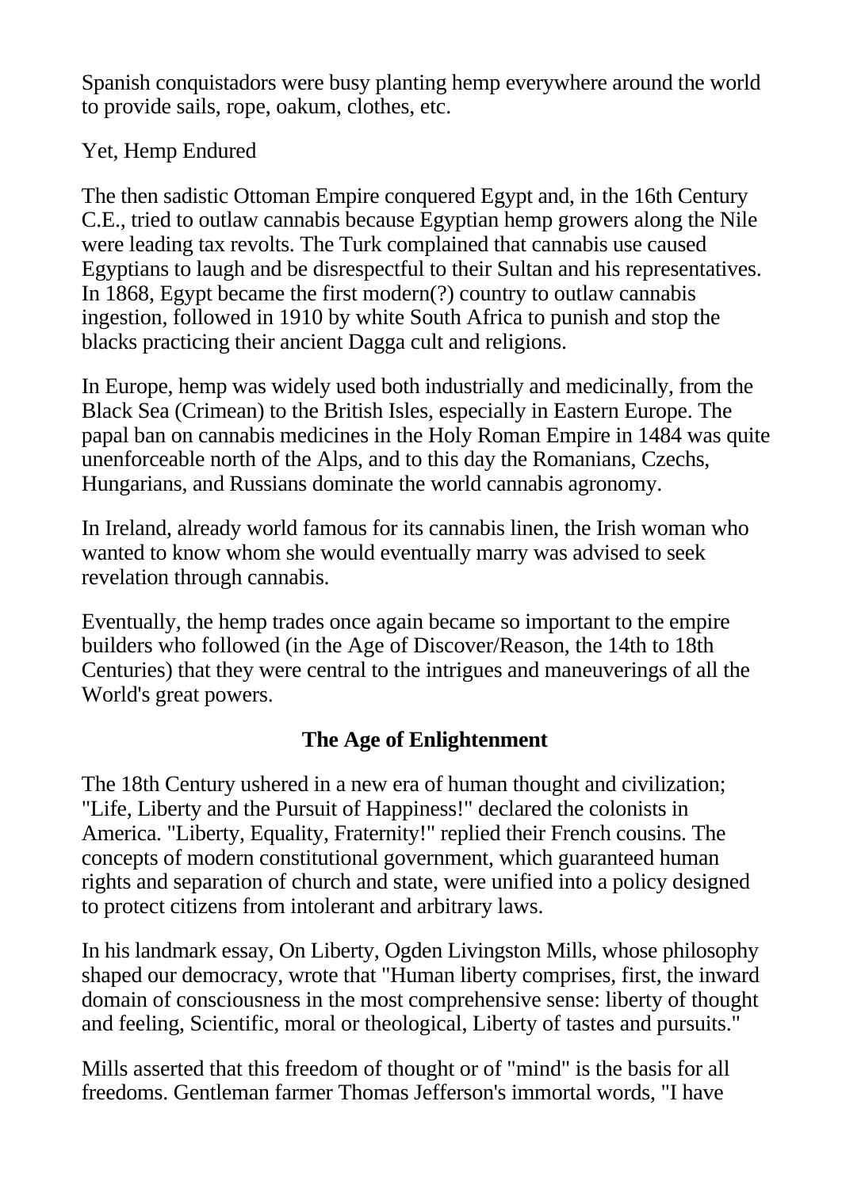Spanish conquistadors were busy planting hemp everywhere around the world to provide sails, rope, oakum, clothes, etc.

Yet, Hemp Endured

The then sadistic Ottoman Empire conquered Egypt and, in the 16th Century C.E., tried to outlaw cannabis because Egyptian hemp growers along the Nile were leading tax revolts. The Turk complained that cannabis use caused Egyptians to laugh and be disrespectful to their Sultan and his representatives. In 1868, Egypt became the first modern(?) country to outlaw cannabis ingestion, followed in 1910 by white South Africa to punish and stop the blacks practicing their ancient Dagga cult and religions.

In Europe, hemp was widely used both industrially and medicinally, from the Black Sea (Crimean) to the British Isles, especially in Eastern Europe. The papal ban on cannabis medicines in the Holy Roman Empire in 1484 was quite unenforceable north of the Alps, and to this day the Romanians, Czechs, Hungarians, and Russians dominate the world cannabis agronomy.

In Ireland, already world famous for its cannabis linen, the Irish woman who wanted to know whom she would eventually marry was advised to seek revelation through cannabis.

Eventually, the hemp trades once again became so important to the empire builders who followed (in the Age of Discover/Reason, the 14th to 18th Centuries) that they were central to the intrigues and maneuverings of all the World's great powers.

## The Age of Enlightenment

The 18th Century ushered in a new era of human thought and civilization; "Life, Liberty and the Pursuit of Happiness!" declared the colonists in America. "Liberty, Equality, Fraternity!" replied their French cousins. The concepts of modern constitutional government, which guaranteed human rights and separation of church and state, were unified into a policy designed to protect citizens from intolerant and arbitrary laws.

In his landmark essay, On Liberty, Ogden Livingston Mills, whose philosophy shaped our democracy, wrote that "Human liberty comprises, first, the inward domain of consciousness in the most comprehensive sense: liberty of thought and feeling, Scientific, moral or theological, Liberty of tastes and pursuits."

Mills asserted that this freedom of thought or of "mind" is the basis for all freedoms. Gentleman farmer Thomas Jefferson's immortal words, "I have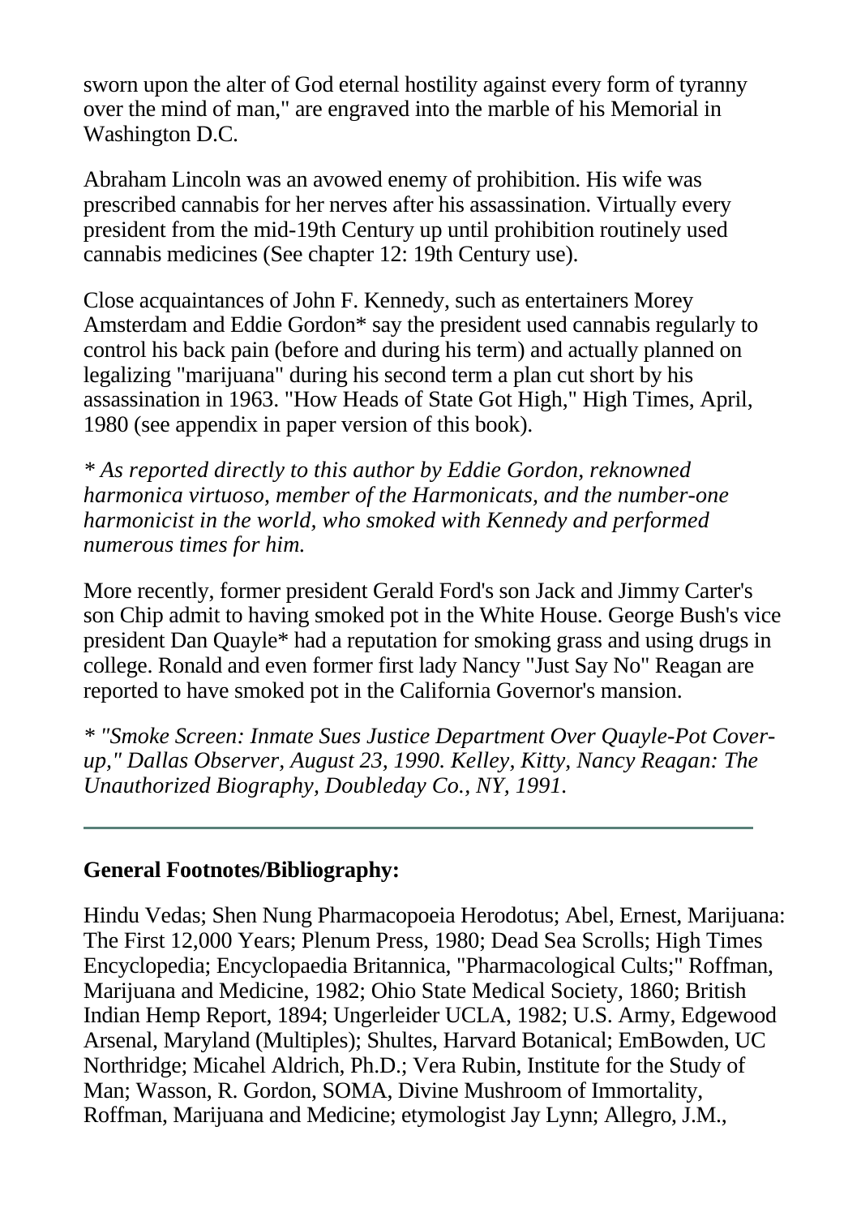sworn upon the alter of God eternal hostility against every form of tyranny over the mind of man," are engraved into the marble of his Memorial in Washington D.C.

Abraham Lincoln was an avowed enemy of prohibition. His wife was prescribed cannabis for her nerves after his assassination. Virtually every president from the mid-19th Century up until prohibition routinely used cannabis medicines (See chapter 12: 19th Century use).

Close acquaintances of John F. Kennedy, such as entertainers Morey Amsterdam and Eddie Gordon* say the president used cannabis regularly to control his back pain (before and during his term) and actually planned on legalizing "marijuana" during his second term a plan cut short by his assassination in 1963. "How Heads of State Got High," High Times, April, 1980 (see appendix in paper version of this book).

*\* As reported directly to this author by Eddie Gordon, reknowned harmonica virtuoso, member of the Harmonicats, and the number-one harmonicist in the world, who smoked with Kennedy and performed numerous times for him.*

More recently, former president Gerald Ford's son Jack and Jimmy Carter's son Chip admit to having smoked pot in the White House. George Bush's vice president Dan Quayle* had a reputation for smoking grass and using drugs in college. Ronald and even former first lady Nancy "Just Say No" Reagan are reported to have smoked pot in the California Governor's mansion.

*\* "Smoke Screen: Inmate Sues Justice Department Over Quayle-Pot Cover-up," Dallas Observer, August 23, 1990. Kelley, Kitty, Nancy Reagan: The Unauthorized Biography, Doubleday Co., NY, 1991.*

---

**General Footnotes/Bibliography:**

Hindu Vedas; Shen Nung Pharmacopoeia Herodotus; Abel, Ernest, Marijuana: The First 12,000 Years; Plenum Press, 1980; Dead Sea Scrolls; High Times Encyclopedia; Encyclopaedia Britannica, "Pharmacological Cults;" Roffman, Marijuana and Medicine, 1982; Ohio State Medical Society, 1860; British Indian Hemp Report, 1894; Ungerleider UCLA, 1982; U.S. Army, Edgewood Arsenal, Maryland (Multiples); Shultes, Harvard Botanical; EmBowden, UC Northridge; Micahel Aldrich, Ph.D.; Vera Rubin, Institute for the Study of Man; Wasson, R. Gordon, SOMA, Divine Mushroom of Immortality, Roffman, Marijuana and Medicine; etymologist Jay Lynn; Allegro, J.M.,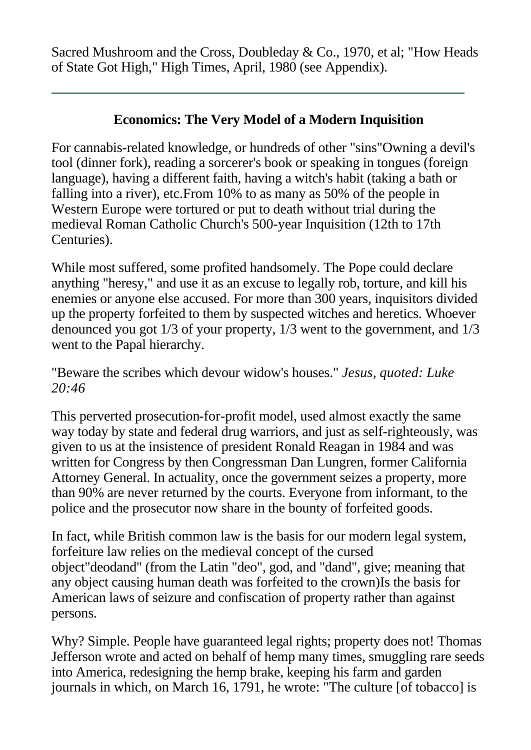Sacred Mushroom and the Cross, Doubleday & Co., 1970, et al; "How Heads of State Got High," High Times, April, 1980 (see Appendix).

---

### Economics: The Very Model of a Modern Inquisition

For cannabis-related knowledge, or hundreds of other "sins"Owning a devil's tool (dinner fork), reading a sorcerer's book or speaking in tongues (foreign language), having a different faith, having a witch's habit (taking a bath or falling into a river), etc.From 10% to as many as 50% of the people in Western Europe were tortured or put to death without trial during the medieval Roman Catholic Church's 500-year Inquisition (12th to 17th Centuries).

While most suffered, some profited handsomely. The Pope could declare anything "heresy," and use it as an excuse to legally rob, torture, and kill his enemies or anyone else accused. For more than 300 years, inquisitors divided up the property forfeited to them by suspected witches and heretics. Whoever denounced you got 1/3 of your property, 1/3 went to the government, and 1/3 went to the Papal hierarchy.

"Beware the scribes which devour widow's houses." *Jesus, quoted: Luke 20:46*

This perverted prosecution-for-profit model, used almost exactly the same way today by state and federal drug warriors, and just as self-righteously, was given to us at the insistence of president Ronald Reagan in 1984 and was written for Congress by then Congressman Dan Lungren, former California Attorney General. In actuality, once the government seizes a property, more than 90% are never returned by the courts. Everyone from informant, to the police and the prosecutor now share in the bounty of forfeited goods.

In fact, while British common law is the basis for our modern legal system, forfeiture law relies on the medieval concept of the cursed object"deodand" (from the Latin "deo", god, and "dand", give; meaning that any object causing human death was forfeited to the crown)Is the basis for American laws of seizure and confiscation of property rather than against persons.

Why? Simple. People have guaranteed legal rights; property does not! Thomas Jefferson wrote and acted on behalf of hemp many times, smuggling rare seeds into America, redesigning the hemp brake, keeping his farm and garden journals in which, on March 16, 1791, he wrote: "The culture [of tobacco] is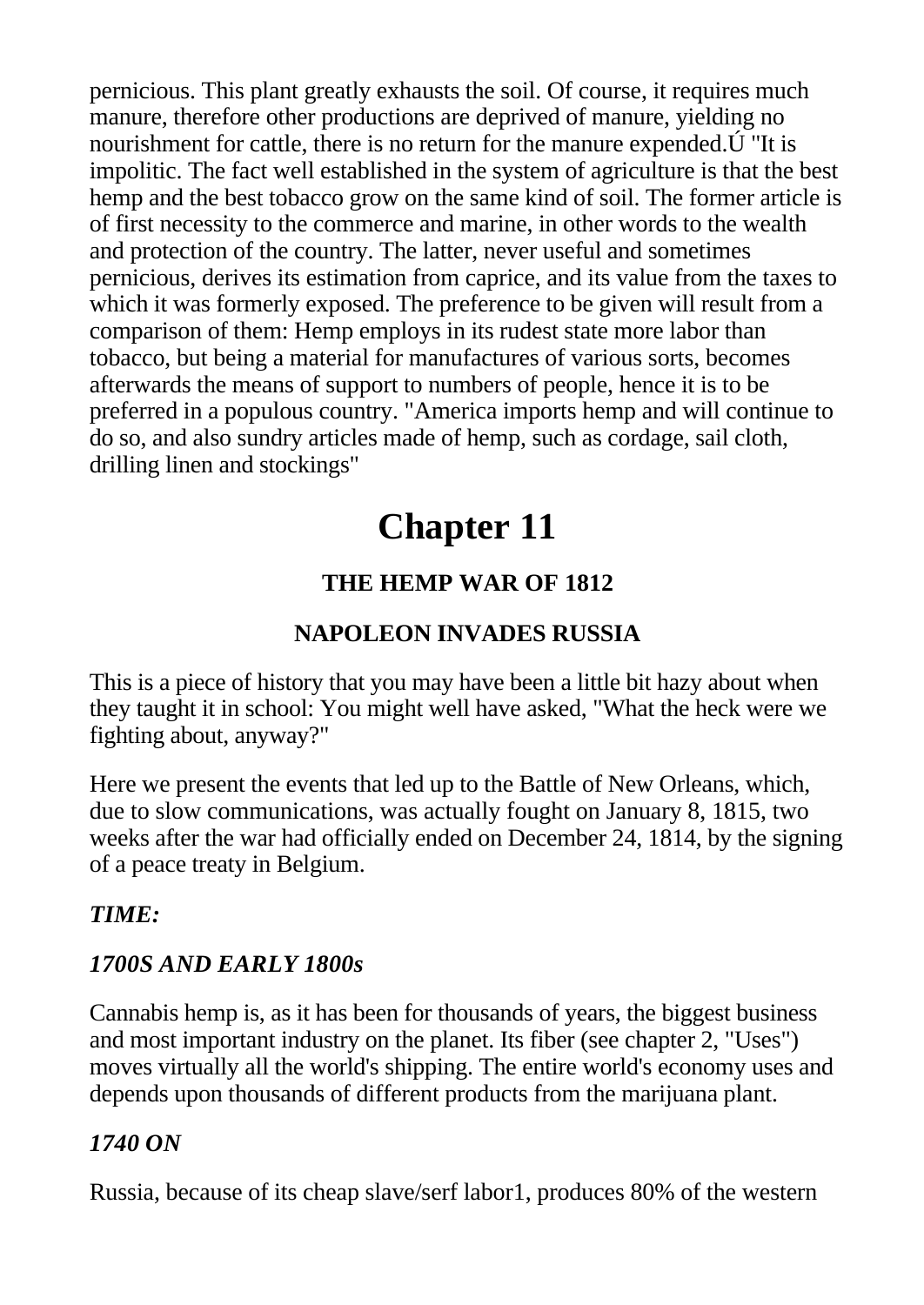pernicious. This plant greatly exhausts the soil. Of course, it requires much manure, therefore other productions are deprived of manure, yielding no nourishment for cattle, there is no return for the manure expended.Ú "It is impolitic. The fact well established in the system of agriculture is that the best hemp and the best tobacco grow on the same kind of soil. The former article is of first necessity to the commerce and marine, in other words to the wealth and protection of the country. The latter, never useful and sometimes pernicious, derives its estimation from caprice, and its value from the taxes to which it was formerly exposed. The preference to be given will result from a comparison of them: Hemp employs in its rudest state more labor than tobacco, but being a material for manufactures of various sorts, becomes afterwards the means of support to numbers of people, hence it is to be preferred in a populous country. "America imports hemp and will continue to do so, and also sundry articles made of hemp, such as cordage, sail cloth, drilling linen and stockings"

# Chapter 11

### THE HEMP WAR OF 1812

### NAPOLEON INVADES RUSSIA

This is a piece of history that you may have been a little bit hazy about when they taught it in school: You might well have asked, "What the heck were we fighting about, anyway?"

Here we present the events that led up to the Battle of New Orleans, which, due to slow communications, was actually fought on January 8, 1815, two weeks after the war had officially ended on December 24, 1814, by the signing of a peace treaty in Belgium.

***TIME:***

***1700S AND EARLY 1800s***

Cannabis hemp is, as it has been for thousands of years, the biggest business and most important industry on the planet. Its fiber (see chapter 2, "Uses") moves virtually all the world's shipping. The entire world's economy uses and depends upon thousands of different products from the marijuana plant.

***1740 ON***

Russia, because of its cheap slave/serf labor1, produces 80% of the western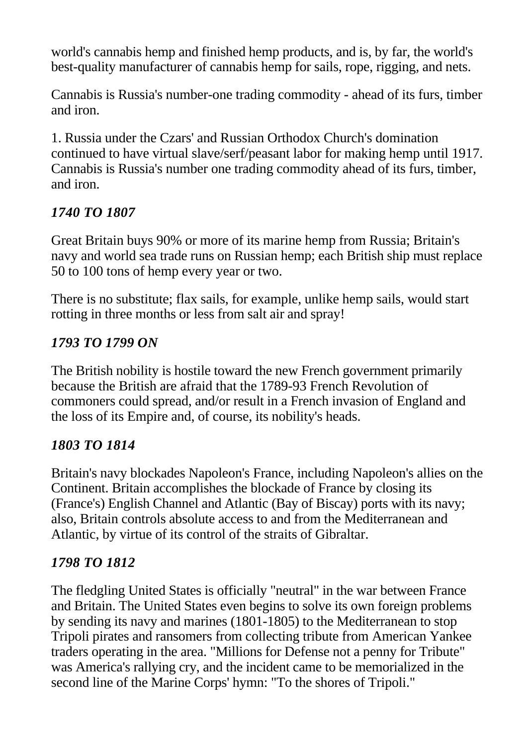world's cannabis hemp and finished hemp products, and is, by far, the world's best-quality manufacturer of cannabis hemp for sails, rope, rigging, and nets.

Cannabis is Russia's number-one trading commodity - ahead of its furs, timber and iron.

1. Russia under the Czars' and Russian Orthodox Church's domination continued to have virtual slave/serf/peasant labor for making hemp until 1917. Cannabis is Russia's number one trading commodity ahead of its furs, timber, and iron.

### *1740 TO 1807*

Great Britain buys 90% or more of its marine hemp from Russia; Britain's navy and world sea trade runs on Russian hemp; each British ship must replace 50 to 100 tons of hemp every year or two.

There is no substitute; flax sails, for example, unlike hemp sails, would start rotting in three months or less from salt air and spray!

### *1793 TO 1799 ON*

The British nobility is hostile toward the new French government primarily because the British are afraid that the 1789-93 French Revolution of commoners could spread, and/or result in a French invasion of England and the loss of its Empire and, of course, its nobility's heads.

### *1803 TO 1814*

Britain's navy blockades Napoleon's France, including Napoleon's allies on the Continent. Britain accomplishes the blockade of France by closing its (France's) English Channel and Atlantic (Bay of Biscay) ports with its navy; also, Britain controls absolute access to and from the Mediterranean and Atlantic, by virtue of its control of the straits of Gibraltar.

### *1798 TO 1812*

The fledgling United States is officially "neutral" in the war between France and Britain. The United States even begins to solve its own foreign problems by sending its navy and marines (1801-1805) to the Mediterranean to stop Tripoli pirates and ransomers from collecting tribute from American Yankee traders operating in the area. "Millions for Defense not a penny for Tribute" was America's rallying cry, and the incident came to be memorialized in the second line of the Marine Corps' hymn: "To the shores of Tripoli."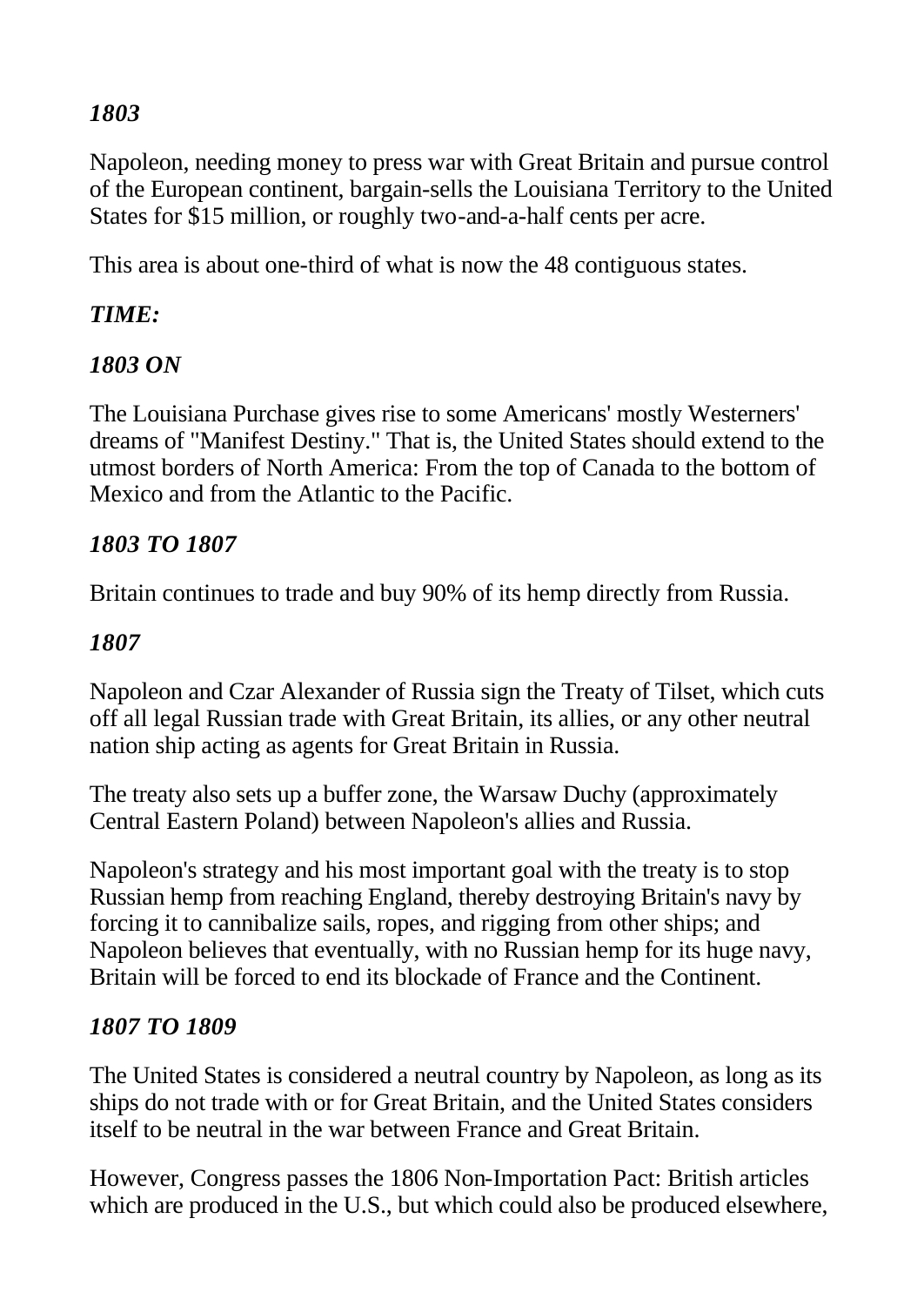*1803*

Napoleon, needing money to press war with Great Britain and pursue control of the European continent, bargain-sells the Louisiana Territory to the United States for $15 million, or roughly two-and-a-half cents per acre.

This area is about one-third of what is now the 48 contiguous states.

*TIME:*

*1803 ON*

The Louisiana Purchase gives rise to some Americans' mostly Westerners' dreams of "Manifest Destiny." That is, the United States should extend to the utmost borders of North America: From the top of Canada to the bottom of Mexico and from the Atlantic to the Pacific.

*1803 TO 1807*

Britain continues to trade and buy 90% of its hemp directly from Russia.

*1807*

Napoleon and Czar Alexander of Russia sign the Treaty of Tilset, which cuts off all legal Russian trade with Great Britain, its allies, or any other neutral nation ship acting as agents for Great Britain in Russia.

The treaty also sets up a buffer zone, the Warsaw Duchy (approximately Central Eastern Poland) between Napoleon's allies and Russia.

Napoleon's strategy and his most important goal with the treaty is to stop Russian hemp from reaching England, thereby destroying Britain's navy by forcing it to cannibalize sails, ropes, and rigging from other ships; and Napoleon believes that eventually, with no Russian hemp for its huge navy, Britain will be forced to end its blockade of France and the Continent.

*1807 TO 1809*

The United States is considered a neutral country by Napoleon, as long as its ships do not trade with or for Great Britain, and the United States considers itself to be neutral in the war between France and Great Britain.

However, Congress passes the 1806 Non-Importation Pact: British articles which are produced in the U.S., but which could also be produced elsewhere,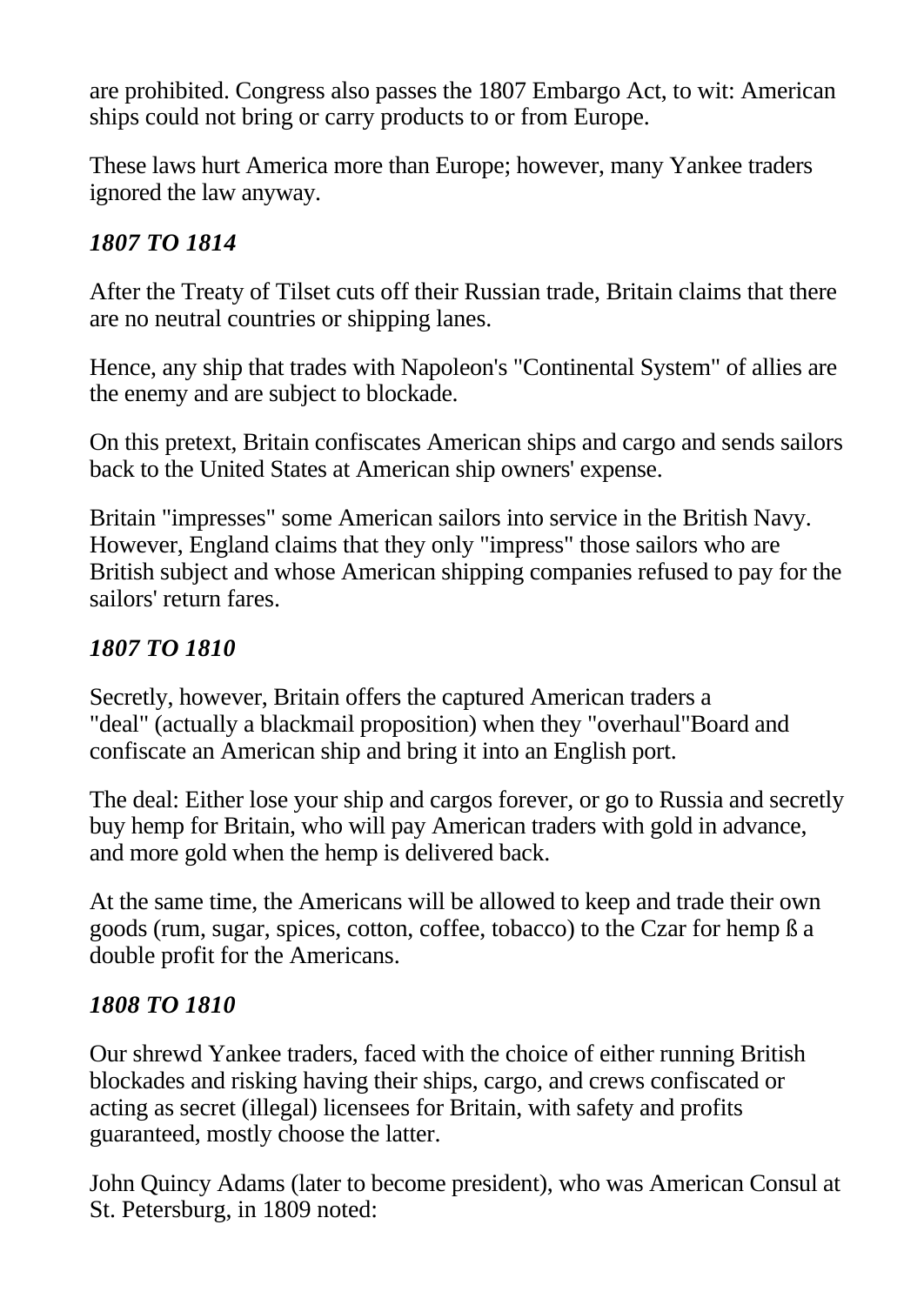are prohibited. Congress also passes the 1807 Embargo Act, to wit: American ships could not bring or carry products to or from Europe.

These laws hurt America more than Europe; however, many Yankee traders ignored the law anyway.

### *1807 TO 1814*

After the Treaty of Tilset cuts off their Russian trade, Britain claims that there are no neutral countries or shipping lanes.

Hence, any ship that trades with Napoleon's "Continental System" of allies are the enemy and are subject to blockade.

On this pretext, Britain confiscates American ships and cargo and sends sailors back to the United States at American ship owners' expense.

Britain "impresses" some American sailors into service in the British Navy. However, England claims that they only "impress" those sailors who are British subject and whose American shipping companies refused to pay for the sailors' return fares.

### *1807 TO 1810*

Secretly, however, Britain offers the captured American traders a "deal" (actually a blackmail proposition) when they "overhaul"Board and confiscate an American ship and bring it into an English port.

The deal: Either lose your ship and cargos forever, or go to Russia and secretly buy hemp for Britain, who will pay American traders with gold in advance, and more gold when the hemp is delivered back.

At the same time, the Americans will be allowed to keep and trade their own goods (rum, sugar, spices, cotton, coffee, tobacco) to the Czar for hemp ß a double profit for the Americans.

### *1808 TO 1810*

Our shrewd Yankee traders, faced with the choice of either running British blockades and risking having their ships, cargo, and crews confiscated or acting as secret (illegal) licensees for Britain, with safety and profits guaranteed, mostly choose the latter.

John Quincy Adams (later to become president), who was American Consul at St. Petersburg, in 1809 noted: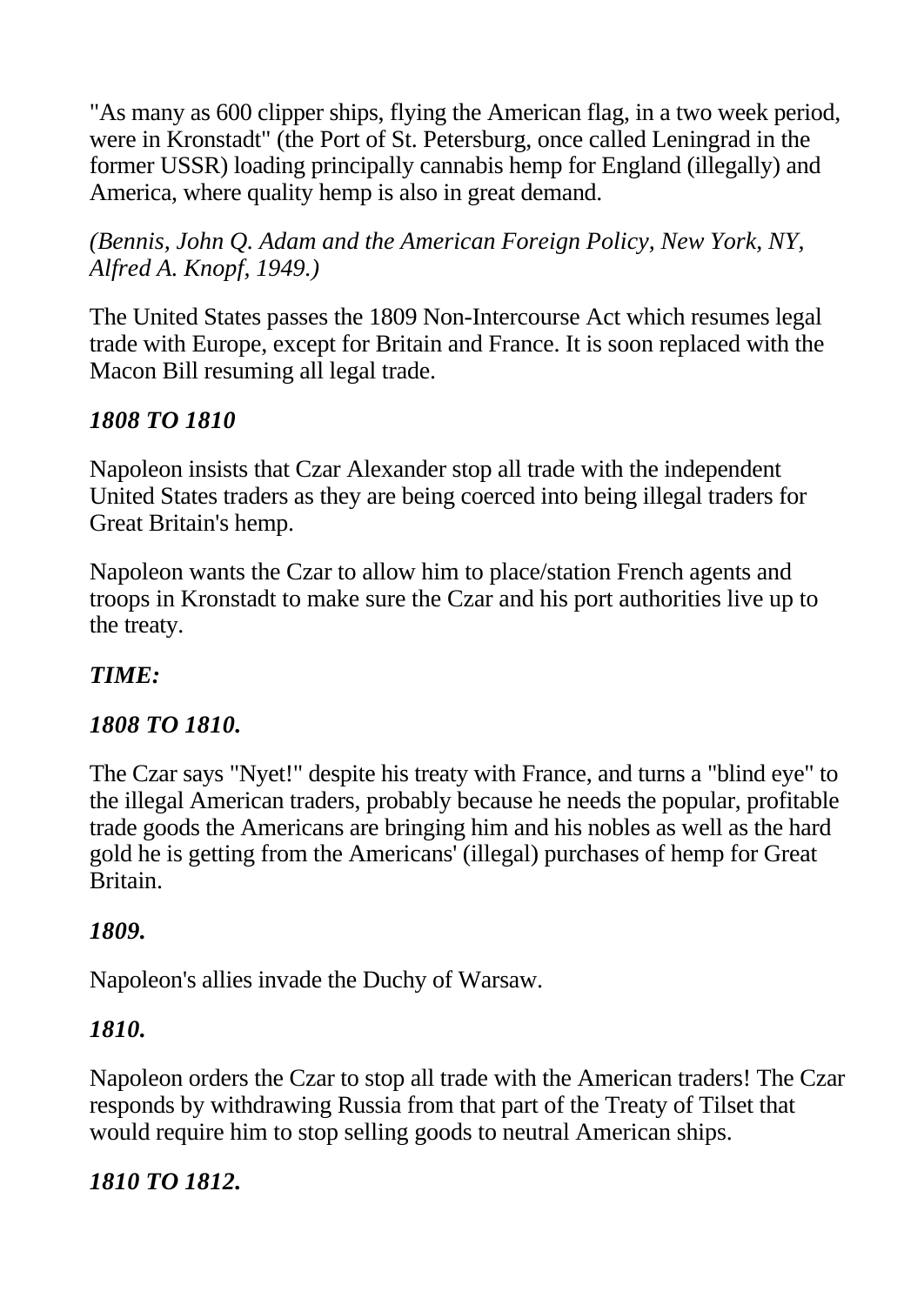"As many as 600 clipper ships, flying the American flag, in a two week period, were in Kronstadt" (the Port of St. Petersburg, once called Leningrad in the former USSR) loading principally cannabis hemp for England (illegally) and America, where quality hemp is also in great demand.

*(Bennis, John Q. Adam and the American Foreign Policy, New York, NY, Alfred A. Knopf, 1949.)*

The United States passes the 1809 Non-Intercourse Act which resumes legal trade with Europe, except for Britain and France. It is soon replaced with the Macon Bill resuming all legal trade.

***1808 TO 1810***

Napoleon insists that Czar Alexander stop all trade with the independent United States traders as they are being coerced into being illegal traders for Great Britain's hemp.

Napoleon wants the Czar to allow him to place/station French agents and troops in Kronstadt to make sure the Czar and his port authorities live up to the treaty.

***TIME:***

***1808 TO 1810.***

The Czar says "Nyet!" despite his treaty with France, and turns a "blind eye" to the illegal American traders, probably because he needs the popular, profitable trade goods the Americans are bringing him and his nobles as well as the hard gold he is getting from the Americans' (illegal) purchases of hemp for Great Britain.

***1809.***

Napoleon's allies invade the Duchy of Warsaw.

***1810.***

Napoleon orders the Czar to stop all trade with the American traders! The Czar responds by withdrawing Russia from that part of the Treaty of Tilset that would require him to stop selling goods to neutral American ships.

***1810 TO 1812.***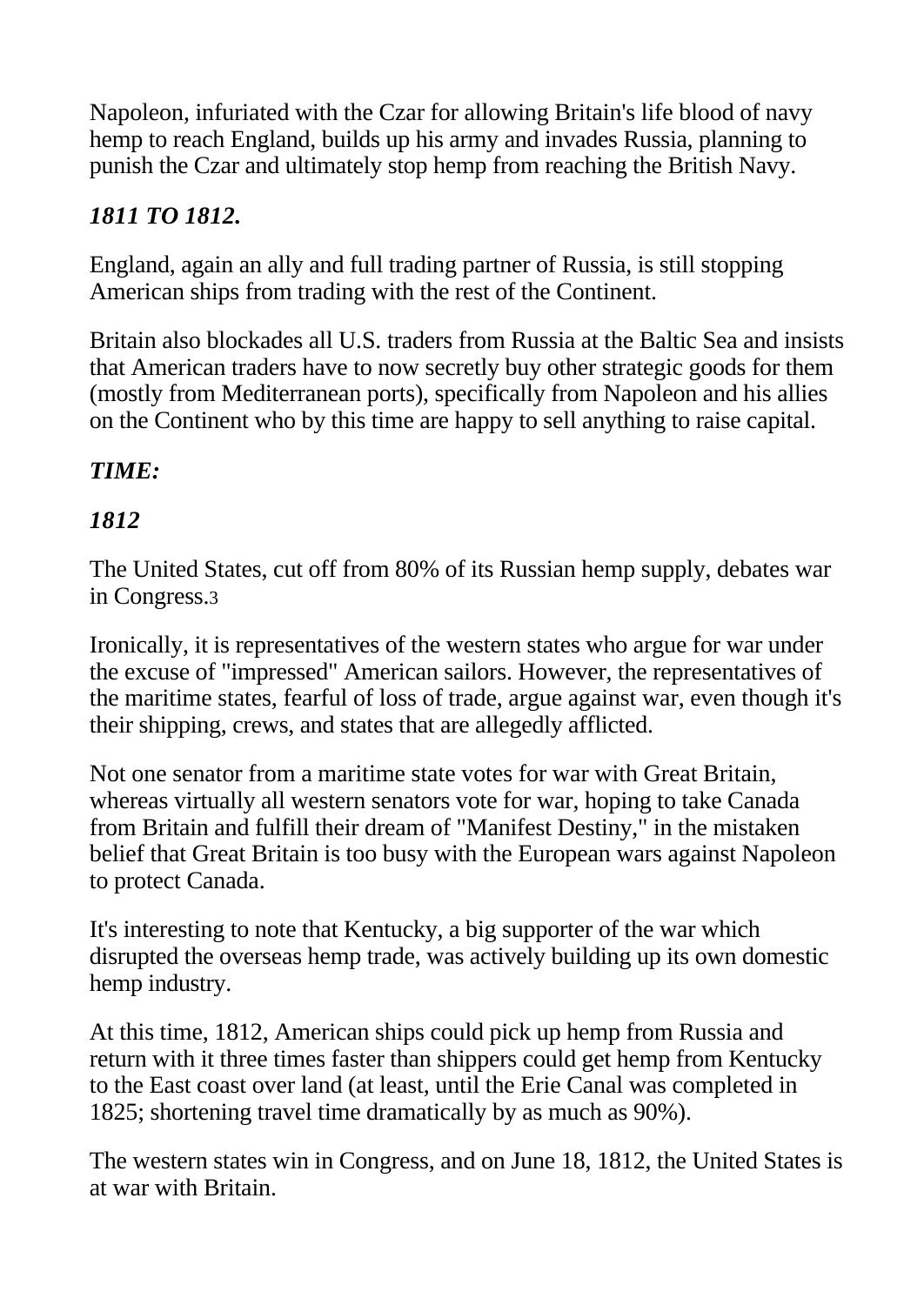Napoleon, infuriated with the Czar for allowing Britain's life blood of navy hemp to reach England, builds up his army and invades Russia, planning to punish the Czar and ultimately stop hemp from reaching the British Navy.

***1811 TO 1812.***

England, again an ally and full trading partner of Russia, is still stopping American ships from trading with the rest of the Continent.

Britain also blockades all U.S. traders from Russia at the Baltic Sea and insists that American traders have to now secretly buy other strategic goods for them (mostly from Mediterranean ports), specifically from Napoleon and his allies on the Continent who by this time are happy to sell anything to raise capital.

***TIME:***

***1812***

The United States, cut off from 80% of its Russian hemp supply, debates war in Congress.[3]

Ironically, it is representatives of the western states who argue for war under the excuse of "impressed" American sailors. However, the representatives of the maritime states, fearful of loss of trade, argue against war, even though it's their shipping, crews, and states that are allegedly afflicted.

Not one senator from a maritime state votes for war with Great Britain, whereas virtually all western senators vote for war, hoping to take Canada from Britain and fulfill their dream of "Manifest Destiny," in the mistaken belief that Great Britain is too busy with the European wars against Napoleon to protect Canada.

It's interesting to note that Kentucky, a big supporter of the war which disrupted the overseas hemp trade, was actively building up its own domestic hemp industry.

At this time, 1812, American ships could pick up hemp from Russia and return with it three times faster than shippers could get hemp from Kentucky to the East coast over land (at least, until the Erie Canal was completed in 1825; shortening travel time dramatically by as much as 90%).

The western states win in Congress, and on June 18, 1812, the United States is at war with Britain.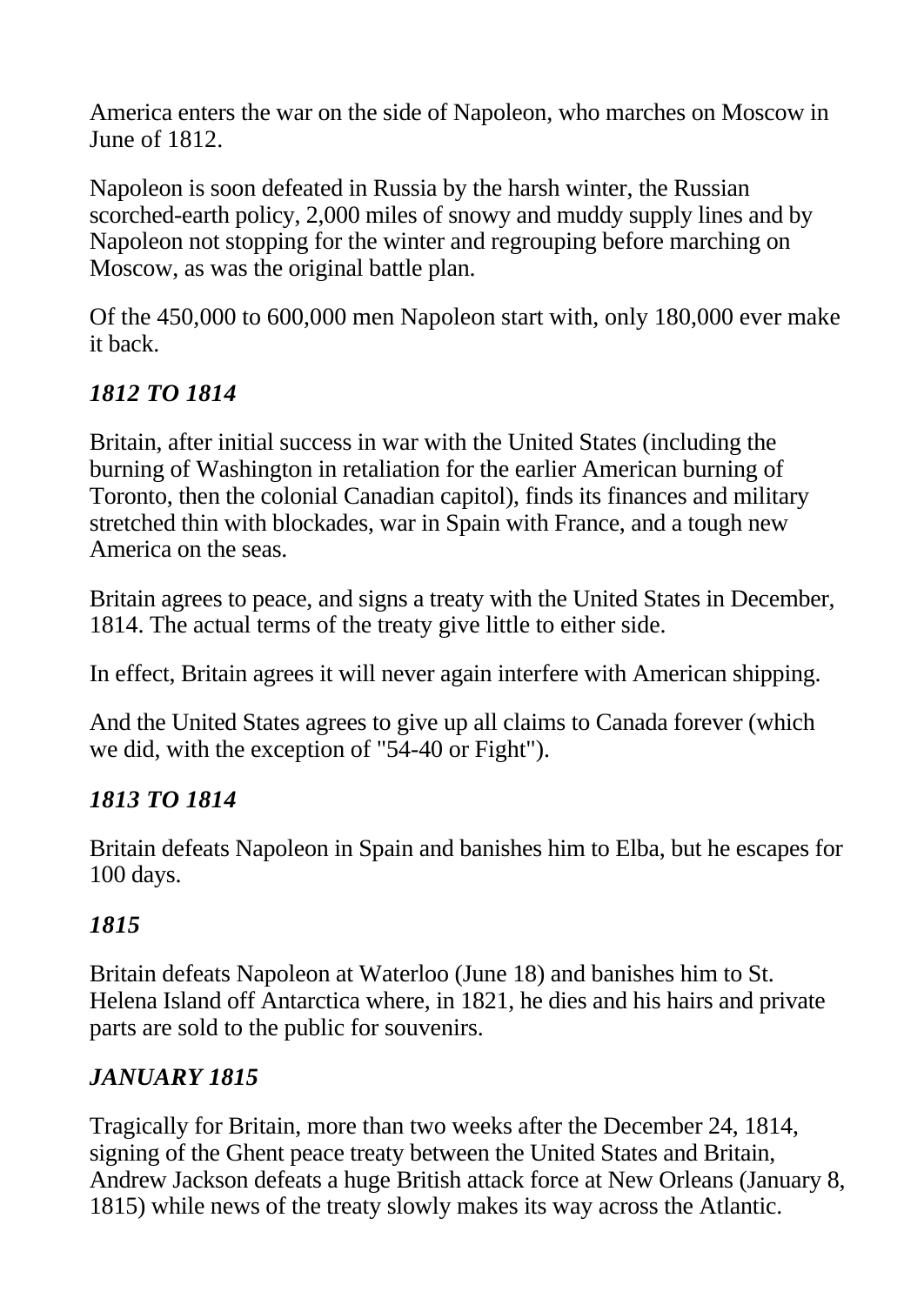America enters the war on the side of Napoleon, who marches on Moscow in June of 1812.

Napoleon is soon defeated in Russia by the harsh winter, the Russian scorched-earth policy, 2,000 miles of snowy and muddy supply lines and by Napoleon not stopping for the winter and regrouping before marching on Moscow, as was the original battle plan.

Of the 450,000 to 600,000 men Napoleon start with, only 180,000 ever make it back.

### *1812 TO 1814*

Britain, after initial success in war with the United States (including the burning of Washington in retaliation for the earlier American burning of Toronto, then the colonial Canadian capitol), finds its finances and military stretched thin with blockades, war in Spain with France, and a tough new America on the seas.

Britain agrees to peace, and signs a treaty with the United States in December, 1814. The actual terms of the treaty give little to either side.

In effect, Britain agrees it will never again interfere with American shipping.

And the United States agrees to give up all claims to Canada forever (which we did, with the exception of "54-40 or Fight").

### *1813 TO 1814*

Britain defeats Napoleon in Spain and banishes him to Elba, but he escapes for 100 days.

### *1815*

Britain defeats Napoleon at Waterloo (June 18) and banishes him to St. Helena Island off Antarctica where, in 1821, he dies and his hairs and private parts are sold to the public for souvenirs.

### *JANUARY 1815*

Tragically for Britain, more than two weeks after the December 24, 1814, signing of the Ghent peace treaty between the United States and Britain, Andrew Jackson defeats a huge British attack force at New Orleans (January 8, 1815) while news of the treaty slowly makes its way across the Atlantic.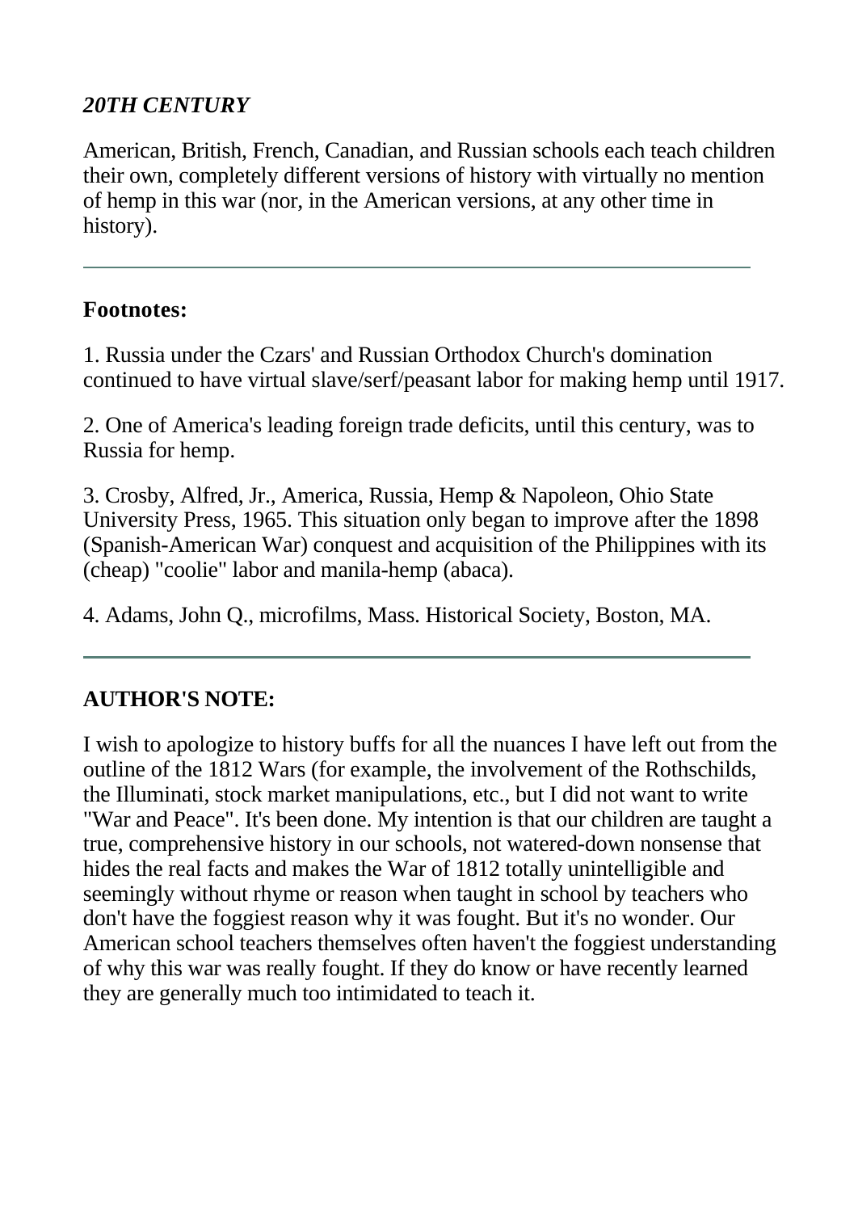### *20TH CENTURY*

American, British, French, Canadian, and Russian schools each teach children their own, completely different versions of history with virtually no mention of hemp in this war (nor, in the American versions, at any other time in history).

---

**Footnotes:**

1. Russia under the Czars' and Russian Orthodox Church's domination continued to have virtual slave/serf/peasant labor for making hemp until 1917.

2. One of America's leading foreign trade deficits, until this century, was to Russia for hemp.

3. Crosby, Alfred, Jr., America, Russia, Hemp & Napoleon, Ohio State University Press, 1965. This situation only began to improve after the 1898 (Spanish-American War) conquest and acquisition of the Philippines with its (cheap) "coolie" labor and manila-hemp (abaca).

4. Adams, John Q., microfilms, Mass. Historical Society, Boston, MA.

---

**AUTHOR'S NOTE:**

I wish to apologize to history buffs for all the nuances I have left out from the outline of the 1812 Wars (for example, the involvement of the Rothschilds, the Illuminati, stock market manipulations, etc., but I did not want to write "War and Peace". It's been done. My intention is that our children are taught a true, comprehensive history in our schools, not watered-down nonsense that hides the real facts and makes the War of 1812 totally unintelligible and seemingly without rhyme or reason when taught in school by teachers who don't have the foggiest reason why it was fought. But it's no wonder. Our American school teachers themselves often haven't the foggiest understanding of why this war was really fought. If they do know or have recently learned they are generally much too intimidated to teach it.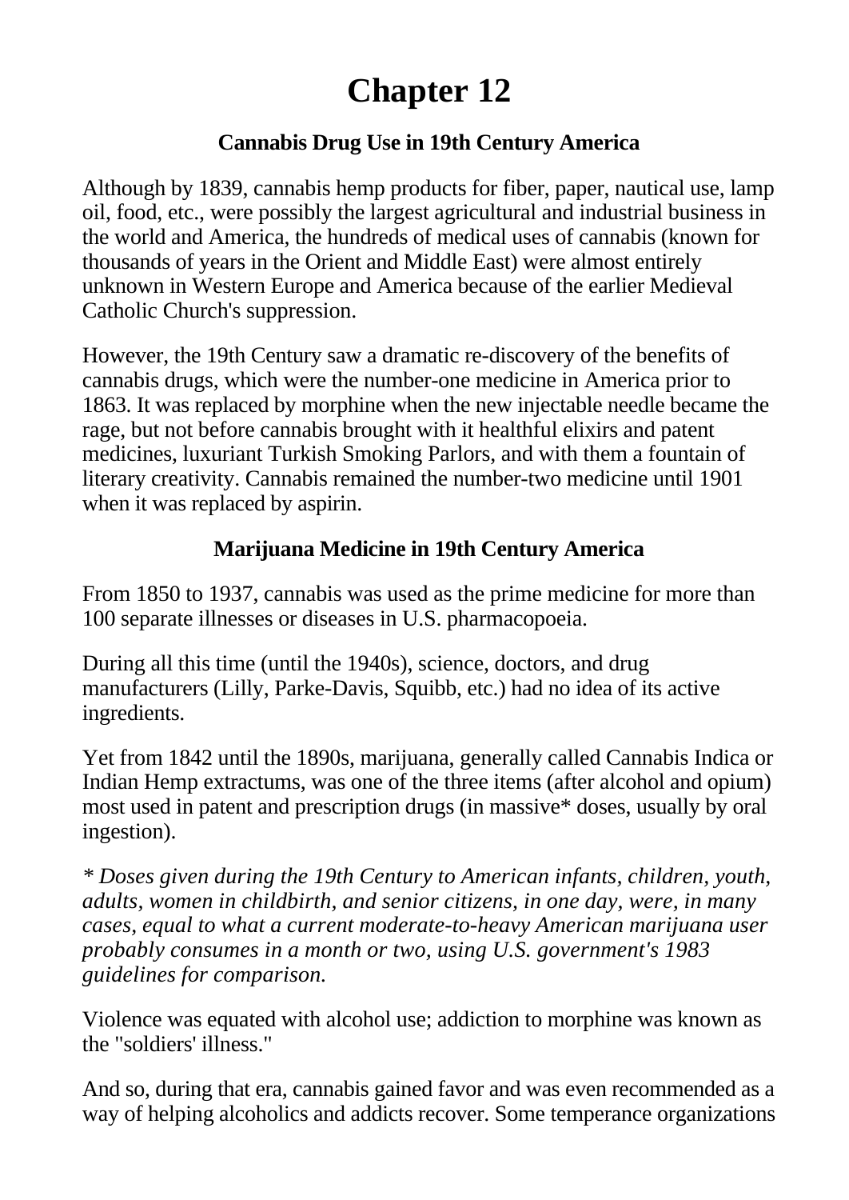# Chapter 12

### Cannabis Drug Use in 19th Century America

Although by 1839, cannabis hemp products for fiber, paper, nautical use, lamp oil, food, etc., were possibly the largest agricultural and industrial business in the world and America, the hundreds of medical uses of cannabis (known for thousands of years in the Orient and Middle East) were almost entirely unknown in Western Europe and America because of the earlier Medieval Catholic Church's suppression.

However, the 19th Century saw a dramatic re-discovery of the benefits of cannabis drugs, which were the number-one medicine in America prior to 1863. It was replaced by morphine when the new injectable needle became the rage, but not before cannabis brought with it healthful elixirs and patent medicines, luxuriant Turkish Smoking Parlors, and with them a fountain of literary creativity. Cannabis remained the number-two medicine until 1901 when it was replaced by aspirin.

### Marijuana Medicine in 19th Century America

From 1850 to 1937, cannabis was used as the prime medicine for more than 100 separate illnesses or diseases in U.S. pharmacopoeia.

During all this time (until the 1940s), science, doctors, and drug manufacturers (Lilly, Parke-Davis, Squibb, etc.) had no idea of its active ingredients.

Yet from 1842 until the 1890s, marijuana, generally called Cannabis Indica or Indian Hemp extractums, was one of the three items (after alcohol and opium) most used in patent and prescription drugs (in massive* doses, usually by oral ingestion).

*\* Doses given during the 19th Century to American infants, children, youth, adults, women in childbirth, and senior citizens, in one day, were, in many cases, equal to what a current moderate-to-heavy American marijuana user probably consumes in a month or two, using U.S. government's 1983 guidelines for comparison.*

Violence was equated with alcohol use; addiction to morphine was known as the "soldiers' illness."

And so, during that era, cannabis gained favor and was even recommended as a way of helping alcoholics and addicts recover. Some temperance organizations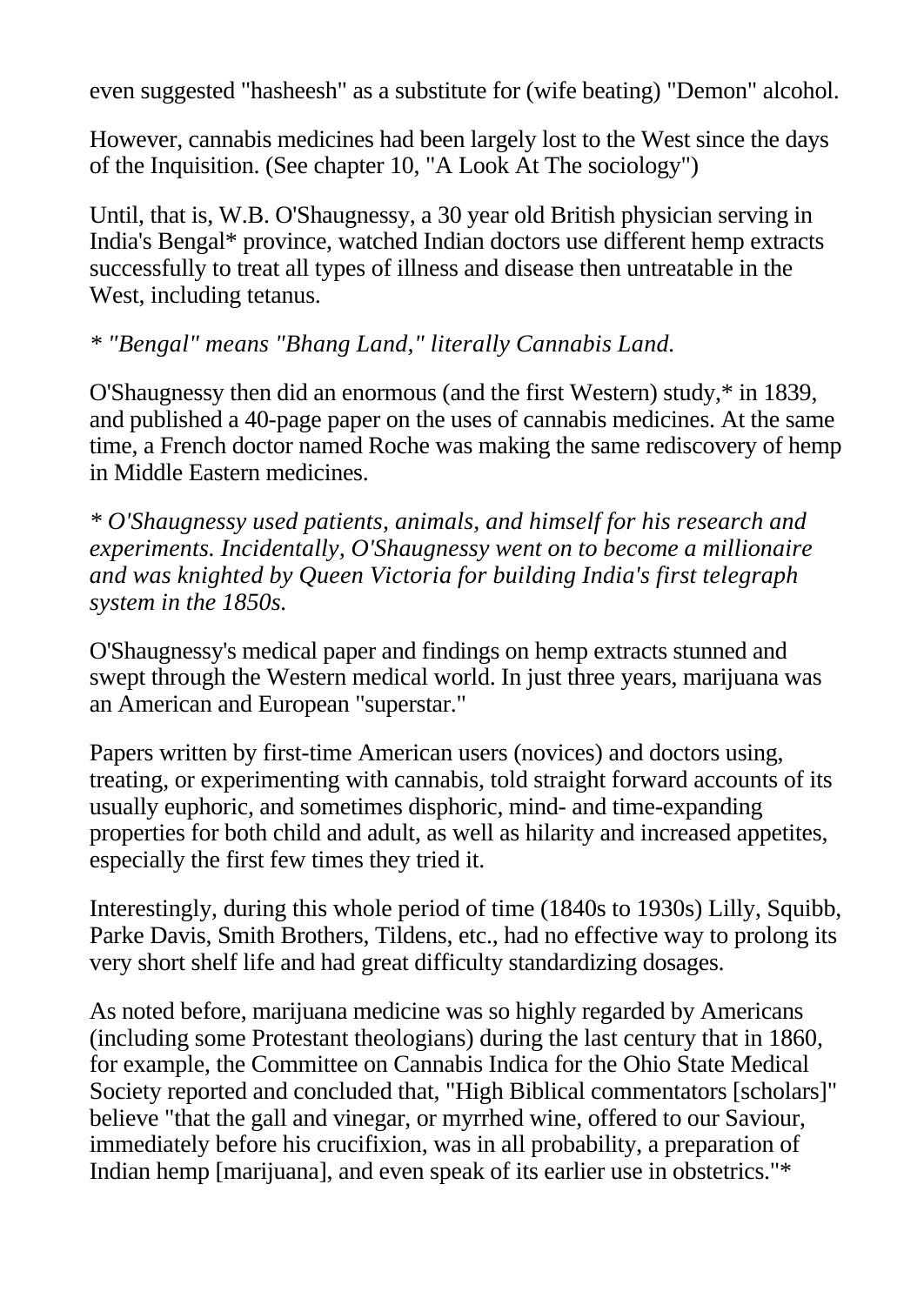even suggested "hasheesh" as a substitute for (wife beating) "Demon" alcohol.

However, cannabis medicines had been largely lost to the West since the days of the Inquisition. (See chapter 10, "A Look At The sociology")

Until, that is, W.B. O'Shaugnessy, a 30 year old British physician serving in India's Bengal* province, watched Indian doctors use different hemp extracts successfully to treat all types of illness and disease then untreatable in the West, including tetanus.

*\* "Bengal" means "Bhang Land," literally Cannabis Land.*

O'Shaugnessy then did an enormous (and the first Western) study,* in 1839, and published a 40-page paper on the uses of cannabis medicines. At the same time, a French doctor named Roche was making the same rediscovery of hemp in Middle Eastern medicines.

*\* O'Shaugnessy used patients, animals, and himself for his research and experiments. Incidentally, O'Shaugnessy went on to become a millionaire and was knighted by Queen Victoria for building India's first telegraph system in the 1850s.*

O'Shaugnessy's medical paper and findings on hemp extracts stunned and swept through the Western medical world. In just three years, marijuana was an American and European "superstar."

Papers written by first-time American users (novices) and doctors using, treating, or experimenting with cannabis, told straight forward accounts of its usually euphoric, and sometimes disphoric, mind- and time-expanding properties for both child and adult, as well as hilarity and increased appetites, especially the first few times they tried it.

Interestingly, during this whole period of time (1840s to 1930s) Lilly, Squibb, Parke Davis, Smith Brothers, Tildens, etc., had no effective way to prolong its very short shelf life and had great difficulty standardizing dosages.

As noted before, marijuana medicine was so highly regarded by Americans (including some Protestant theologians) during the last century that in 1860, for example, the Committee on Cannabis Indica for the Ohio State Medical Society reported and concluded that, "High Biblical commentators [scholars]" believe "that the gall and vinegar, or myrrhed wine, offered to our Saviour, immediately before his crucifixion, was in all probability, a preparation of Indian hemp [marijuana], and even speak of its earlier use in obstetrics."*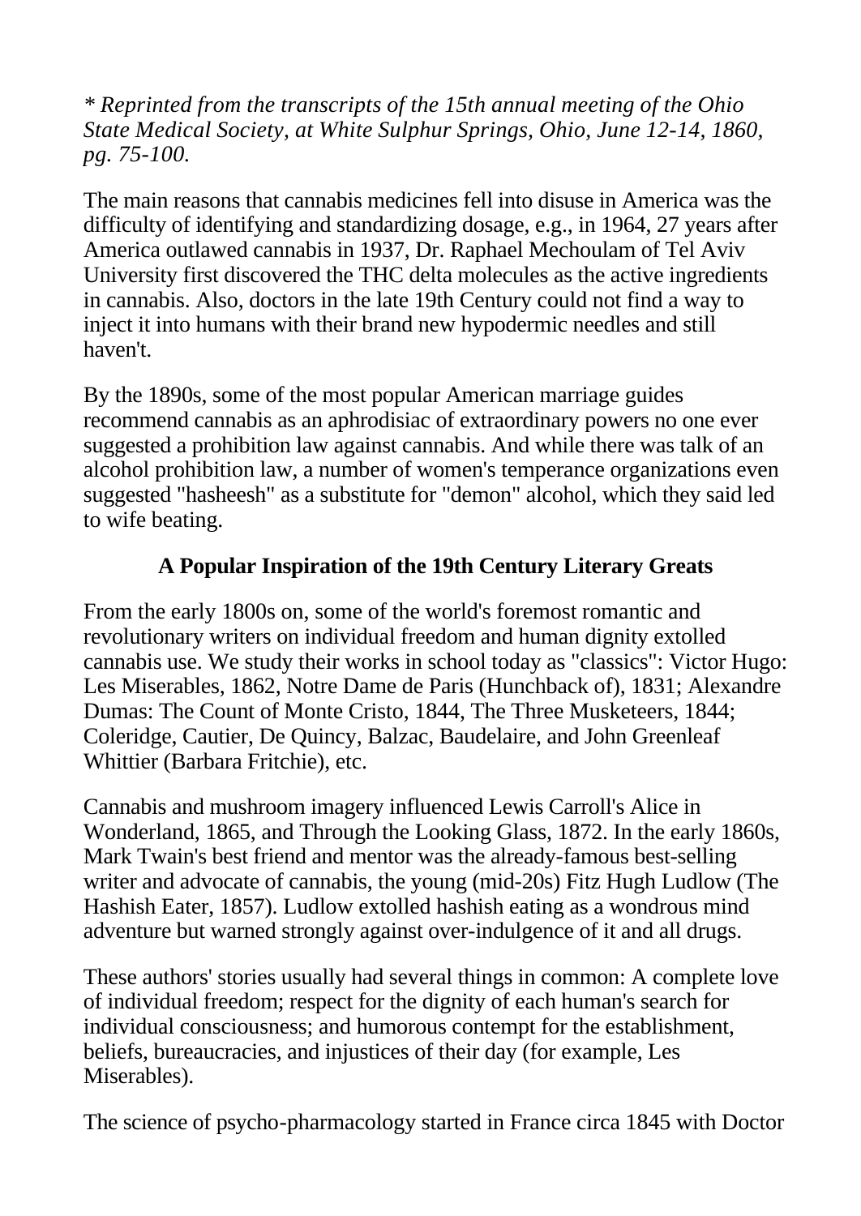*\* Reprinted from the transcripts of the 15th annual meeting of the Ohio State Medical Society, at White Sulphur Springs, Ohio, June 12-14, 1860, pg. 75-100.*

The main reasons that cannabis medicines fell into disuse in America was the difficulty of identifying and standardizing dosage, e.g., in 1964, 27 years after America outlawed cannabis in 1937, Dr. Raphael Mechoulam of Tel Aviv University first discovered the THC delta molecules as the active ingredients in cannabis. Also, doctors in the late 19th Century could not find a way to inject it into humans with their brand new hypodermic needles and still haven't.

By the 1890s, some of the most popular American marriage guides recommend cannabis as an aphrodisiac of extraordinary powers no one ever suggested a prohibition law against cannabis. And while there was talk of an alcohol prohibition law, a number of women's temperance organizations even suggested "hasheesh" as a substitute for "demon" alcohol, which they said led to wife beating.

### A Popular Inspiration of the 19th Century Literary Greats

From the early 1800s on, some of the world's foremost romantic and revolutionary writers on individual freedom and human dignity extolled cannabis use. We study their works in school today as "classics": Victor Hugo: Les Miserables, 1862, Notre Dame de Paris (Hunchback of), 1831; Alexandre Dumas: The Count of Monte Cristo, 1844, The Three Musketeers, 1844; Coleridge, Cautier, De Quincy, Balzac, Baudelaire, and John Greenleaf Whittier (Barbara Fritchie), etc.

Cannabis and mushroom imagery influenced Lewis Carroll's Alice in Wonderland, 1865, and Through the Looking Glass, 1872. In the early 1860s, Mark Twain's best friend and mentor was the already-famous best-selling writer and advocate of cannabis, the young (mid-20s) Fitz Hugh Ludlow (The Hashish Eater, 1857). Ludlow extolled hashish eating as a wondrous mind adventure but warned strongly against over-indulgence of it and all drugs.

These authors' stories usually had several things in common: A complete love of individual freedom; respect for the dignity of each human's search for individual consciousness; and humorous contempt for the establishment, beliefs, bureaucracies, and injustices of their day (for example, Les Miserables).

The science of psycho-pharmacology started in France circa 1845 with Doctor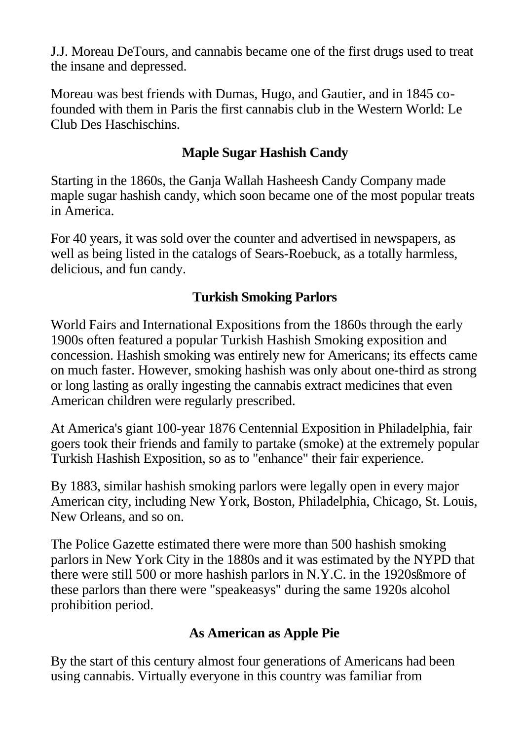J.J. Moreau DeTours, and cannabis became one of the first drugs used to treat the insane and depressed.

Moreau was best friends with Dumas, Hugo, and Gautier, and in 1845 co-founded with them in Paris the first cannabis club in the Western World: Le Club Des Haschischins.

## Maple Sugar Hashish Candy

Starting in the 1860s, the Ganja Wallah Hasheesh Candy Company made maple sugar hashish candy, which soon became one of the most popular treats in America.

For 40 years, it was sold over the counter and advertised in newspapers, as well as being listed in the catalogs of Sears-Roebuck, as a totally harmless, delicious, and fun candy.

## Turkish Smoking Parlors

World Fairs and International Expositions from the 1860s through the early 1900s often featured a popular Turkish Hashish Smoking exposition and concession. Hashish smoking was entirely new for Americans; its effects came on much faster. However, smoking hashish was only about one-third as strong or long lasting as orally ingesting the cannabis extract medicines that even American children were regularly prescribed.

At America's giant 100-year 1876 Centennial Exposition in Philadelphia, fair goers took their friends and family to partake (smoke) at the extremely popular Turkish Hashish Exposition, so as to "enhance" their fair experience.

By 1883, similar hashish smoking parlors were legally open in every major American city, including New York, Boston, Philadelphia, Chicago, St. Louis, New Orleans, and so on.

The Police Gazette estimated there were more than 500 hashish smoking parlors in New York City in the 1880s and it was estimated by the NYPD that there were still 500 or more hashish parlors in N.Y.C. in the 1920sßmore of these parlors than there were "speakeasys" during the same 1920s alcohol prohibition period.

## As American as Apple Pie

By the start of this century almost four generations of Americans had been using cannabis. Virtually everyone in this country was familiar from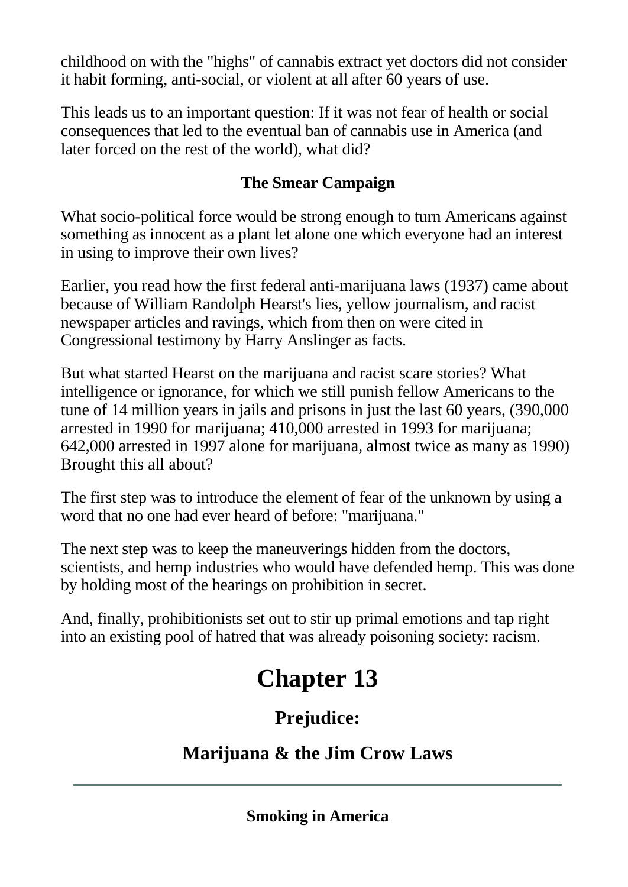childhood on with the "highs" of cannabis extract yet doctors did not consider it habit forming, anti-social, or violent at all after 60 years of use.

This leads us to an important question: If it was not fear of health or social consequences that led to the eventual ban of cannabis use in America (and later forced on the rest of the world), what did?

### The Smear Campaign

What socio-political force would be strong enough to turn Americans against something as innocent as a plant let alone one which everyone had an interest in using to improve their own lives?

Earlier, you read how the first federal anti-marijuana laws (1937) came about because of William Randolph Hearst's lies, yellow journalism, and racist newspaper articles and ravings, which from then on were cited in Congressional testimony by Harry Anslinger as facts.

But what started Hearst on the marijuana and racist scare stories? What intelligence or ignorance, for which we still punish fellow Americans to the tune of 14 million years in jails and prisons in just the last 60 years, (390,000 arrested in 1990 for marijuana; 410,000 arrested in 1993 for marijuana; 642,000 arrested in 1997 alone for marijuana, almost twice as many as 1990) Brought this all about?

The first step was to introduce the element of fear of the unknown by using a word that no one had ever heard of before: "marijuana."

The next step was to keep the maneuverings hidden from the doctors, scientists, and hemp industries who would have defended hemp. This was done by holding most of the hearings on prohibition in secret.

And, finally, prohibitionists set out to stir up primal emotions and tap right into an existing pool of hatred that was already poisoning society: racism.

# Chapter 13

## Prejudice:

## Marijuana & the Jim Crow Laws

---

### Smoking in America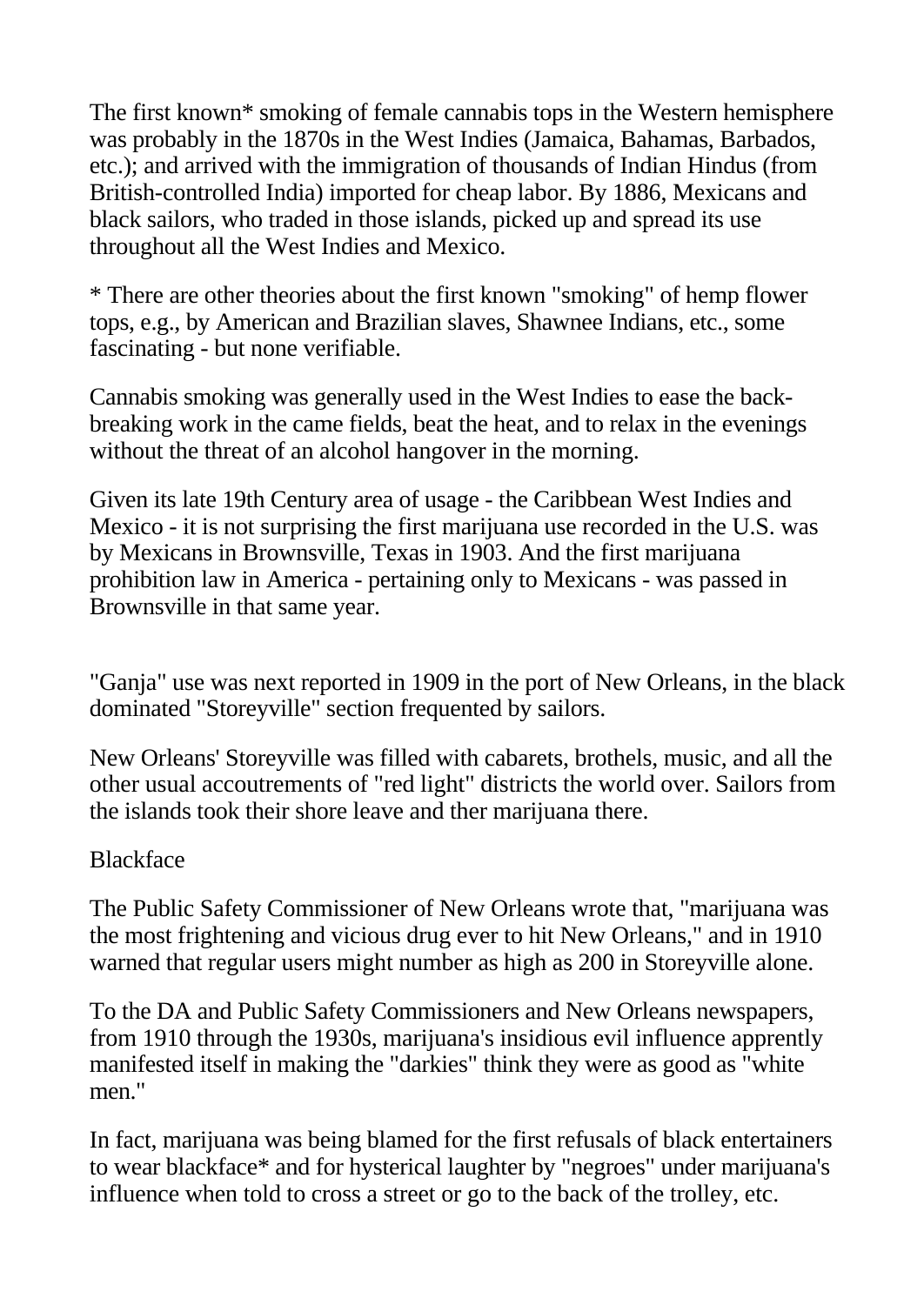The first known* smoking of female cannabis tops in the Western hemisphere was probably in the 1870s in the West Indies (Jamaica, Bahamas, Barbados, etc.); and arrived with the immigration of thousands of Indian Hindus (from British-controlled India) imported for cheap labor. By 1886, Mexicans and black sailors, who traded in those islands, picked up and spread its use throughout all the West Indies and Mexico.

* There are other theories about the first known "smoking" of hemp flower tops, e.g., by American and Brazilian slaves, Shawnee Indians, etc., some fascinating - but none verifiable.

Cannabis smoking was generally used in the West Indies to ease the back-breaking work in the came fields, beat the heat, and to relax in the evenings without the threat of an alcohol hangover in the morning.

Given its late 19th Century area of usage - the Caribbean West Indies and Mexico - it is not surprising the first marijuana use recorded in the U.S. was by Mexicans in Brownsville, Texas in 1903. And the first marijuana prohibition law in America - pertaining only to Mexicans - was passed in Brownsville in that same year.

"Ganja" use was next reported in 1909 in the port of New Orleans, in the black dominated "Storeyville" section frequented by sailors.

New Orleans' Storeyville was filled with cabarets, brothels, music, and all the other usual accoutrements of "red light" districts the world over. Sailors from the islands took their shore leave and ther marijuana there.

Blackface

The Public Safety Commissioner of New Orleans wrote that, "marijuana was the most frightening and vicious drug ever to hit New Orleans," and in 1910 warned that regular users might number as high as 200 in Storeyville alone.

To the DA and Public Safety Commissioners and New Orleans newspapers, from 1910 through the 1930s, marijuana's insidious evil influence apprently manifested itself in making the "darkies" think they were as good as "white men."

In fact, marijuana was being blamed for the first refusals of black entertainers to wear blackface* and for hysterical laughter by "negroes" under marijuana's influence when told to cross a street or go to the back of the trolley, etc.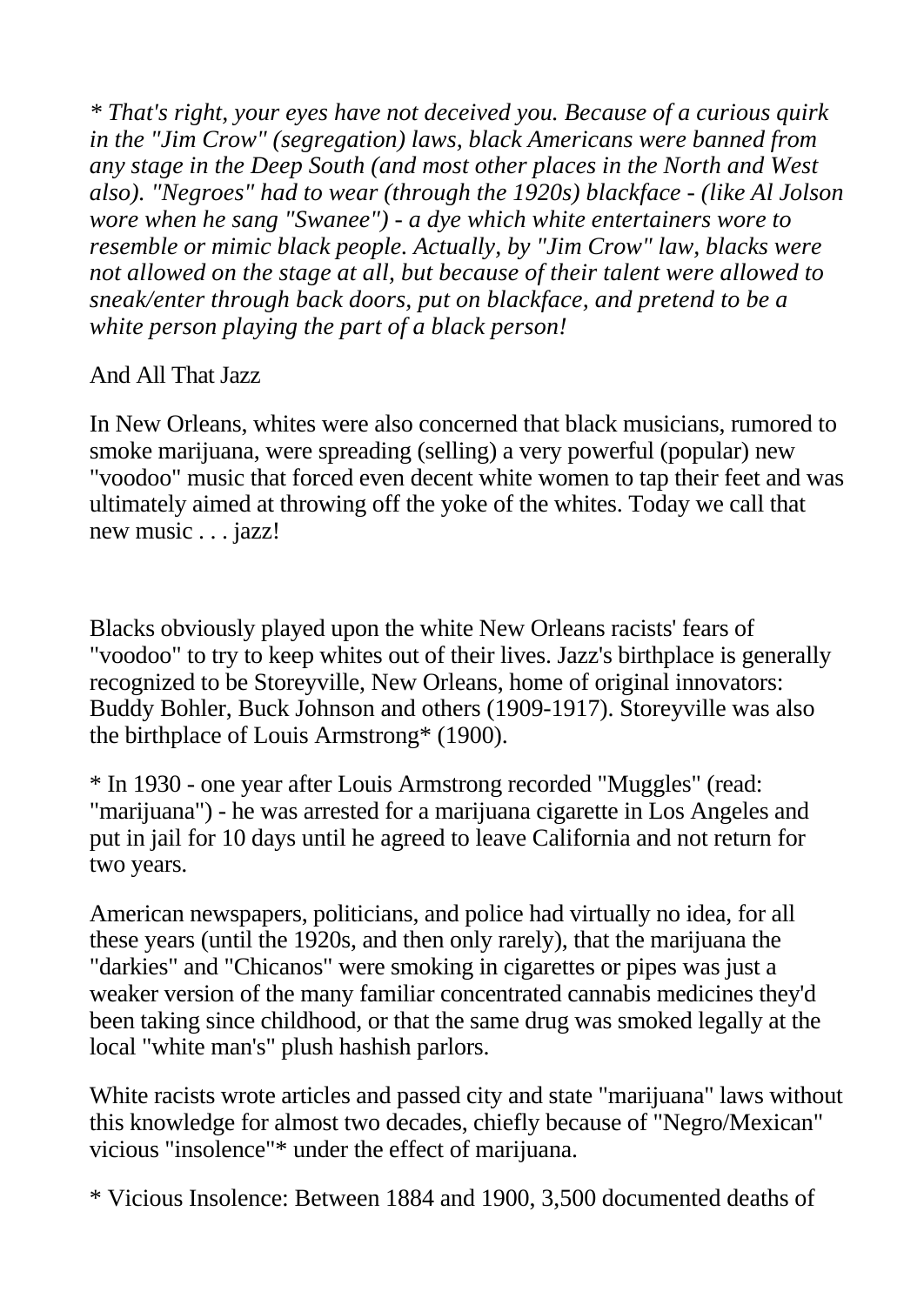*\* That's right, your eyes have not deceived you. Because of a curious quirk in the "Jim Crow" (segregation) laws, black Americans were banned from any stage in the Deep South (and most other places in the North and West also). "Negroes" had to wear (through the 1920s) blackface - (like Al Jolson wore when he sang "Swanee") - a dye which white entertainers wore to resemble or mimic black people. Actually, by "Jim Crow" law, blacks were not allowed on the stage at all, but because of their talent were allowed to sneak/enter through back doors, put on blackface, and pretend to be a white person playing the part of a black person!*

And All That Jazz

In New Orleans, whites were also concerned that black musicians, rumored to smoke marijuana, were spreading (selling) a very powerful (popular) new "voodoo" music that forced even decent white women to tap their feet and was ultimately aimed at throwing off the yoke of the whites. Today we call that new music . . . jazz!

Blacks obviously played upon the white New Orleans racists' fears of "voodoo" to try to keep whites out of their lives. Jazz's birthplace is generally recognized to be Storeyville, New Orleans, home of original innovators: Buddy Bohler, Buck Johnson and others (1909-1917). Storeyville was also the birthplace of Louis Armstrong* (1900).

\* In 1930 - one year after Louis Armstrong recorded "Muggles" (read: "marijuana") - he was arrested for a marijuana cigarette in Los Angeles and put in jail for 10 days until he agreed to leave California and not return for two years.

American newspapers, politicians, and police had virtually no idea, for all these years (until the 1920s, and then only rarely), that the marijuana the "darkies" and "Chicanos" were smoking in cigarettes or pipes was just a weaker version of the many familiar concentrated cannabis medicines they'd been taking since childhood, or that the same drug was smoked legally at the local "white man's" plush hashish parlors.

White racists wrote articles and passed city and state "marijuana" laws without this knowledge for almost two decades, chiefly because of "Negro/Mexican" vicious "insolence"* under the effect of marijuana.

\* Vicious Insolence: Between 1884 and 1900, 3,500 documented deaths of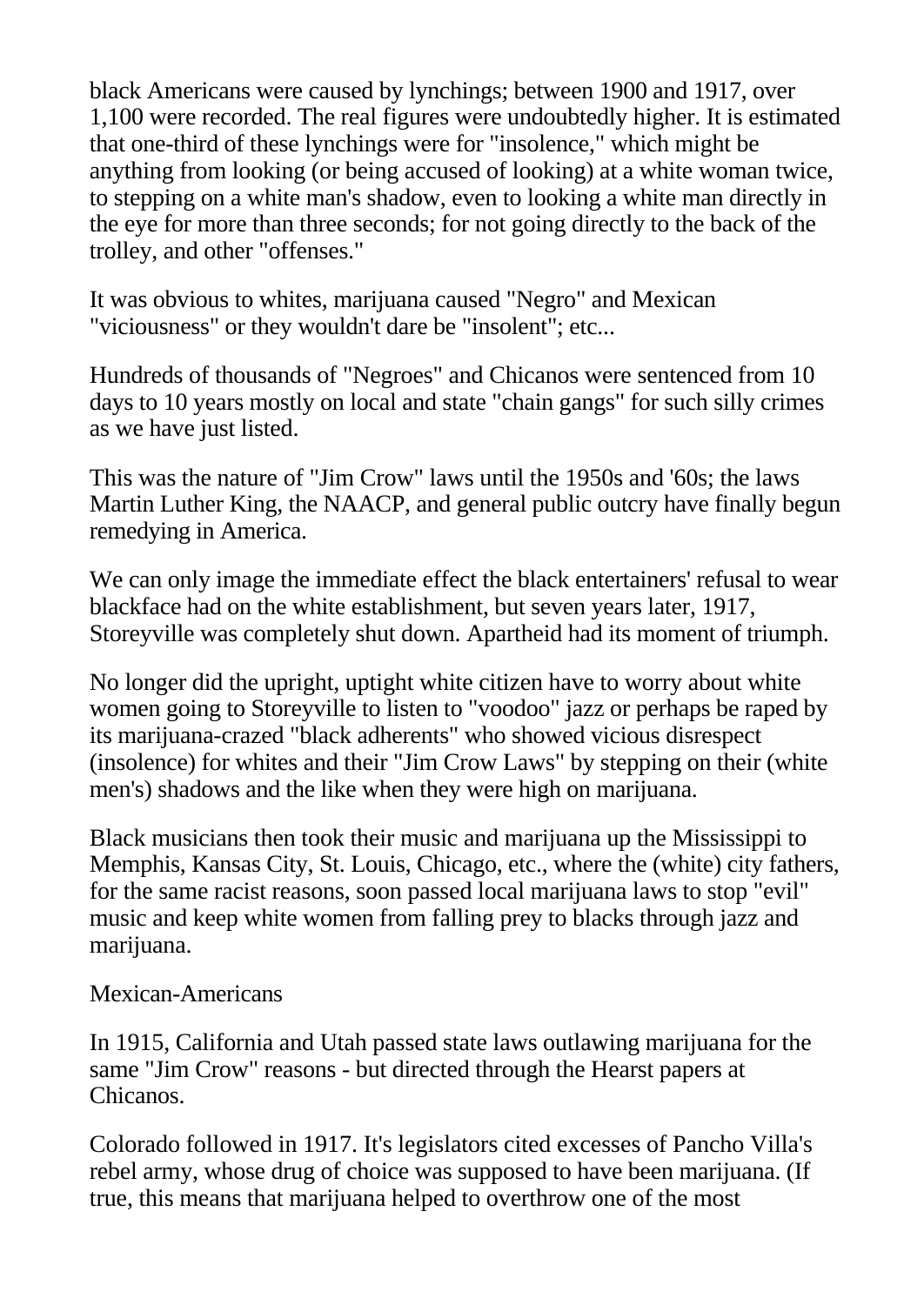black Americans were caused by lynchings; between 1900 and 1917, over 1,100 were recorded. The real figures were undoubtedly higher. It is estimated that one-third of these lynchings were for "insolence," which might be anything from looking (or being accused of looking) at a white woman twice, to stepping on a white man's shadow, even to looking a white man directly in the eye for more than three seconds; for not going directly to the back of the trolley, and other "offenses."

It was obvious to whites, marijuana caused "Negro" and Mexican "viciousness" or they wouldn't dare be "insolent"; etc...

Hundreds of thousands of "Negroes" and Chicanos were sentenced from 10 days to 10 years mostly on local and state "chain gangs" for such silly crimes as we have just listed.

This was the nature of "Jim Crow" laws until the 1950s and '60s; the laws Martin Luther King, the NAACP, and general public outcry have finally begun remedying in America.

We can only image the immediate effect the black entertainers' refusal to wear blackface had on the white establishment, but seven years later, 1917, Storeyville was completely shut down. Apartheid had its moment of triumph.

No longer did the upright, uptight white citizen have to worry about white women going to Storeyville to listen to "voodoo" jazz or perhaps be raped by its marijuana-crazed "black adherents" who showed vicious disrespect (insolence) for whites and their "Jim Crow Laws" by stepping on their (white men's) shadows and the like when they were high on marijuana.

Black musicians then took their music and marijuana up the Mississippi to Memphis, Kansas City, St. Louis, Chicago, etc., where the (white) city fathers, for the same racist reasons, soon passed local marijuana laws to stop "evil" music and keep white women from falling prey to blacks through jazz and marijuana.

## Mexican-Americans

In 1915, California and Utah passed state laws outlawing marijuana for the same "Jim Crow" reasons - but directed through the Hearst papers at Chicanos.

Colorado followed in 1917. It's legislators cited excesses of Pancho Villa's rebel army, whose drug of choice was supposed to have been marijuana. (If true, this means that marijuana helped to overthrow one of the most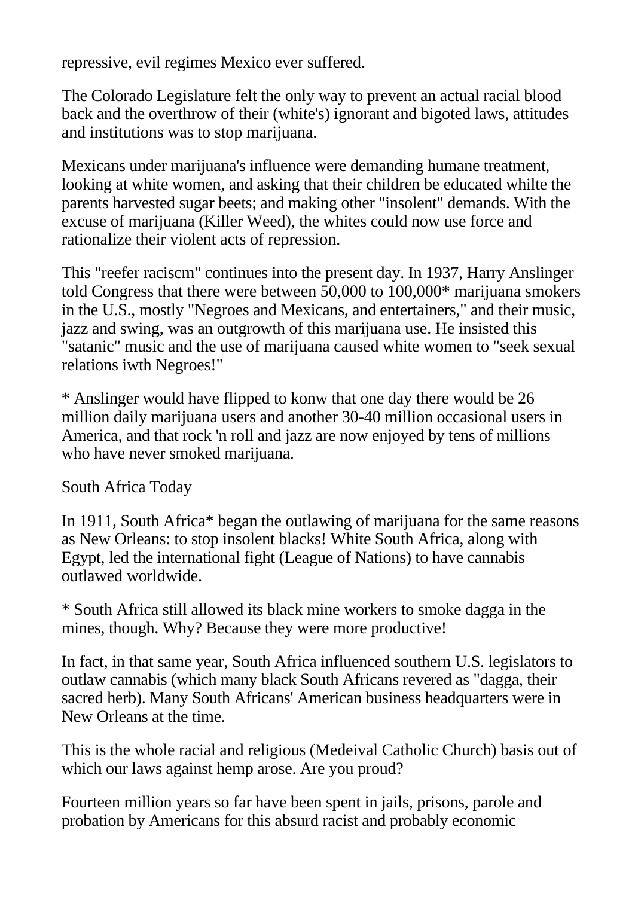repressive, evil regimes Mexico ever suffered.

The Colorado Legislature felt the only way to prevent an actual racial blood back and the overthrow of their (white's) ignorant and bigoted laws, attitudes and institutions was to stop marijuana.

Mexicans under marijuana's influence were demanding humane treatment, looking at white women, and asking that their children be educated whilte the parents harvested sugar beets; and making other "insolent" demands. With the excuse of marijuana (Killer Weed), the whites could now use force and rationalize their violent acts of repression.

This "reefer raciscm" continues into the present day. In 1937, Harry Anslinger told Congress that there were between 50,000 to 100,000* marijuana smokers in the U.S., mostly "Negroes and Mexicans, and entertainers," and their music, jazz and swing, was an outgrowth of this marijuana use. He insisted this "satanic" music and the use of marijuana caused white women to "seek sexual relations iwth Negroes!"

* Anslinger would have flipped to konw that one day there would be 26 million daily marijuana users and another 30-40 million occasional users in America, and that rock 'n roll and jazz are now enjoyed by tens of millions who have never smoked marijuana.

South Africa Today

In 1911, South Africa* began the outlawing of marijuana for the same reasons as New Orleans: to stop insolent blacks! White South Africa, along with Egypt, led the international fight (League of Nations) to have cannabis outlawed worldwide.

* South Africa still allowed its black mine workers to smoke dagga in the mines, though. Why? Because they were more productive!

In fact, in that same year, South Africa influenced southern U.S. legislators to outlaw cannabis (which many black South Africans revered as "dagga, their sacred herb). Many South Africans' American business headquarters were in New Orleans at the time.

This is the whole racial and religious (Medeival Catholic Church) basis out of which our laws against hemp arose. Are you proud?

Fourteen million years so far have been spent in jails, prisons, parole and probation by Americans for this absurd racist and probably economic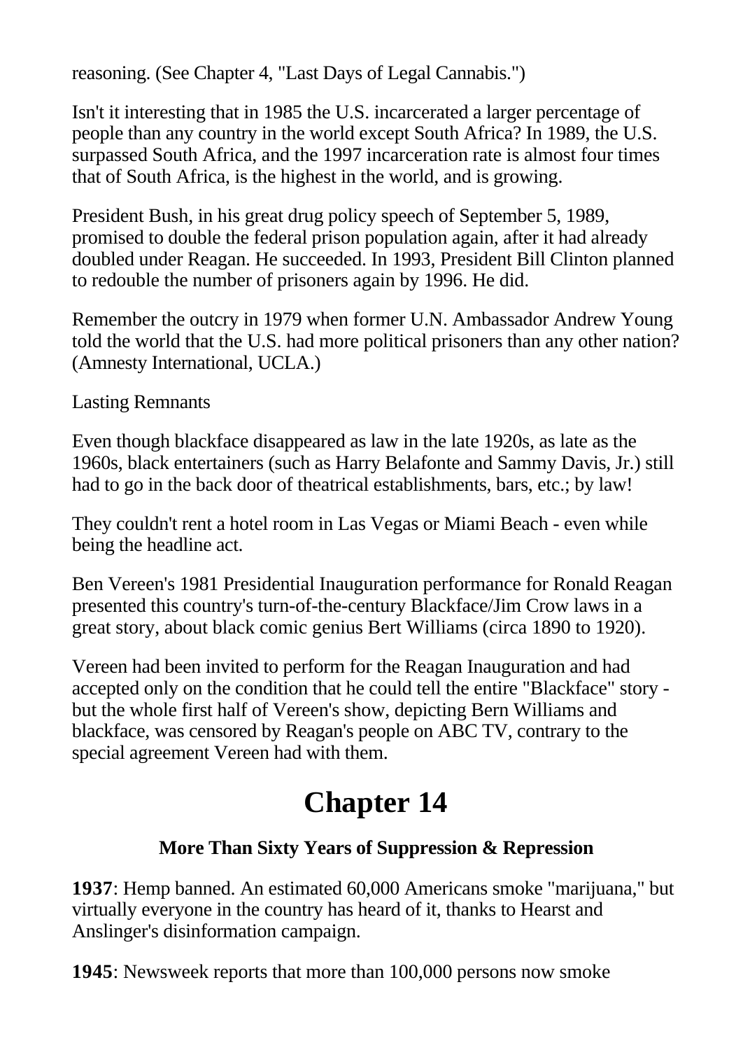reasoning. (See Chapter 4, "Last Days of Legal Cannabis.")

Isn't it interesting that in 1985 the U.S. incarcerated a larger percentage of people than any country in the world except South Africa? In 1989, the U.S. surpassed South Africa, and the 1997 incarceration rate is almost four times that of South Africa, is the highest in the world, and is growing.

President Bush, in his great drug policy speech of September 5, 1989, promised to double the federal prison population again, after it had already doubled under Reagan. He succeeded. In 1993, President Bill Clinton planned to redouble the number of prisoners again by 1996. He did.

Remember the outcry in 1979 when former U.N. Ambassador Andrew Young told the world that the U.S. had more political prisoners than any other nation? (Amnesty International, UCLA.)

Lasting Remnants

Even though blackface disappeared as law in the late 1920s, as late as the 1960s, black entertainers (such as Harry Belafonte and Sammy Davis, Jr.) still had to go in the back door of theatrical establishments, bars, etc.; by law!

They couldn't rent a hotel room in Las Vegas or Miami Beach - even while being the headline act.

Ben Vereen's 1981 Presidential Inauguration performance for Ronald Reagan presented this country's turn-of-the-century Blackface/Jim Crow laws in a great story, about black comic genius Bert Williams (circa 1890 to 1920).

Vereen had been invited to perform for the Reagan Inauguration and had accepted only on the condition that he could tell the entire "Blackface" story - but the whole first half of Vereen's show, depicting Bern Williams and blackface, was censored by Reagan's people on ABC TV, contrary to the special agreement Vereen had with them.

# Chapter 14

### More Than Sixty Years of Suppression & Repression

**1937**: Hemp banned. An estimated 60,000 Americans smoke "marijuana," but virtually everyone in the country has heard of it, thanks to Hearst and Anslinger's disinformation campaign.

**1945**: Newsweek reports that more than 100,000 persons now smoke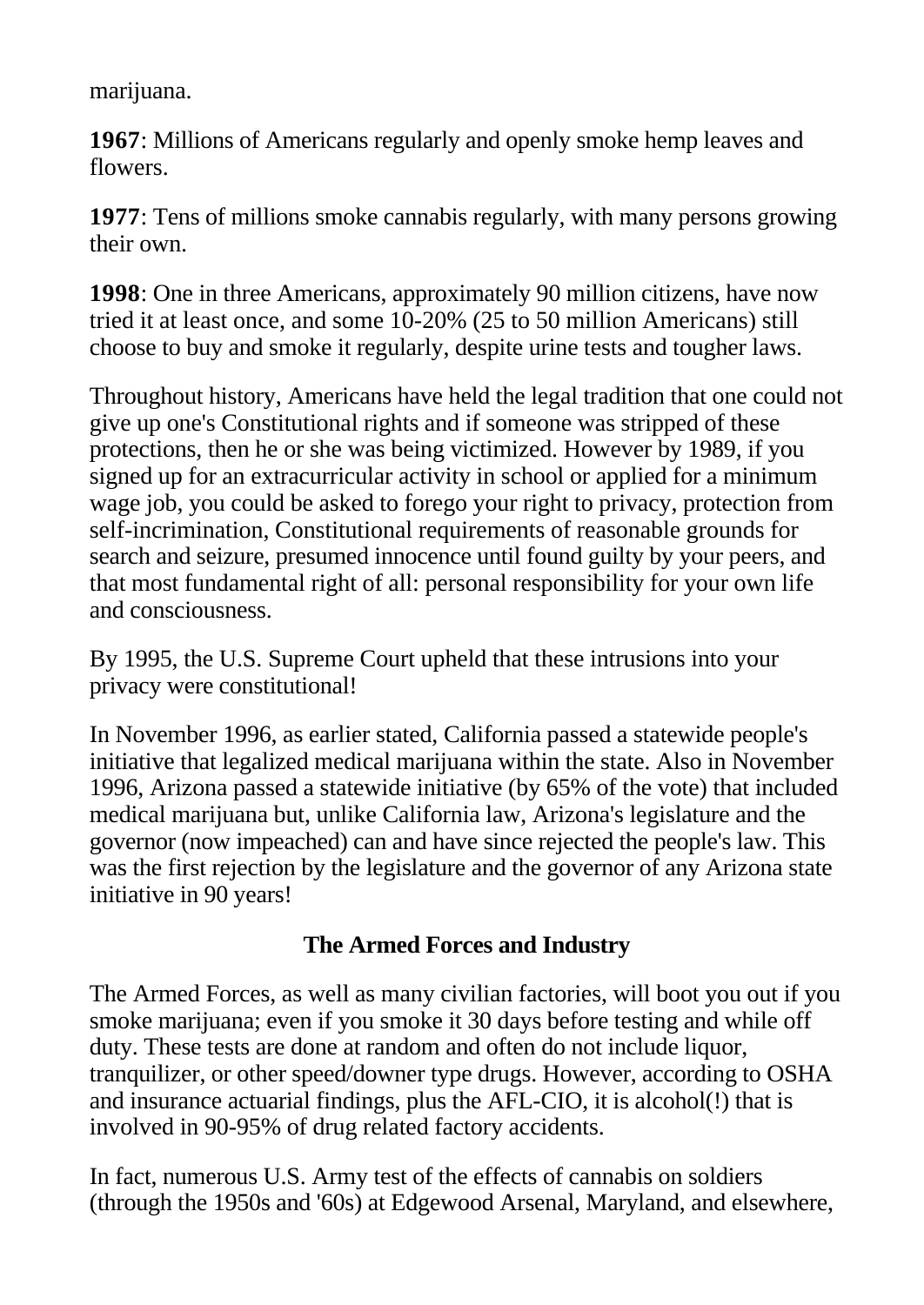marijuana.

**1967**: Millions of Americans regularly and openly smoke hemp leaves and flowers.

**1977**: Tens of millions smoke cannabis regularly, with many persons growing their own.

**1998**: One in three Americans, approximately 90 million citizens, have now tried it at least once, and some 10-20% (25 to 50 million Americans) still choose to buy and smoke it regularly, despite urine tests and tougher laws.

Throughout history, Americans have held the legal tradition that one could not give up one's Constitutional rights and if someone was stripped of these protections, then he or she was being victimized. However by 1989, if you signed up for an extracurricular activity in school or applied for a minimum wage job, you could be asked to forego your right to privacy, protection from self-incrimination, Constitutional requirements of reasonable grounds for search and seizure, presumed innocence until found guilty by your peers, and that most fundamental right of all: personal responsibility for your own life and consciousness.

By 1995, the U.S. Supreme Court upheld that these intrusions into your privacy were constitutional!

In November 1996, as earlier stated, California passed a statewide people's initiative that legalized medical marijuana within the state. Also in November 1996, Arizona passed a statewide initiative (by 65% of the vote) that included medical marijuana but, unlike California law, Arizona's legislature and the governor (now impeached) can and have since rejected the people's law. This was the first rejection by the legislature and the governor of any Arizona state initiative in 90 years!

### The Armed Forces and Industry

The Armed Forces, as well as many civilian factories, will boot you out if you smoke marijuana; even if you smoke it 30 days before testing and while off duty. These tests are done at random and often do not include liquor, tranquilizer, or other speed/downer type drugs. However, according to OSHA and insurance actuarial findings, plus the AFL-CIO, it is alcohol(!) that is involved in 90-95% of drug related factory accidents.

In fact, numerous U.S. Army test of the effects of cannabis on soldiers (through the 1950s and '60s) at Edgewood Arsenal, Maryland, and elsewhere,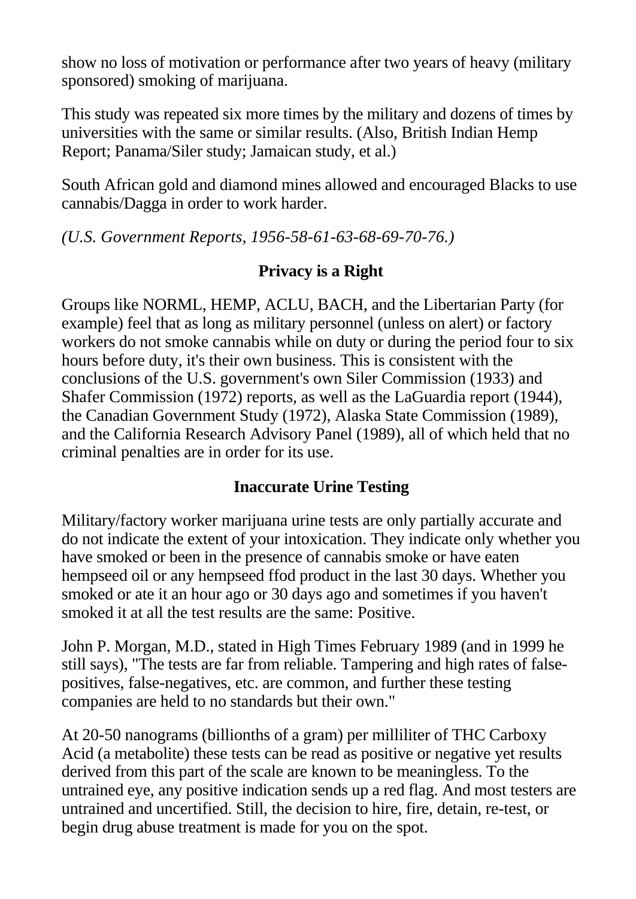show no loss of motivation or performance after two years of heavy (military sponsored) smoking of marijuana.

This study was repeated six more times by the military and dozens of times by universities with the same or similar results. (Also, British Indian Hemp Report; Panama/Siler study; Jamaican study, et al.)

South African gold and diamond mines allowed and encouraged Blacks to use cannabis/Dagga in order to work harder.

*(U.S. Government Reports, 1956-58-61-63-68-69-70-76.)*

## Privacy is a Right

Groups like NORML, HEMP, ACLU, BACH, and the Libertarian Party (for example) feel that as long as military personnel (unless on alert) or factory workers do not smoke cannabis while on duty or during the period four to six hours before duty, it's their own business. This is consistent with the conclusions of the U.S. government's own Siler Commission (1933) and Shafer Commission (1972) reports, as well as the LaGuardia report (1944), the Canadian Government Study (1972), Alaska State Commission (1989), and the California Research Advisory Panel (1989), all of which held that no criminal penalties are in order for its use.

## Inaccurate Urine Testing

Military/factory worker marijuana urine tests are only partially accurate and do not indicate the extent of your intoxication. They indicate only whether you have smoked or been in the presence of cannabis smoke or have eaten hempseed oil or any hempseed ffod product in the last 30 days. Whether you smoked or ate it an hour ago or 30 days ago and sometimes if you haven't smoked it at all the test results are the same: Positive.

John P. Morgan, M.D., stated in High Times February 1989 (and in 1999 he still says), "The tests are far from reliable. Tampering and high rates of false-positives, false-negatives, etc. are common, and further these testing companies are held to no standards but their own."

At 20-50 nanograms (billionths of a gram) per milliliter of THC Carboxy Acid (a metabolite) these tests can be read as positive or negative yet results derived from this part of the scale are known to be meaningless. To the untrained eye, any positive indication sends up a red flag. And most testers are untrained and uncertified. Still, the decision to hire, fire, detain, re-test, or begin drug abuse treatment is made for you on the spot.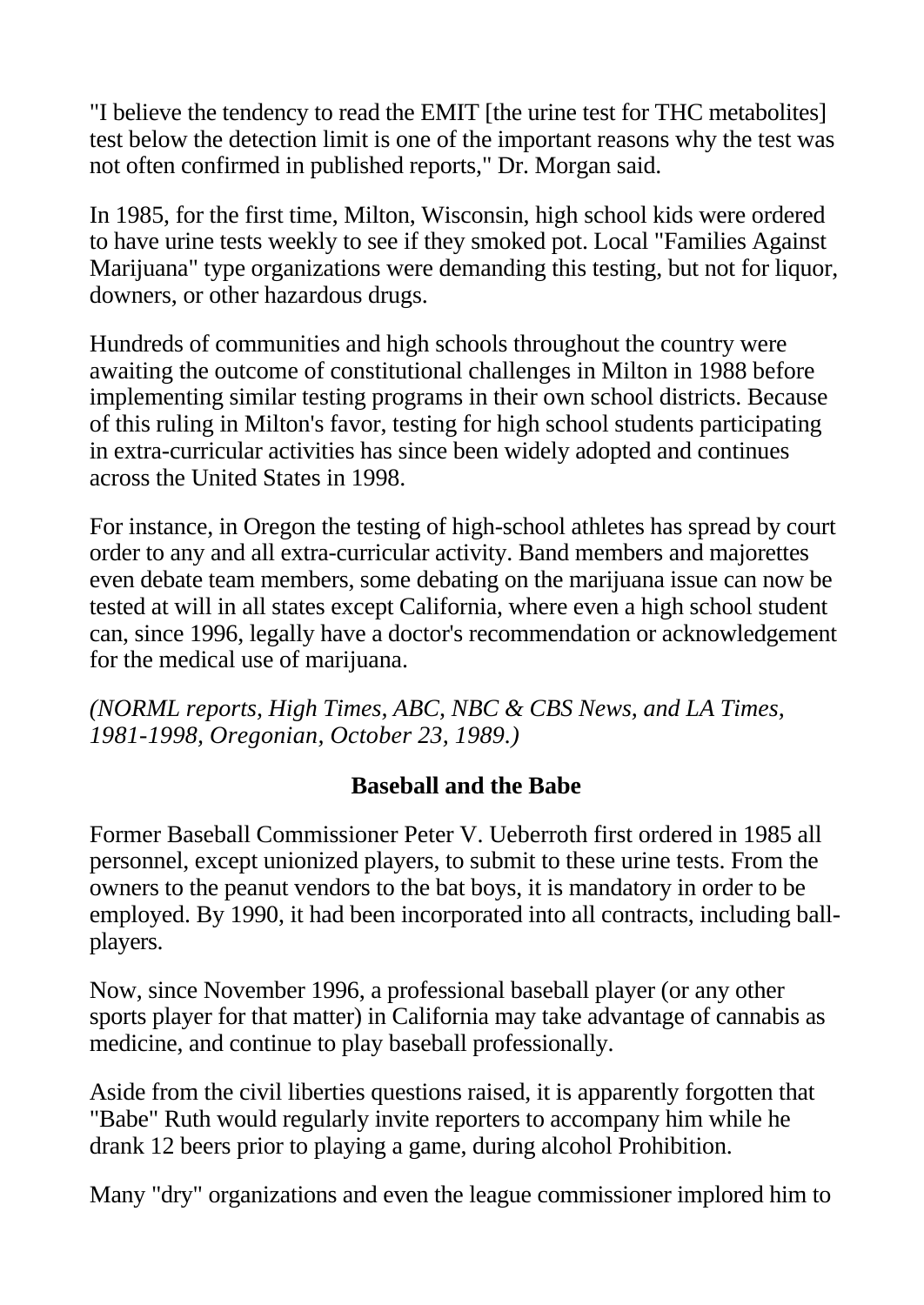"I believe the tendency to read the EMIT [the urine test for THC metabolites] test below the detection limit is one of the important reasons why the test was not often confirmed in published reports," Dr. Morgan said.

In 1985, for the first time, Milton, Wisconsin, high school kids were ordered to have urine tests weekly to see if they smoked pot. Local "Families Against Marijuana" type organizations were demanding this testing, but not for liquor, downers, or other hazardous drugs.

Hundreds of communities and high schools throughout the country were awaiting the outcome of constitutional challenges in Milton in 1988 before implementing similar testing programs in their own school districts. Because of this ruling in Milton's favor, testing for high school students participating in extra-curricular activities has since been widely adopted and continues across the United States in 1998.

For instance, in Oregon the testing of high-school athletes has spread by court order to any and all extra-curricular activity. Band members and majorettes even debate team members, some debating on the marijuana issue can now be tested at will in all states except California, where even a high school student can, since 1996, legally have a doctor's recommendation or acknowledgement for the medical use of marijuana.

*(NORML reports, High Times, ABC, NBC & CBS News, and LA Times, 1981-1998, Oregonian, October 23, 1989.)*

### Baseball and the Babe

Former Baseball Commissioner Peter V. Ueberroth first ordered in 1985 all personnel, except unionized players, to submit to these urine tests. From the owners to the peanut vendors to the bat boys, it is mandatory in order to be employed. By 1990, it had been incorporated into all contracts, including ball-players.

Now, since November 1996, a professional baseball player (or any other sports player for that matter) in California may take advantage of cannabis as medicine, and continue to play baseball professionally.

Aside from the civil liberties questions raised, it is apparently forgotten that "Babe" Ruth would regularly invite reporters to accompany him while he drank 12 beers prior to playing a game, during alcohol Prohibition.

Many "dry" organizations and even the league commissioner implored him to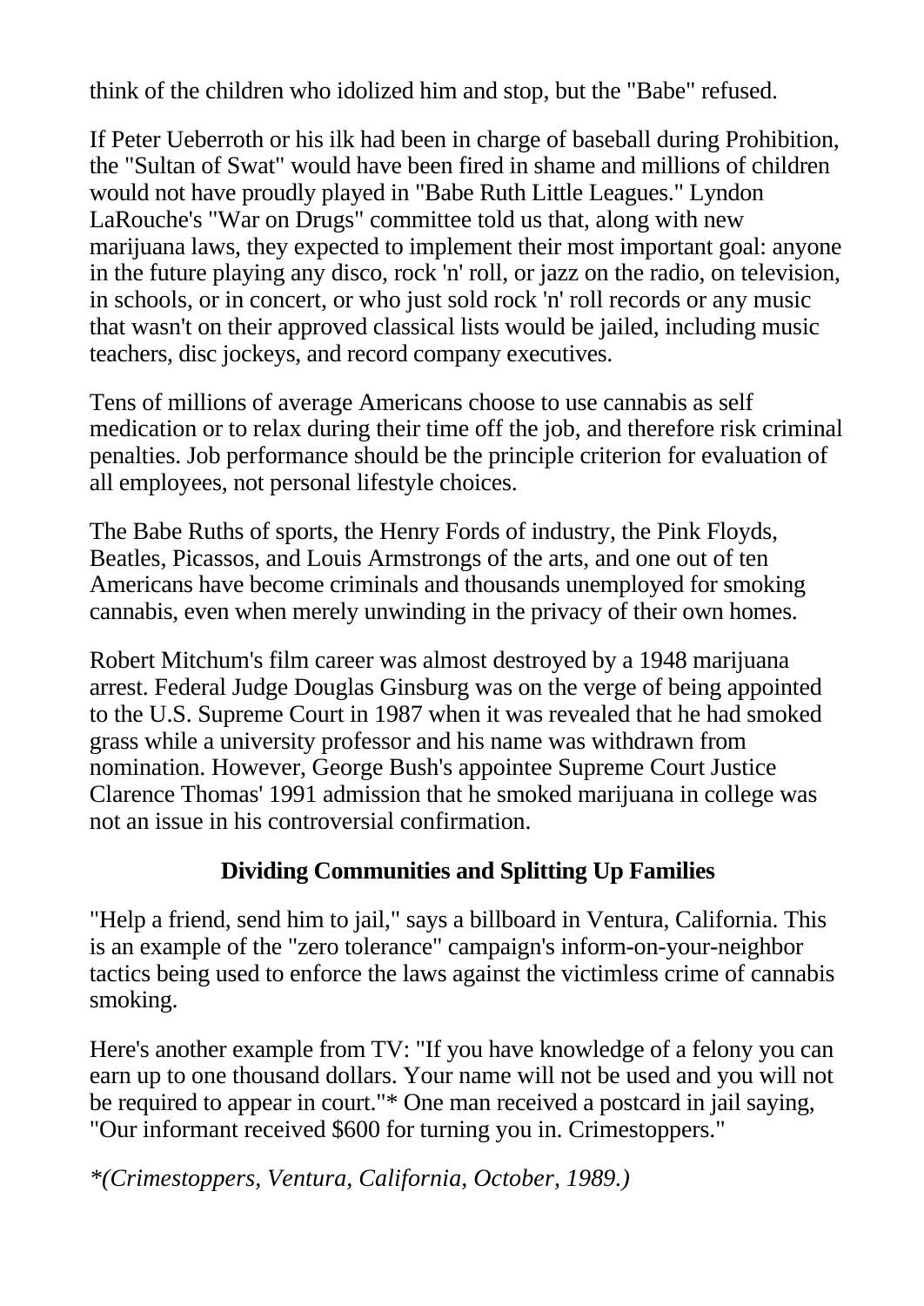think of the children who idolized him and stop, but the "Babe" refused.

If Peter Ueberroth or his ilk had been in charge of baseball during Prohibition, the "Sultan of Swat" would have been fired in shame and millions of children would not have proudly played in "Babe Ruth Little Leagues." Lyndon LaRouche's "War on Drugs" committee told us that, along with new marijuana laws, they expected to implement their most important goal: anyone in the future playing any disco, rock 'n' roll, or jazz on the radio, on television, in schools, or in concert, or who just sold rock 'n' roll records or any music that wasn't on their approved classical lists would be jailed, including music teachers, disc jockeys, and record company executives.

Tens of millions of average Americans choose to use cannabis as self medication or to relax during their time off the job, and therefore risk criminal penalties. Job performance should be the principle criterion for evaluation of all employees, not personal lifestyle choices.

The Babe Ruths of sports, the Henry Fords of industry, the Pink Floyds, Beatles, Picassos, and Louis Armstrongs of the arts, and one out of ten Americans have become criminals and thousands unemployed for smoking cannabis, even when merely unwinding in the privacy of their own homes.

Robert Mitchum's film career was almost destroyed by a 1948 marijuana arrest. Federal Judge Douglas Ginsburg was on the verge of being appointed to the U.S. Supreme Court in 1987 when it was revealed that he had smoked grass while a university professor and his name was withdrawn from nomination. However, George Bush's appointee Supreme Court Justice Clarence Thomas' 1991 admission that he smoked marijuana in college was not an issue in his controversial confirmation.

## Dividing Communities and Splitting Up Families

"Help a friend, send him to jail," says a billboard in Ventura, California. This is an example of the "zero tolerance" campaign's inform-on-your-neighbor tactics being used to enforce the laws against the victimless crime of cannabis smoking.

Here's another example from TV: "If you have knowledge of a felony you can earn up to one thousand dollars. Your name will not be used and you will not be required to appear in court."* One man received a postcard in jail saying, "Our informant received $600 for turning you in. Crimestoppers."

*\*(Crimestoppers, Ventura, California, October, 1989.)*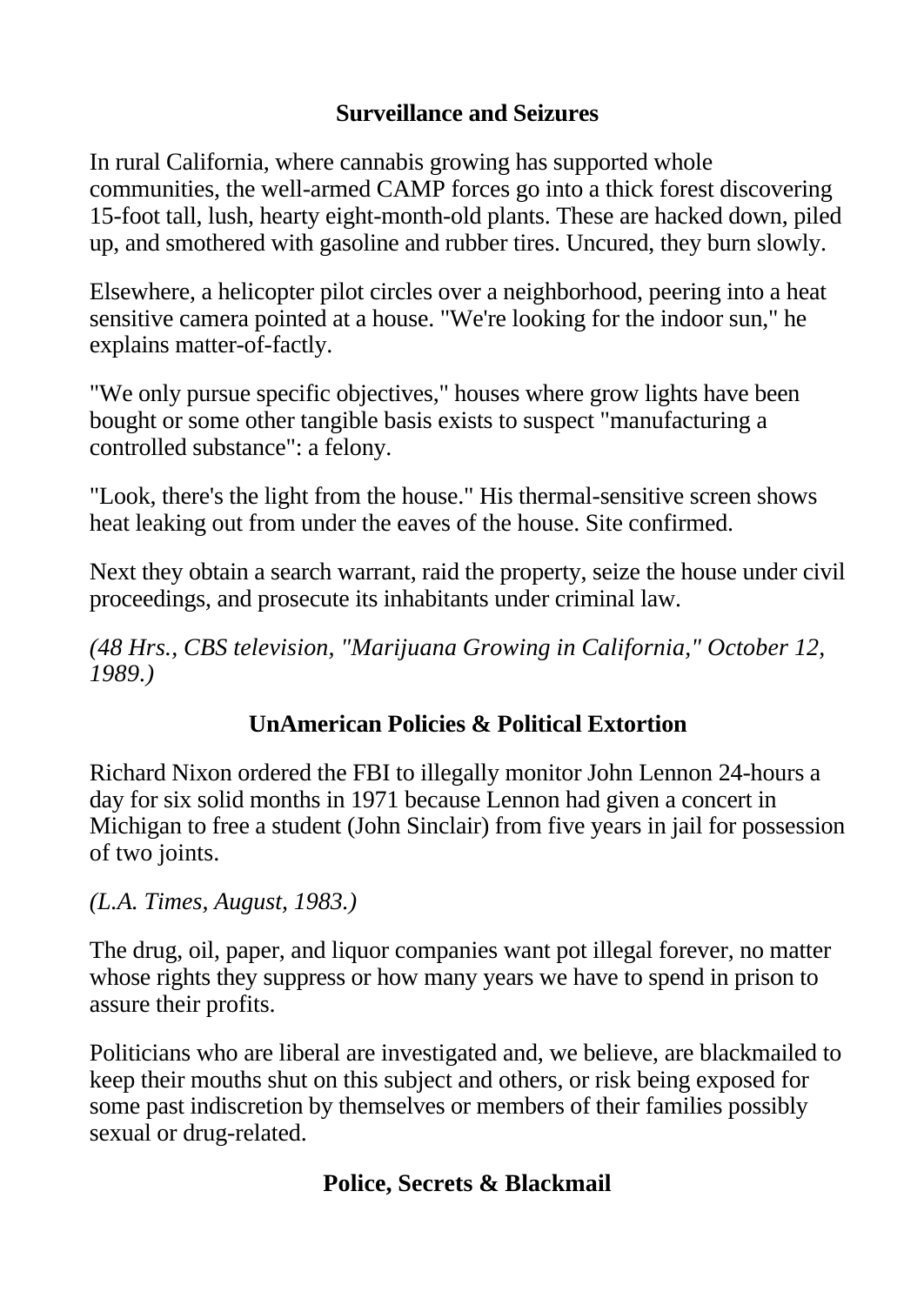## Surveillance and Seizures

In rural California, where cannabis growing has supported whole communities, the well-armed CAMP forces go into a thick forest discovering 15-foot tall, lush, hearty eight-month-old plants. These are hacked down, piled up, and smothered with gasoline and rubber tires. Uncured, they burn slowly.

Elsewhere, a helicopter pilot circles over a neighborhood, peering into a heat sensitive camera pointed at a house. "We're looking for the indoor sun," he explains matter-of-factly.

"We only pursue specific objectives," houses where grow lights have been bought or some other tangible basis exists to suspect "manufacturing a controlled substance": a felony.

"Look, there's the light from the house." His thermal-sensitive screen shows heat leaking out from under the eaves of the house. Site confirmed.

Next they obtain a search warrant, raid the property, seize the house under civil proceedings, and prosecute its inhabitants under criminal law.

*(48 Hrs., CBS television, "Marijuana Growing in California," October 12, 1989.)*

## UnAmerican Policies & Political Extortion

Richard Nixon ordered the FBI to illegally monitor John Lennon 24-hours a day for six solid months in 1971 because Lennon had given a concert in Michigan to free a student (John Sinclair) from five years in jail for possession of two joints.

*(L.A. Times, August, 1983.)*

The drug, oil, paper, and liquor companies want pot illegal forever, no matter whose rights they suppress or how many years we have to spend in prison to assure their profits.

Politicians who are liberal are investigated and, we believe, are blackmailed to keep their mouths shut on this subject and others, or risk being exposed for some past indiscretion by themselves or members of their families possibly sexual or drug-related.

## Police, Secrets & Blackmail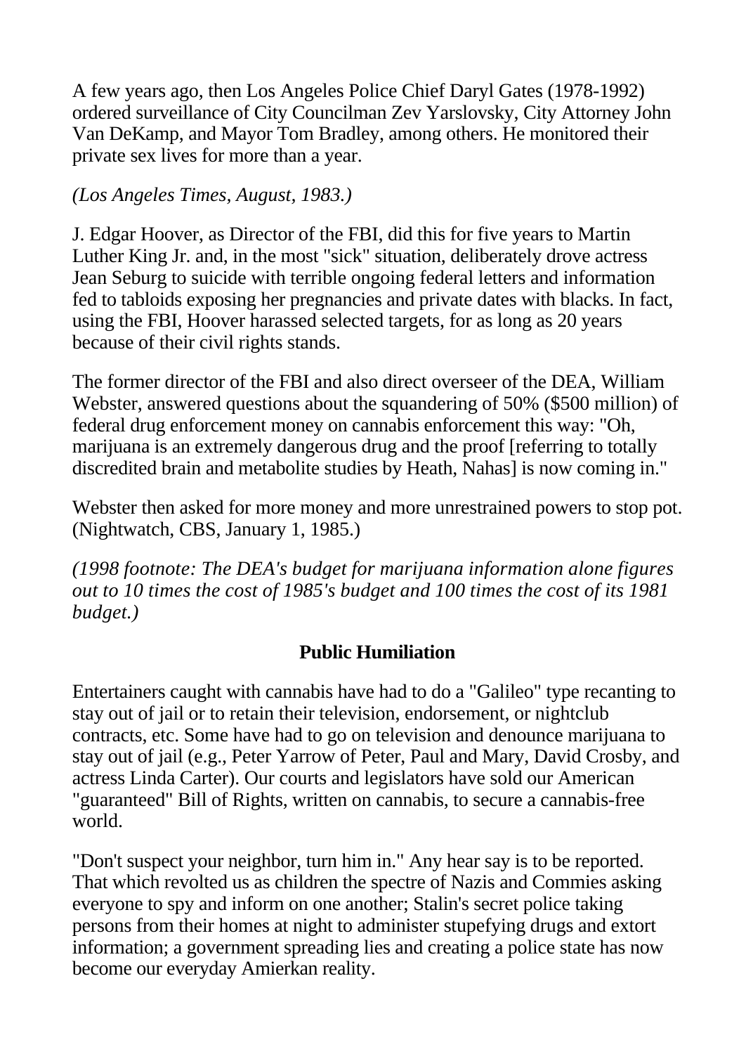A few years ago, then Los Angeles Police Chief Daryl Gates (1978-1992) ordered surveillance of City Councilman Zev Yarslovsky, City Attorney John Van DeKamp, and Mayor Tom Bradley, among others. He monitored their private sex lives for more than a year.

*(Los Angeles Times, August, 1983.)*

J. Edgar Hoover, as Director of the FBI, did this for five years to Martin Luther King Jr. and, in the most "sick" situation, deliberately drove actress Jean Seburg to suicide with terrible ongoing federal letters and information fed to tabloids exposing her pregnancies and private dates with blacks. In fact, using the FBI, Hoover harassed selected targets, for as long as 20 years because of their civil rights stands.

The former director of the FBI and also direct overseer of the DEA, William Webster, answered questions about the squandering of 50% ($500 million) of federal drug enforcement money on cannabis enforcement this way: "Oh, marijuana is an extremely dangerous drug and the proof [referring to totally discredited brain and metabolite studies by Heath, Nahas] is now coming in."

Webster then asked for more money and more unrestrained powers to stop pot. (Nightwatch, CBS, January 1, 1985.)

*(1998 footnote: The DEA's budget for marijuana information alone figures out to 10 times the cost of 1985's budget and 100 times the cost of its 1981 budget.)*

### Public Humiliation

Entertainers caught with cannabis have had to do a "Galileo" type recanting to stay out of jail or to retain their television, endorsement, or nightclub contracts, etc. Some have had to go on television and denounce marijuana to stay out of jail (e.g., Peter Yarrow of Peter, Paul and Mary, David Crosby, and actress Linda Carter). Our courts and legislators have sold our American "guaranteed" Bill of Rights, written on cannabis, to secure a cannabis-free world.

"Don't suspect your neighbor, turn him in." Any hear say is to be reported. That which revolted us as children the spectre of Nazis and Commies asking everyone to spy and inform on one another; Stalin's secret police taking persons from their homes at night to administer stupefying drugs and extort information; a government spreading lies and creating a police state has now become our everyday Amierkan reality.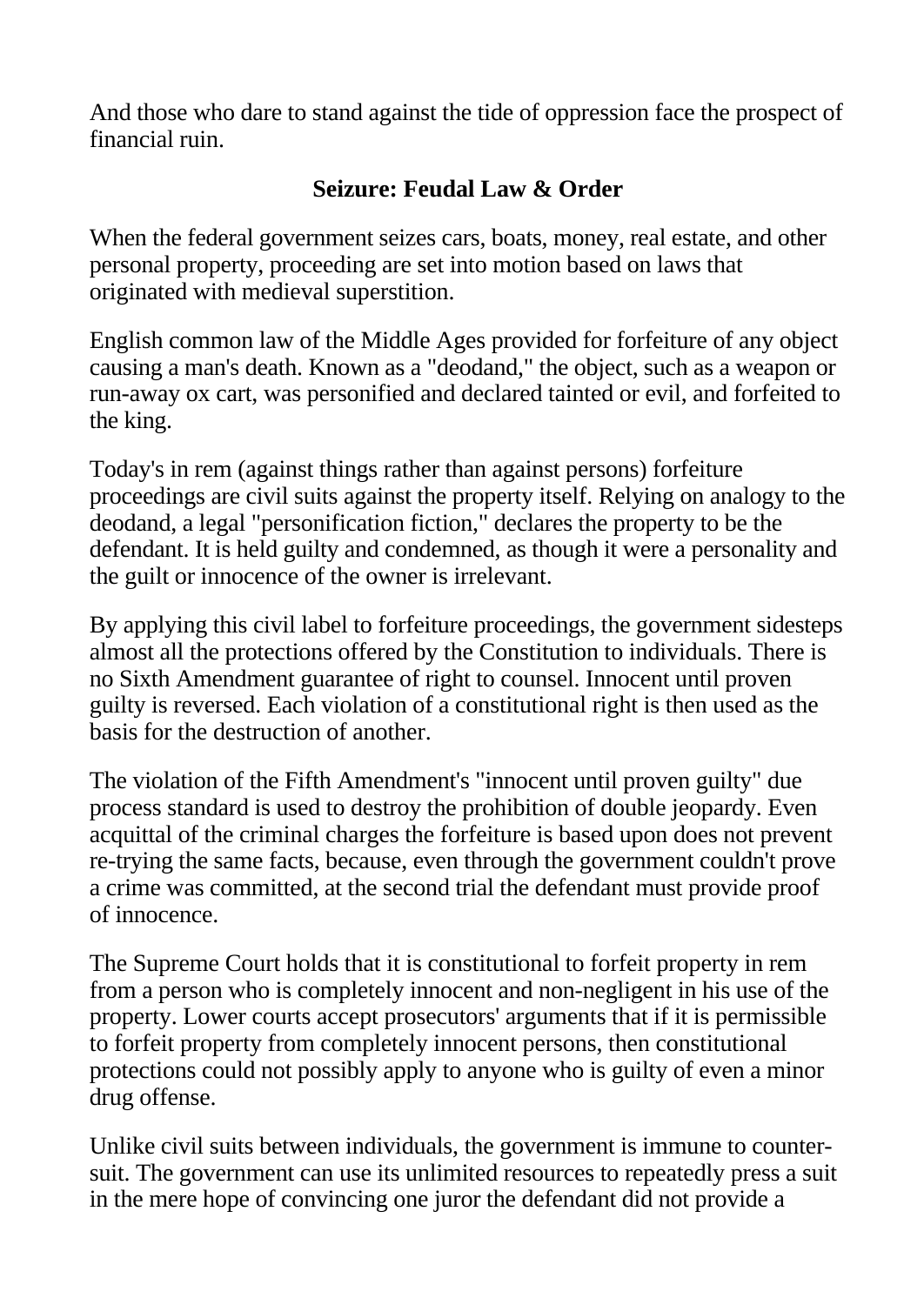And those who dare to stand against the tide of oppression face the prospect of financial ruin.

## Seizure: Feudal Law & Order

When the federal government seizes cars, boats, money, real estate, and other personal property, proceeding are set into motion based on laws that originated with medieval superstition.

English common law of the Middle Ages provided for forfeiture of any object causing a man's death. Known as a "deodand," the object, such as a weapon or run-away ox cart, was personified and declared tainted or evil, and forfeited to the king.

Today's in rem (against things rather than against persons) forfeiture proceedings are civil suits against the property itself. Relying on analogy to the deodand, a legal "personification fiction," declares the property to be the defendant. It is held guilty and condemned, as though it were a personality and the guilt or innocence of the owner is irrelevant.

By applying this civil label to forfeiture proceedings, the government sidesteps almost all the protections offered by the Constitution to individuals. There is no Sixth Amendment guarantee of right to counsel. Innocent until proven guilty is reversed. Each violation of a constitutional right is then used as the basis for the destruction of another.

The violation of the Fifth Amendment's "innocent until proven guilty" due process standard is used to destroy the prohibition of double jeopardy. Even acquittal of the criminal charges the forfeiture is based upon does not prevent re-trying the same facts, because, even through the government couldn't prove a crime was committed, at the second trial the defendant must provide proof of innocence.

The Supreme Court holds that it is constitutional to forfeit property in rem from a person who is completely innocent and non-negligent in his use of the property. Lower courts accept prosecutors' arguments that if it is permissible to forfeit property from completely innocent persons, then constitutional protections could not possibly apply to anyone who is guilty of even a minor drug offense.

Unlike civil suits between individuals, the government is immune to counter-suit. The government can use its unlimited resources to repeatedly press a suit in the mere hope of convincing one juror the defendant did not provide a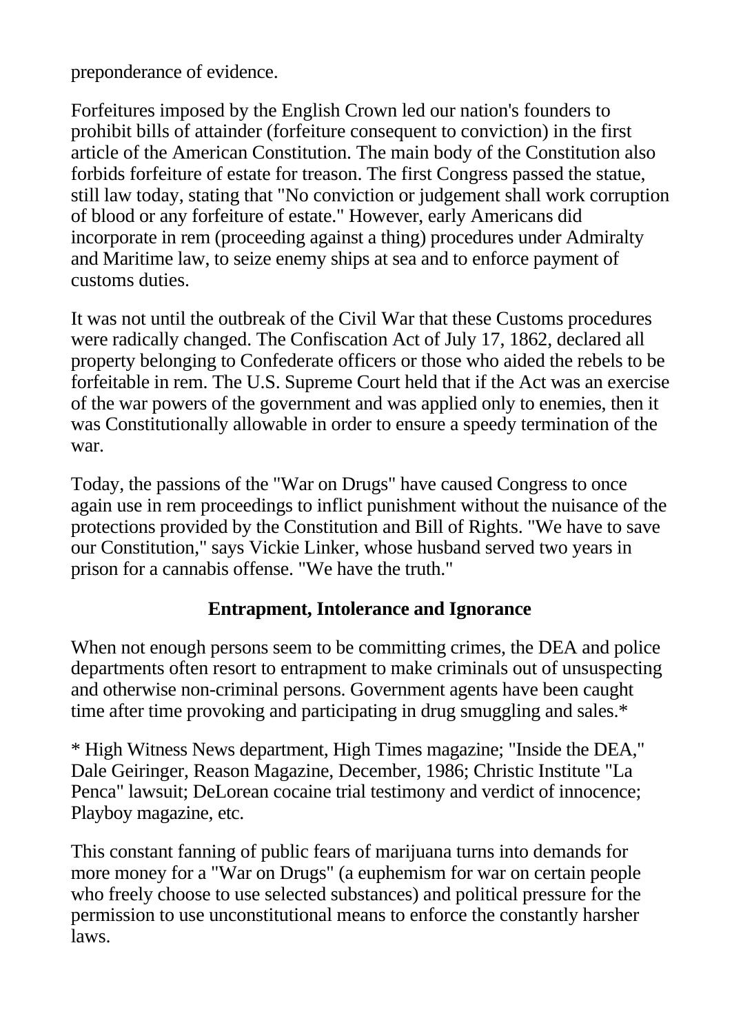preponderance of evidence.

Forfeitures imposed by the English Crown led our nation's founders to prohibit bills of attainder (forfeiture consequent to conviction) in the first article of the American Constitution. The main body of the Constitution also forbids forfeiture of estate for treason. The first Congress passed the statue, still law today, stating that "No conviction or judgement shall work corruption of blood or any forfeiture of estate." However, early Americans did incorporate in rem (proceeding against a thing) procedures under Admiralty and Maritime law, to seize enemy ships at sea and to enforce payment of customs duties.

It was not until the outbreak of the Civil War that these Customs procedures were radically changed. The Confiscation Act of July 17, 1862, declared all property belonging to Confederate officers or those who aided the rebels to be forfeitable in rem. The U.S. Supreme Court held that if the Act was an exercise of the war powers of the government and was applied only to enemies, then it was Constitutionally allowable in order to ensure a speedy termination of the war.

Today, the passions of the "War on Drugs" have caused Congress to once again use in rem proceedings to inflict punishment without the nuisance of the protections provided by the Constitution and Bill of Rights. "We have to save our Constitution," says Vickie Linker, whose husband served two years in prison for a cannabis offense. "We have the truth."

### Entrapment, Intolerance and Ignorance

When not enough persons seem to be committing crimes, the DEA and police departments often resort to entrapment to make criminals out of unsuspecting and otherwise non-criminal persons. Government agents have been caught time after time provoking and participating in drug smuggling and sales.*

* High Witness News department, High Times magazine; "Inside the DEA," Dale Geiringer, Reason Magazine, December, 1986; Christic Institute "La Penca" lawsuit; DeLorean cocaine trial testimony and verdict of innocence; Playboy magazine, etc.

This constant fanning of public fears of marijuana turns into demands for more money for a "War on Drugs" (a euphemism for war on certain people who freely choose to use selected substances) and political pressure for the permission to use unconstitutional means to enforce the constantly harsher laws.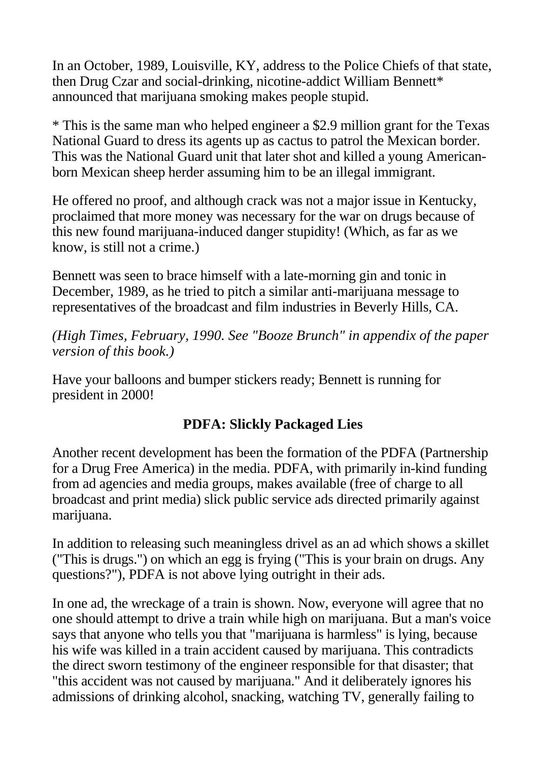In an October, 1989, Louisville, KY, address to the Police Chiefs of that state, then Drug Czar and social-drinking, nicotine-addict William Bennett* announced that marijuana smoking makes people stupid.

* This is the same man who helped engineer a $2.9 million grant for the Texas National Guard to dress its agents up as cactus to patrol the Mexican border. This was the National Guard unit that later shot and killed a young American-born Mexican sheep herder assuming him to be an illegal immigrant.

He offered no proof, and although crack was not a major issue in Kentucky, proclaimed that more money was necessary for the war on drugs because of this new found marijuana-induced danger stupidity! (Which, as far as we know, is still not a crime.)

Bennett was seen to brace himself with a late-morning gin and tonic in December, 1989, as he tried to pitch a similar anti-marijuana message to representatives of the broadcast and film industries in Beverly Hills, CA.

*(High Times, February, 1990. See "Booze Brunch" in appendix of the paper version of this book.)*

Have your balloons and bumper stickers ready; Bennett is running for president in 2000!

### PDFA: Slickly Packaged Lies

Another recent development has been the formation of the PDFA (Partnership for a Drug Free America) in the media. PDFA, with primarily in-kind funding from ad agencies and media groups, makes available (free of charge to all broadcast and print media) slick public service ads directed primarily against marijuana.

In addition to releasing such meaningless drivel as an ad which shows a skillet ("This is drugs.") on which an egg is frying ("This is your brain on drugs. Any questions?"), PDFA is not above lying outright in their ads.

In one ad, the wreckage of a train is shown. Now, everyone will agree that no one should attempt to drive a train while high on marijuana. But a man's voice says that anyone who tells you that "marijuana is harmless" is lying, because his wife was killed in a train accident caused by marijuana. This contradicts the direct sworn testimony of the engineer responsible for that disaster; that "this accident was not caused by marijuana." And it deliberately ignores his admissions of drinking alcohol, snacking, watching TV, generally failing to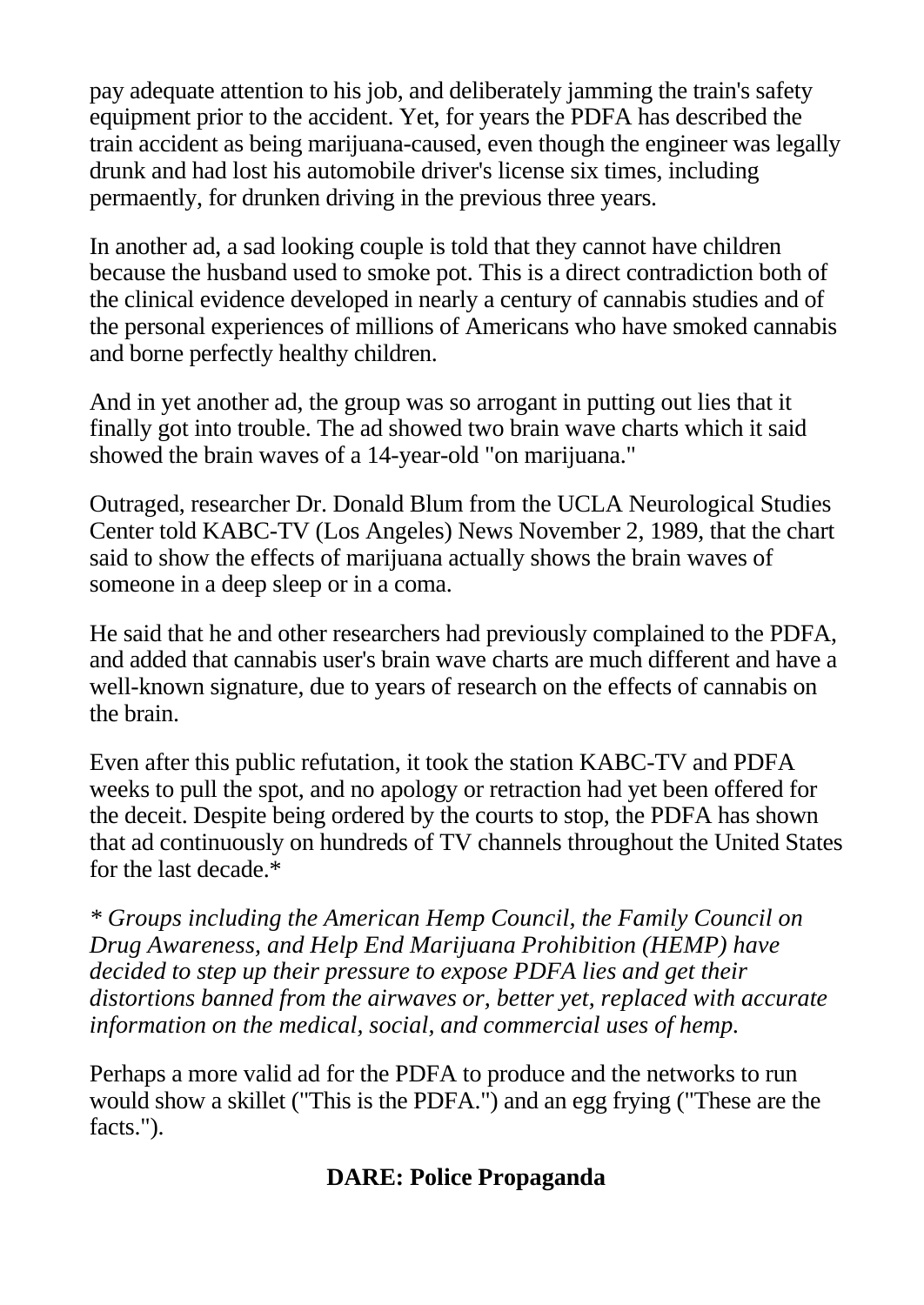pay adequate attention to his job, and deliberately jamming the train's safety equipment prior to the accident. Yet, for years the PDFA has described the train accident as being marijuana-caused, even though the engineer was legally drunk and had lost his automobile driver's license six times, including permaently, for drunken driving in the previous three years.

In another ad, a sad looking couple is told that they cannot have children because the husband used to smoke pot. This is a direct contradiction both of the clinical evidence developed in nearly a century of cannabis studies and of the personal experiences of millions of Americans who have smoked cannabis and borne perfectly healthy children.

And in yet another ad, the group was so arrogant in putting out lies that it finally got into trouble. The ad showed two brain wave charts which it said showed the brain waves of a 14-year-old "on marijuana."

Outraged, researcher Dr. Donald Blum from the UCLA Neurological Studies Center told KABC-TV (Los Angeles) News November 2, 1989, that the chart said to show the effects of marijuana actually shows the brain waves of someone in a deep sleep or in a coma.

He said that he and other researchers had previously complained to the PDFA, and added that cannabis user's brain wave charts are much different and have a well-known signature, due to years of research on the effects of cannabis on the brain.

Even after this public refutation, it took the station KABC-TV and PDFA weeks to pull the spot, and no apology or retraction had yet been offered for the deceit. Despite being ordered by the courts to stop, the PDFA has shown that ad continuously on hundreds of TV channels throughout the United States for the last decade.*

*\* Groups including the American Hemp Council, the Family Council on Drug Awareness, and Help End Marijuana Prohibition (HEMP) have decided to step up their pressure to expose PDFA lies and get their distortions banned from the airwaves or, better yet, replaced with accurate information on the medical, social, and commercial uses of hemp.*

Perhaps a more valid ad for the PDFA to produce and the networks to run would show a skillet ("This is the PDFA.") and an egg frying ("These are the facts.").

## DARE: Police Propaganda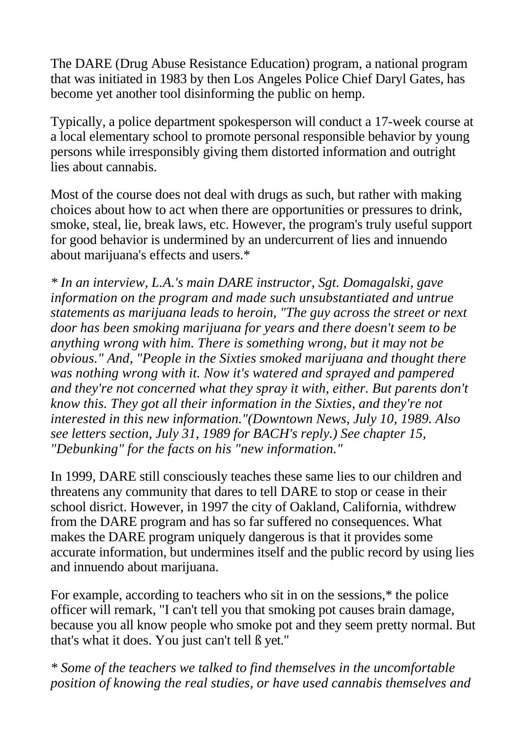The DARE (Drug Abuse Resistance Education) program, a national program that was initiated in 1983 by then Los Angeles Police Chief Daryl Gates, has become yet another tool disinforming the public on hemp.

Typically, a police department spokesperson will conduct a 17-week course at a local elementary school to promote personal responsible behavior by young persons while irresponsibly giving them distorted information and outright lies about cannabis.

Most of the course does not deal with drugs as such, but rather with making choices about how to act when there are opportunities or pressures to drink, smoke, steal, lie, break laws, etc. However, the program's truly useful support for good behavior is undermined by an undercurrent of lies and innuendo about marijuana's effects and users.*

*\* In an interview, L.A.'s main DARE instructor, Sgt. Domagalski, gave information on the program and made such unsubstantiated and untrue statements as marijuana leads to heroin, "The guy across the street or next door has been smoking marijuana for years and there doesn't seem to be anything wrong with him. There is something wrong, but it may not be obvious." And, "People in the Sixties smoked marijuana and thought there was nothing wrong with it. Now it's watered and sprayed and pampered and they're not concerned what they spray it with, either. But parents don't know this. They got all their information in the Sixties, and they're not interested in this new information."(Downtown News, July 10, 1989. Also see letters section, July 31, 1989 for BACH's reply.) See chapter 15, "Debunking" for the facts on his "new information."*

In 1999, DARE still consciously teaches these same lies to our children and threatens any community that dares to tell DARE to stop or cease in their school disrict. However, in 1997 the city of Oakland, California, withdrew from the DARE program and has so far suffered no consequences. What makes the DARE program uniquely dangerous is that it provides some accurate information, but undermines itself and the public record by using lies and innuendo about marijuana.

For example, according to teachers who sit in on the sessions,* the police officer will remark, "I can't tell you that smoking pot causes brain damage, because you all know people who smoke pot and they seem pretty normal. But that's what it does. You just can't tell ß yet."

*\* Some of the teachers we talked to find themselves in the uncomfortable position of knowing the real studies, or have used cannabis themselves and*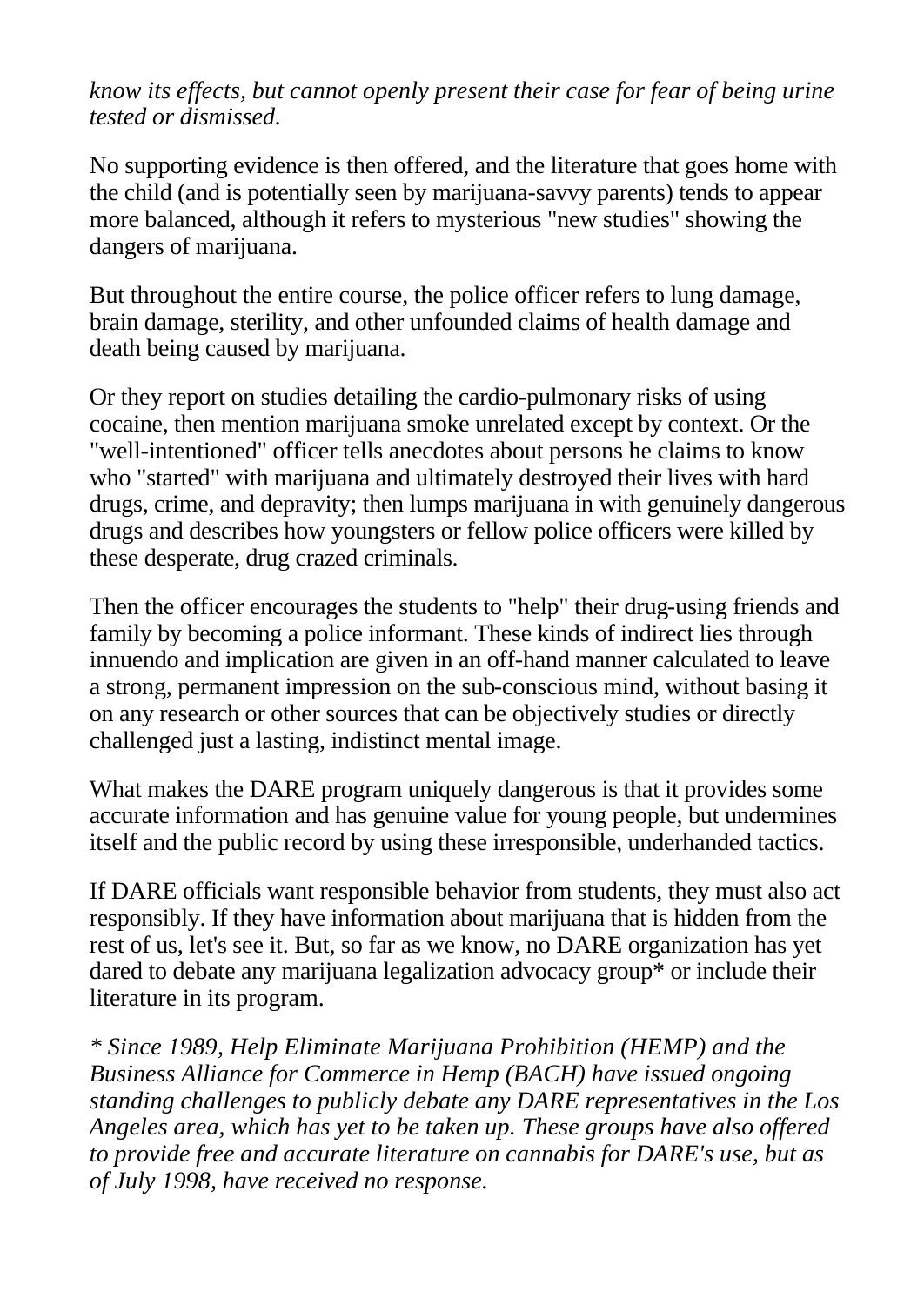*know its effects, but cannot openly present their case for fear of being urine tested or dismissed.*

No supporting evidence is then offered, and the literature that goes home with the child (and is potentially seen by marijuana-savvy parents) tends to appear more balanced, although it refers to mysterious "new studies" showing the dangers of marijuana.

But throughout the entire course, the police officer refers to lung damage, brain damage, sterility, and other unfounded claims of health damage and death being caused by marijuana.

Or they report on studies detailing the cardio-pulmonary risks of using cocaine, then mention marijuana smoke unrelated except by context. Or the "well-intentioned" officer tells anecdotes about persons he claims to know who "started" with marijuana and ultimately destroyed their lives with hard drugs, crime, and depravity; then lumps marijuana in with genuinely dangerous drugs and describes how youngsters or fellow police officers were killed by these desperate, drug crazed criminals.

Then the officer encourages the students to "help" their drug-using friends and family by becoming a police informant. These kinds of indirect lies through innuendo and implication are given in an off-hand manner calculated to leave a strong, permanent impression on the sub-conscious mind, without basing it on any research or other sources that can be objectively studies or directly challenged just a lasting, indistinct mental image.

What makes the DARE program uniquely dangerous is that it provides some accurate information and has genuine value for young people, but undermines itself and the public record by using these irresponsible, underhanded tactics.

If DARE officials want responsible behavior from students, they must also act responsibly. If they have information about marijuana that is hidden from the rest of us, let's see it. But, so far as we know, no DARE organization has yet dared to debate any marijuana legalization advocacy group* or include their literature in its program.

*\* Since 1989, Help Eliminate Marijuana Prohibition (HEMP) and the Business Alliance for Commerce in Hemp (BACH) have issued ongoing standing challenges to publicly debate any DARE representatives in the Los Angeles area, which has yet to be taken up. These groups have also offered to provide free and accurate literature on cannabis for DARE's use, but as of July 1998, have received no response.*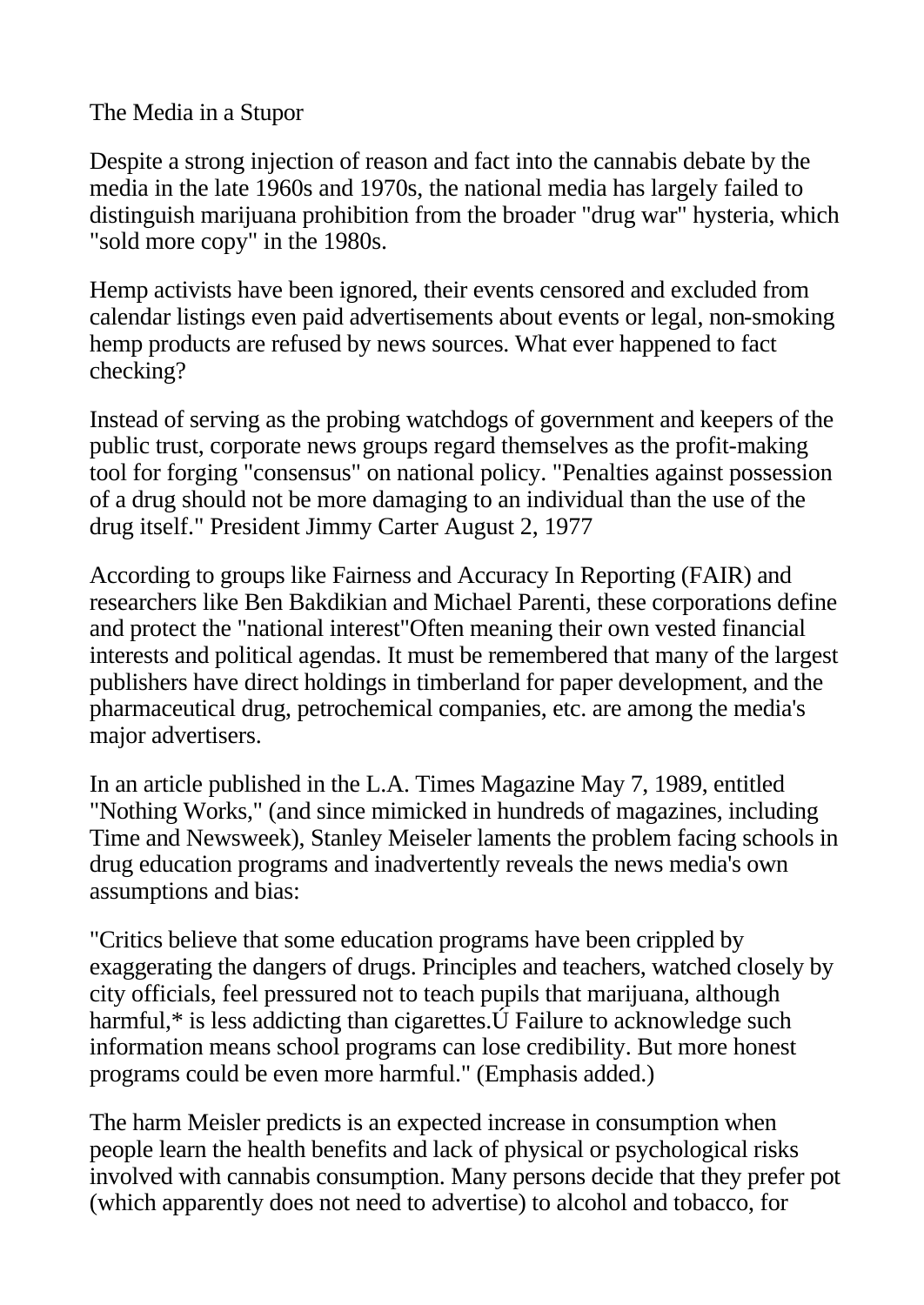# The Media in a Stupor

Despite a strong injection of reason and fact into the cannabis debate by the media in the late 1960s and 1970s, the national media has largely failed to distinguish marijuana prohibition from the broader "drug war" hysteria, which "sold more copy" in the 1980s.

Hemp activists have been ignored, their events censored and excluded from calendar listings even paid advertisements about events or legal, non-smoking hemp products are refused by news sources. What ever happened to fact checking?

Instead of serving as the probing watchdogs of government and keepers of the public trust, corporate news groups regard themselves as the profit-making tool for forging "consensus" on national policy. "Penalties against possession of a drug should not be more damaging to an individual than the use of the drug itself." President Jimmy Carter August 2, 1977

According to groups like Fairness and Accuracy In Reporting (FAIR) and researchers like Ben Bakdikian and Michael Parenti, these corporations define and protect the "national interest"Often meaning their own vested financial interests and political agendas. It must be remembered that many of the largest publishers have direct holdings in timberland for paper development, and the pharmaceutical drug, petrochemical companies, etc. are among the media's major advertisers.

In an article published in the L.A. Times Magazine May 7, 1989, entitled "Nothing Works," (and since mimicked in hundreds of magazines, including Time and Newsweek), Stanley Meiseler laments the problem facing schools in drug education programs and inadvertently reveals the news media's own assumptions and bias:

"Critics believe that some education programs have been crippled by exaggerating the dangers of drugs. Principles and teachers, watched closely by city officials, feel pressured not to teach pupils that marijuana, although harmful,* is less addicting than cigarettes.Ú Failure to acknowledge such information means school programs can lose credibility. But more honest programs could be even more harmful." (Emphasis added.)

The harm Meisler predicts is an expected increase in consumption when people learn the health benefits and lack of physical or psychological risks involved with cannabis consumption. Many persons decide that they prefer pot (which apparently does not need to advertise) to alcohol and tobacco, for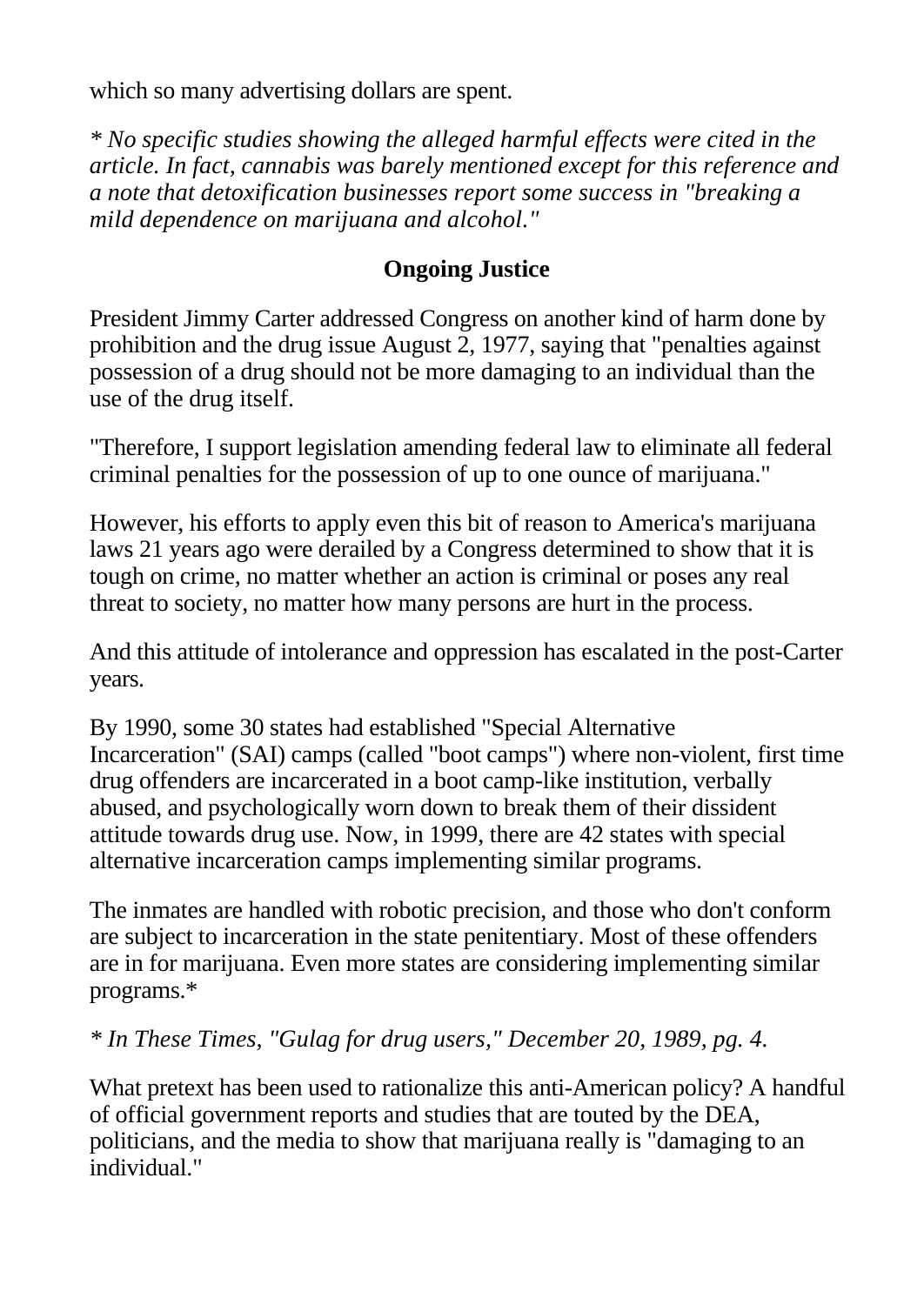which so many advertising dollars are spent.

*\* No specific studies showing the alleged harmful effects were cited in the article. In fact, cannabis was barely mentioned except for this reference and a note that detoxification businesses report some success in "breaking a mild dependence on marijuana and alcohol."*

## Ongoing Justice

President Jimmy Carter addressed Congress on another kind of harm done by prohibition and the drug issue August 2, 1977, saying that "penalties against possession of a drug should not be more damaging to an individual than the use of the drug itself.

"Therefore, I support legislation amending federal law to eliminate all federal criminal penalties for the possession of up to one ounce of marijuana."

However, his efforts to apply even this bit of reason to America's marijuana laws 21 years ago were derailed by a Congress determined to show that it is tough on crime, no matter whether an action is criminal or poses any real threat to society, no matter how many persons are hurt in the process.

And this attitude of intolerance and oppression has escalated in the post-Carter years.

By 1990, some 30 states had established "Special Alternative Incarceration" (SAI) camps (called "boot camps") where non-violent, first time drug offenders are incarcerated in a boot camp-like institution, verbally abused, and psychologically worn down to break them of their dissident attitude towards drug use. Now, in 1999, there are 42 states with special alternative incarceration camps implementing similar programs.

The inmates are handled with robotic precision, and those who don't conform are subject to incarceration in the state penitentiary. Most of these offenders are in for marijuana. Even more states are considering implementing similar programs.*

*\* In These Times, "Gulag for drug users," December 20, 1989, pg. 4.*

What pretext has been used to rationalize this anti-American policy? A handful of official government reports and studies that are touted by the DEA, politicians, and the media to show that marijuana really is "damaging to an individual."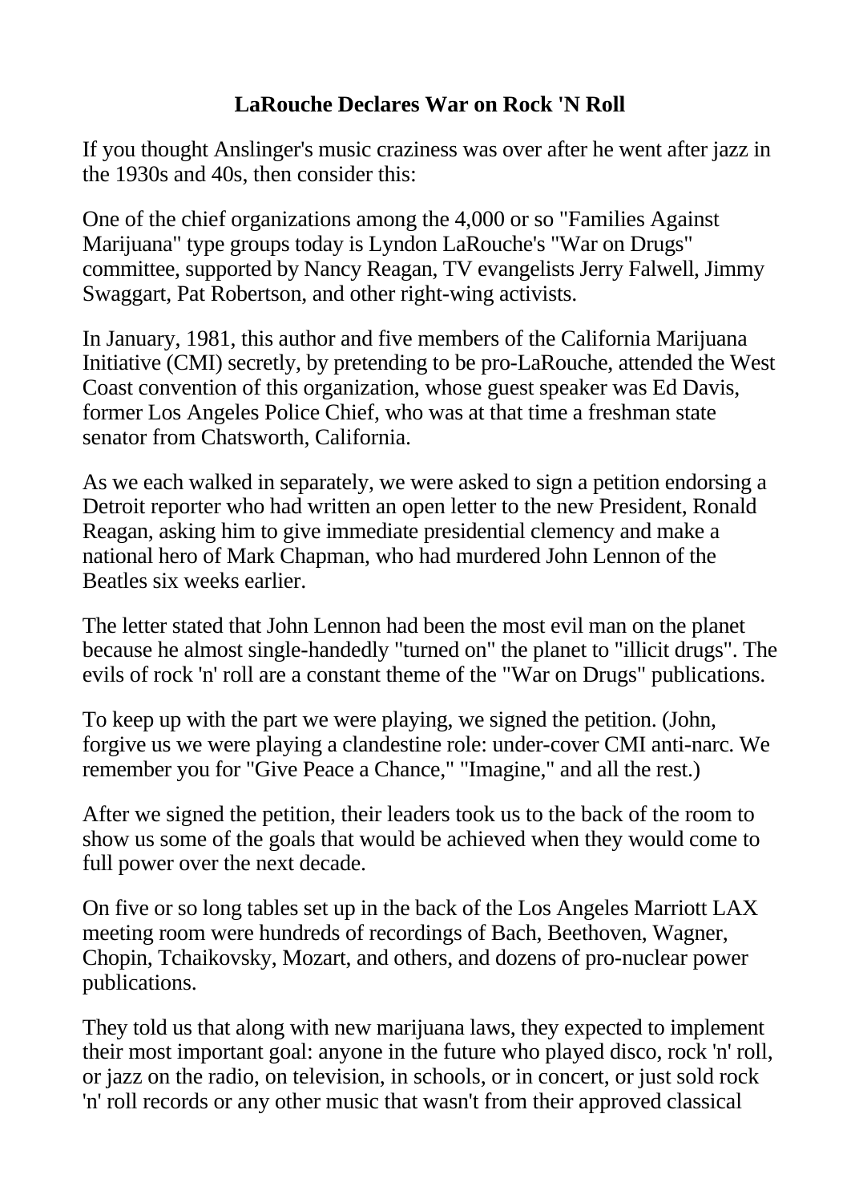## LaRouche Declares War on Rock 'N Roll

If you thought Anslinger's music craziness was over after he went after jazz in the 1930s and 40s, then consider this:

One of the chief organizations among the 4,000 or so "Families Against Marijuana" type groups today is Lyndon LaRouche's "War on Drugs" committee, supported by Nancy Reagan, TV evangelists Jerry Falwell, Jimmy Swaggart, Pat Robertson, and other right-wing activists.

In January, 1981, this author and five members of the California Marijuana Initiative (CMI) secretly, by pretending to be pro-LaRouche, attended the West Coast convention of this organization, whose guest speaker was Ed Davis, former Los Angeles Police Chief, who was at that time a freshman state senator from Chatsworth, California.

As we each walked in separately, we were asked to sign a petition endorsing a Detroit reporter who had written an open letter to the new President, Ronald Reagan, asking him to give immediate presidential clemency and make a national hero of Mark Chapman, who had murdered John Lennon of the Beatles six weeks earlier.

The letter stated that John Lennon had been the most evil man on the planet because he almost single-handedly "turned on" the planet to "illicit drugs". The evils of rock 'n' roll are a constant theme of the "War on Drugs" publications.

To keep up with the part we were playing, we signed the petition. (John, forgive us we were playing a clandestine role: under-cover CMI anti-narc. We remember you for "Give Peace a Chance," "Imagine," and all the rest.)

After we signed the petition, their leaders took us to the back of the room to show us some of the goals that would be achieved when they would come to full power over the next decade.

On five or so long tables set up in the back of the Los Angeles Marriott LAX meeting room were hundreds of recordings of Bach, Beethoven, Wagner, Chopin, Tchaikovsky, Mozart, and others, and dozens of pro-nuclear power publications.

They told us that along with new marijuana laws, they expected to implement their most important goal: anyone in the future who played disco, rock 'n' roll, or jazz on the radio, on television, in schools, or in concert, or just sold rock 'n' roll records or any other music that wasn't from their approved classical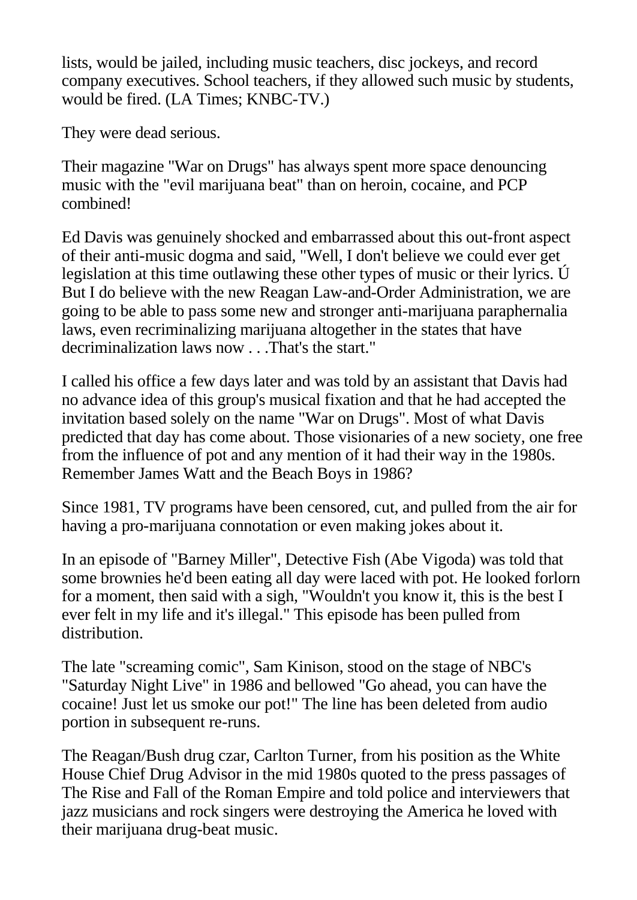lists, would be jailed, including music teachers, disc jockeys, and record company executives. School teachers, if they allowed such music by students, would be fired. (LA Times; KNBC-TV.)

They were dead serious.

Their magazine "War on Drugs" has always spent more space denouncing music with the "evil marijuana beat" than on heroin, cocaine, and PCP combined!

Ed Davis was genuinely shocked and embarrassed about this out-front aspect of their anti-music dogma and said, "Well, I don't believe we could ever get legislation at this time outlawing these other types of music or their lyrics. Ú But I do believe with the new Reagan Law-and-Order Administration, we are going to be able to pass some new and stronger anti-marijuana paraphernalia laws, even recriminalizing marijuana altogether in the states that have decriminalization laws now . . .That's the start."

I called his office a few days later and was told by an assistant that Davis had no advance idea of this group's musical fixation and that he had accepted the invitation based solely on the name "War on Drugs". Most of what Davis predicted that day has come about. Those visionaries of a new society, one free from the influence of pot and any mention of it had their way in the 1980s. Remember James Watt and the Beach Boys in 1986?

Since 1981, TV programs have been censored, cut, and pulled from the air for having a pro-marijuana connotation or even making jokes about it.

In an episode of "Barney Miller", Detective Fish (Abe Vigoda) was told that some brownies he'd been eating all day were laced with pot. He looked forlorn for a moment, then said with a sigh, "Wouldn't you know it, this is the best I ever felt in my life and it's illegal." This episode has been pulled from distribution.

The late "screaming comic", Sam Kinison, stood on the stage of NBC's "Saturday Night Live" in 1986 and bellowed "Go ahead, you can have the cocaine! Just let us smoke our pot!" The line has been deleted from audio portion in subsequent re-runs.

The Reagan/Bush drug czar, Carlton Turner, from his position as the White House Chief Drug Advisor in the mid 1980s quoted to the press passages of The Rise and Fall of the Roman Empire and told police and interviewers that jazz musicians and rock singers were destroying the America he loved with their marijuana drug-beat music.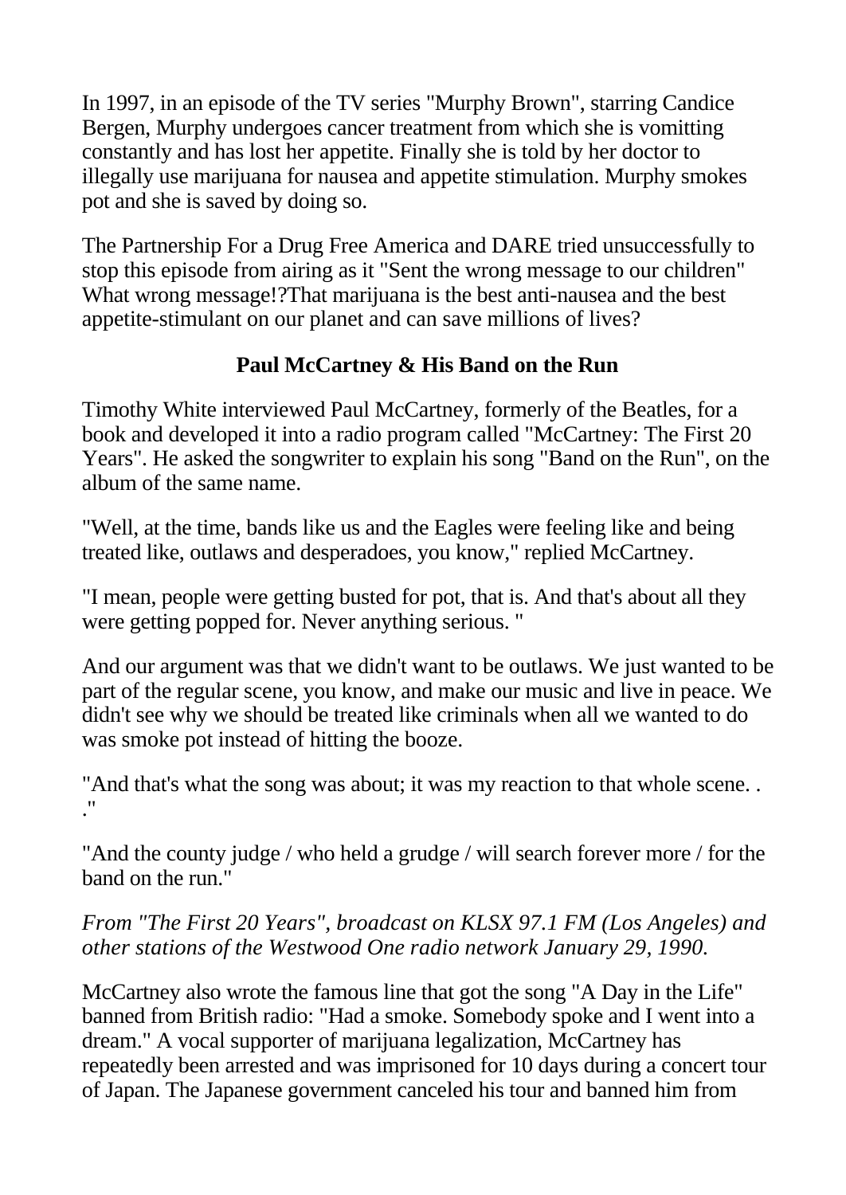In 1997, in an episode of the TV series "Murphy Brown", starring Candice Bergen, Murphy undergoes cancer treatment from which she is vomitting constantly and has lost her appetite. Finally she is told by her doctor to illegally use marijuana for nausea and appetite stimulation. Murphy smokes pot and she is saved by doing so.

The Partnership For a Drug Free America and DARE tried unsuccessfully to stop this episode from airing as it "Sent the wrong message to our children" What wrong message!?That marijuana is the best anti-nausea and the best appetite-stimulant on our planet and can save millions of lives?

### Paul McCartney & His Band on the Run

Timothy White interviewed Paul McCartney, formerly of the Beatles, for a book and developed it into a radio program called "McCartney: The First 20 Years". He asked the songwriter to explain his song "Band on the Run", on the album of the same name.

"Well, at the time, bands like us and the Eagles were feeling like and being treated like, outlaws and desperadoes, you know," replied McCartney.

"I mean, people were getting busted for pot, that is. And that's about all they were getting popped for. Never anything serious. "

And our argument was that we didn't want to be outlaws. We just wanted to be part of the regular scene, you know, and make our music and live in peace. We didn't see why we should be treated like criminals when all we wanted to do was smoke pot instead of hitting the booze.

"And that's what the song was about; it was my reaction to that whole scene. . ."

"And the county judge / who held a grudge / will search forever more / for the band on the run."

*From "The First 20 Years", broadcast on KLSX 97.1 FM (Los Angeles) and other stations of the Westwood One radio network January 29, 1990.*

McCartney also wrote the famous line that got the song "A Day in the Life" banned from British radio: "Had a smoke. Somebody spoke and I went into a dream." A vocal supporter of marijuana legalization, McCartney has repeatedly been arrested and was imprisoned for 10 days during a concert tour of Japan. The Japanese government canceled his tour and banned him from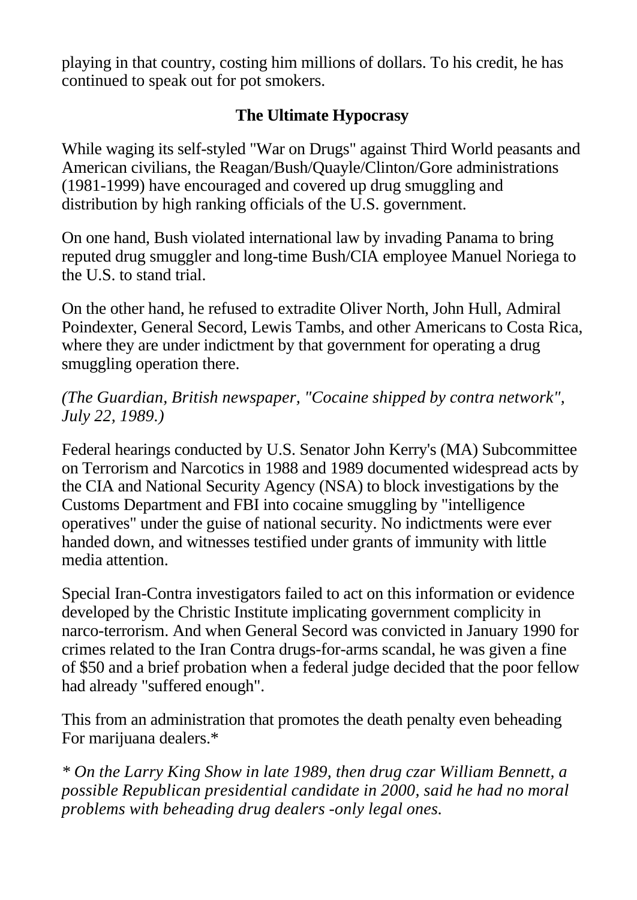playing in that country, costing him millions of dollars. To his credit, he has continued to speak out for pot smokers.

## The Ultimate Hypocrasy

While waging its self-styled "War on Drugs" against Third World peasants and American civilians, the Reagan/Bush/Quayle/Clinton/Gore administrations (1981-1999) have encouraged and covered up drug smuggling and distribution by high ranking officials of the U.S. government.

On one hand, Bush violated international law by invading Panama to bring reputed drug smuggler and long-time Bush/CIA employee Manuel Noriega to the U.S. to stand trial.

On the other hand, he refused to extradite Oliver North, John Hull, Admiral Poindexter, General Secord, Lewis Tambs, and other Americans to Costa Rica, where they are under indictment by that government for operating a drug smuggling operation there.

*(The Guardian, British newspaper, "Cocaine shipped by contra network", July 22, 1989.)*

Federal hearings conducted by U.S. Senator John Kerry's (MA) Subcommittee on Terrorism and Narcotics in 1988 and 1989 documented widespread acts by the CIA and National Security Agency (NSA) to block investigations by the Customs Department and FBI into cocaine smuggling by "intelligence operatives" under the guise of national security. No indictments were ever handed down, and witnesses testified under grants of immunity with little media attention.

Special Iran-Contra investigators failed to act on this information or evidence developed by the Christic Institute implicating government complicity in narco-terrorism. And when General Secord was convicted in January 1990 for crimes related to the Iran Contra drugs-for-arms scandal, he was given a fine of $50 and a brief probation when a federal judge decided that the poor fellow had already "suffered enough".

This from an administration that promotes the death penalty even beheading For marijuana dealers.*

*\* On the Larry King Show in late 1989, then drug czar William Bennett, a possible Republican presidential candidate in 2000, said he had no moral problems with beheading drug dealers -only legal ones.*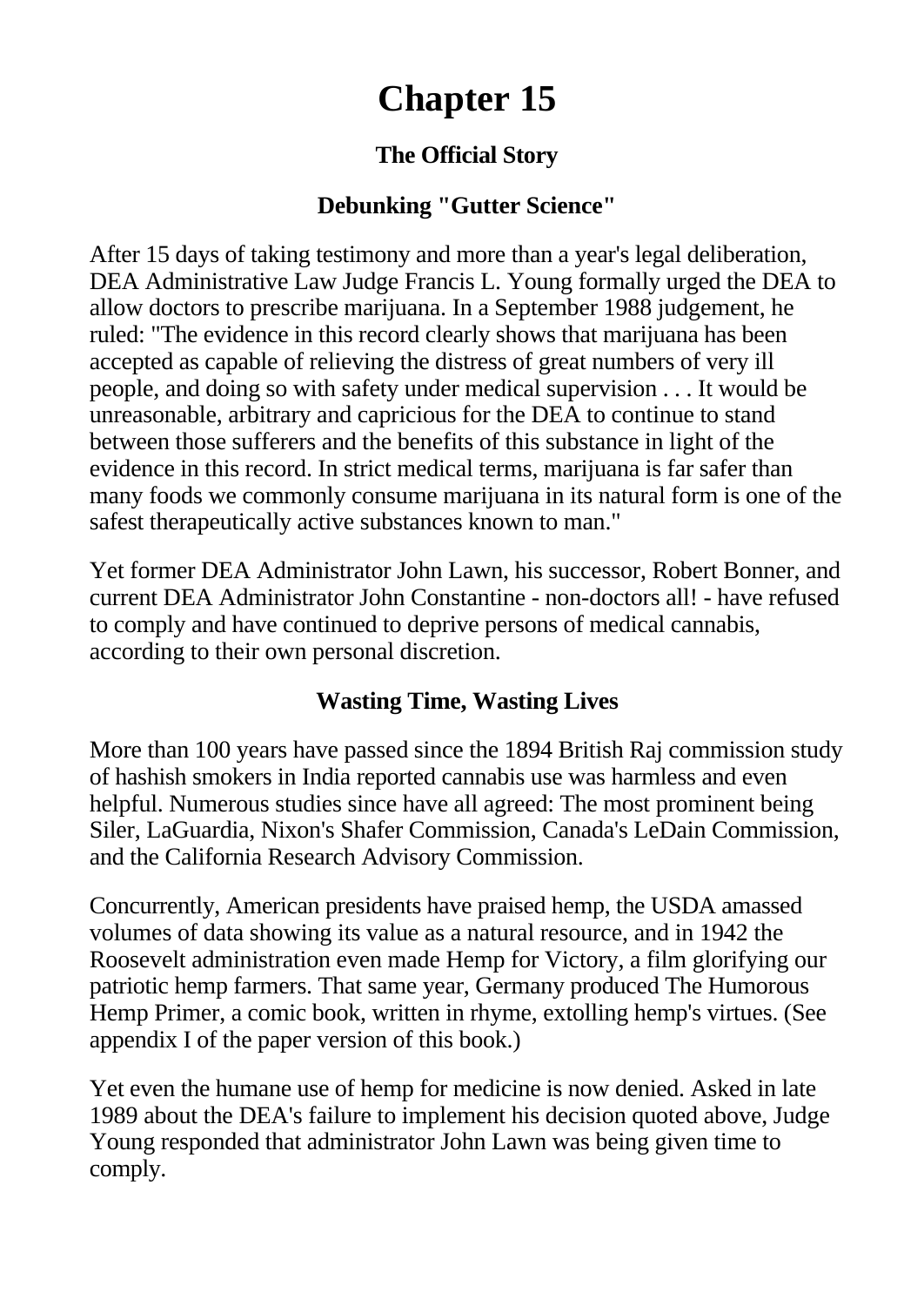# Chapter 15

## The Official Story

### Debunking "Gutter Science"

After 15 days of taking testimony and more than a year's legal deliberation, DEA Administrative Law Judge Francis L. Young formally urged the DEA to allow doctors to prescribe marijuana. In a September 1988 judgement, he ruled: "The evidence in this record clearly shows that marijuana has been accepted as capable of relieving the distress of great numbers of very ill people, and doing so with safety under medical supervision . . . It would be unreasonable, arbitrary and capricious for the DEA to continue to stand between those sufferers and the benefits of this substance in light of the evidence in this record. In strict medical terms, marijuana is far safer than many foods we commonly consume marijuana in its natural form is one of the safest therapeutically active substances known to man."

Yet former DEA Administrator John Lawn, his successor, Robert Bonner, and current DEA Administrator John Constantine - non-doctors all! - have refused to comply and have continued to deprive persons of medical cannabis, according to their own personal discretion.

### Wasting Time, Wasting Lives

More than 100 years have passed since the 1894 British Raj commission study of hashish smokers in India reported cannabis use was harmless and even helpful. Numerous studies since have all agreed: The most prominent being Siler, LaGuardia, Nixon's Shafer Commission, Canada's LeDain Commission, and the California Research Advisory Commission.

Concurrently, American presidents have praised hemp, the USDA amassed volumes of data showing its value as a natural resource, and in 1942 the Roosevelt administration even made Hemp for Victory, a film glorifying our patriotic hemp farmers. That same year, Germany produced The Humorous Hemp Primer, a comic book, written in rhyme, extolling hemp's virtues. (See appendix I of the paper version of this book.)

Yet even the humane use of hemp for medicine is now denied. Asked in late 1989 about the DEA's failure to implement his decision quoted above, Judge Young responded that administrator John Lawn was being given time to comply.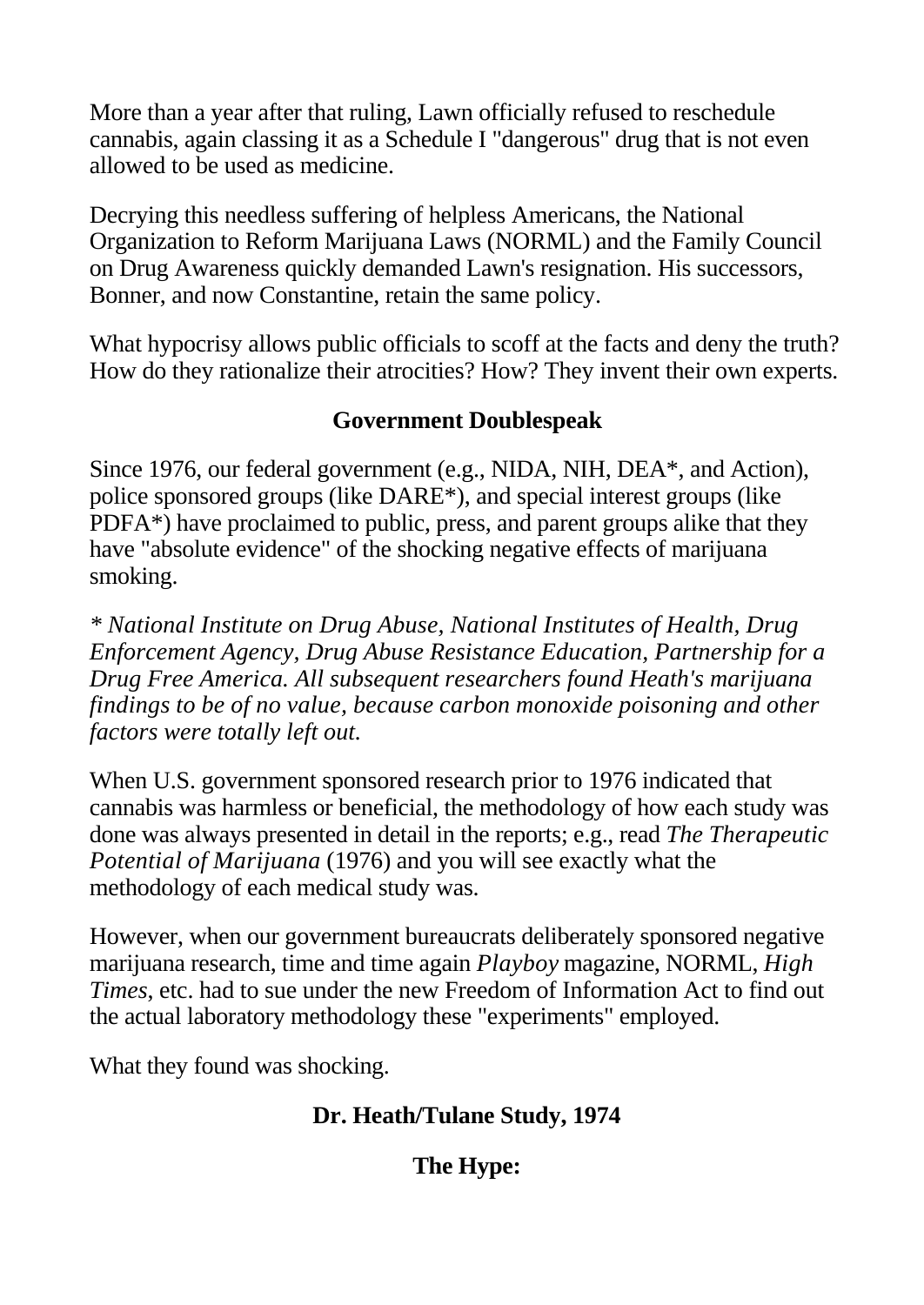More than a year after that ruling, Lawn officially refused to reschedule cannabis, again classing it as a Schedule I "dangerous" drug that is not even allowed to be used as medicine.

Decrying this needless suffering of helpless Americans, the National Organization to Reform Marijuana Laws (NORML) and the Family Council on Drug Awareness quickly demanded Lawn's resignation. His successors, Bonner, and now Constantine, retain the same policy.

What hypocrisy allows public officials to scoff at the facts and deny the truth? How do they rationalize their atrocities? How? They invent their own experts.

### Government Doublespeak

Since 1976, our federal government (e.g., NIDA, NIH, DEA*, and Action), police sponsored groups (like DARE*), and special interest groups (like PDFA*) have proclaimed to public, press, and parent groups alike that they have "absolute evidence" of the shocking negative effects of marijuana smoking.

*\* National Institute on Drug Abuse, National Institutes of Health, Drug Enforcement Agency, Drug Abuse Resistance Education, Partnership for a Drug Free America. All subsequent researchers found Heath's marijuana findings to be of no value, because carbon monoxide poisoning and other factors were totally left out.*

When U.S. government sponsored research prior to 1976 indicated that cannabis was harmless or beneficial, the methodology of how each study was done was always presented in detail in the reports; e.g., read *The Therapeutic Potential of Marijuana* (1976) and you will see exactly what the methodology of each medical study was.

However, when our government bureaucrats deliberately sponsored negative marijuana research, time and time again *Playboy* magazine, NORML, *High Times*, etc. had to sue under the new Freedom of Information Act to find out the actual laboratory methodology these "experiments" employed.

What they found was shocking.

### Dr. Heath/Tulane Study, 1974

### The Hype: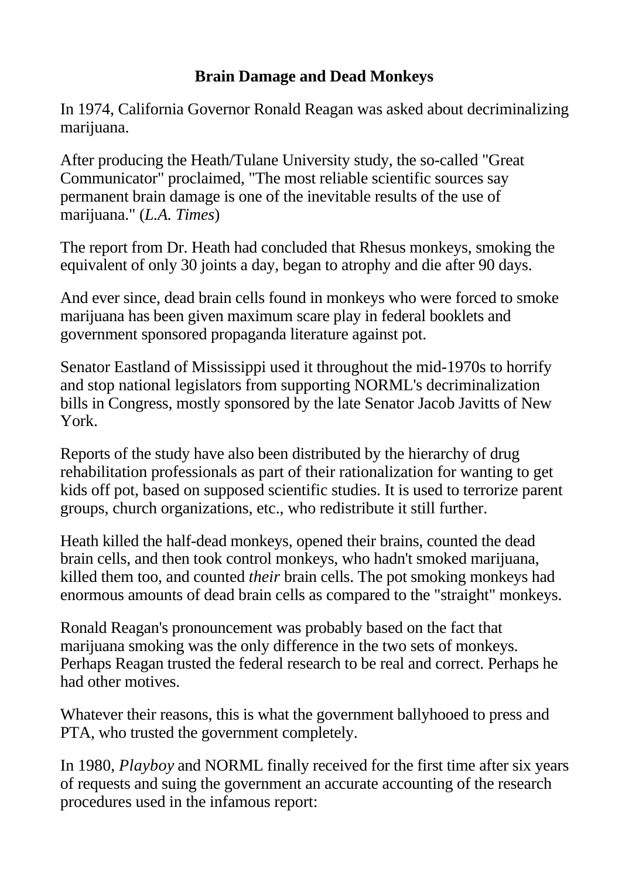## Brain Damage and Dead Monkeys

In 1974, California Governor Ronald Reagan was asked about decriminalizing marijuana.

After producing the Heath/Tulane University study, the so-called "Great Communicator" proclaimed, "The most reliable scientific sources say permanent brain damage is one of the inevitable results of the use of marijuana." (*L.A. Times*)

The report from Dr. Heath had concluded that Rhesus monkeys, smoking the equivalent of only 30 joints a day, began to atrophy and die after 90 days.

And ever since, dead brain cells found in monkeys who were forced to smoke marijuana has been given maximum scare play in federal booklets and government sponsored propaganda literature against pot.

Senator Eastland of Mississippi used it throughout the mid-1970s to horrify and stop national legislators from supporting NORML's decriminalization bills in Congress, mostly sponsored by the late Senator Jacob Javitts of New York.

Reports of the study have also been distributed by the hierarchy of drug rehabilitation professionals as part of their rationalization for wanting to get kids off pot, based on supposed scientific studies. It is used to terrorize parent groups, church organizations, etc., who redistribute it still further.

Heath killed the half-dead monkeys, opened their brains, counted the dead brain cells, and then took control monkeys, who hadn't smoked marijuana, killed them too, and counted *their* brain cells. The pot smoking monkeys had enormous amounts of dead brain cells as compared to the "straight" monkeys.

Ronald Reagan's pronouncement was probably based on the fact that marijuana smoking was the only difference in the two sets of monkeys. Perhaps Reagan trusted the federal research to be real and correct. Perhaps he had other motives.

Whatever their reasons, this is what the government ballyhooed to press and PTA, who trusted the government completely.

In 1980, *Playboy* and NORML finally received for the first time after six years of requests and suing the government an accurate accounting of the research procedures used in the infamous report: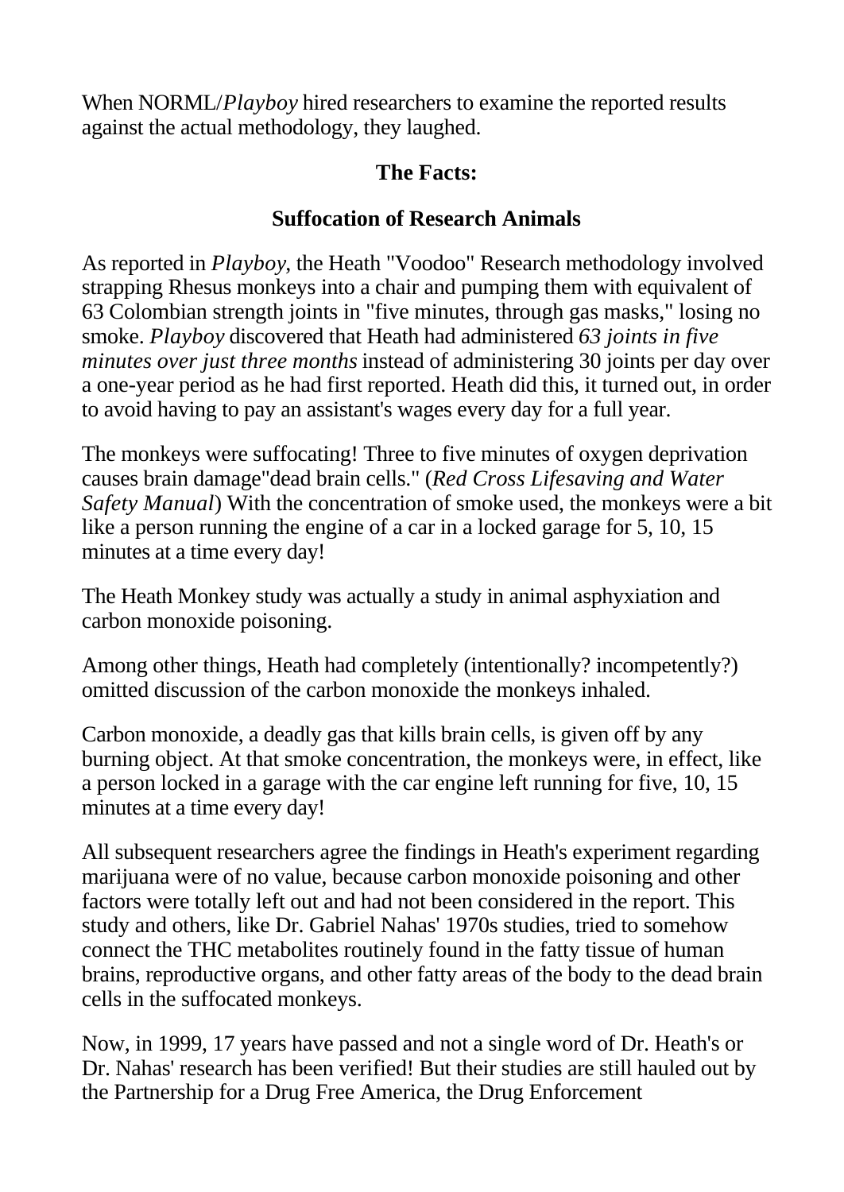When NORML/*Playboy* hired researchers to examine the reported results against the actual methodology, they laughed.

**The Facts:**

**Suffocation of Research Animals**

As reported in *Playboy,* the Heath "Voodoo" Research methodology involved strapping Rhesus monkeys into a chair and pumping them with equivalent of 63 Colombian strength joints in "five minutes, through gas masks," losing no smoke. *Playboy* discovered that Heath had administered *63 joints in five minutes over just three months* instead of administering 30 joints per day over a one-year period as he had first reported. Heath did this, it turned out, in order to avoid having to pay an assistant's wages every day for a full year.

The monkeys were suffocating! Three to five minutes of oxygen deprivation causes brain damage"dead brain cells." (*Red Cross Lifesaving and Water Safety Manual*) With the concentration of smoke used, the monkeys were a bit like a person running the engine of a car in a locked garage for 5, 10, 15 minutes at a time every day!

The Heath Monkey study was actually a study in animal asphyxiation and carbon monoxide poisoning.

Among other things, Heath had completely (intentionally? incompetently?) omitted discussion of the carbon monoxide the monkeys inhaled.

Carbon monoxide, a deadly gas that kills brain cells, is given off by any burning object. At that smoke concentration, the monkeys were, in effect, like a person locked in a garage with the car engine left running for five, 10, 15 minutes at a time every day!

All subsequent researchers agree the findings in Heath's experiment regarding marijuana were of no value, because carbon monoxide poisoning and other factors were totally left out and had not been considered in the report. This study and others, like Dr. Gabriel Nahas' 1970s studies, tried to somehow connect the THC metabolites routinely found in the fatty tissue of human brains, reproductive organs, and other fatty areas of the body to the dead brain cells in the suffocated monkeys.

Now, in 1999, 17 years have passed and not a single word of Dr. Heath's or Dr. Nahas' research has been verified! But their studies are still hauled out by the Partnership for a Drug Free America, the Drug Enforcement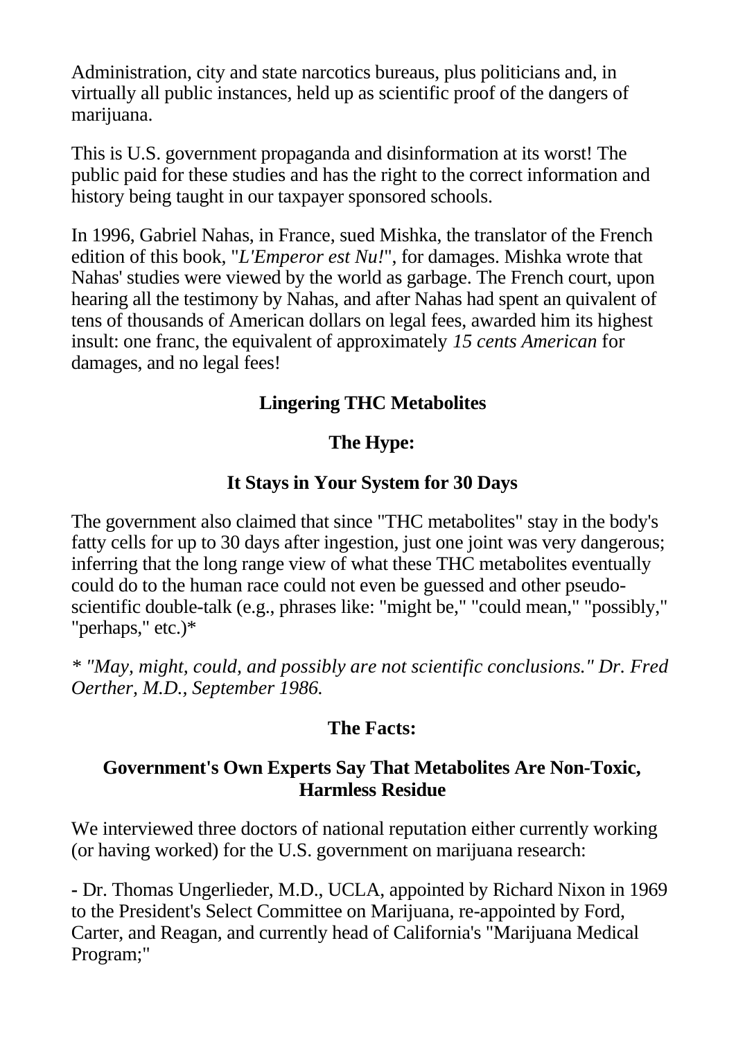Administration, city and state narcotics bureaus, plus politicians and, in virtually all public instances, held up as scientific proof of the dangers of marijuana.

This is U.S. government propaganda and disinformation at its worst! The public paid for these studies and has the right to the correct information and history being taught in our taxpayer sponsored schools.

In 1996, Gabriel Nahas, in France, sued Mishka, the translator of the French edition of this book, "*L'Emperor est Nu!*", for damages. Mishka wrote that Nahas' studies were viewed by the world as garbage. The French court, upon hearing all the testimony by Nahas, and after Nahas had spent an quivalent of tens of thousands of American dollars on legal fees, awarded him its highest insult: one franc, the equivalent of approximately *15 cents American* for damages, and no legal fees!

### Lingering THC Metabolites

### The Hype:

### It Stays in Your System for 30 Days

The government also claimed that since "THC metabolites" stay in the body's fatty cells for up to 30 days after ingestion, just one joint was very dangerous; inferring that the long range view of what these THC metabolites eventually could do to the human race could not even be guessed and other pseudo-scientific double-talk (e.g., phrases like: "might be," "could mean," "possibly," "perhaps," etc.)*

*\* "May, might, could, and possibly are not scientific conclusions." Dr. Fred Oerther, M.D., September 1986.*

### The Facts:

### Government's Own Experts Say That Metabolites Are Non-Toxic, Harmless Residue

We interviewed three doctors of national reputation either currently working (or having worked) for the U.S. government on marijuana research:

- Dr. Thomas Ungerlieder, M.D., UCLA, appointed by Richard Nixon in 1969 to the President's Select Committee on Marijuana, re-appointed by Ford, Carter, and Reagan, and currently head of California's "Marijuana Medical Program;"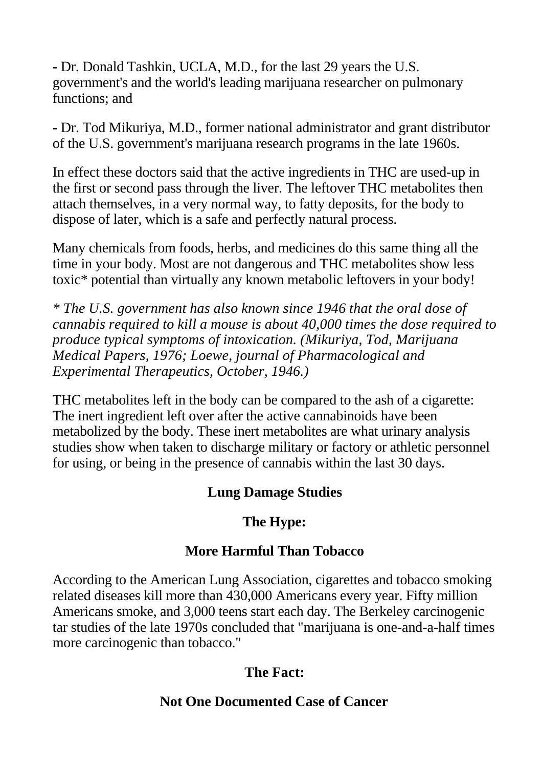- Dr. Donald Tashkin, UCLA, M.D., for the last 29 years the U.S. government's and the world's leading marijuana researcher on pulmonary functions; and

- Dr. Tod Mikuriya, M.D., former national administrator and grant distributor of the U.S. government's marijuana research programs in the late 1960s.

In effect these doctors said that the active ingredients in THC are used-up in the first or second pass through the liver. The leftover THC metabolites then attach themselves, in a very normal way, to fatty deposits, for the body to dispose of later, which is a safe and perfectly natural process.

Many chemicals from foods, herbs, and medicines do this same thing all the time in your body. Most are not dangerous and THC metabolites show less toxic* potential than virtually any known metabolic leftovers in your body!

*\* The U.S. government has also known since 1946 that the oral dose of cannabis required to kill a mouse is about 40,000 times the dose required to produce typical symptoms of intoxication. (Mikuriya, Tod, Marijuana Medical Papers, 1976; Loewe, journal of Pharmacological and Experimental Therapeutics, October, 1946.)*

THC metabolites left in the body can be compared to the ash of a cigarette: The inert ingredient left over after the active cannabinoids have been metabolized by the body. These inert metabolites are what urinary analysis studies show when taken to discharge military or factory or athletic personnel for using, or being in the presence of cannabis within the last 30 days.

**Lung Damage Studies**

**The Hype:**

**More Harmful Than Tobacco**

According to the American Lung Association, cigarettes and tobacco smoking related diseases kill more than 430,000 Americans every year. Fifty million Americans smoke, and 3,000 teens start each day. The Berkeley carcinogenic tar studies of the late 1970s concluded that "marijuana is one-and-a-half times more carcinogenic than tobacco."

**The Fact:**

**Not One Documented Case of Cancer**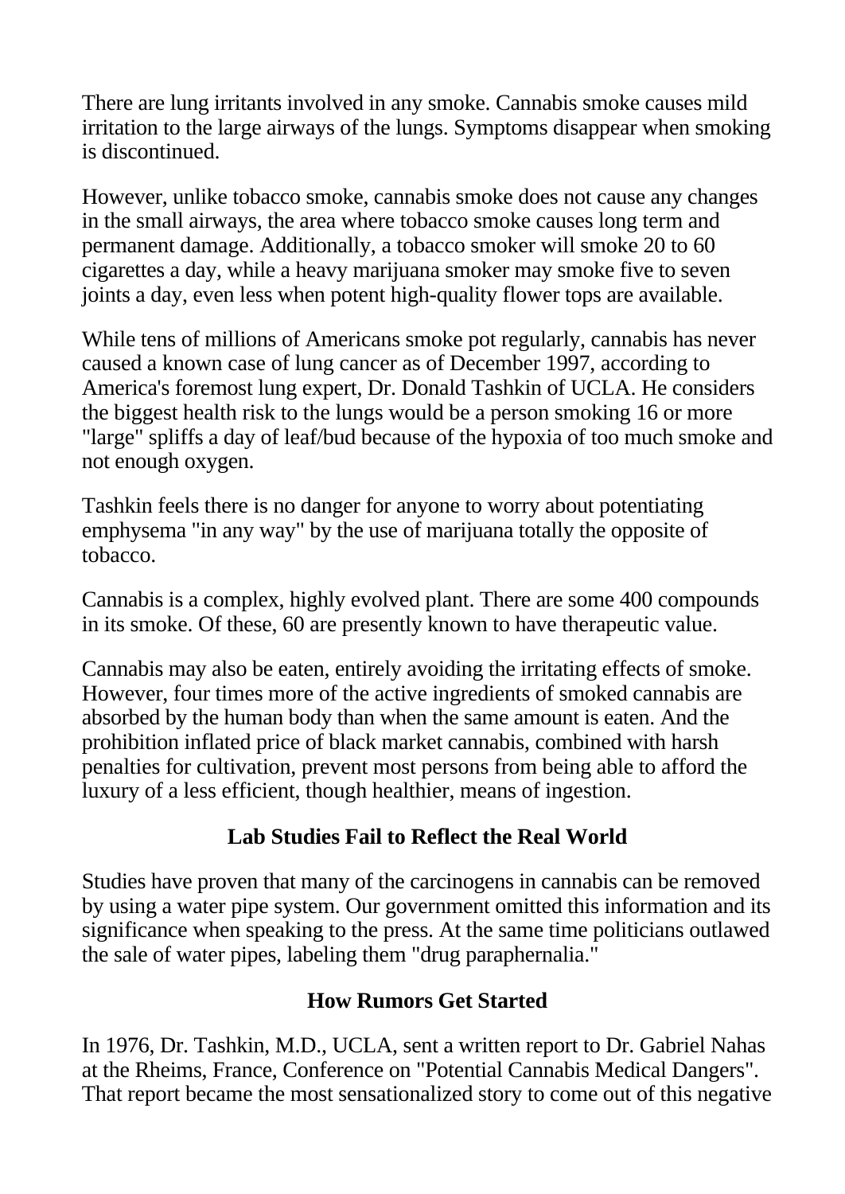There are lung irritants involved in any smoke. Cannabis smoke causes mild irritation to the large airways of the lungs. Symptoms disappear when smoking is discontinued.

However, unlike tobacco smoke, cannabis smoke does not cause any changes in the small airways, the area where tobacco smoke causes long term and permanent damage. Additionally, a tobacco smoker will smoke 20 to 60 cigarettes a day, while a heavy marijuana smoker may smoke five to seven joints a day, even less when potent high-quality flower tops are available.

While tens of millions of Americans smoke pot regularly, cannabis has never caused a known case of lung cancer as of December 1997, according to America's foremost lung expert, Dr. Donald Tashkin of UCLA. He considers the biggest health risk to the lungs would be a person smoking 16 or more "large" spliffs a day of leaf/bud because of the hypoxia of too much smoke and not enough oxygen.

Tashkin feels there is no danger for anyone to worry about potentiating emphysema "in any way" by the use of marijuana totally the opposite of tobacco.

Cannabis is a complex, highly evolved plant. There are some 400 compounds in its smoke. Of these, 60 are presently known to have therapeutic value.

Cannabis may also be eaten, entirely avoiding the irritating effects of smoke. However, four times more of the active ingredients of smoked cannabis are absorbed by the human body than when the same amount is eaten. And the prohibition inflated price of black market cannabis, combined with harsh penalties for cultivation, prevent most persons from being able to afford the luxury of a less efficient, though healthier, means of ingestion.

### Lab Studies Fail to Reflect the Real World

Studies have proven that many of the carcinogens in cannabis can be removed by using a water pipe system. Our government omitted this information and its significance when speaking to the press. At the same time politicians outlawed the sale of water pipes, labeling them "drug paraphernalia."

### How Rumors Get Started

In 1976, Dr. Tashkin, M.D., UCLA, sent a written report to Dr. Gabriel Nahas at the Rheims, France, Conference on "Potential Cannabis Medical Dangers". That report became the most sensationalized story to come out of this negative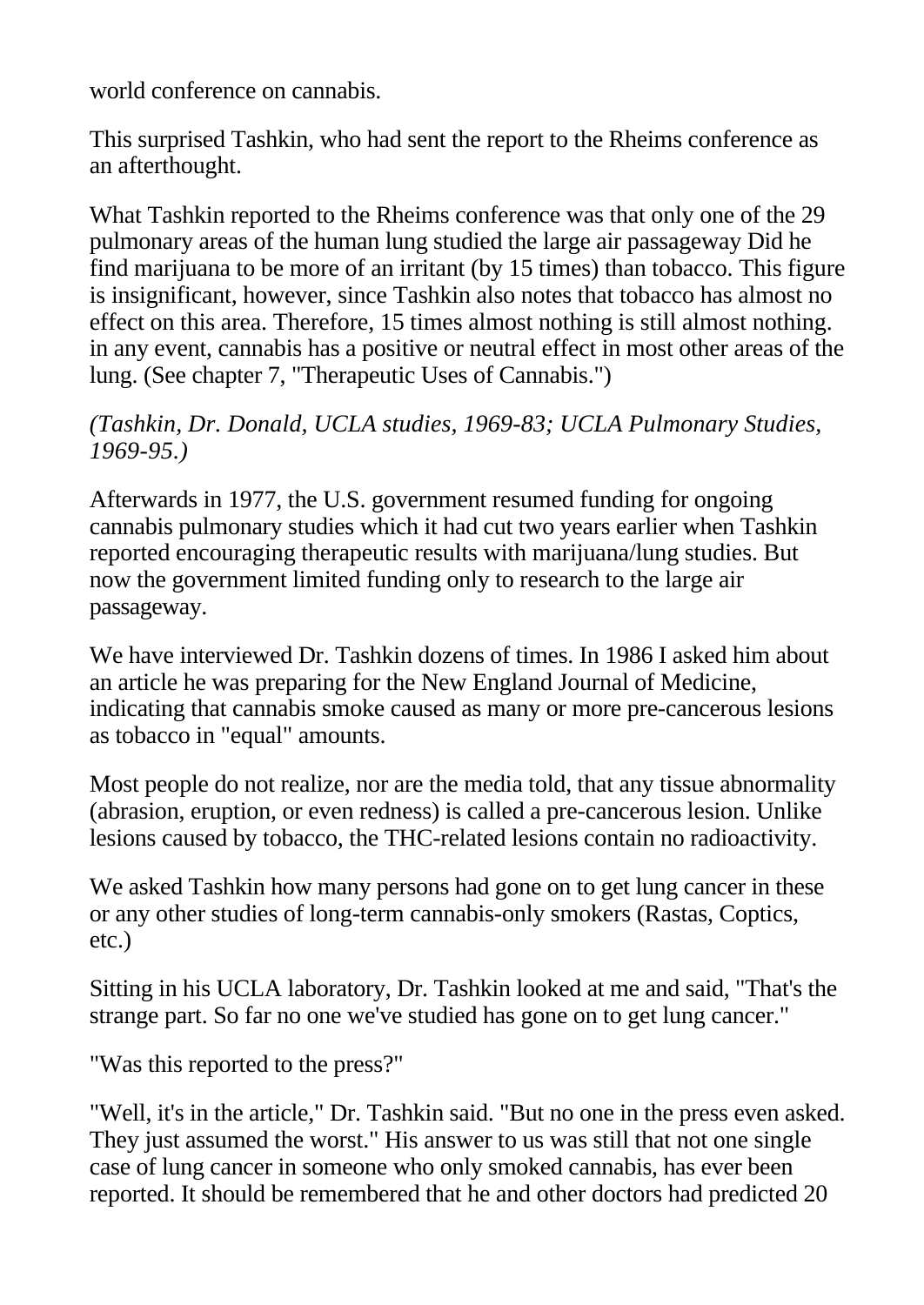world conference on cannabis.

This surprised Tashkin, who had sent the report to the Rheims conference as an afterthought.

What Tashkin reported to the Rheims conference was that only one of the 29 pulmonary areas of the human lung studied the large air passageway Did he find marijuana to be more of an irritant (by 15 times) than tobacco. This figure is insignificant, however, since Tashkin also notes that tobacco has almost no effect on this area. Therefore, 15 times almost nothing is still almost nothing. in any event, cannabis has a positive or neutral effect in most other areas of the lung. (See chapter 7, "Therapeutic Uses of Cannabis.")

*(Tashkin, Dr. Donald, UCLA studies, 1969-83; UCLA Pulmonary Studies, 1969-95.)*

Afterwards in 1977, the U.S. government resumed funding for ongoing cannabis pulmonary studies which it had cut two years earlier when Tashkin reported encouraging therapeutic results with marijuana/lung studies. But now the government limited funding only to research to the large air passageway.

We have interviewed Dr. Tashkin dozens of times. In 1986 I asked him about an article he was preparing for the New England Journal of Medicine, indicating that cannabis smoke caused as many or more pre-cancerous lesions as tobacco in "equal" amounts.

Most people do not realize, nor are the media told, that any tissue abnormality (abrasion, eruption, or even redness) is called a pre-cancerous lesion. Unlike lesions caused by tobacco, the THC-related lesions contain no radioactivity.

We asked Tashkin how many persons had gone on to get lung cancer in these or any other studies of long-term cannabis-only smokers (Rastas, Coptics, etc.)

Sitting in his UCLA laboratory, Dr. Tashkin looked at me and said, "That's the strange part. So far no one we've studied has gone on to get lung cancer."

"Was this reported to the press?"

"Well, it's in the article," Dr. Tashkin said. "But no one in the press even asked. They just assumed the worst." His answer to us was still that not one single case of lung cancer in someone who only smoked cannabis, has ever been reported. It should be remembered that he and other doctors had predicted 20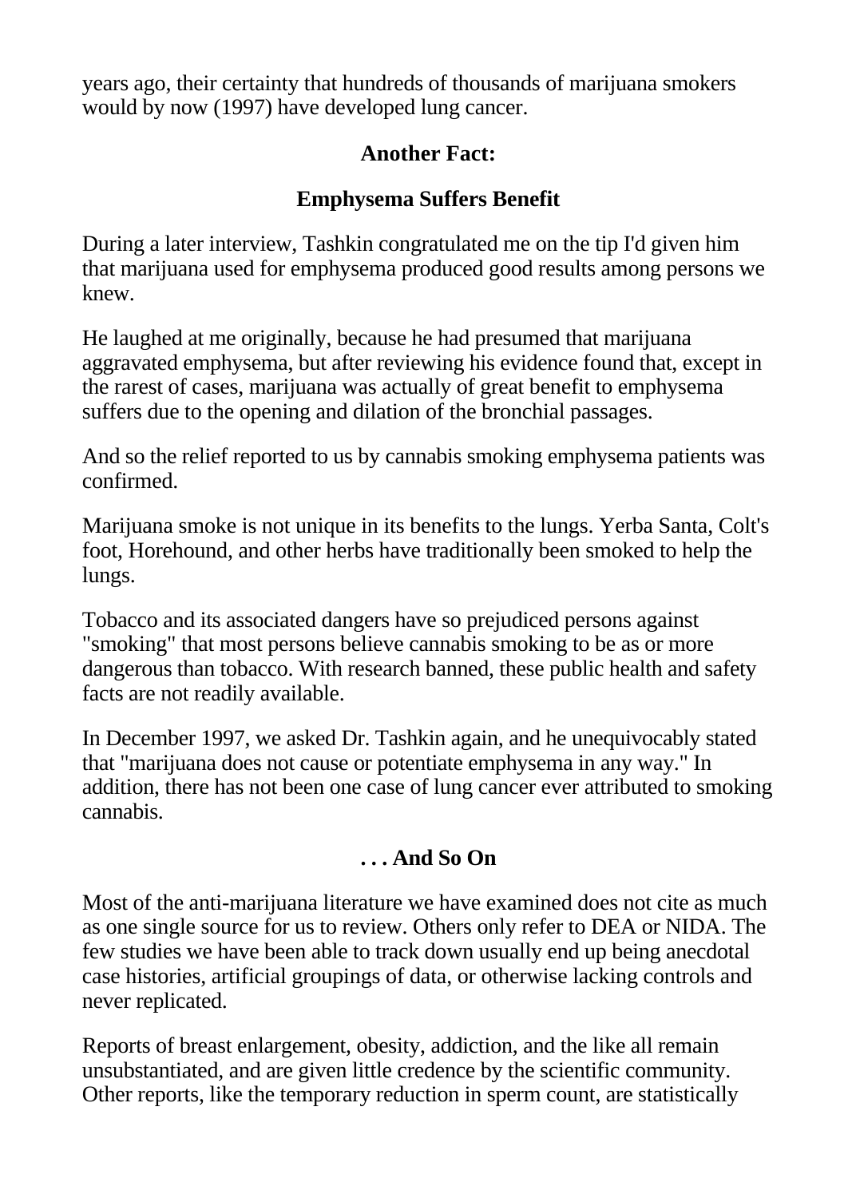years ago, their certainty that hundreds of thousands of marijuana smokers would by now (1997) have developed lung cancer.

### Another Fact:

### Emphysema Suffers Benefit

During a later interview, Tashkin congratulated me on the tip I'd given him that marijuana used for emphysema produced good results among persons we knew.

He laughed at me originally, because he had presumed that marijuana aggravated emphysema, but after reviewing his evidence found that, except in the rarest of cases, marijuana was actually of great benefit to emphysema suffers due to the opening and dilation of the bronchial passages.

And so the relief reported to us by cannabis smoking emphysema patients was confirmed.

Marijuana smoke is not unique in its benefits to the lungs. Yerba Santa, Colt's foot, Horehound, and other herbs have traditionally been smoked to help the lungs.

Tobacco and its associated dangers have so prejudiced persons against "smoking" that most persons believe cannabis smoking to be as or more dangerous than tobacco. With research banned, these public health and safety facts are not readily available.

In December 1997, we asked Dr. Tashkin again, and he unequivocably stated that "marijuana does not cause or potentiate emphysema in any way." In addition, there has not been one case of lung cancer ever attributed to smoking cannabis.

### . . . And So On

Most of the anti-marijuana literature we have examined does not cite as much as one single source for us to review. Others only refer to DEA or NIDA. The few studies we have been able to track down usually end up being anecdotal case histories, artificial groupings of data, or otherwise lacking controls and never replicated.

Reports of breast enlargement, obesity, addiction, and the like all remain unsubstantiated, and are given little credence by the scientific community. Other reports, like the temporary reduction in sperm count, are statistically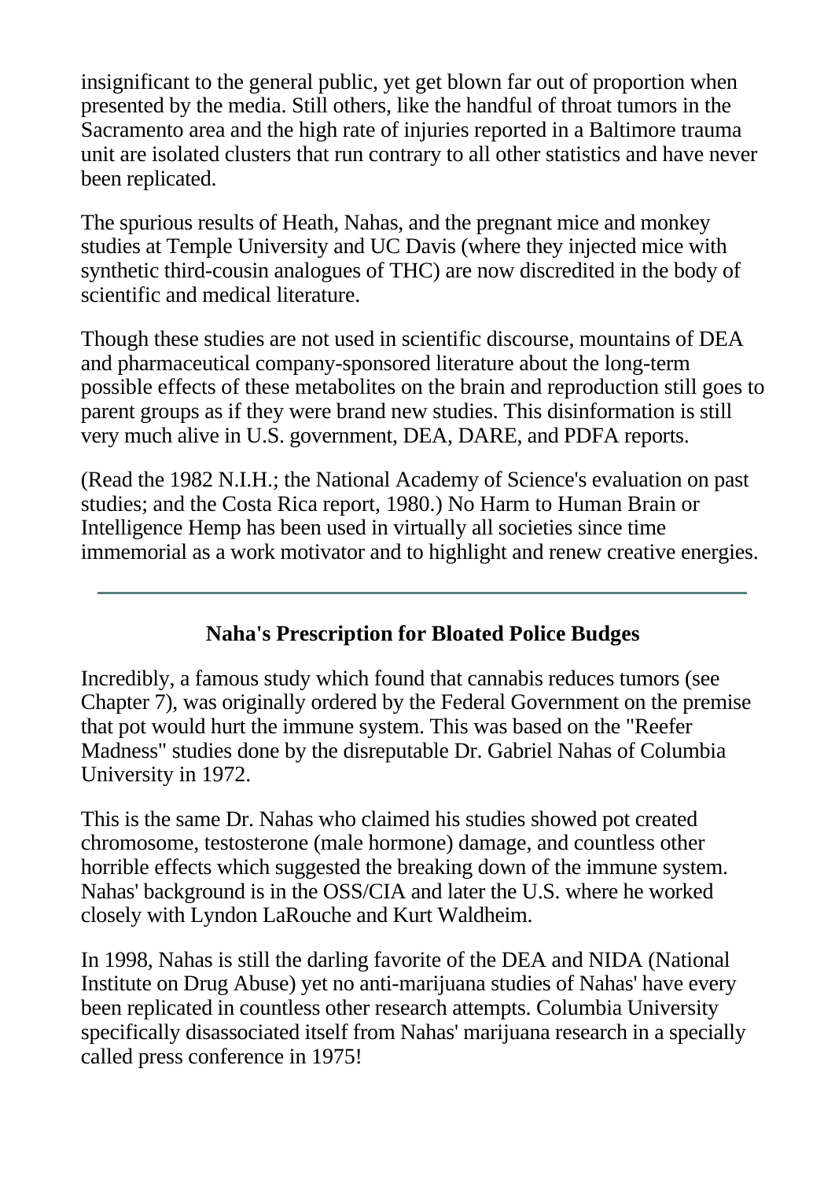insignificant to the general public, yet get blown far out of proportion when presented by the media. Still others, like the handful of throat tumors in the Sacramento area and the high rate of injuries reported in a Baltimore trauma unit are isolated clusters that run contrary to all other statistics and have never been replicated.

The spurious results of Heath, Nahas, and the pregnant mice and monkey studies at Temple University and UC Davis (where they injected mice with synthetic third-cousin analogues of THC) are now discredited in the body of scientific and medical literature.

Though these studies are not used in scientific discourse, mountains of DEA and pharmaceutical company-sponsored literature about the long-term possible effects of these metabolites on the brain and reproduction still goes to parent groups as if they were brand new studies. This disinformation is still very much alive in U.S. government, DEA, DARE, and PDFA reports.

(Read the 1982 N.I.H.; the National Academy of Science's evaluation on past studies; and the Costa Rica report, 1980.) No Harm to Human Brain or Intelligence Hemp has been used in virtually all societies since time immemorial as a work motivator and to highlight and renew creative energies.

---

### Naha's Prescription for Bloated Police Budges

Incredibly, a famous study which found that cannabis reduces tumors (see Chapter 7), was originally ordered by the Federal Government on the premise that pot would hurt the immune system. This was based on the "Reefer Madness" studies done by the disreputable Dr. Gabriel Nahas of Columbia University in 1972.

This is the same Dr. Nahas who claimed his studies showed pot created chromosome, testosterone (male hormone) damage, and countless other horrible effects which suggested the breaking down of the immune system. Nahas' background is in the OSS/CIA and later the U.S. where he worked closely with Lyndon LaRouche and Kurt Waldheim.

In 1998, Nahas is still the darling favorite of the DEA and NIDA (National Institute on Drug Abuse) yet no anti-marijuana studies of Nahas' have every been replicated in countless other research attempts. Columbia University specifically disassociated itself from Nahas' marijuana research in a specially called press conference in 1975!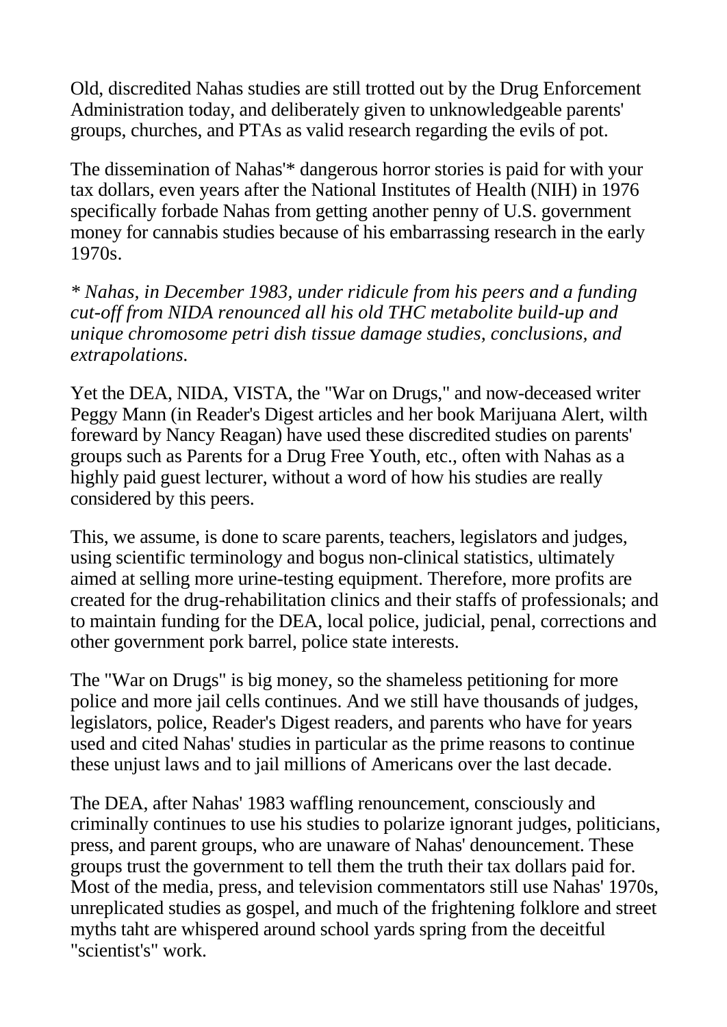Old, discredited Nahas studies are still trotted out by the Drug Enforcement Administration today, and deliberately given to unknowledgeable parents' groups, churches, and PTAs as valid research regarding the evils of pot.

The dissemination of Nahas'* dangerous horror stories is paid for with your tax dollars, even years after the National Institutes of Health (NIH) in 1976 specifically forbade Nahas from getting another penny of U.S. government money for cannabis studies because of his embarrassing research in the early 1970s.

*\* Nahas, in December 1983, under ridicule from his peers and a funding cut-off from NIDA renounced all his old THC metabolite build-up and unique chromosome petri dish tissue damage studies, conclusions, and extrapolations.*

Yet the DEA, NIDA, VISTA, the "War on Drugs," and now-deceased writer Peggy Mann (in Reader's Digest articles and her book Marijuana Alert, wilth foreward by Nancy Reagan) have used these discredited studies on parents' groups such as Parents for a Drug Free Youth, etc., often with Nahas as a highly paid guest lecturer, without a word of how his studies are really considered by this peers.

This, we assume, is done to scare parents, teachers, legislators and judges, using scientific terminology and bogus non-clinical statistics, ultimately aimed at selling more urine-testing equipment. Therefore, more profits are created for the drug-rehabilitation clinics and their staffs of professionals; and to maintain funding for the DEA, local police, judicial, penal, corrections and other government pork barrel, police state interests.

The "War on Drugs" is big money, so the shameless petitioning for more police and more jail cells continues. And we still have thousands of judges, legislators, police, Reader's Digest readers, and parents who have for years used and cited Nahas' studies in particular as the prime reasons to continue these unjust laws and to jail millions of Americans over the last decade.

The DEA, after Nahas' 1983 waffling renouncement, consciously and criminally continues to use his studies to polarize ignorant judges, politicians, press, and parent groups, who are unaware of Nahas' denouncement. These groups trust the government to tell them the truth their tax dollars paid for. Most of the media, press, and television commentators still use Nahas' 1970s, unreplicated studies as gospel, and much of the frightening folklore and street myths taht are whispered around school yards spring from the deceitful "scientist's" work.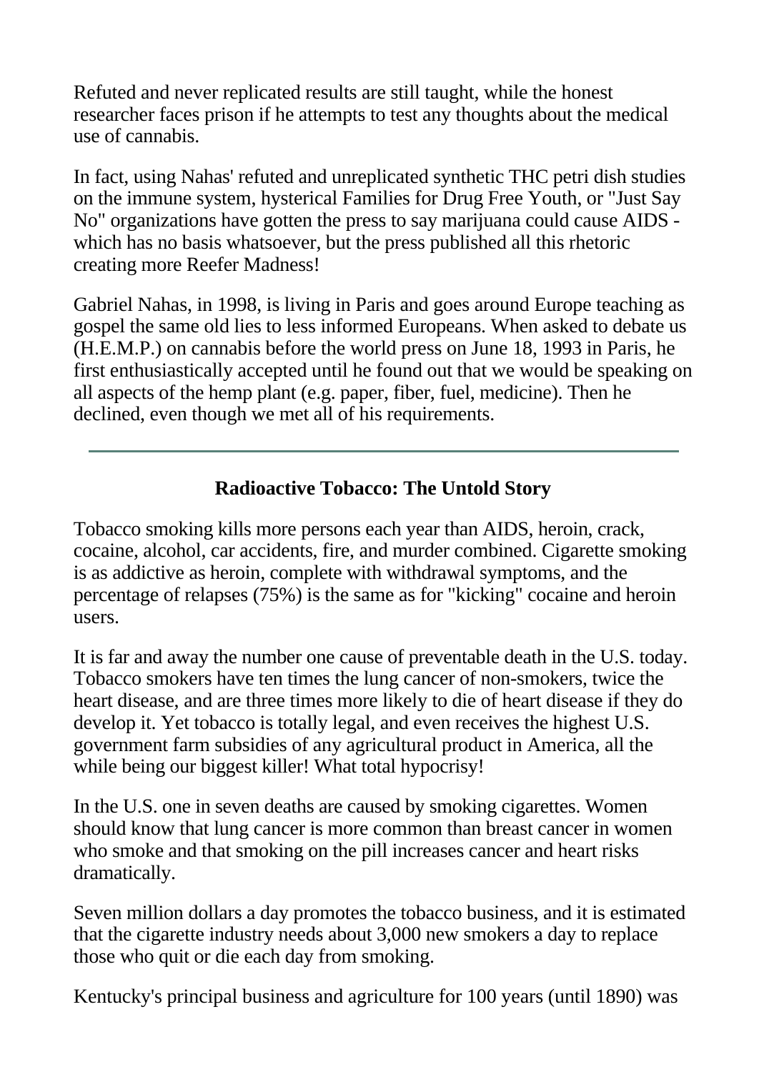Refuted and never replicated results are still taught, while the honest researcher faces prison if he attempts to test any thoughts about the medical use of cannabis.

In fact, using Nahas' refuted and unreplicated synthetic THC petri dish studies on the immune system, hysterical Families for Drug Free Youth, or "Just Say No" organizations have gotten the press to say marijuana could cause AIDS - which has no basis whatsoever, but the press published all this rhetoric creating more Reefer Madness!

Gabriel Nahas, in 1998, is living in Paris and goes around Europe teaching as gospel the same old lies to less informed Europeans. When asked to debate us (H.E.M.P.) on cannabis before the world press on June 18, 1993 in Paris, he first enthusiastically accepted until he found out that we would be speaking on all aspects of the hemp plant (e.g. paper, fiber, fuel, medicine). Then he declined, even though we met all of his requirements.

---

## Radioactive Tobacco: The Untold Story

Tobacco smoking kills more persons each year than AIDS, heroin, crack, cocaine, alcohol, car accidents, fire, and murder combined. Cigarette smoking is as addictive as heroin, complete with withdrawal symptoms, and the percentage of relapses (75%) is the same as for "kicking" cocaine and heroin users.

It is far and away the number one cause of preventable death in the U.S. today. Tobacco smokers have ten times the lung cancer of non-smokers, twice the heart disease, and are three times more likely to die of heart disease if they do develop it. Yet tobacco is totally legal, and even receives the highest U.S. government farm subsidies of any agricultural product in America, all the while being our biggest killer! What total hypocrisy!

In the U.S. one in seven deaths are caused by smoking cigarettes. Women should know that lung cancer is more common than breast cancer in women who smoke and that smoking on the pill increases cancer and heart risks dramatically.

Seven million dollars a day promotes the tobacco business, and it is estimated that the cigarette industry needs about 3,000 new smokers a day to replace those who quit or die each day from smoking.

Kentucky's principal business and agriculture for 100 years (until 1890) was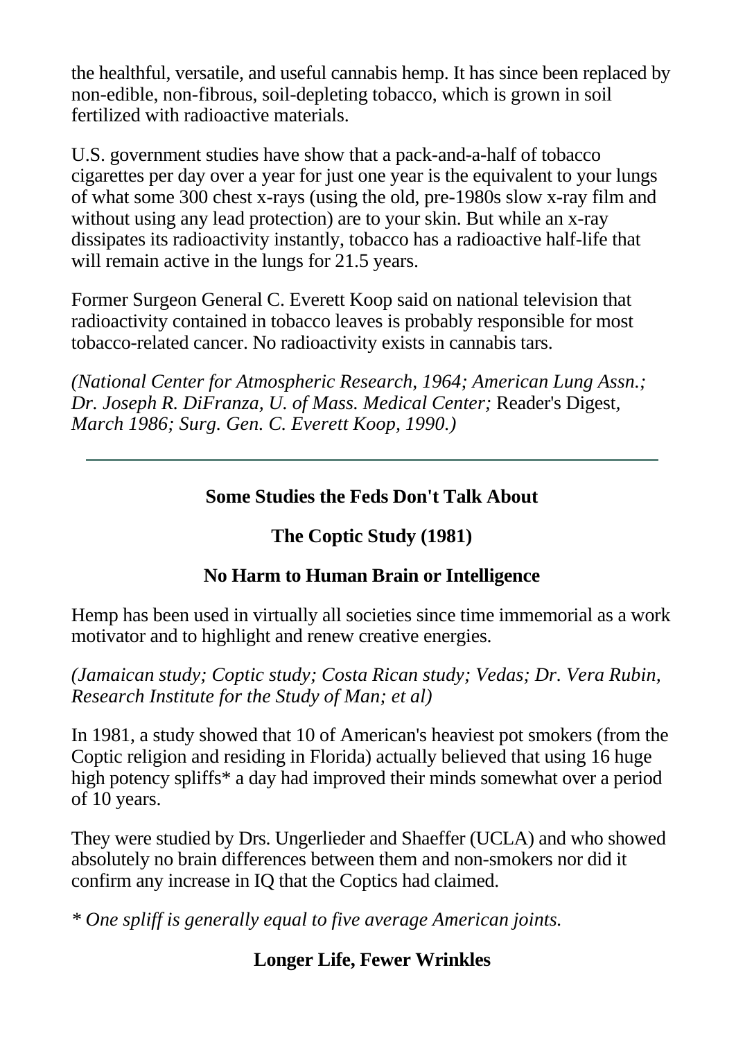the healthful, versatile, and useful cannabis hemp. It has since been replaced by non-edible, non-fibrous, soil-depleting tobacco, which is grown in soil fertilized with radioactive materials.

U.S. government studies have show that a pack-and-a-half of tobacco cigarettes per day over a year for just one year is the equivalent to your lungs of what some 300 chest x-rays (using the old, pre-1980s slow x-ray film and without using any lead protection) are to your skin. But while an x-ray dissipates its radioactivity instantly, tobacco has a radioactive half-life that will remain active in the lungs for 21.5 years.

Former Surgeon General C. Everett Koop said on national television that radioactivity contained in tobacco leaves is probably responsible for most tobacco-related cancer. No radioactivity exists in cannabis tars.

*(National Center for Atmospheric Research, 1964; American Lung Assn.; Dr. Joseph R. DiFranza, U. of Mass. Medical Center;* Reader's Digest, *March 1986; Surg. Gen. C. Everett Koop, 1990.)*

---

**Some Studies the Feds Don't Talk About**

**The Coptic Study (1981)**

**No Harm to Human Brain or Intelligence**

Hemp has been used in virtually all societies since time immemorial as a work motivator and to highlight and renew creative energies.

*(Jamaican study; Coptic study; Costa Rican study; Vedas; Dr. Vera Rubin, Research Institute for the Study of Man; et al)*

In 1981, a study showed that 10 of American's heaviest pot smokers (from the Coptic religion and residing in Florida) actually believed that using 16 huge high potency spliffs* a day had improved their minds somewhat over a period of 10 years.

They were studied by Drs. Ungerlieder and Shaeffer (UCLA) and who showed absolutely no brain differences between them and non-smokers nor did it confirm any increase in IQ that the Coptics had claimed.

*\* One spliff is generally equal to five average American joints.*

**Longer Life, Fewer Wrinkles**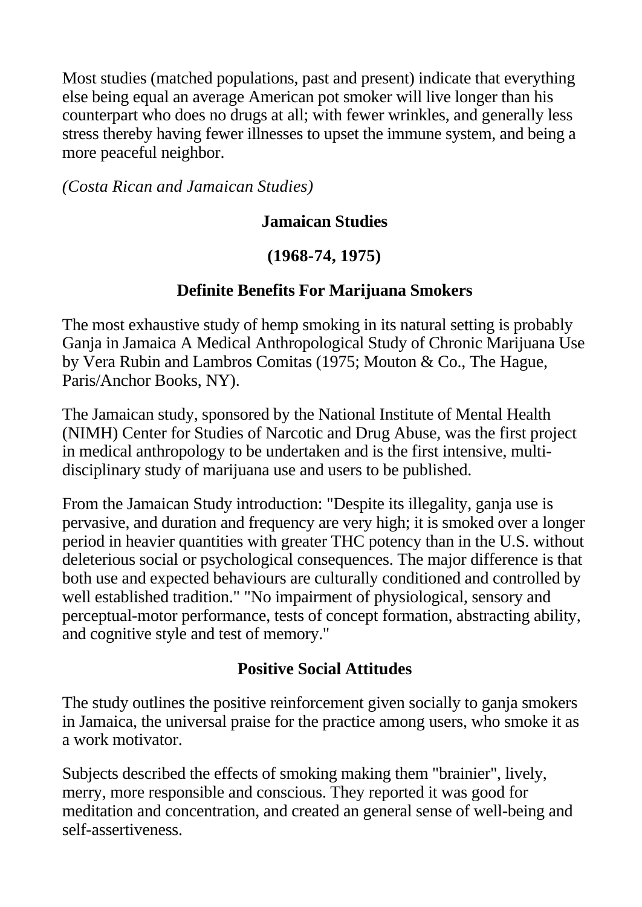Most studies (matched populations, past and present) indicate that everything else being equal an average American pot smoker will live longer than his counterpart who does no drugs at all; with fewer wrinkles, and generally less stress thereby having fewer illnesses to upset the immune system, and being a more peaceful neighbor.

*(Costa Rican and Jamaican Studies)*

**Jamaican Studies**

**(1968-74, 1975)**

**Definite Benefits For Marijuana Smokers**

The most exhaustive study of hemp smoking in its natural setting is probably Ganja in Jamaica A Medical Anthropological Study of Chronic Marijuana Use by Vera Rubin and Lambros Comitas (1975; Mouton & Co., The Hague, Paris/Anchor Books, NY).

The Jamaican study, sponsored by the National Institute of Mental Health (NIMH) Center for Studies of Narcotic and Drug Abuse, was the first project in medical anthropology to be undertaken and is the first intensive, multi-disciplinary study of marijuana use and users to be published.

From the Jamaican Study introduction: "Despite its illegality, ganja use is pervasive, and duration and frequency are very high; it is smoked over a longer period in heavier quantities with greater THC potency than in the U.S. without deleterious social or psychological consequences. The major difference is that both use and expected behaviours are culturally conditioned and controlled by well established tradition." "No impairment of physiological, sensory and perceptual-motor performance, tests of concept formation, abstracting ability, and cognitive style and test of memory."

**Positive Social Attitudes**

The study outlines the positive reinforcement given socially to ganja smokers in Jamaica, the universal praise for the practice among users, who smoke it as a work motivator.

Subjects described the effects of smoking making them "brainier", lively, merry, more responsible and conscious. They reported it was good for meditation and concentration, and created an general sense of well-being and self-assertiveness.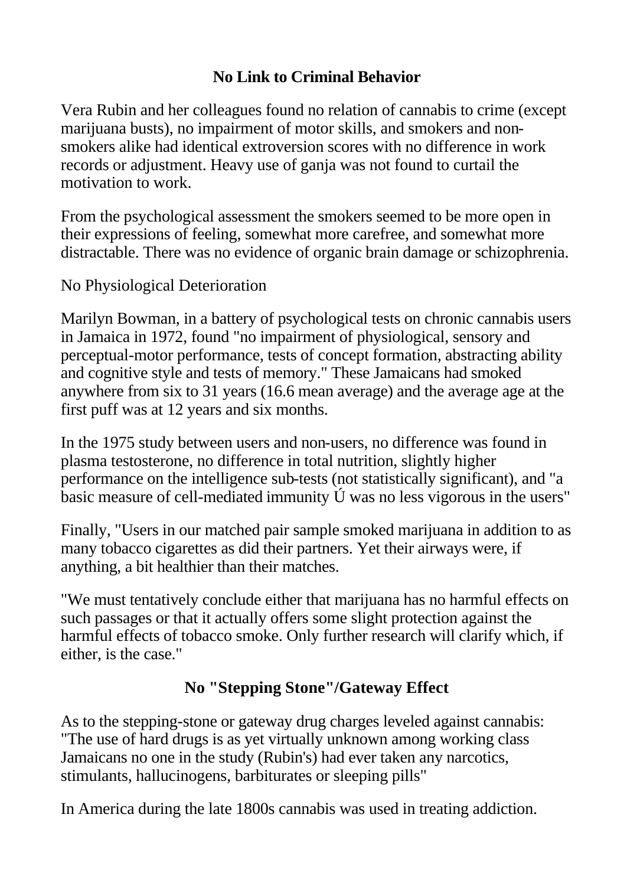## No Link to Criminal Behavior

Vera Rubin and her colleagues found no relation of cannabis to crime (except marijuana busts), no impairment of motor skills, and smokers and non-smokers alike had identical extroversion scores with no difference in work records or adjustment. Heavy use of ganja was not found to curtail the motivation to work.

From the psychological assessment the smokers seemed to be more open in their expressions of feeling, somewhat more carefree, and somewhat more distractable. There was no evidence of organic brain damage or schizophrenia.

No Physiological Deterioration

Marilyn Bowman, in a battery of psychological tests on chronic cannabis users in Jamaica in 1972, found "no impairment of physiological, sensory and perceptual-motor performance, tests of concept formation, abstracting ability and cognitive style and tests of memory." These Jamaicans had smoked anywhere from six to 31 years (16.6 mean average) and the average age at the first puff was at 12 years and six months.

In the 1975 study between users and non-users, no difference was found in plasma testosterone, no difference in total nutrition, slightly higher performance on the intelligence sub-tests (not statistically significant), and "a basic measure of cell-mediated immunity Ú was no less vigorous in the users"

Finally, "Users in our matched pair sample smoked marijuana in addition to as many tobacco cigarettes as did their partners. Yet their airways were, if anything, a bit healthier than their matches.

"We must tentatively conclude either that marijuana has no harmful effects on such passages or that it actually offers some slight protection against the harmful effects of tobacco smoke. Only further research will clarify which, if either, is the case."

## No "Stepping Stone"/Gateway Effect

As to the stepping-stone or gateway drug charges leveled against cannabis: "The use of hard drugs is as yet virtually unknown among working class Jamaicans no one in the study (Rubin's) had ever taken any narcotics, stimulants, hallucinogens, barbiturates or sleeping pills"

In America during the late 1800s cannabis was used in treating addiction.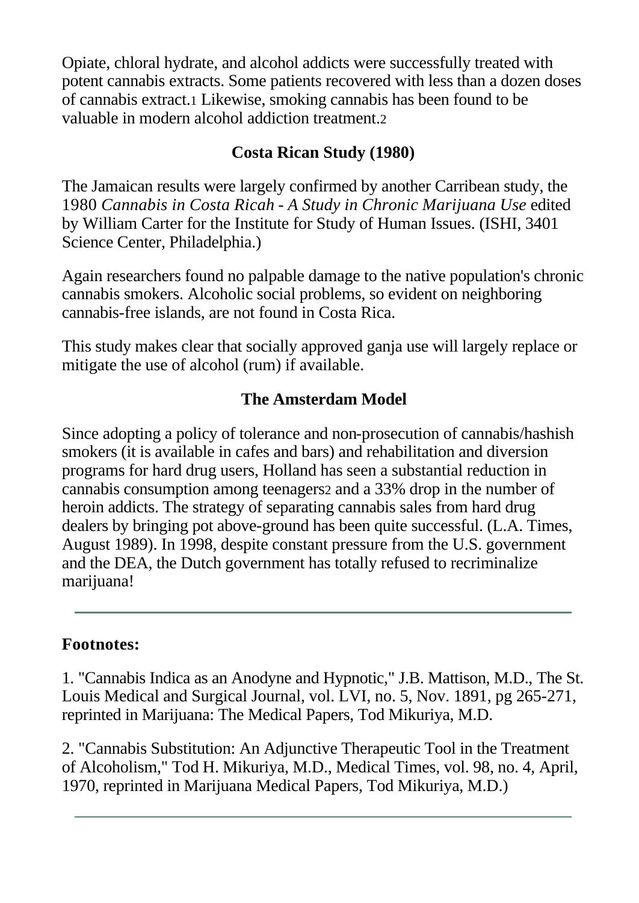Opiate, chloral hydrate, and alcohol addicts were successfully treated with potent cannabis extracts. Some patients recovered with less than a dozen doses of cannabis extract.[1] Likewise, smoking cannabis has been found to be valuable in modern alcohol addiction treatment.[2]

## Costa Rican Study (1980)

The Jamaican results were largely confirmed by another Carribean study, the 1980 *Cannabis in Costa Ricah - A Study in Chronic Marijuana Use* edited by William Carter for the Institute for Study of Human Issues. (ISHI, 3401 Science Center, Philadelphia.)

Again researchers found no palpable damage to the native population's chronic cannabis smokers. Alcoholic social problems, so evident on neighboring cannabis-free islands, are not found in Costa Rica.

This study makes clear that socially approved ganja use will largely replace or mitigate the use of alcohol (rum) if available.

## The Amsterdam Model

Since adopting a policy of tolerance and non-prosecution of cannabis/hashish smokers (it is available in cafes and bars) and rehabilitation and diversion programs for hard drug users, Holland has seen a substantial reduction in cannabis consumption among teenagers[2] and a 33% drop in the number of heroin addicts. The strategy of separating cannabis sales from hard drug dealers by bringing pot above-ground has been quite successful. (L.A. Times, August 1989). In 1998, despite constant pressure from the U.S. government and the DEA, the Dutch government has totally refused to recriminalize marijuana!

---

**Footnotes:**

1. "Cannabis Indica as an Anodyne and Hypnotic," J.B. Mattison, M.D., The St. Louis Medical and Surgical Journal, vol. LVI, no. 5, Nov. 1891, pg 265-271, reprinted in Marijuana: The Medical Papers, Tod Mikuriya, M.D.

2. "Cannabis Substitution: An Adjunctive Therapeutic Tool in the Treatment of Alcoholism," Tod H. Mikuriya, M.D., Medical Times, vol. 98, no. 4, April, 1970, reprinted in Marijuana Medical Papers, Tod Mikuriya, M.D.)

---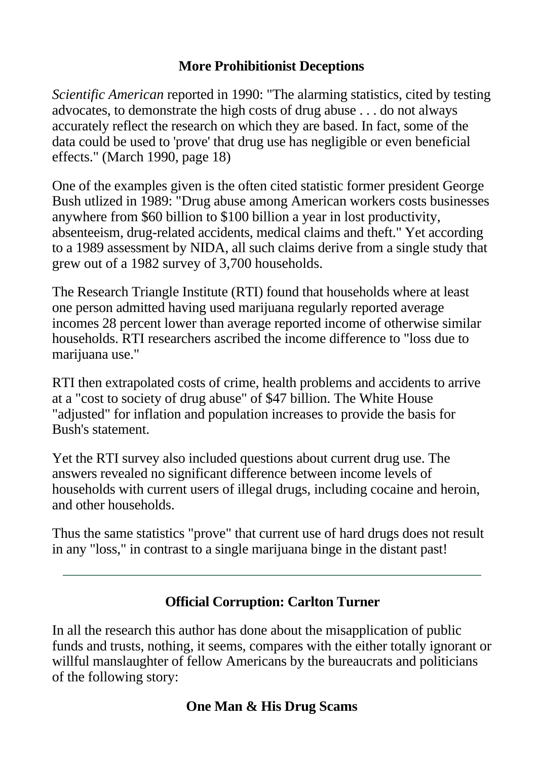### More Prohibitionist Deceptions

*Scientific American* reported in 1990: "The alarming statistics, cited by testing advocates, to demonstrate the high costs of drug abuse . . . do not always accurately reflect the research on which they are based. In fact, some of the data could be used to 'prove' that drug use has negligible or even beneficial effects." (March 1990, page 18)

One of the examples given is the often cited statistic former president George Bush utlized in 1989: "Drug abuse among American workers costs businesses anywhere from $60 billion to $100 billion a year in lost productivity, absenteeism, drug-related accidents, medical claims and theft." Yet according to a 1989 assessment by NIDA, all such claims derive from a single study that grew out of a 1982 survey of 3,700 households.

The Research Triangle Institute (RTI) found that households where at least one person admitted having used marijuana regularly reported average incomes 28 percent lower than average reported income of otherwise similar households. RTI researchers ascribed the income difference to "loss due to marijuana use."

RTI then extrapolated costs of crime, health problems and accidents to arrive at a "cost to society of drug abuse" of $47 billion. The White House "adjusted" for inflation and population increases to provide the basis for Bush's statement.

Yet the RTI survey also included questions about current drug use. The answers revealed no significant difference between income levels of households with current users of illegal drugs, including cocaine and heroin, and other households.

Thus the same statistics "prove" that current use of hard drugs does not result in any "loss," in contrast to a single marijuana binge in the distant past!

---

### Official Corruption: Carlton Turner

In all the research this author has done about the misapplication of public funds and trusts, nothing, it seems, compares with the either totally ignorant or willful manslaughter of fellow Americans by the bureaucrats and politicians of the following story:

### One Man & His Drug Scams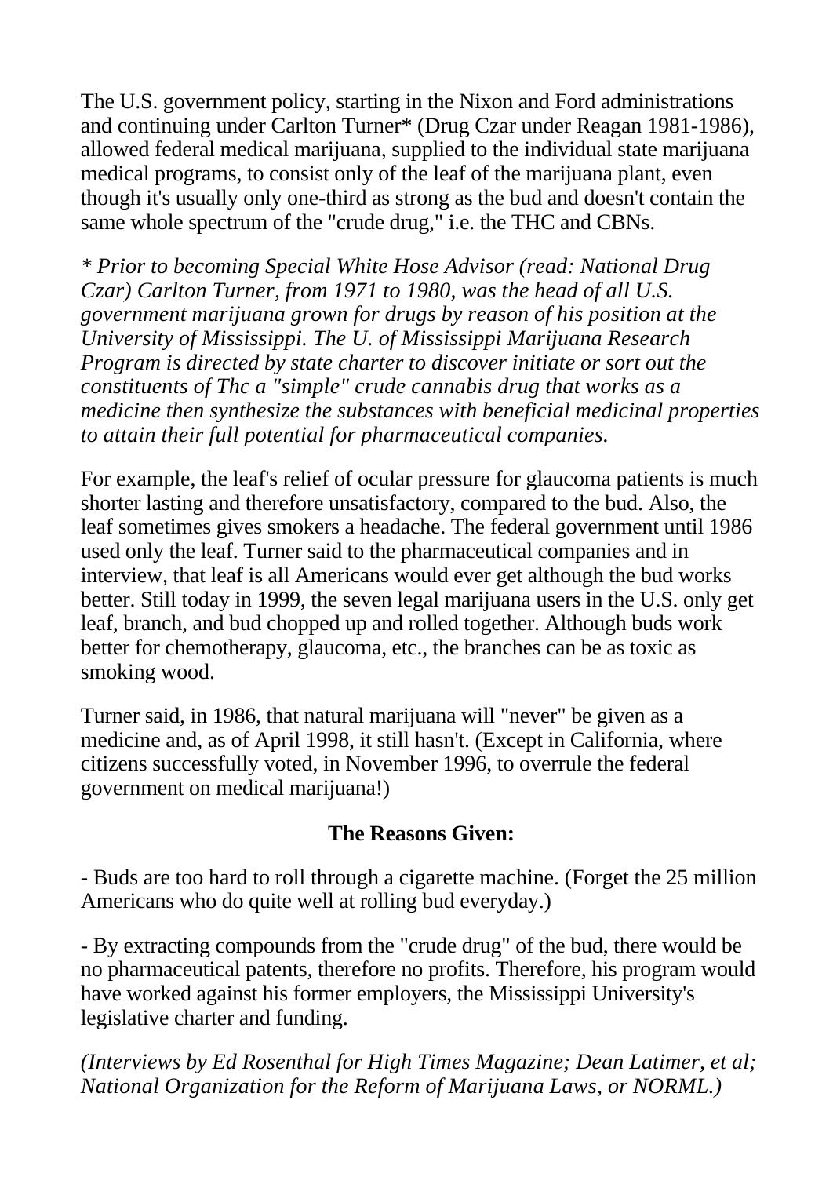The U.S. government policy, starting in the Nixon and Ford administrations and continuing under Carlton Turner* (Drug Czar under Reagan 1981-1986), allowed federal medical marijuana, supplied to the individual state marijuana medical programs, to consist only of the leaf of the marijuana plant, even though it's usually only one-third as strong as the bud and doesn't contain the same whole spectrum of the "crude drug," i.e. the THC and CBNs.

*\* Prior to becoming Special White Hose Advisor (read: National Drug Czar) Carlton Turner, from 1971 to 1980, was the head of all U.S. government marijuana grown for drugs by reason of his position at the University of Mississippi. The U. of Mississippi Marijuana Research Program is directed by state charter to discover initiate or sort out the constituents of Thc a "simple" crude cannabis drug that works as a medicine then synthesize the substances with beneficial medicinal properties to attain their full potential for pharmaceutical companies.*

For example, the leaf's relief of ocular pressure for glaucoma patients is much shorter lasting and therefore unsatisfactory, compared to the bud. Also, the leaf sometimes gives smokers a headache. The federal government until 1986 used only the leaf. Turner said to the pharmaceutical companies and in interview, that leaf is all Americans would ever get although the bud works better. Still today in 1999, the seven legal marijuana users in the U.S. only get leaf, branch, and bud chopped up and rolled together. Although buds work better for chemotherapy, glaucoma, etc., the branches can be as toxic as smoking wood.

Turner said, in 1986, that natural marijuana will "never" be given as a medicine and, as of April 1998, it still hasn't. (Except in California, where citizens successfully voted, in November 1996, to overrule the federal government on medical marijuana!)

**The Reasons Given:**

- Buds are too hard to roll through a cigarette machine. (Forget the 25 million Americans who do quite well at rolling bud everyday.)

- By extracting compounds from the "crude drug" of the bud, there would be no pharmaceutical patents, therefore no profits. Therefore, his program would have worked against his former employers, the Mississippi University's legislative charter and funding.

*(Interviews by Ed Rosenthal for High Times Magazine; Dean Latimer, et al; National Organization for the Reform of Marijuana Laws, or NORML.)*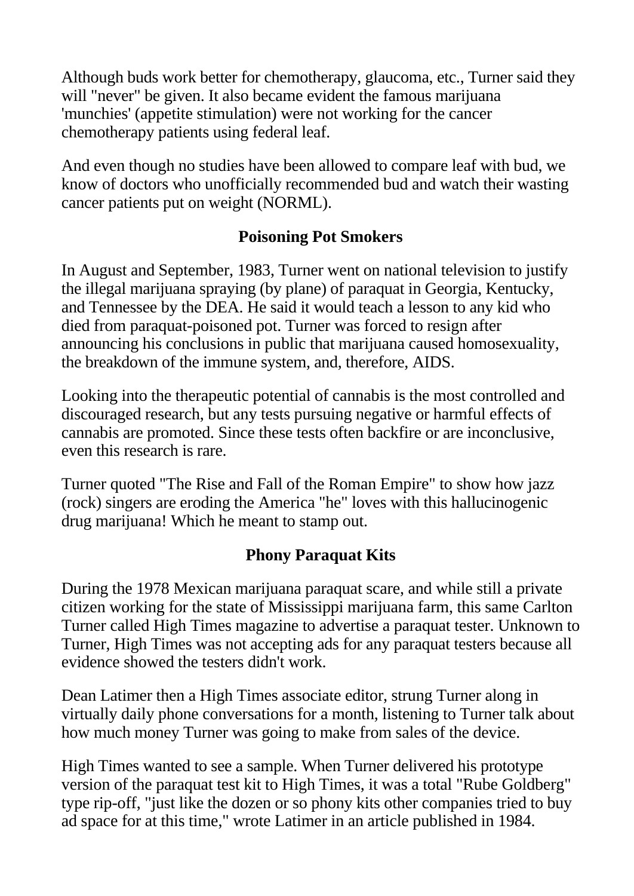Although buds work better for chemotherapy, glaucoma, etc., Turner said they will "never" be given. It also became evident the famous marijuana 'munchies' (appetite stimulation) were not working for the cancer chemotherapy patients using federal leaf.

And even though no studies have been allowed to compare leaf with bud, we know of doctors who unofficially recommended bud and watch their wasting cancer patients put on weight (NORML).

### Poisoning Pot Smokers

In August and September, 1983, Turner went on national television to justify the illegal marijuana spraying (by plane) of paraquat in Georgia, Kentucky, and Tennessee by the DEA. He said it would teach a lesson to any kid who died from paraquat-poisoned pot. Turner was forced to resign after announcing his conclusions in public that marijuana caused homosexuality, the breakdown of the immune system, and, therefore, AIDS.

Looking into the therapeutic potential of cannabis is the most controlled and discouraged research, but any tests pursuing negative or harmful effects of cannabis are promoted. Since these tests often backfire or are inconclusive, even this research is rare.

Turner quoted "The Rise and Fall of the Roman Empire" to show how jazz (rock) singers are eroding the America "he" loves with this hallucinogenic drug marijuana! Which he meant to stamp out.

### Phony Paraquat Kits

During the 1978 Mexican marijuana paraquat scare, and while still a private citizen working for the state of Mississippi marijuana farm, this same Carlton Turner called High Times magazine to advertise a paraquat tester. Unknown to Turner, High Times was not accepting ads for any paraquat testers because all evidence showed the testers didn't work.

Dean Latimer then a High Times associate editor, strung Turner along in virtually daily phone conversations for a month, listening to Turner talk about how much money Turner was going to make from sales of the device.

High Times wanted to see a sample. When Turner delivered his prototype version of the paraquat test kit to High Times, it was a total "Rube Goldberg" type rip-off, "just like the dozen or so phony kits other companies tried to buy ad space for at this time," wrote Latimer in an article published in 1984.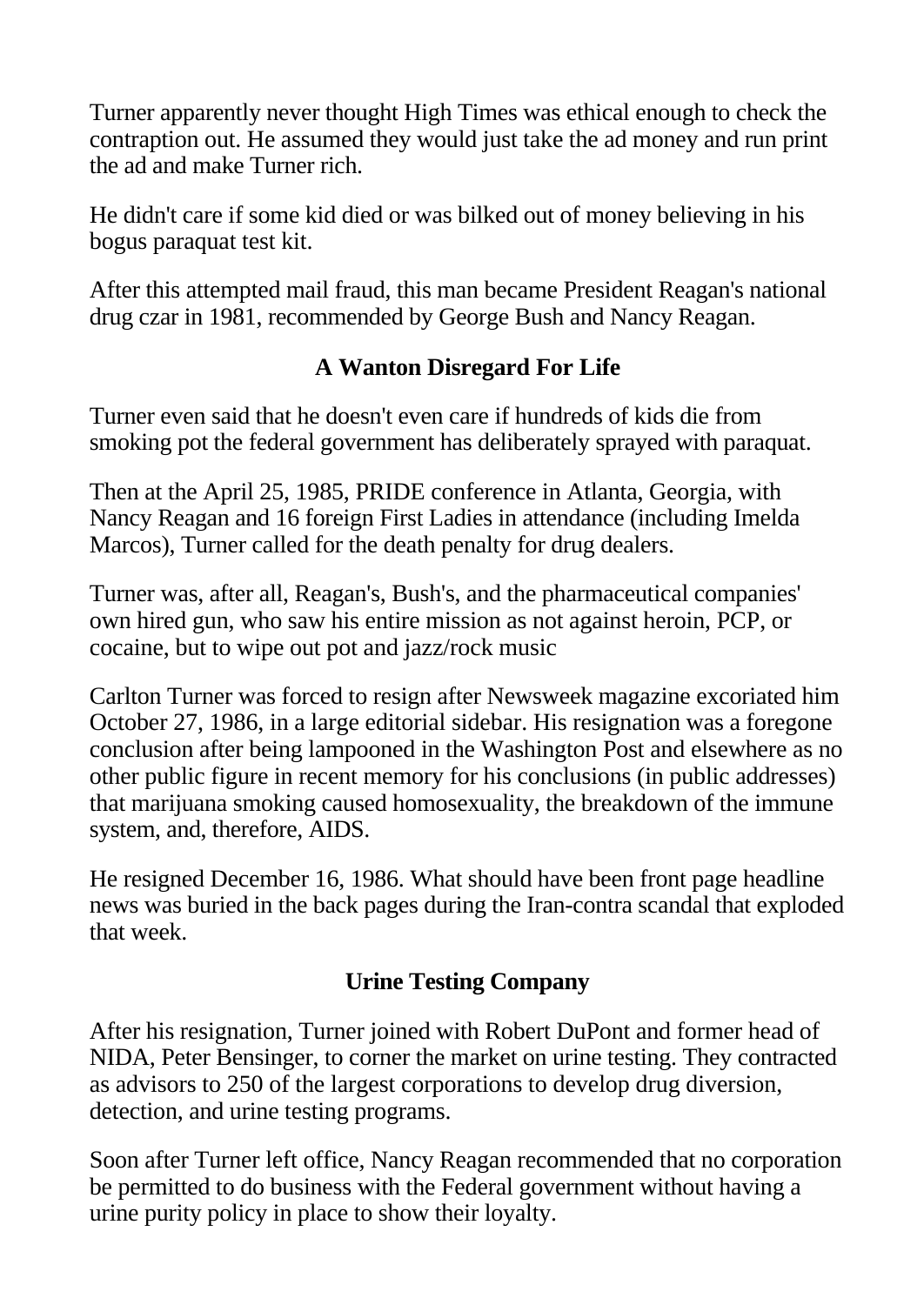Turner apparently never thought High Times was ethical enough to check the contraption out. He assumed they would just take the ad money and run print the ad and make Turner rich.

He didn't care if some kid died or was bilked out of money believing in his bogus paraquat test kit.

After this attempted mail fraud, this man became President Reagan's national drug czar in 1981, recommended by George Bush and Nancy Reagan.

### A Wanton Disregard For Life

Turner even said that he doesn't even care if hundreds of kids die from smoking pot the federal government has deliberately sprayed with paraquat.

Then at the April 25, 1985, PRIDE conference in Atlanta, Georgia, with Nancy Reagan and 16 foreign First Ladies in attendance (including Imelda Marcos), Turner called for the death penalty for drug dealers.

Turner was, after all, Reagan's, Bush's, and the pharmaceutical companies' own hired gun, who saw his entire mission as not against heroin, PCP, or cocaine, but to wipe out pot and jazz/rock music

Carlton Turner was forced to resign after Newsweek magazine excoriated him October 27, 1986, in a large editorial sidebar. His resignation was a foregone conclusion after being lampooned in the Washington Post and elsewhere as no other public figure in recent memory for his conclusions (in public addresses) that marijuana smoking caused homosexuality, the breakdown of the immune system, and, therefore, AIDS.

He resigned December 16, 1986. What should have been front page headline news was buried in the back pages during the Iran-contra scandal that exploded that week.

### Urine Testing Company

After his resignation, Turner joined with Robert DuPont and former head of NIDA, Peter Bensinger, to corner the market on urine testing. They contracted as advisors to 250 of the largest corporations to develop drug diversion, detection, and urine testing programs.

Soon after Turner left office, Nancy Reagan recommended that no corporation be permitted to do business with the Federal government without having a urine purity policy in place to show their loyalty.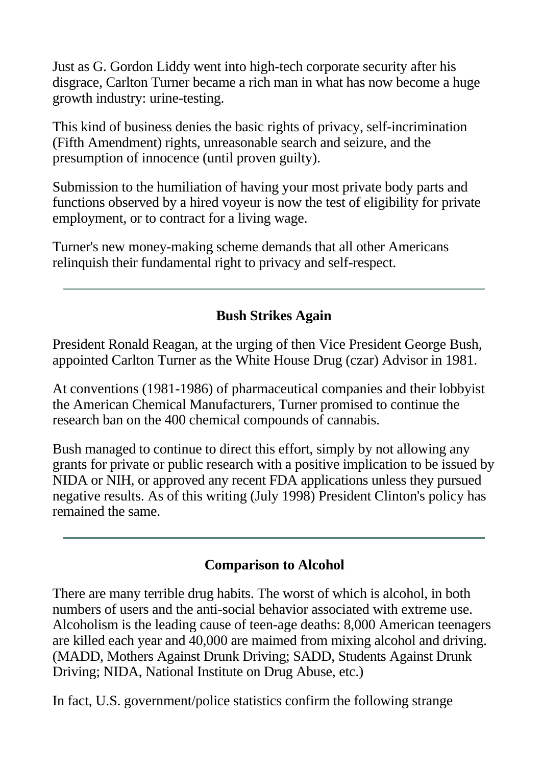Just as G. Gordon Liddy went into high-tech corporate security after his disgrace, Carlton Turner became a rich man in what has now become a huge growth industry: urine-testing.

This kind of business denies the basic rights of privacy, self-incrimination (Fifth Amendment) rights, unreasonable search and seizure, and the presumption of innocence (until proven guilty).

Submission to the humiliation of having your most private body parts and functions observed by a hired voyeur is now the test of eligibility for private employment, or to contract for a living wage.

Turner's new money-making scheme demands that all other Americans relinquish their fundamental right to privacy and self-respect.

---

### Bush Strikes Again

President Ronald Reagan, at the urging of then Vice President George Bush, appointed Carlton Turner as the White House Drug (czar) Advisor in 1981.

At conventions (1981-1986) of pharmaceutical companies and their lobbyist the American Chemical Manufacturers, Turner promised to continue the research ban on the 400 chemical compounds of cannabis.

Bush managed to continue to direct this effort, simply by not allowing any grants for private or public research with a positive implication to be issued by NIDA or NIH, or approved any recent FDA applications unless they pursued negative results. As of this writing (July 1998) President Clinton's policy has remained the same.

---

### Comparison to Alcohol

There are many terrible drug habits. The worst of which is alcohol, in both numbers of users and the anti-social behavior associated with extreme use. Alcoholism is the leading cause of teen-age deaths: 8,000 American teenagers are killed each year and 40,000 are maimed from mixing alcohol and driving. (MADD, Mothers Against Drunk Driving; SADD, Students Against Drunk Driving; NIDA, National Institute on Drug Abuse, etc.)

In fact, U.S. government/police statistics confirm the following strange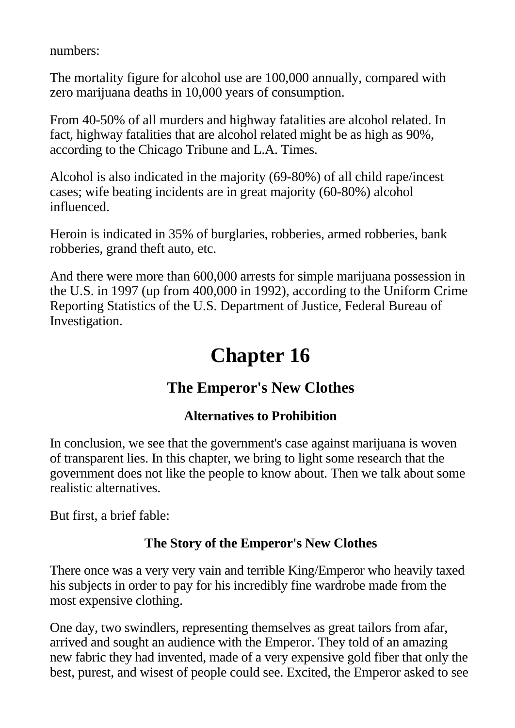numbers:

The mortality figure for alcohol use are 100,000 annually, compared with zero marijuana deaths in 10,000 years of consumption.

From 40-50% of all murders and highway fatalities are alcohol related. In fact, highway fatalities that are alcohol related might be as high as 90%, according to the Chicago Tribune and L.A. Times.

Alcohol is also indicated in the majority (69-80%) of all child rape/incest cases; wife beating incidents are in great majority (60-80%) alcohol influenced.

Heroin is indicated in 35% of burglaries, robberies, armed robberies, bank robberies, grand theft auto, etc.

And there were more than 600,000 arrests for simple marijuana possession in the U.S. in 1997 (up from 400,000 in 1992), according to the Uniform Crime Reporting Statistics of the U.S. Department of Justice, Federal Bureau of Investigation.

# Chapter 16

## The Emperor's New Clothes

### Alternatives to Prohibition

In conclusion, we see that the government's case against marijuana is woven of transparent lies. In this chapter, we bring to light some research that the government does not like the people to know about. Then we talk about some realistic alternatives.

But first, a brief fable:

### The Story of the Emperor's New Clothes

There once was a very very vain and terrible King/Emperor who heavily taxed his subjects in order to pay for his incredibly fine wardrobe made from the most expensive clothing.

One day, two swindlers, representing themselves as great tailors from afar, arrived and sought an audience with the Emperor. They told of an amazing new fabric they had invented, made of a very expensive gold fiber that only the best, purest, and wisest of people could see. Excited, the Emperor asked to see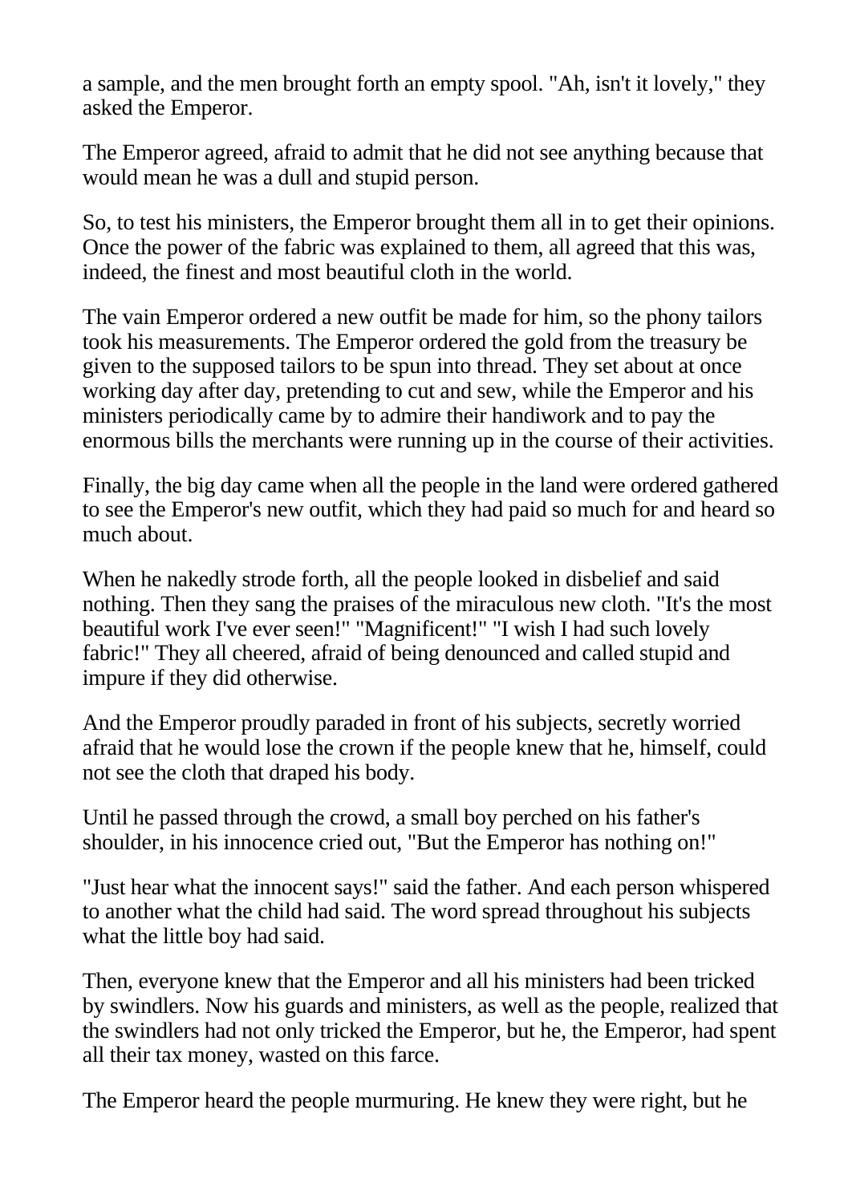a sample, and the men brought forth an empty spool. "Ah, isn't it lovely," they asked the Emperor.

The Emperor agreed, afraid to admit that he did not see anything because that would mean he was a dull and stupid person.

So, to test his ministers, the Emperor brought them all in to get their opinions. Once the power of the fabric was explained to them, all agreed that this was, indeed, the finest and most beautiful cloth in the world.

The vain Emperor ordered a new outfit be made for him, so the phony tailors took his measurements. The Emperor ordered the gold from the treasury be given to the supposed tailors to be spun into thread. They set about at once working day after day, pretending to cut and sew, while the Emperor and his ministers periodically came by to admire their handiwork and to pay the enormous bills the merchants were running up in the course of their activities.

Finally, the big day came when all the people in the land were ordered gathered to see the Emperor's new outfit, which they had paid so much for and heard so much about.

When he nakedly strode forth, all the people looked in disbelief and said nothing. Then they sang the praises of the miraculous new cloth. "It's the most beautiful work I've ever seen!" "Magnificent!" "I wish I had such lovely fabric!" They all cheered, afraid of being denounced and called stupid and impure if they did otherwise.

And the Emperor proudly paraded in front of his subjects, secretly worried afraid that he would lose the crown if the people knew that he, himself, could not see the cloth that draped his body.

Until he passed through the crowd, a small boy perched on his father's shoulder, in his innocence cried out, "But the Emperor has nothing on!"

"Just hear what the innocent says!" said the father. And each person whispered to another what the child had said. The word spread throughout his subjects what the little boy had said.

Then, everyone knew that the Emperor and all his ministers had been tricked by swindlers. Now his guards and ministers, as well as the people, realized that the swindlers had not only tricked the Emperor, but he, the Emperor, had spent all their tax money, wasted on this farce.

The Emperor heard the people murmuring. He knew they were right, but he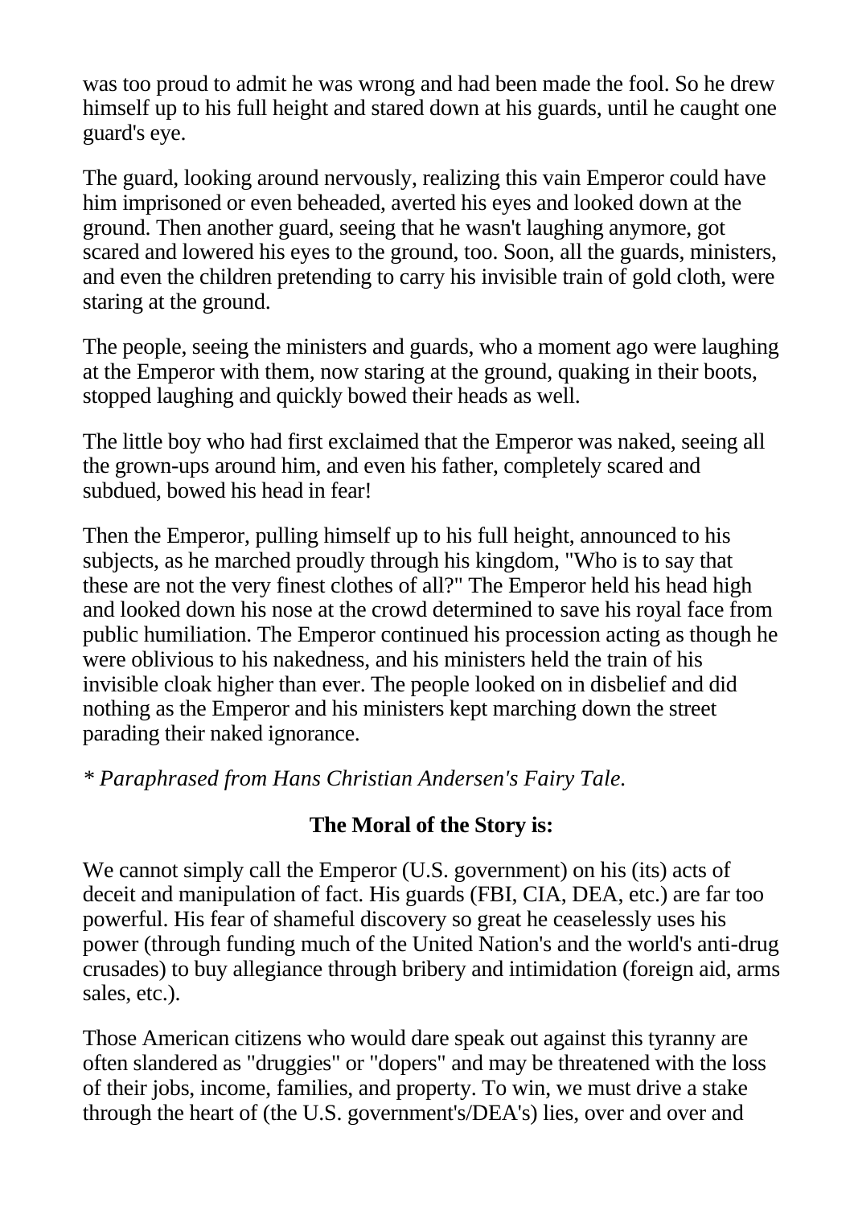was too proud to admit he was wrong and had been made the fool. So he drew himself up to his full height and stared down at his guards, until he caught one guard's eye.

The guard, looking around nervously, realizing this vain Emperor could have him imprisoned or even beheaded, averted his eyes and looked down at the ground. Then another guard, seeing that he wasn't laughing anymore, got scared and lowered his eyes to the ground, too. Soon, all the guards, ministers, and even the children pretending to carry his invisible train of gold cloth, were staring at the ground.

The people, seeing the ministers and guards, who a moment ago were laughing at the Emperor with them, now staring at the ground, quaking in their boots, stopped laughing and quickly bowed their heads as well.

The little boy who had first exclaimed that the Emperor was naked, seeing all the grown-ups around him, and even his father, completely scared and subdued, bowed his head in fear!

Then the Emperor, pulling himself up to his full height, announced to his subjects, as he marched proudly through his kingdom, "Who is to say that these are not the very finest clothes of all?" The Emperor held his head high and looked down his nose at the crowd determined to save his royal face from public humiliation. The Emperor continued his procession acting as though he were oblivious to his nakedness, and his ministers held the train of his invisible cloak higher than ever. The people looked on in disbelief and did nothing as the Emperor and his ministers kept marching down the street parading their naked ignorance.

*\* Paraphrased from Hans Christian Andersen's Fairy Tale.*

**The Moral of the Story is:**

We cannot simply call the Emperor (U.S. government) on his (its) acts of deceit and manipulation of fact. His guards (FBI, CIA, DEA, etc.) are far too powerful. His fear of shameful discovery so great he ceaselessly uses his power (through funding much of the United Nation's and the world's anti-drug crusades) to buy allegiance through bribery and intimidation (foreign aid, arms sales, etc.).

Those American citizens who would dare speak out against this tyranny are often slandered as "druggies" or "dopers" and may be threatened with the loss of their jobs, income, families, and property. To win, we must drive a stake through the heart of (the U.S. government's/DEA's) lies, over and over and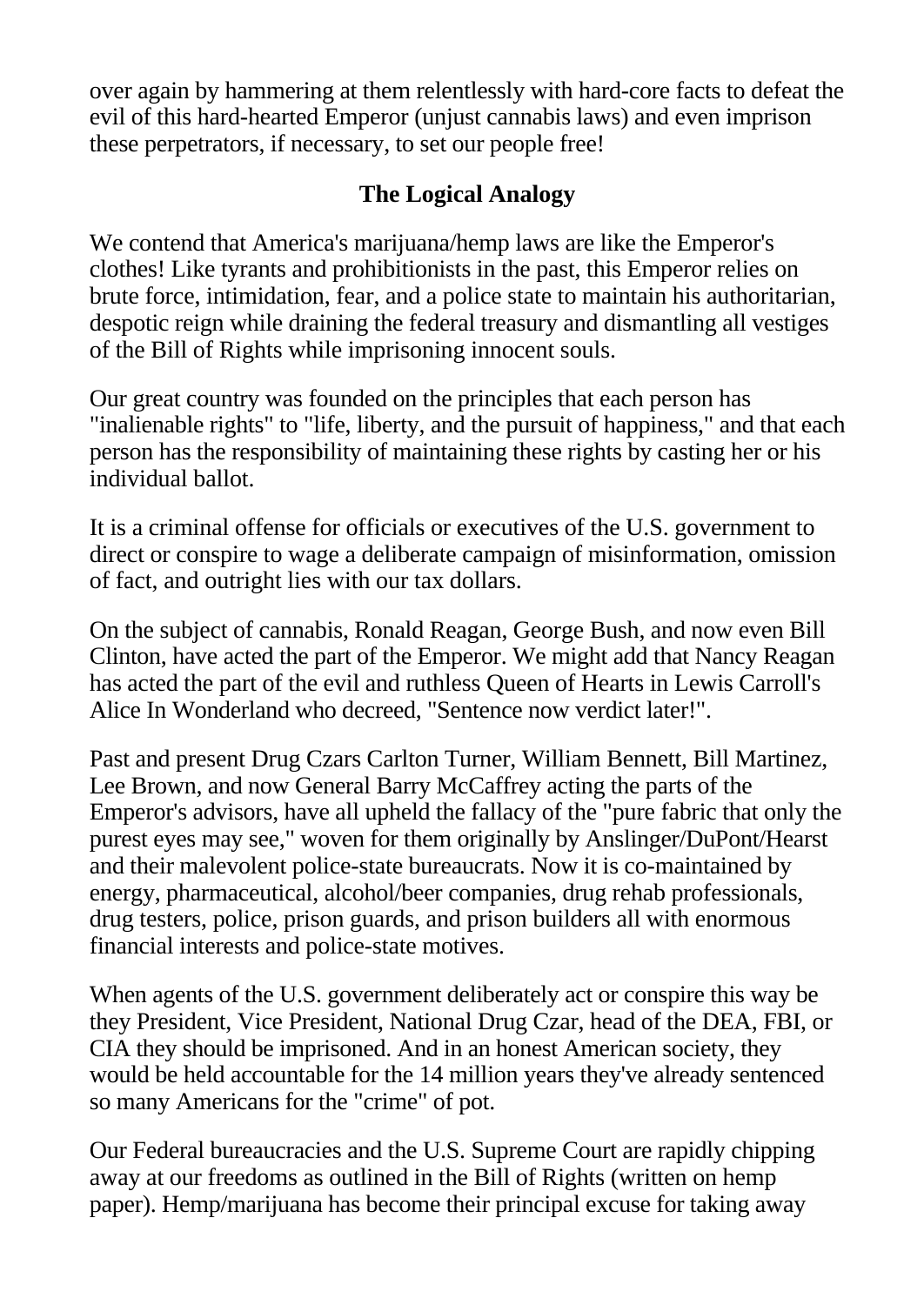over again by hammering at them relentlessly with hard-core facts to defeat the evil of this hard-hearted Emperor (unjust cannabis laws) and even imprison these perpetrators, if necessary, to set our people free!

## The Logical Analogy

We contend that America's marijuana/hemp laws are like the Emperor's clothes! Like tyrants and prohibitionists in the past, this Emperor relies on brute force, intimidation, fear, and a police state to maintain his authoritarian, despotic reign while draining the federal treasury and dismantling all vestiges of the Bill of Rights while imprisoning innocent souls.

Our great country was founded on the principles that each person has "inalienable rights" to "life, liberty, and the pursuit of happiness," and that each person has the responsibility of maintaining these rights by casting her or his individual ballot.

It is a criminal offense for officials or executives of the U.S. government to direct or conspire to wage a deliberate campaign of misinformation, omission of fact, and outright lies with our tax dollars.

On the subject of cannabis, Ronald Reagan, George Bush, and now even Bill Clinton, have acted the part of the Emperor. We might add that Nancy Reagan has acted the part of the evil and ruthless Queen of Hearts in Lewis Carroll's Alice In Wonderland who decreed, "Sentence now verdict later!".

Past and present Drug Czars Carlton Turner, William Bennett, Bill Martinez, Lee Brown, and now General Barry McCaffrey acting the parts of the Emperor's advisors, have all upheld the fallacy of the "pure fabric that only the purest eyes may see," woven for them originally by Anslinger/DuPont/Hearst and their malevolent police-state bureaucrats. Now it is co-maintained by energy, pharmaceutical, alcohol/beer companies, drug rehab professionals, drug testers, police, prison guards, and prison builders all with enormous financial interests and police-state motives.

When agents of the U.S. government deliberately act or conspire this way be they President, Vice President, National Drug Czar, head of the DEA, FBI, or CIA they should be imprisoned. And in an honest American society, they would be held accountable for the 14 million years they've already sentenced so many Americans for the "crime" of pot.

Our Federal bureaucracies and the U.S. Supreme Court are rapidly chipping away at our freedoms as outlined in the Bill of Rights (written on hemp paper). Hemp/marijuana has become their principal excuse for taking away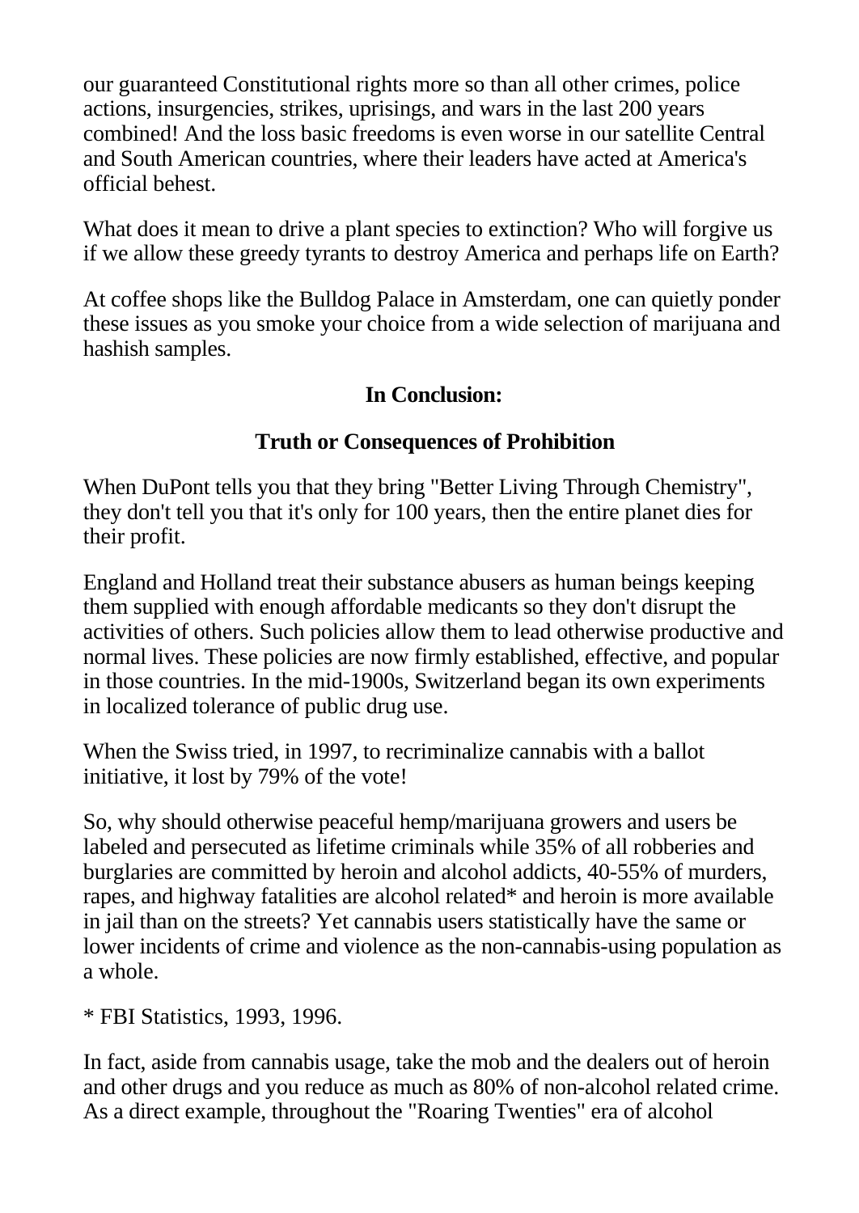our guaranteed Constitutional rights more so than all other crimes, police actions, insurgencies, strikes, uprisings, and wars in the last 200 years combined! And the loss basic freedoms is even worse in our satellite Central and South American countries, where their leaders have acted at America's official behest.

What does it mean to drive a plant species to extinction? Who will forgive us if we allow these greedy tyrants to destroy America and perhaps life on Earth?

At coffee shops like the Bulldog Palace in Amsterdam, one can quietly ponder these issues as you smoke your choice from a wide selection of marijuana and hashish samples.

## In Conclusion:

## Truth or Consequences of Prohibition

When DuPont tells you that they bring "Better Living Through Chemistry", they don't tell you that it's only for 100 years, then the entire planet dies for their profit.

England and Holland treat their substance abusers as human beings keeping them supplied with enough affordable medicants so they don't disrupt the activities of others. Such policies allow them to lead otherwise productive and normal lives. These policies are now firmly established, effective, and popular in those countries. In the mid-1900s, Switzerland began its own experiments in localized tolerance of public drug use.

When the Swiss tried, in 1997, to recriminalize cannabis with a ballot initiative, it lost by 79% of the vote!

So, why should otherwise peaceful hemp/marijuana growers and users be labeled and persecuted as lifetime criminals while 35% of all robberies and burglaries are committed by heroin and alcohol addicts, 40-55% of murders, rapes, and highway fatalities are alcohol related* and heroin is more available in jail than on the streets? Yet cannabis users statistically have the same or lower incidents of crime and violence as the non-cannabis-using population as a whole.

* FBI Statistics, 1993, 1996.

In fact, aside from cannabis usage, take the mob and the dealers out of heroin and other drugs and you reduce as much as 80% of non-alcohol related crime. As a direct example, throughout the "Roaring Twenties" era of alcohol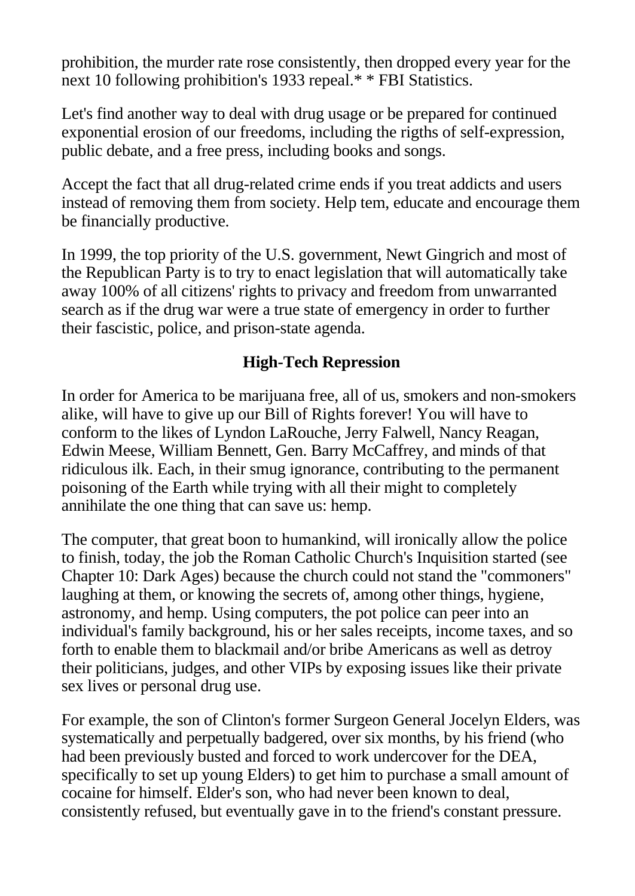prohibition, the murder rate rose consistently, then dropped every year for the next 10 following prohibition's 1933 repeal.* * FBI Statistics.

Let's find another way to deal with drug usage or be prepared for continued exponential erosion of our freedoms, including the rigths of self-expression, public debate, and a free press, including books and songs.

Accept the fact that all drug-related crime ends if you treat addicts and users instead of removing them from society. Help tem, educate and encourage them be financially productive.

In 1999, the top priority of the U.S. government, Newt Gingrich and most of the Republican Party is to try to enact legislation that will automatically take away 100% of all citizens' rights to privacy and freedom from unwarranted search as if the drug war were a true state of emergency in order to further their fascistic, police, and prison-state agenda.

## High-Tech Repression

In order for America to be marijuana free, all of us, smokers and non-smokers alike, will have to give up our Bill of Rights forever! You will have to conform to the likes of Lyndon LaRouche, Jerry Falwell, Nancy Reagan, Edwin Meese, William Bennett, Gen. Barry McCaffrey, and minds of that ridiculous ilk. Each, in their smug ignorance, contributing to the permanent poisoning of the Earth while trying with all their might to completely annihilate the one thing that can save us: hemp.

The computer, that great boon to humankind, will ironically allow the police to finish, today, the job the Roman Catholic Church's Inquisition started (see Chapter 10: Dark Ages) because the church could not stand the "commoners" laughing at them, or knowing the secrets of, among other things, hygiene, astronomy, and hemp. Using computers, the pot police can peer into an individual's family background, his or her sales receipts, income taxes, and so forth to enable them to blackmail and/or bribe Americans as well as detroy their politicians, judges, and other VIPs by exposing issues like their private sex lives or personal drug use.

For example, the son of Clinton's former Surgeon General Jocelyn Elders, was systematically and perpetually badgered, over six months, by his friend (who had been previously busted and forced to work undercover for the DEA, specifically to set up young Elders) to get him to purchase a small amount of cocaine for himself. Elder's son, who had never been known to deal, consistently refused, but eventually gave in to the friend's constant pressure.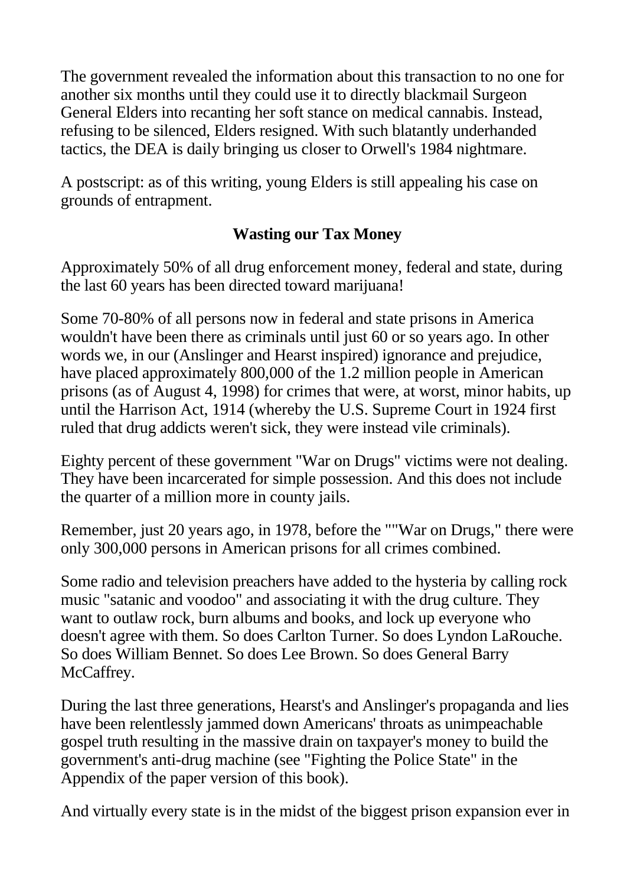The government revealed the information about this transaction to no one for another six months until they could use it to directly blackmail Surgeon General Elders into recanting her soft stance on medical cannabis. Instead, refusing to be silenced, Elders resigned. With such blatantly underhanded tactics, the DEA is daily bringing us closer to Orwell's 1984 nightmare.

A postscript: as of this writing, young Elders is still appealing his case on grounds of entrapment.

### Wasting our Tax Money

Approximately 50% of all drug enforcement money, federal and state, during the last 60 years has been directed toward marijuana!

Some 70-80% of all persons now in federal and state prisons in America wouldn't have been there as criminals until just 60 or so years ago. In other words we, in our (Anslinger and Hearst inspired) ignorance and prejudice, have placed approximately 800,000 of the 1.2 million people in American prisons (as of August 4, 1998) for crimes that were, at worst, minor habits, up until the Harrison Act, 1914 (whereby the U.S. Supreme Court in 1924 first ruled that drug addicts weren't sick, they were instead vile criminals).

Eighty percent of these government "War on Drugs" victims were not dealing. They have been incarcerated for simple possession. And this does not include the quarter of a million more in county jails.

Remember, just 20 years ago, in 1978, before the ""War on Drugs," there were only 300,000 persons in American prisons for all crimes combined.

Some radio and television preachers have added to the hysteria by calling rock music "satanic and voodoo" and associating it with the drug culture. They want to outlaw rock, burn albums and books, and lock up everyone who doesn't agree with them. So does Carlton Turner. So does Lyndon LaRouche. So does William Bennet. So does Lee Brown. So does General Barry McCaffrey.

During the last three generations, Hearst's and Anslinger's propaganda and lies have been relentlessly jammed down Americans' throats as unimpeachable gospel truth resulting in the massive drain on taxpayer's money to build the government's anti-drug machine (see "Fighting the Police State" in the Appendix of the paper version of this book).

And virtually every state is in the midst of the biggest prison expansion ever in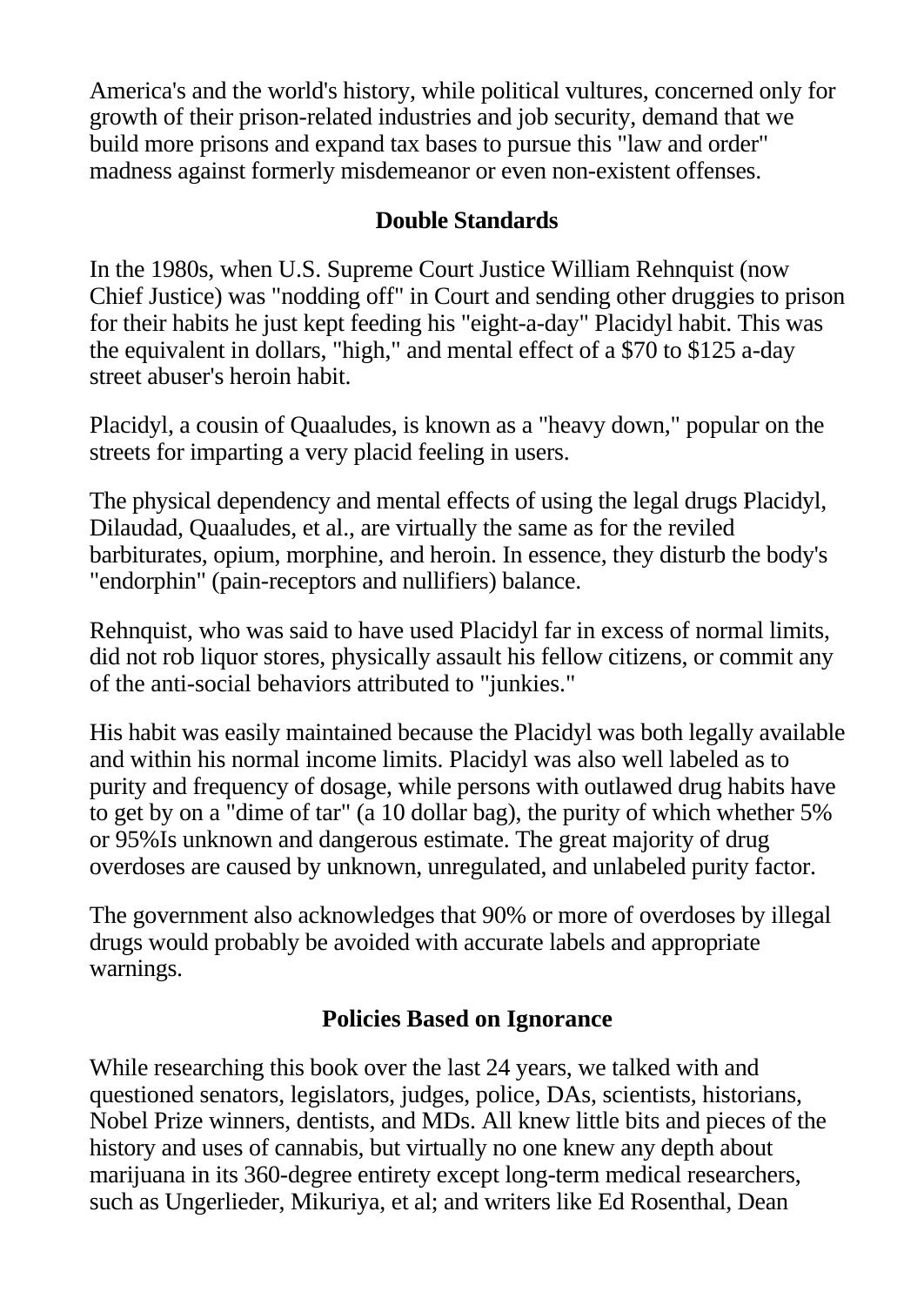America's and the world's history, while political vultures, concerned only for growth of their prison-related industries and job security, demand that we build more prisons and expand tax bases to pursue this "law and order" madness against formerly misdemeanor or even non-existent offenses.

## Double Standards

In the 1980s, when U.S. Supreme Court Justice William Rehnquist (now Chief Justice) was "nodding off" in Court and sending other druggies to prison for their habits he just kept feeding his "eight-a-day" Placidyl habit. This was the equivalent in dollars, "high," and mental effect of a $70 to $125 a-day street abuser's heroin habit.

Placidyl, a cousin of Quaaludes, is known as a "heavy down," popular on the streets for imparting a very placid feeling in users.

The physical dependency and mental effects of using the legal drugs Placidyl, Dilaudad, Quaaludes, et al., are virtually the same as for the reviled barbiturates, opium, morphine, and heroin. In essence, they disturb the body's "endorphin" (pain-receptors and nullifiers) balance.

Rehnquist, who was said to have used Placidyl far in excess of normal limits, did not rob liquor stores, physically assault his fellow citizens, or commit any of the anti-social behaviors attributed to "junkies."

His habit was easily maintained because the Placidyl was both legally available and within his normal income limits. Placidyl was also well labeled as to purity and frequency of dosage, while persons with outlawed drug habits have to get by on a "dime of tar" (a 10 dollar bag), the purity of which whether 5% or 95%Is unknown and dangerous estimate. The great majority of drug overdoses are caused by unknown, unregulated, and unlabeled purity factor.

The government also acknowledges that 90% or more of overdoses by illegal drugs would probably be avoided with accurate labels and appropriate warnings.

## Policies Based on Ignorance

While researching this book over the last 24 years, we talked with and questioned senators, legislators, judges, police, DAs, scientists, historians, Nobel Prize winners, dentists, and MDs. All knew little bits and pieces of the history and uses of cannabis, but virtually no one knew any depth about marijuana in its 360-degree entirety except long-term medical researchers, such as Ungerlieder, Mikuriya, et al; and writers like Ed Rosenthal, Dean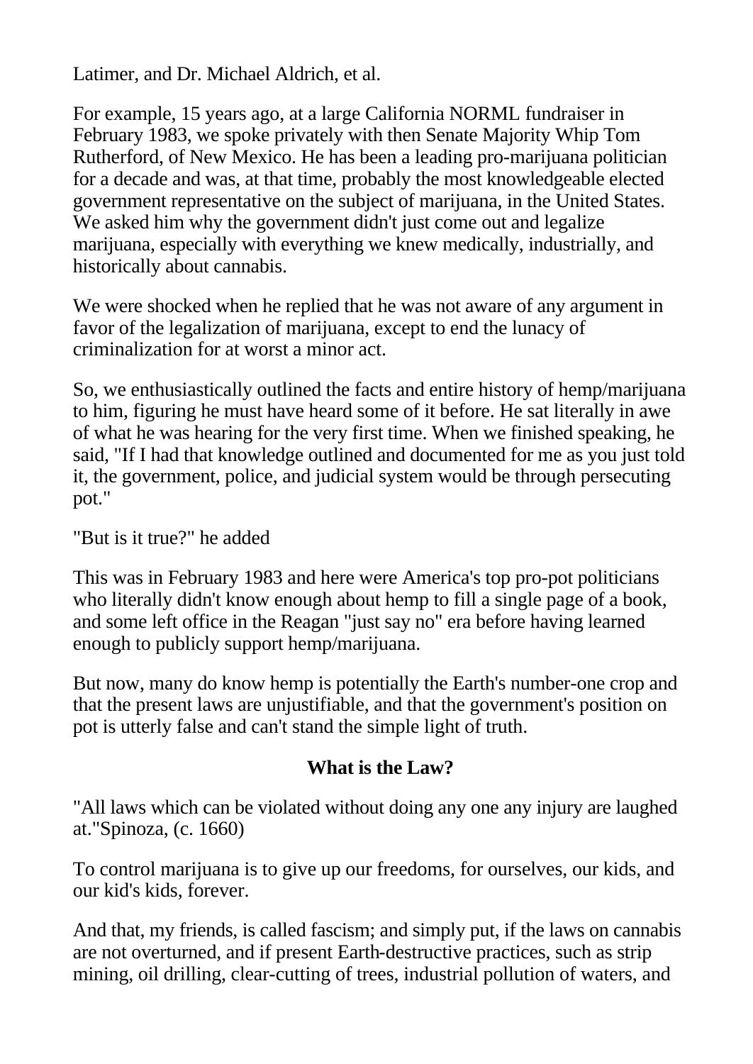Latimer, and Dr. Michael Aldrich, et al.

For example, 15 years ago, at a large California NORML fundraiser in February 1983, we spoke privately with then Senate Majority Whip Tom Rutherford, of New Mexico. He has been a leading pro-marijuana politician for a decade and was, at that time, probably the most knowledgeable elected government representative on the subject of marijuana, in the United States. We asked him why the government didn't just come out and legalize marijuana, especially with everything we knew medically, industrially, and historically about cannabis.

We were shocked when he replied that he was not aware of any argument in favor of the legalization of marijuana, except to end the lunacy of criminalization for at worst a minor act.

So, we enthusiastically outlined the facts and entire history of hemp/marijuana to him, figuring he must have heard some of it before. He sat literally in awe of what he was hearing for the very first time. When we finished speaking, he said, "If I had that knowledge outlined and documented for me as you just told it, the government, police, and judicial system would be through persecuting pot."

"But is it true?" he added

This was in February 1983 and here were America's top pro-pot politicians who literally didn't know enough about hemp to fill a single page of a book, and some left office in the Reagan "just say no" era before having learned enough to publicly support hemp/marijuana.

But now, many do know hemp is potentially the Earth's number-one crop and that the present laws are unjustifiable, and that the government's position on pot is utterly false and can't stand the simple light of truth.

## What is the Law?

"All laws which can be violated without doing any one any injury are laughed at."Spinoza, (c. 1660)

To control marijuana is to give up our freedoms, for ourselves, our kids, and our kid's kids, forever.

And that, my friends, is called fascism; and simply put, if the laws on cannabis are not overturned, and if present Earth-destructive practices, such as strip mining, oil drilling, clear-cutting of trees, industrial pollution of waters, and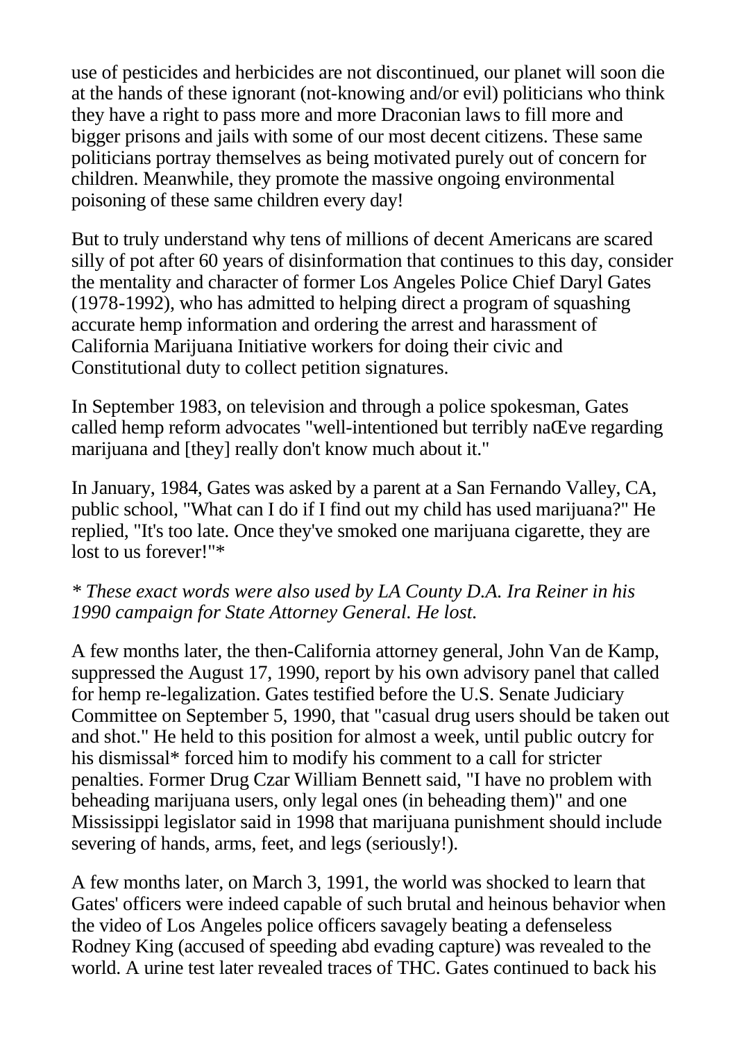use of pesticides and herbicides are not discontinued, our planet will soon die at the hands of these ignorant (not-knowing and/or evil) politicians who think they have a right to pass more and more Draconian laws to fill more and bigger prisons and jails with some of our most decent citizens. These same politicians portray themselves as being motivated purely out of concern for children. Meanwhile, they promote the massive ongoing environmental poisoning of these same children every day!

But to truly understand why tens of millions of decent Americans are scared silly of pot after 60 years of disinformation that continues to this day, consider the mentality and character of former Los Angeles Police Chief Daryl Gates (1978-1992), who has admitted to helping direct a program of squashing accurate hemp information and ordering the arrest and harassment of California Marijuana Initiative workers for doing their civic and Constitutional duty to collect petition signatures.

In September 1983, on television and through a police spokesman, Gates called hemp reform advocates "well-intentioned but terribly naŒve regarding marijuana and [they] really don't know much about it."

In January, 1984, Gates was asked by a parent at a San Fernando Valley, CA, public school, "What can I do if I find out my child has used marijuana?" He replied, "It's too late. Once they've smoked one marijuana cigarette, they are lost to us forever!"*

*\* These exact words were also used by LA County D.A. Ira Reiner in his 1990 campaign for State Attorney General. He lost.*

A few months later, the then-California attorney general, John Van de Kamp, suppressed the August 17, 1990, report by his own advisory panel that called for hemp re-legalization. Gates testified before the U.S. Senate Judiciary Committee on September 5, 1990, that "casual drug users should be taken out and shot." He held to this position for almost a week, until public outcry for his dismissal* forced him to modify his comment to a call for stricter penalties. Former Drug Czar William Bennett said, "I have no problem with beheading marijuana users, only legal ones (in beheading them)" and one Mississippi legislator said in 1998 that marijuana punishment should include severing of hands, arms, feet, and legs (seriously!).

A few months later, on March 3, 1991, the world was shocked to learn that Gates' officers were indeed capable of such brutal and heinous behavior when the video of Los Angeles police officers savagely beating a defenseless Rodney King (accused of speeding abd evading capture) was revealed to the world. A urine test later revealed traces of THC. Gates continued to back his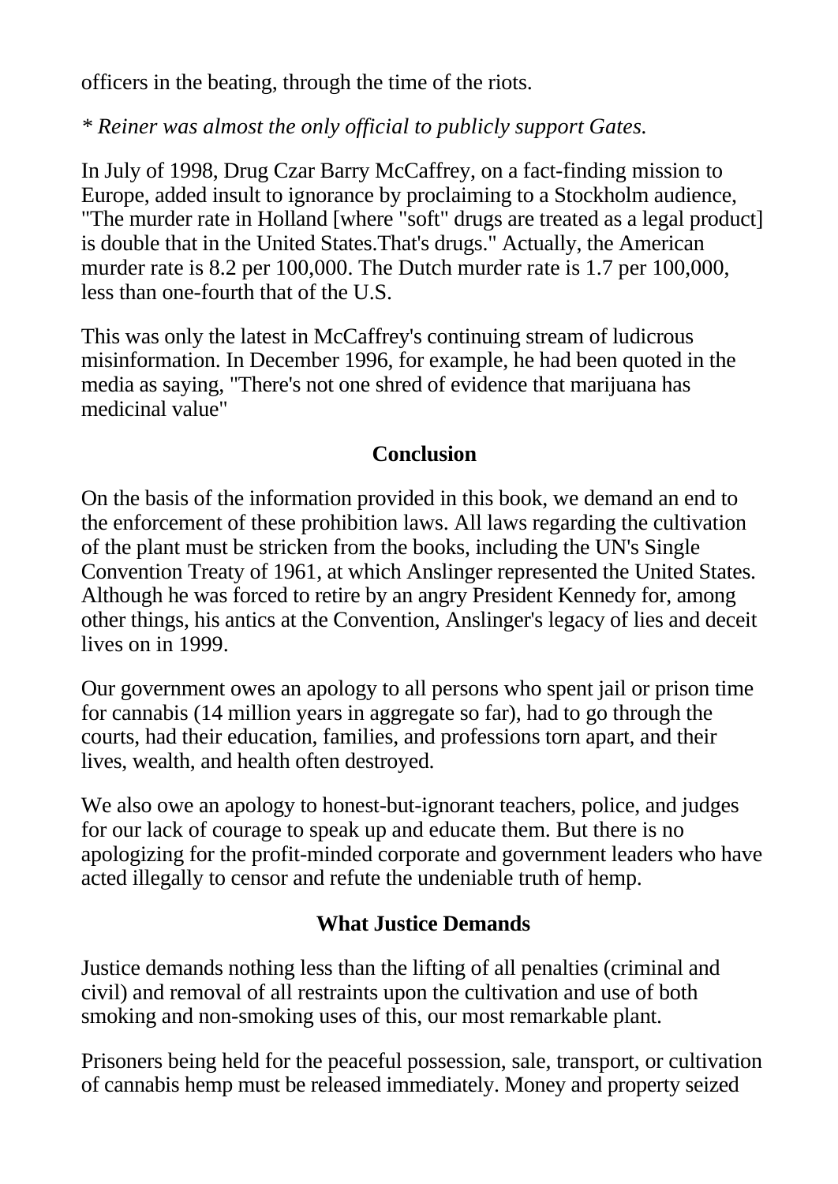officers in the beating, through the time of the riots.

*\* Reiner was almost the only official to publicly support Gates.*

In July of 1998, Drug Czar Barry McCaffrey, on a fact-finding mission to Europe, added insult to ignorance by proclaiming to a Stockholm audience, "The murder rate in Holland [where "soft" drugs are treated as a legal product] is double that in the United States.That's drugs." Actually, the American murder rate is 8.2 per 100,000. The Dutch murder rate is 1.7 per 100,000, less than one-fourth that of the U.S.

This was only the latest in McCaffrey's continuing stream of ludicrous misinformation. In December 1996, for example, he had been quoted in the media as saying, "There's not one shred of evidence that marijuana has medicinal value"

## Conclusion

On the basis of the information provided in this book, we demand an end to the enforcement of these prohibition laws. All laws regarding the cultivation of the plant must be stricken from the books, including the UN's Single Convention Treaty of 1961, at which Anslinger represented the United States. Although he was forced to retire by an angry President Kennedy for, among other things, his antics at the Convention, Anslinger's legacy of lies and deceit lives on in 1999.

Our government owes an apology to all persons who spent jail or prison time for cannabis (14 million years in aggregate so far), had to go through the courts, had their education, families, and professions torn apart, and their lives, wealth, and health often destroyed.

We also owe an apology to honest-but-ignorant teachers, police, and judges for our lack of courage to speak up and educate them. But there is no apologizing for the profit-minded corporate and government leaders who have acted illegally to censor and refute the undeniable truth of hemp.

## What Justice Demands

Justice demands nothing less than the lifting of all penalties (criminal and civil) and removal of all restraints upon the cultivation and use of both smoking and non-smoking uses of this, our most remarkable plant.

Prisoners being held for the peaceful possession, sale, transport, or cultivation of cannabis hemp must be released immediately. Money and property seized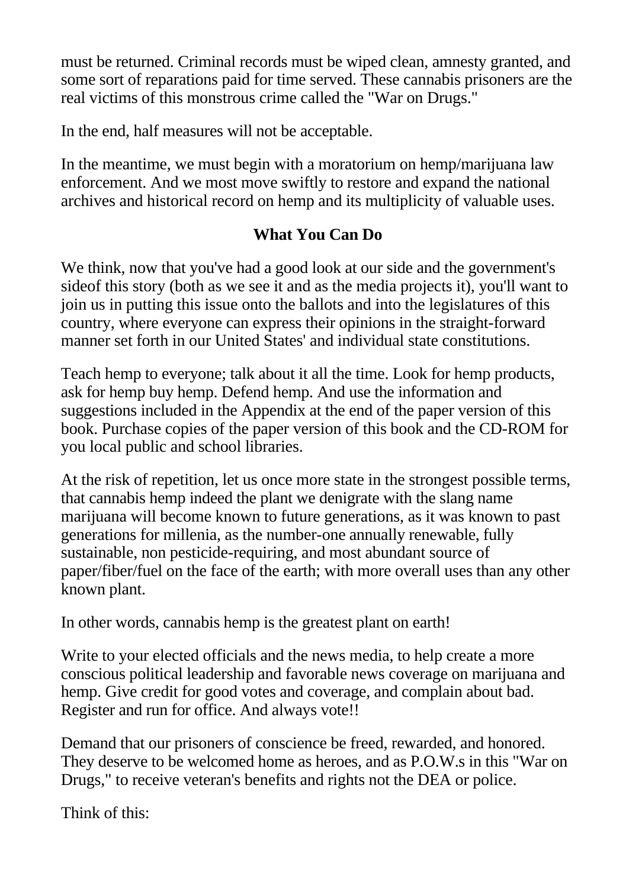must be returned. Criminal records must be wiped clean, amnesty granted, and some sort of reparations paid for time served. These cannabis prisoners are the real victims of this monstrous crime called the "War on Drugs."

In the end, half measures will not be acceptable.

In the meantime, we must begin with a moratorium on hemp/marijuana law enforcement. And we most move swiftly to restore and expand the national archives and historical record on hemp and its multiplicity of valuable uses.

## What You Can Do

We think, now that you've had a good look at our side and the government's sideof this story (both as we see it and as the media projects it), you'll want to join us in putting this issue onto the ballots and into the legislatures of this country, where everyone can express their opinions in the straight-forward manner set forth in our United States' and individual state constitutions.

Teach hemp to everyone; talk about it all the time. Look for hemp products, ask for hemp buy hemp. Defend hemp. And use the information and suggestions included in the Appendix at the end of the paper version of this book. Purchase copies of the paper version of this book and the CD-ROM for you local public and school libraries.

At the risk of repetition, let us once more state in the strongest possible terms, that cannabis hemp indeed the plant we denigrate with the slang name marijuana will become known to future generations, as it was known to past generations for millenia, as the number-one annually renewable, fully sustainable, non pesticide-requiring, and most abundant source of paper/fiber/fuel on the face of the earth; with more overall uses than any other known plant.

In other words, cannabis hemp is the greatest plant on earth!

Write to your elected officials and the news media, to help create a more conscious political leadership and favorable news coverage on marijuana and hemp. Give credit for good votes and coverage, and complain about bad. Register and run for office. And always vote!!

Demand that our prisoners of conscience be freed, rewarded, and honored. They deserve to be welcomed home as heroes, and as P.O.W.s in this "War on Drugs," to receive veteran's benefits and rights not the DEA or police.

Think of this: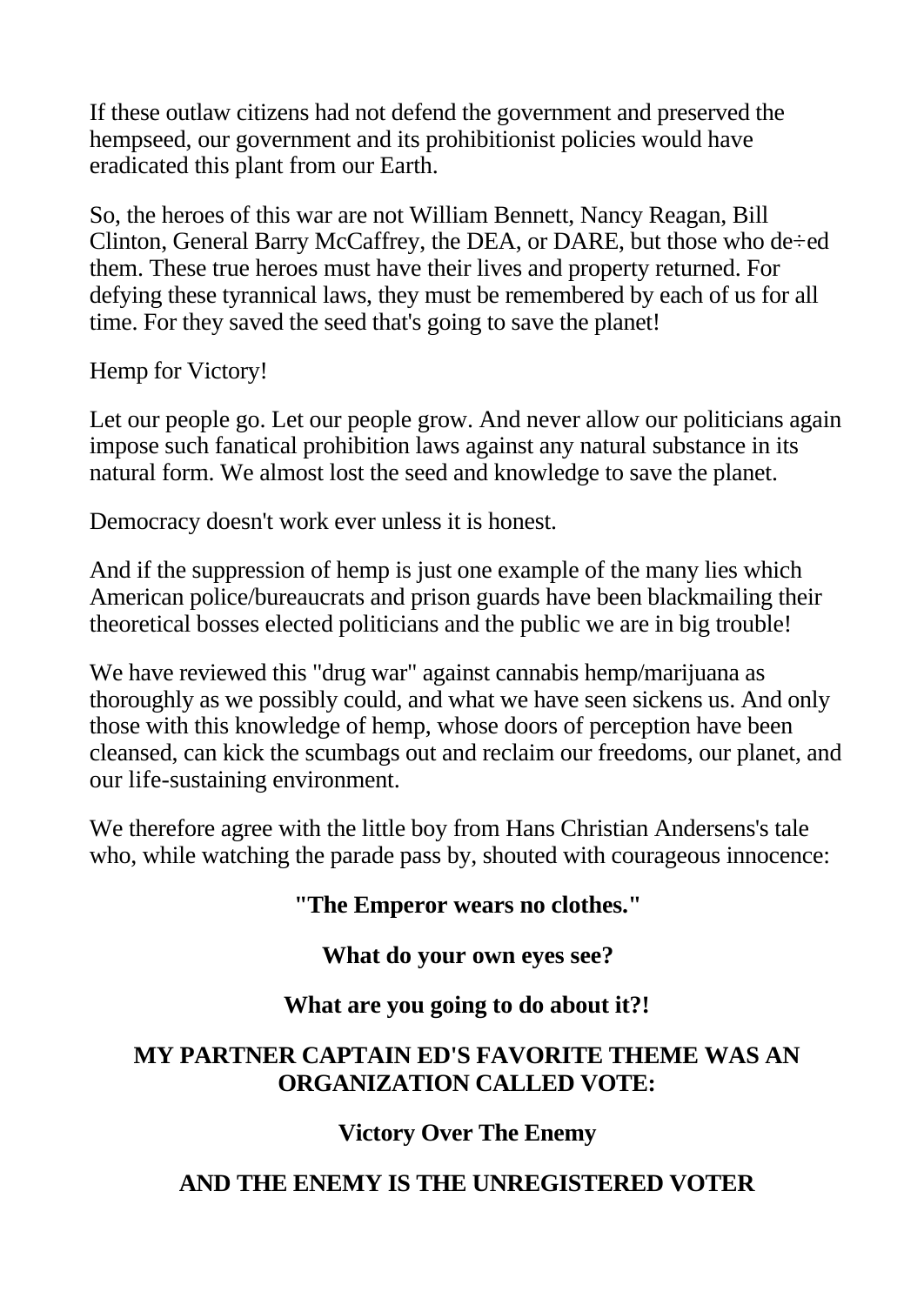If these outlaw citizens had not defend the government and preserved the hempseed, our government and its prohibitionist policies would have eradicated this plant from our Earth.

So, the heroes of this war are not William Bennett, Nancy Reagan, Bill Clinton, General Barry McCaffrey, the DEA, or DARE, but those who de÷ed them. These true heroes must have their lives and property returned. For defying these tyrannical laws, they must be remembered by each of us for all time. For they saved the seed that's going to save the planet!

Hemp for Victory!

Let our people go. Let our people grow. And never allow our politicians again impose such fanatical prohibition laws against any natural substance in its natural form. We almost lost the seed and knowledge to save the planet.

Democracy doesn't work ever unless it is honest.

And if the suppression of hemp is just one example of the many lies which American police/bureaucrats and prison guards have been blackmailing their theoretical bosses elected politicians and the public we are in big trouble!

We have reviewed this "drug war" against cannabis hemp/marijuana as thoroughly as we possibly could, and what we have seen sickens us. And only those with this knowledge of hemp, whose doors of perception have been cleansed, can kick the scumbags out and reclaim our freedoms, our planet, and our life-sustaining environment.

We therefore agree with the little boy from Hans Christian Andersens's tale who, while watching the parade pass by, shouted with courageous innocence:

**"The Emperor wears no clothes."**

**What do your own eyes see?**

**What are you going to do about it?!**

**MY PARTNER CAPTAIN ED'S FAVORITE THEME WAS AN ORGANIZATION CALLED VOTE:**

**Victory Over The Enemy**

**AND THE ENEMY IS THE UNREGISTERED VOTER**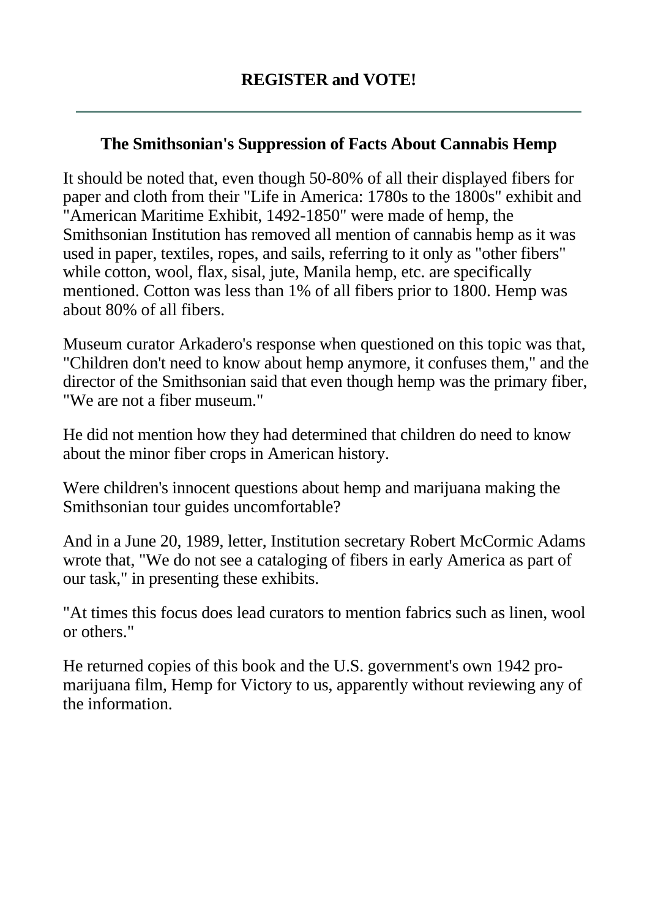**REGISTER and VOTE!**

---

## The Smithsonian's Suppression of Facts About Cannabis Hemp

It should be noted that, even though 50-80% of all their displayed fibers for paper and cloth from their "Life in America: 1780s to the 1800s" exhibit and "American Maritime Exhibit, 1492-1850" were made of hemp, the Smithsonian Institution has removed all mention of cannabis hemp as it was used in paper, textiles, ropes, and sails, referring to it only as "other fibers" while cotton, wool, flax, sisal, jute, Manila hemp, etc. are specifically mentioned. Cotton was less than 1% of all fibers prior to 1800. Hemp was about 80% of all fibers.

Museum curator Arkadero's response when questioned on this topic was that, "Children don't need to know about hemp anymore, it confuses them," and the director of the Smithsonian said that even though hemp was the primary fiber, "We are not a fiber museum."

He did not mention how they had determined that children do need to know about the minor fiber crops in American history.

Were children's innocent questions about hemp and marijuana making the Smithsonian tour guides uncomfortable?

And in a June 20, 1989, letter, Institution secretary Robert McCormic Adams wrote that, "We do not see a cataloging of fibers in early America as part of our task," in presenting these exhibits.

"At times this focus does lead curators to mention fabrics such as linen, wool or others."

He returned copies of this book and the U.S. government's own 1942 pro-marijuana film, Hemp for Victory to us, apparently without reviewing any of the information.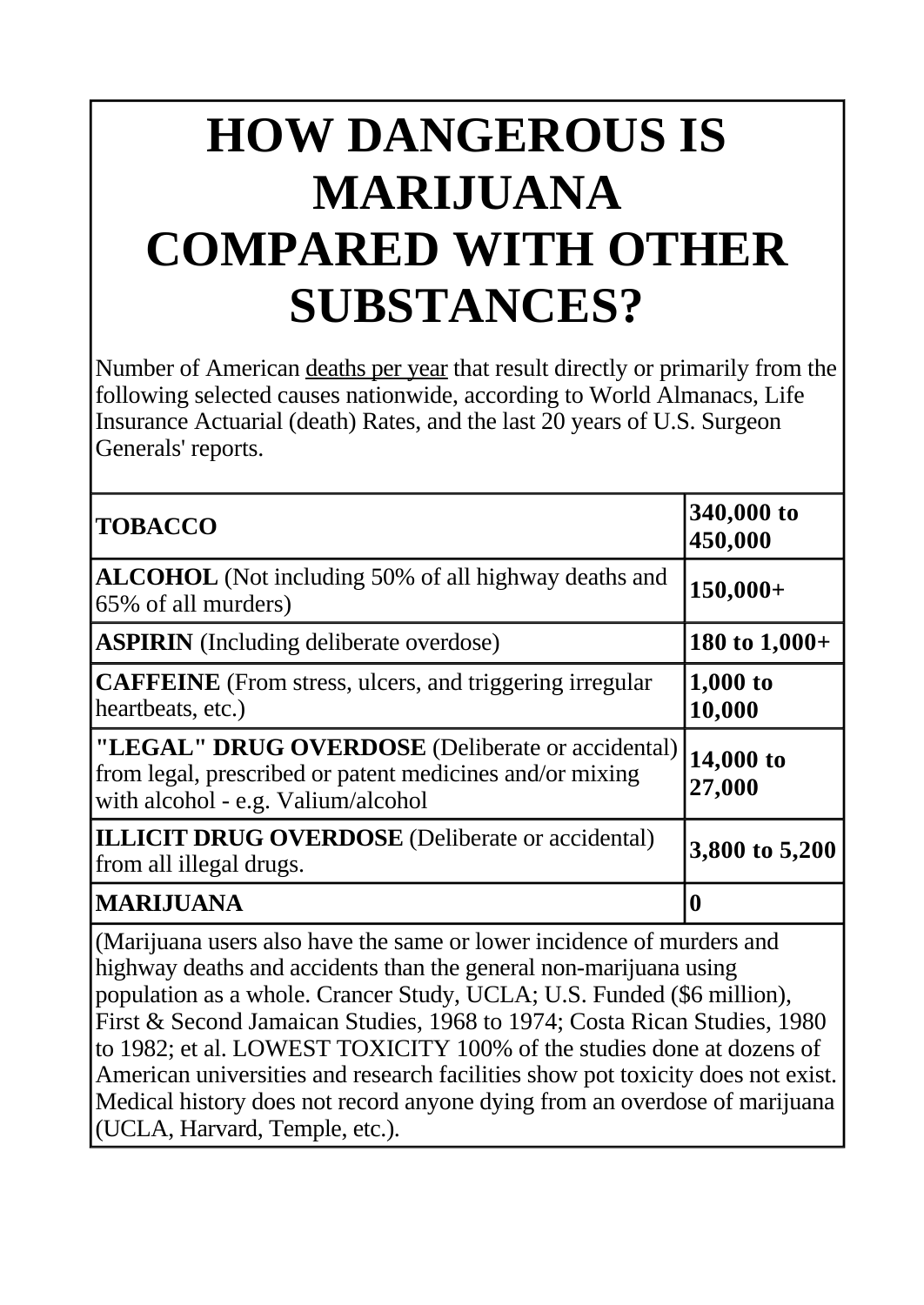# HOW DANGEROUS IS MARIJUANA COMPARED WITH OTHER SUBSTANCES?

Number of American deaths per year that result directly or primarily from the following selected causes nationwide, according to World Almanacs, Life Insurance Actuarial (death) Rates, and the last 20 years of U.S. Surgeon Generals' reports.

| | |
|---|---|
| **TOBACCO** | **340,000 to 450,000** |
| **ALCOHOL** (Not including 50% of all highway deaths and 65% of all murders) | **150,000+** |
| **ASPIRIN** (Including deliberate overdose) | **180 to 1,000+** |
| **CAFFEINE** (From stress, ulcers, and triggering irregular heartbeats, etc.) | **1,000 to 10,000** |
| **"LEGAL" DRUG OVERDOSE** (Deliberate or accidental) from legal, prescribed or patent medicines and/or mixing with alcohol - e.g. Valium/alcohol | **14,000 to 27,000** |
| **ILLICIT DRUG OVERDOSE** (Deliberate or accidental) from all illegal drugs. | **3,800 to 5,200** |
| **MARIJUANA** | **0** |

(Marijuana users also have the same or lower incidence of murders and highway deaths and accidents than the general non-marijuana using population as a whole. Crancer Study, UCLA; U.S. Funded ($6 million), First & Second Jamaican Studies, 1968 to 1974; Costa Rican Studies, 1980 to 1982; et al. LOWEST TOXICITY 100% of the studies done at dozens of American universities and research facilities show pot toxicity does not exist. Medical history does not record anyone dying from an overdose of marijuana (UCLA, Harvard, Temple, etc.).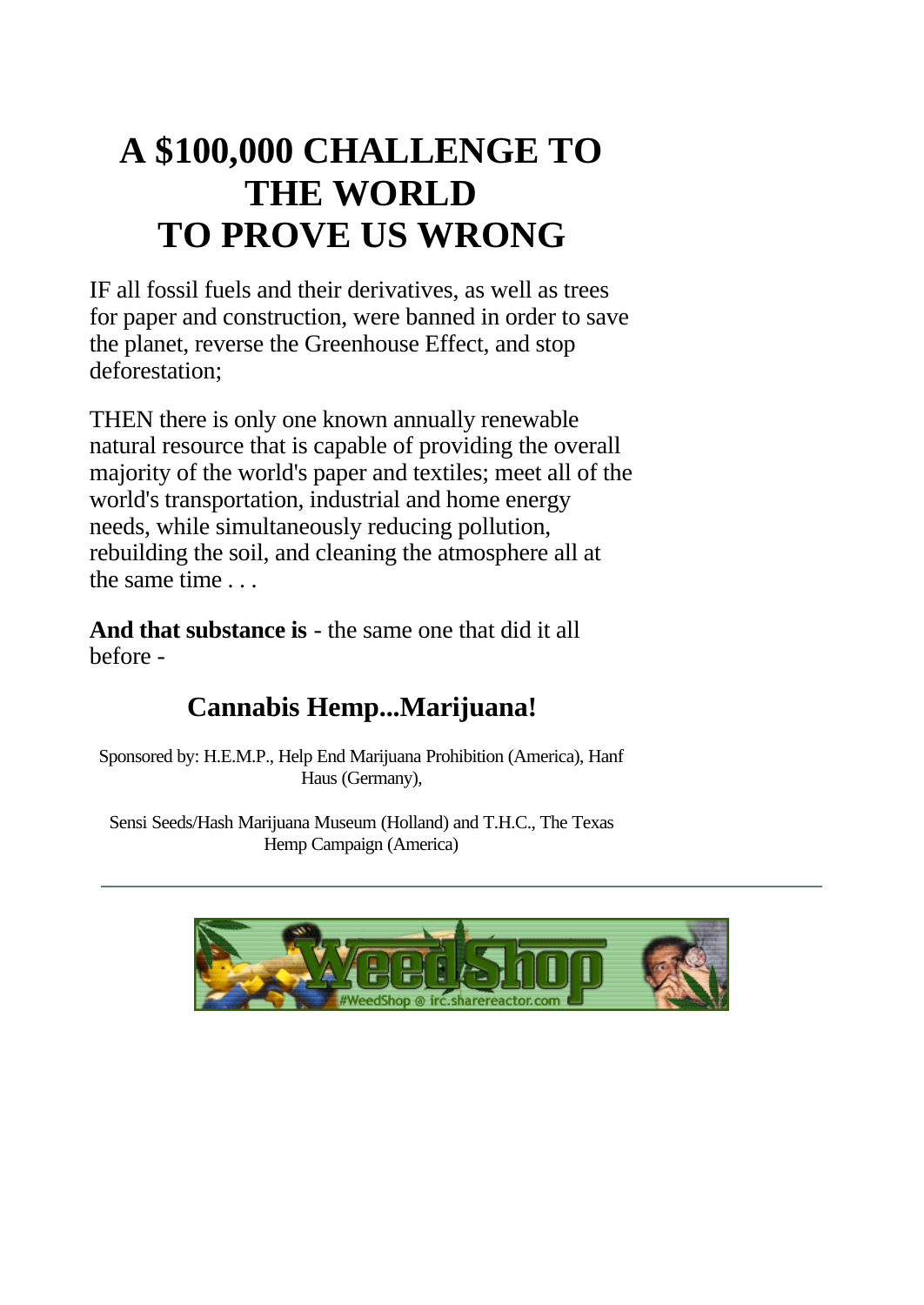# A $100,000 CHALLENGE TO THE WORLD TO PROVE US WRONG

IF all fossil fuels and their derivatives, as well as trees for paper and construction, were banned in order to save the planet, reverse the Greenhouse Effect, and stop deforestation;

THEN there is only one known annually renewable natural resource that is capable of providing the overall majority of the world's paper and textiles; meet all of the world's transportation, industrial and home energy needs, while simultaneously reducing pollution, rebuilding the soil, and cleaning the atmosphere all at the same time . . .

**And that substance is** - the same one that did it all before -

## Cannabis Hemp...Marijuana!

Sponsored by: H.E.M.P., Help End Marijuana Prohibition (America), Hanf Haus (Germany),

Sensi Seeds/Hash Marijuana Museum (Holland) and T.H.C., The Texas Hemp Campaign (America)

---